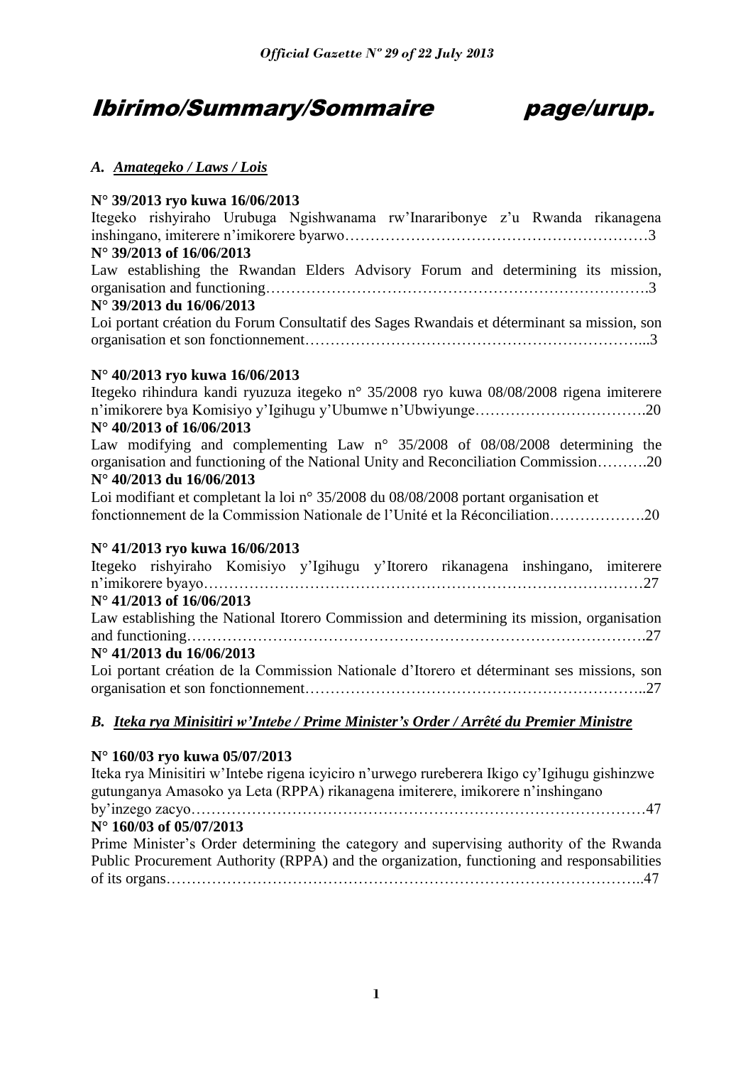# Ibirimo/Summary/Sommaire page/urup.

## *A. Amategeko / Laws / Lois*

**N° 39/2013 ryo kuwa 16/06/2013**
Itegeko rishyiraho Urubuga Ngishwanama rw'Inararibonye z'u Rwanda rikanagena inshingano, imiterere n'imikorere byarwo……………………………………………………3
**N° 39/2013 of 16/06/2013**
Law establishing the Rwandan Elders Advisory Forum and determining its mission, organisation and functioning……………………………………………………………….3
**N° 39/2013 du 16/06/2013**
Loi portant création du Forum Consultatif des Sages Rwandais et déterminant sa mission, son organisation et son fonctionnement…………………………………………………………...3

**N° 40/2013 ryo kuwa 16/06/2013**
Itegeko rihindura kandi ryuzuza itegeko n° 35/2008 ryo kuwa 08/08/2008 rigena imiterere n'imikorere bya Komisiyo y'Igihugu y'Ubumwe n'Ubwiyunge…………………………….20
**N° 40/2013 of 16/06/2013**
Law modifying and complementing Law n° 35/2008 of 08/08/2008 determining the organisation and functioning of the National Unity and Reconciliation Commission……….20
**N° 40/2013 du 16/06/2013**
Loi modifiant et completant la loi n° 35/2008 du 08/08/2008 portant organisation et fonctionnement de la Commission Nationale de l'Unité et la Réconciliation……………….20

**N° 41/2013 ryo kuwa 16/06/2013**
Itegeko rishyiraho Komisiyo y'Igihugu y'Itorero rikanagena inshingano, imiterere n'imikorere byayo……………………………………………………………………………27
**N° 41/2013 of 16/06/2013**
Law establishing the National Itorero Commission and determining its mission, organisation and functioning…………………………………………………………………………….27
**N° 41/2013 du 16/06/2013**
Loi portant création de la Commission Nationale d'Itorero et déterminant ses missions, son organisation et son fonctionnement………………………………………………………..27

## *B. Iteka rya Minisitiri w'Intebe / Prime Minister's Order / Arrêté du Premier Ministre*

**N° 160/03 ryo kuwa 05/07/2013**
Iteka rya Minisitiri w'Intebe rigena icyiciro n'urwego rureberera Ikigo cy'Igihugu gishinzwe gutunganya Amasoko ya Leta (RPPA) rikanagena imiterere, imikorere n'inshingano by'inzego zacyo……………………………………………………………………………47
**N° 160/03 of 05/07/2013**
Prime Minister's Order determining the category and supervising authority of the Rwanda Public Procurement Authority (RPPA) and the organization, functioning and responsabilities of its organs………………………………………………………………………………..47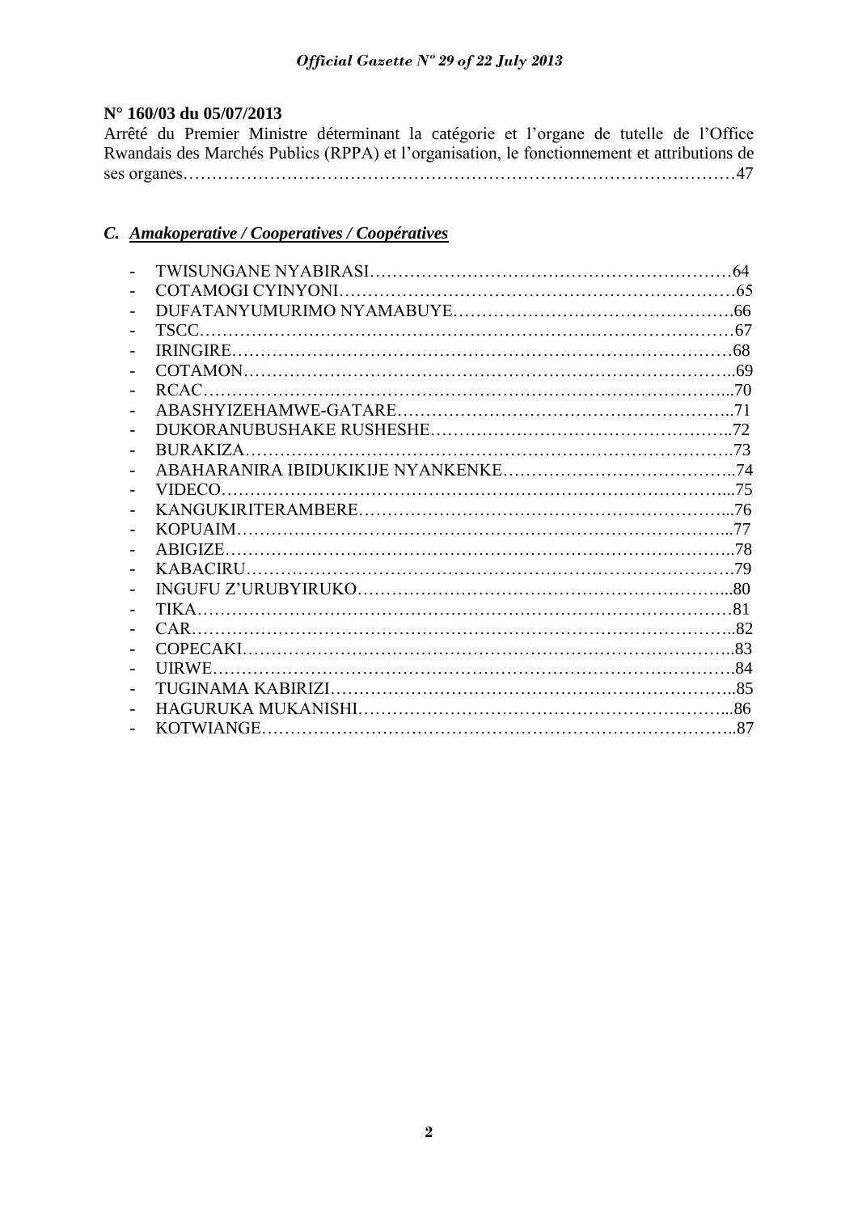**N° 160/03 du 05/07/2013**

Arrêté du Premier Ministre déterminant la catégorie et l'organe de tutelle de l'Office Rwandais des Marchés Publics (RPPA) et l'organisation, le fonctionnement et attributions de ses organes……………………………………………………………………………………47

## C. ***Amakoperative / Cooperatives / Coopératives***

- TWISUNGANE NYABIRASI……………………………………………………64
- COTAMOGI CYINYONI…………………………………………………………65
- DUFATANYUMURIMO NYAMABUYE………………………………………….66
- TSCC………………………………………………………………………………67
- IRINGIRE……………………………………………………………………………68
- COTAMON…………………………………………………………………………..69
- RCAC………………………………………………………………………………...70
- ABASHYIZEHAMWE-GATARE…………………………………………………..71
- DUKORANUBUSHAKE RUSHESHE……………………………………………..72
- BURAKIZA……………………………………………………………………………73
- ABAHARANIRA IBIDUKIKIJE NYANKENKE…………………………………..74
- VIDECO……………………………………………………………………………...75
- KANGUKIRITERAMBERE…………………………………………………………...76
- KOPUAIM……………………………………………………………………………...77
- ABIGIZE………………………………………………………………………………..78
- KABACIRU…………………………………………………………………………….79
- INGUFU Z'URUBYIRUKO……………………………………………………………...80
- TIKA……………………………………………………………………………………81
- CAR……………………………………………………………………………………..82
- COPECAKI……………………………………………………………………………..83
- UIRWE…………………………………………………………………………………..84
- TUGINAMA KABIRIZI…………………………………………………………………..85
- HAGURUKA MUKANISHI……………………………………………………………...86
- KOTWIANGE……………………………………………………………………………..87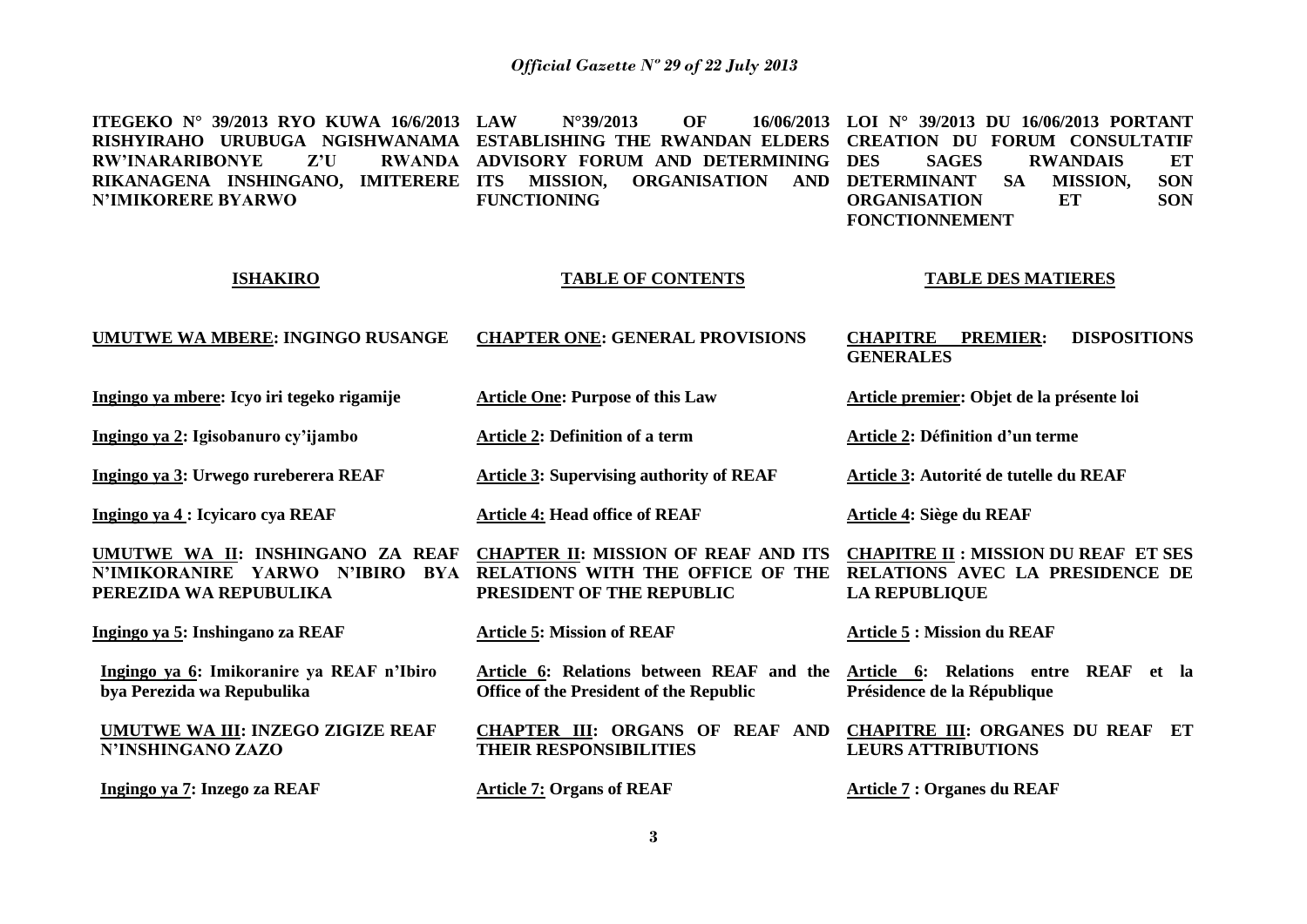**ITEGEKO N° 39/2013 RYO KUWA 16/6/2013 RISHYIRAHO URUBUGA NGISHWANAMA RW'INARARIBONYE Z'U RWANDA RIKANAGENA INSHINGANO, IMITERERE N'IMIKORERE BYARWO**

**LAW N°39/2013 OF 16/06/2013 ESTABLISHING THE RWANDAN ELDERS ADVISORY FORUM AND DETERMINING ITS MISSION, ORGANISATION AND FUNCTIONING**

**LOI N° 39/2013 DU 16/06/2013 PORTANT CREATION DU FORUM CONSULTATIF DES SAGES RWANDAIS ET DETERMINANT SA MISSION, SON ORGANISATION ET SON FONCTIONNEMENT**

| **ISHAKIRO** | **TABLE OF CONTENTS** | **TABLE DES MATIERES** |
| --- | --- | --- |
| **UMUTWE WA MBERE: INGINGO RUSANGE** | **CHAPTER ONE: GENERAL PROVISIONS** | **CHAPITRE PREMIER: DISPOSITIONS GENERALES** |
| **Ingingo ya mbere: Icyo iri tegeko rigamije** | **Article One: Purpose of this Law** | **Article premier: Objet de la présente loi** |
| **Ingingo ya 2: Igisobanuro cy'ijambo** | **Article 2: Definition of a term** | **Article 2: Définition d'un terme** |
| **Ingingo ya 3: Urwego rureberera REAF** | **Article 3: Supervising authority of REAF** | **Article 3: Autorité de tutelle du REAF** |
| **Ingingo ya 4 : Icyicaro cya REAF** | **Article 4: Head office of REAF** | **Article 4: Siège du REAF** |
| **UMUTWE WA II: INSHINGANO ZA REAF N'IMIKORANIRE YARWO N'IBIRO BYA PEREZIDA WA REPUBULIKA** | **CHAPTER II: MISSION OF REAF AND ITS RELATIONS WITH THE OFFICE OF THE PRESIDENT OF THE REPUBLIC** | **CHAPITRE II : MISSION DU REAF ET SES RELATIONS AVEC LA PRESIDENCE DE LA REPUBLIQUE** |
| **Ingingo ya 5: Inshingano za REAF** | **Article 5: Mission of REAF** | **Article 5 : Mission du REAF** |
| **Ingingo ya 6: Imikoranire ya REAF n'Ibiro bya Perezida wa Repubulika** | **Article 6: Relations between REAF and the Office of the President of the Republic** | **Article 6: Relations entre REAF et la Présidence de la République** |
| **UMUTWE WA III: INZEGO ZIGIZE REAF N'INSHINGANO ZAZO** | **CHAPTER III: ORGANS OF REAF AND THEIR RESPONSIBILITIES** | **CHAPITRE III: ORGANES DU REAF ET LEURS ATTRIBUTIONS** |
| **Ingingo ya 7: Inzego za REAF** | **Article 7: Organs of REAF** | **Article 7 : Organes du REAF** |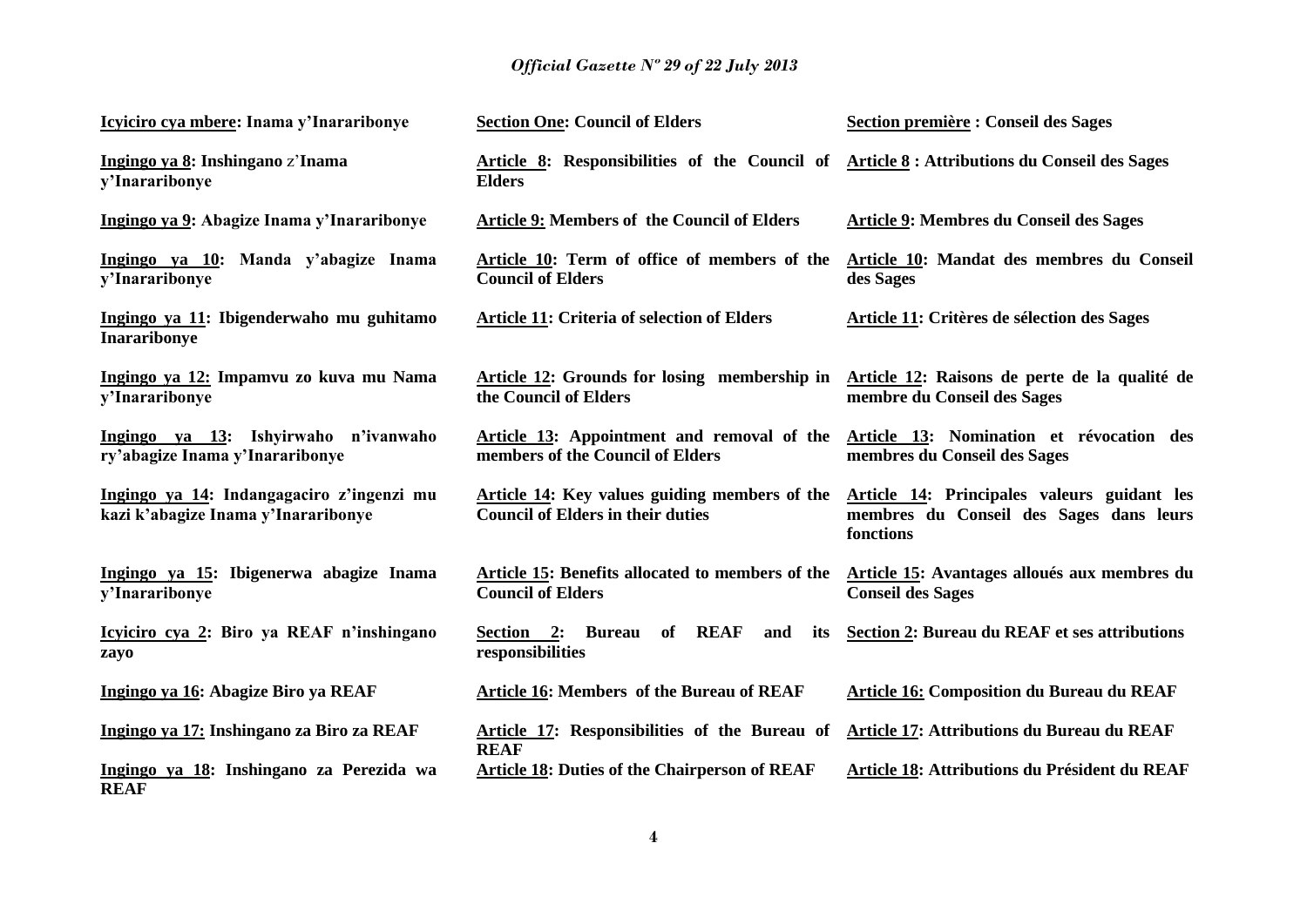**Icyiciro cya mbere: Inama y'Inararibonye**

**Ingingo ya 8: Inshingano z'Inama y'Inararibonye**

**Ingingo ya 9: Abagize Inama y'Inararibonye**

**Ingingo ya 10: Manda y'abagize Inama y'Inararibonye**

**Ingingo ya 11: Ibigenderwaho mu guhitamo Inararibonye**

**Ingingo ya 12: Impamvu zo kuva mu Nama y'Inararibonye**

**Ingingo ya 13: Ishyirwaho n'ivanwaho ry'abagize Inama y'Inararibonye**

**Ingingo ya 14: Indangagaciro z'ingenzi mu kazi k'abagize Inama y'Inararibonye**

**Ingingo ya 15: Ibigenerwa abagize Inama y'Inararibonye**

**Icyiciro cya 2: Biro ya REAF n'inshingano zayo**

**Ingingo ya 16: Abagize Biro ya REAF**

**Ingingo ya 17: Inshingano za Biro za REAF**

**Ingingo ya 18: Inshingano za Perezida wa REAF**

**Section One: Council of Elders**

**Article 8: Responsibilities of the Council of Elders**

**Article 9: Members of the Council of Elders**

**Article 10: Term of office of members of the Council of Elders**

**Article 11: Criteria of selection of Elders**

**Article 12: Grounds for losing membership in the Council of Elders**

**Article 13: Appointment and removal of the members of the Council of Elders**

**Article 14: Key values guiding members of the Council of Elders in their duties**

**Article 15: Benefits allocated to members of the Council of Elders**

**Section 2: Bureau of REAF and its responsibilities**

**Article 16: Members of the Bureau of REAF**

**Article 17: Responsibilities of the Bureau of REAF**

**Article 18: Duties of the Chairperson of REAF**

**Section première : Conseil des Sages**

**Article 8 : Attributions du Conseil des Sages**

**Article 9: Membres du Conseil des Sages**

**Article 10: Mandat des membres du Conseil des Sages**

**Article 11: Critères de sélection des Sages**

**Article 12: Raisons de perte de la qualité de membre du Conseil des Sages**

**Article 13: Nomination et révocation des membres du Conseil des Sages**

**Article 14: Principales valeurs guidant les membres du Conseil des Sages dans leurs fonctions**

**Article 15: Avantages alloués aux membres du Conseil des Sages**

**Section 2: Bureau du REAF et ses attributions**

**Article 16: Composition du Bureau du REAF**

**Article 17: Attributions du Bureau du REAF**

**Article 18: Attributions du Président du REAF**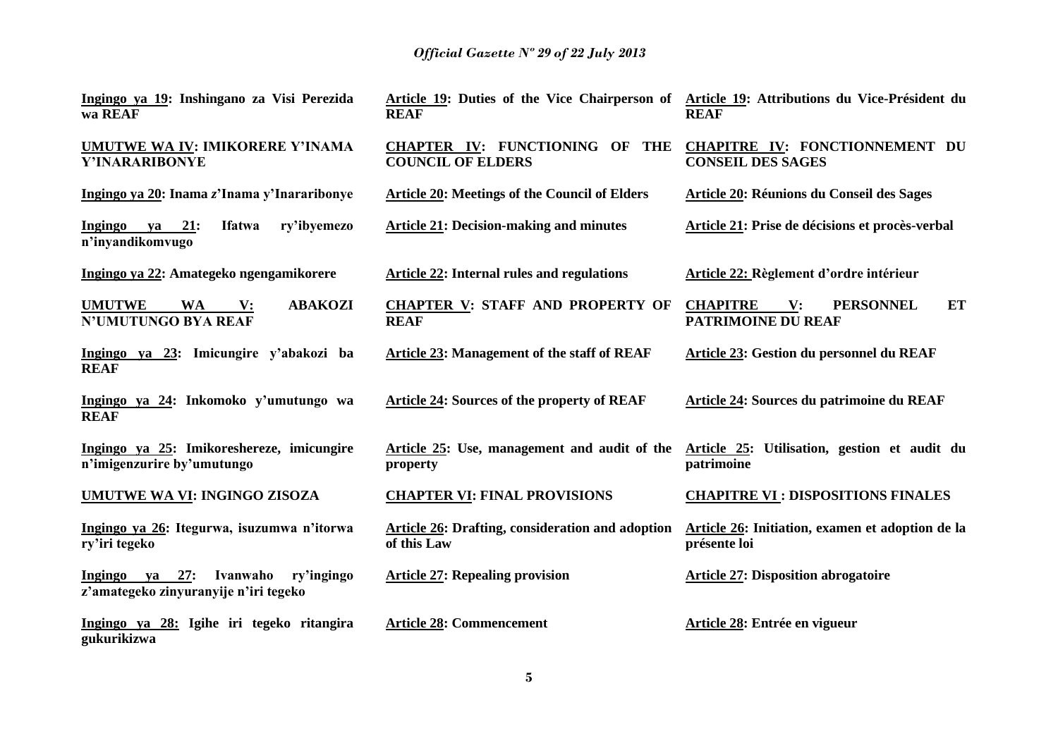**Ingingo ya 19: Inshingano za Visi Perezida wa REAF**

**UMUTWE WA IV: IMIKORERE Y'INAMA Y'INARARIBONYE**

**Ingingo ya 20: Inama z'Inama y'Inararibonye**

**Ingingo ya 21: Ifatwa ry'ibyemezo n'inyandikomvugo**

**Ingingo ya 22: Amategeko ngengamikorere**

**UMUTWE WA V: ABAKOZI N'UMUTUNGO BYA REAF**

**Ingingo ya 23: Imicungire y'abakozi ba REAF**

**Ingingo ya 24: Inkomoko y'umutungo wa REAF**

**Ingingo ya 25: Imikoreshereze, imicungire n'imigenzurire by'umutungo**

**UMUTWE WA VI: INGINGO ZISOZA**

**Ingingo ya 26: Itegurwa, isuzumwa n'itorwa ry'iri tegeko**

**Ingingo ya 27: Ivanwaho ry'ingingo z'amategeko zinyuranyije n'iri tegeko**

**Ingingo ya 28: Igihe iri tegeko ritangira gukurikizwa**

**Article 19: Duties of the Vice Chairperson of REAF**

**CHAPTER IV: FUNCTIONING OF THE COUNCIL OF ELDERS**

**Article 20: Meetings of the Council of Elders**

**Article 21: Decision-making and minutes**

**Article 22: Internal rules and regulations**

**CHAPTER V: STAFF AND PROPERTY OF REAF**

**Article 23: Management of the staff of REAF**

**Article 24: Sources of the property of REAF**

**Article 25: Use, management and audit of the property**

**CHAPTER VI: FINAL PROVISIONS**

**Article 26: Drafting, consideration and adoption of this Law**

**Article 27: Repealing provision**

**Article 28: Commencement**

**Article 19: Attributions du Vice-Président du REAF**

**CHAPITRE IV: FONCTIONNEMENT DU CONSEIL DES SAGES**

**Article 20: Réunions du Conseil des Sages**

**Article 21: Prise de décisions et procès-verbal**

**Article 22: Règlement d'ordre intérieur**

**CHAPITRE V: PERSONNEL ET PATRIMOINE DU REAF**

**Article 23: Gestion du personnel du REAF**

**Article 24: Sources du patrimoine du REAF**

**Article 25: Utilisation, gestion et audit du patrimoine**

**CHAPITRE VI : DISPOSITIONS FINALES**

**Article 26: Initiation, examen et adoption de la présente loi**

**Article 27: Disposition abrogatoire**

**Article 28: Entrée en vigueur**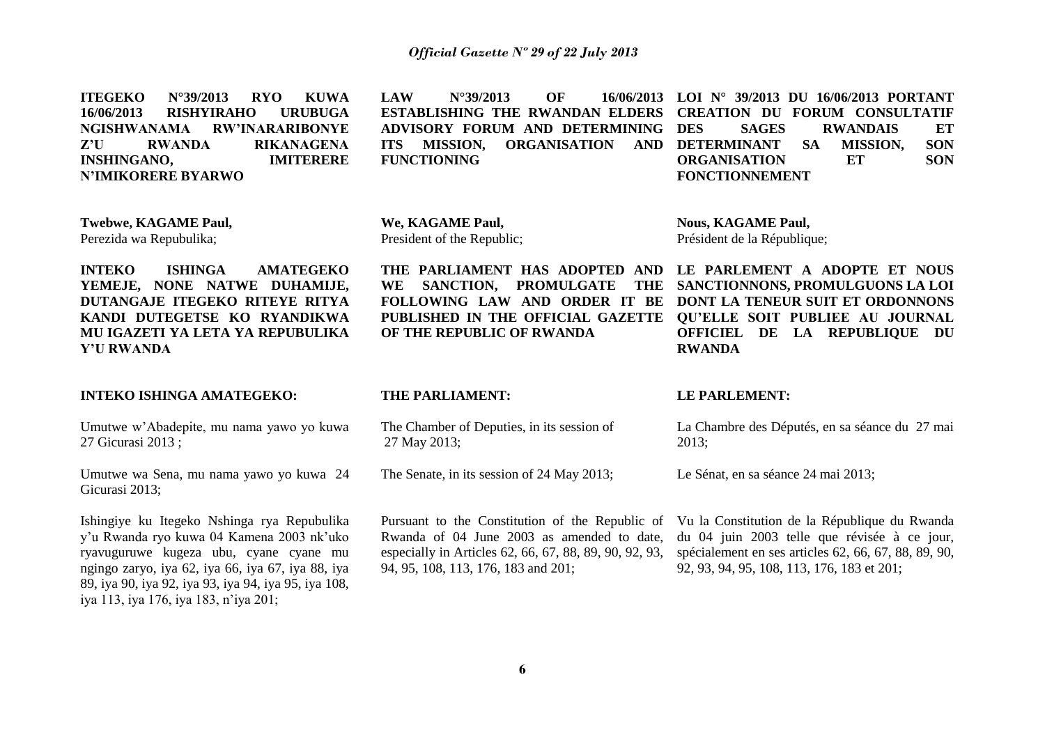**ITEGEKO N°39/2013 RYO KUWA 16/06/2013 RISHYIRAHO URUBUGA NGISHWANAMA RW'INARARIBONYE Z'U RWANDA RIKANAGENA INSHINGANO, IMITERERE N'IMIKORERE BYARWO**

**Twebwe, KAGAME Paul,**
Perezida wa Repubulika;

**INTEKO ISHINGA AMATEGEKO YEMEJE, NONE NATWE DUHAMIJE, DUTANGAJE ITEGEKO RITEYE RITYA KANDI DUTEGETSE KO RYANDIKWA MU IGAZETI YA LETA YA REPUBULIKA Y'U RWANDA**

**INTEKO ISHINGA AMATEGEKO:**

Umutwe w'Abadepite, mu nama yawo yo kuwa 27 Gicurasi 2013 ;

Umutwe wa Sena, mu nama yawo yo kuwa 24 Gicurasi 2013;

Ishingiye ku Itegeko Nshinga rya Repubulika y'u Rwanda ryo kuwa 04 Kamena 2003 nk'uko ryavuguruwe kugeza ubu, cyane cyane mu ngingo zaryo, iya 62, iya 66, iya 67, iya 88, iya 89, iya 90, iya 92, iya 93, iya 94, iya 95, iya 108, iya 113, iya 176, iya 183, n'iya 201;

**LAW N°39/2013 OF 16/06/2013 ESTABLISHING THE RWANDAN ELDERS ADVISORY FORUM AND DETERMINING ITS MISSION, ORGANISATION AND FUNCTIONING**

**We, KAGAME Paul,**
President of the Republic;

**THE PARLIAMENT HAS ADOPTED AND WE SANCTION, PROMULGATE THE FOLLOWING LAW AND ORDER IT BE PUBLISHED IN THE OFFICIAL GAZETTE OF THE REPUBLIC OF RWANDA**

**THE PARLIAMENT:**

The Chamber of Deputies, in its session of 27 May 2013;

The Senate, in its session of 24 May 2013;

Pursuant to the Constitution of the Republic of Rwanda of 04 June 2003 as amended to date, especially in Articles 62, 66, 67, 88, 89, 90, 92, 93, 94, 95, 108, 113, 176, 183 and 201;

**LOI N° 39/2013 DU 16/06/2013 PORTANT CREATION DU FORUM CONSULTATIF DES SAGES RWANDAIS ET DETERMINANT SA MISSION, SON ORGANISATION ET SON FONCTIONNEMENT**

**Nous, KAGAME Paul,**
Président de la République;

**LE PARLEMENT A ADOPTE ET NOUS SANCTIONNONS, PROMULGUONS LA LOI DONT LA TENEUR SUIT ET ORDONNONS QU'ELLE SOIT PUBLIEE AU JOURNAL OFFICIEL DE LA REPUBLIQUE DU RWANDA**

**LE PARLEMENT:**

La Chambre des Députés, en sa séance du 27 mai 2013;

Le Sénat, en sa séance 24 mai 2013;

Vu la Constitution de la République du Rwanda du 04 juin 2003 telle que révisée à ce jour, spécialement en ses articles 62, 66, 67, 88, 89, 90, 92, 93, 94, 95, 108, 113, 176, 183 et 201;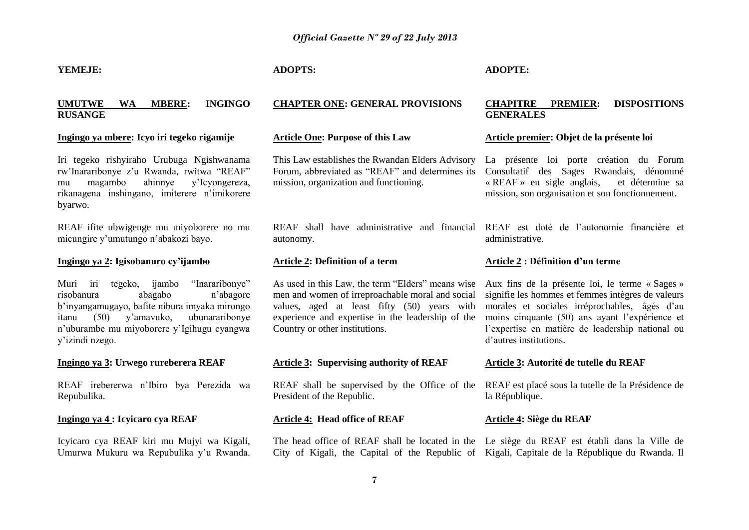**YEMEJE:**

**UMUTWE WA MBERE: INGINGO RUSANGE**

**Ingingo ya mbere: Icyo iri tegeko rigamije**

Iri tegeko rishyiraho Urubuga Ngishwanama rw'Inararibonye z'u Rwanda, rwitwa "REAF" mu magambo ahinnye y'Icyongereza, rikanagena inshingano, imiterere n'imikorere byarwo.

REAF ifite ubwigenge mu miyoborere no mu micungire y'umutungo n'abakozi bayo.

**Ingingo ya 2: Igisobanuro cy'ijambo**

Muri iri tegeko, ijambo "Inararibonye" risobanura abagabo n'abagore b'inyangamugayo, bafite nibura imyaka mirongo itanu (50) y'amavuko, ubunararibonye n'uburambe mu miyoborere y'Igihugu cyangwa y'izindi nzego.

**Ingingo ya 3: Urwego rureberera REAF**

REAF irebererwa n'Ibiro bya Perezida wa Repubulika.

**Ingingo ya 4 : Icyicaro cya REAF**

Icyicaro cya REAF kiri mu Mujyi wa Kigali, Umurwa Mukuru wa Repubulika y'u Rwanda.

**ADOPTS:**

**CHAPTER ONE: GENERAL PROVISIONS**

**Article One: Purpose of this Law**

This Law establishes the Rwandan Elders Advisory Forum, abbreviated as "REAF" and determines its mission, organization and functioning.

REAF shall have administrative and financial autonomy.

**Article 2: Definition of a term**

As used in this Law, the term "Elders" means wise men and women of irreproachable moral and social values, aged at least fifty (50) years with experience and expertise in the leadership of the Country or other institutions.

**Article 3: Supervising authority of REAF**

REAF shall be supervised by the Office of the President of the Republic.

**Article 4: Head office of REAF**

The head office of REAF shall be located in the City of Kigali, the Capital of the Republic of

**ADOPTE:**

**CHAPITRE PREMIER: DISPOSITIONS GENERALES**

**Article premier: Objet de la présente loi**

La présente loi porte création du Forum Consultatif des Sages Rwandais, dénommé « REAF » en sigle anglais, et détermine sa mission, son organisation et son fonctionnement.

REAF est doté de l'autonomie financière et administrative.

**Article 2 : Définition d'un terme**

Aux fins de la présente loi, le terme « Sages » signifie les hommes et femmes intègres de valeurs morales et sociales irréprochables, âgés d'au moins cinquante (50) ans ayant l'expérience et l'expertise en matière de leadership national ou d'autres institutions.

**Article 3: Autorité de tutelle du REAF**

REAF est placé sous la tutelle de la Présidence de la République.

**Article 4: Siège du REAF**

Le siège du REAF est établi dans la Ville de Kigali, Capitale de la République du Rwanda. Il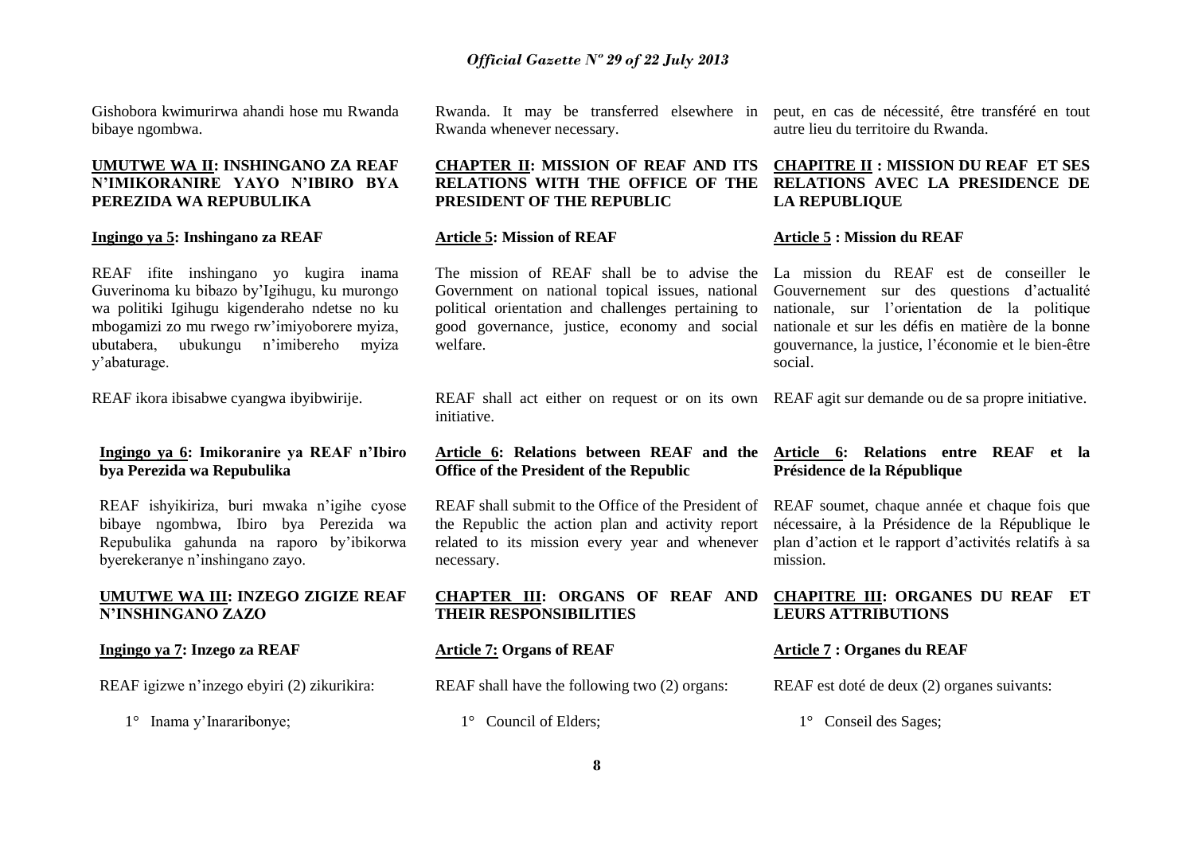Gishobora kwimurirwa ahandi hose mu Rwanda bibaye ngombwa.

**UMUTWE WA II: INSHINGANO ZA REAF N'IMIKORANIRE YAYO N'IBIRO BYA PEREZIDA WA REPUBULIKA**

**Ingingo ya 5: Inshingano za REAF**

REAF ifite inshingano yo kugira inama Guverinoma ku bibazo by'Igihugu, ku murongo wa politiki Igihugu kigenderaho ndetse no ku mbogamizi zo mu rwego rw'imiyoborere myiza, ubutabera, ubukungu n'imibereho myiza y'abaturage.

REAF ikora ibisabwe cyangwa ibyibwirije.

**Ingingo ya 6: Imikoranire ya REAF n'Ibiro bya Perezida wa Repubulika**

REAF ishyikiriza, buri mwaka n'igihe cyose bibaye ngombwa, Ibiro bya Perezida wa Repubulika gahunda na raporo by'ibikorwa byerekeranye n'inshingano zayo.

**UMUTWE WA III: INZEGO ZIGIZE REAF N'INSHINGANO ZAZO**

**Ingingo ya 7: Inzego za REAF**

REAF igizwe n'inzego ebyiri (2) zikurikira:

1° Inama y'Inararibonye;

Rwanda. It may be transferred elsewhere in Rwanda whenever necessary.

**CHAPTER II: MISSION OF REAF AND ITS RELATIONS WITH THE OFFICE OF THE PRESIDENT OF THE REPUBLIC**

**Article 5: Mission of REAF**

The mission of REAF shall be to advise the Government on national topical issues, national political orientation and challenges pertaining to good governance, justice, economy and social welfare.

REAF shall act either on request or on its own initiative.

**Article 6: Relations between REAF and the Office of the President of the Republic**

REAF shall submit to the Office of the President of the Republic the action plan and activity report related to its mission every year and whenever necessary.

**CHAPTER III: ORGANS OF REAF AND THEIR RESPONSIBILITIES**

**Article 7: Organs of REAF**

REAF shall have the following two (2) organs:

1° Council of Elders;

peut, en cas de nécessité, être transféré en tout autre lieu du territoire du Rwanda.

**CHAPITRE II : MISSION DU REAF ET SES RELATIONS AVEC LA PRESIDENCE DE LA REPUBLIQUE**

**Article 5 : Mission du REAF**

La mission du REAF est de conseiller le Gouvernement sur des questions d'actualité nationale, sur l'orientation de la politique nationale et sur les défis en matière de la bonne gouvernance, la justice, l'économie et le bien-être social.

REAF agit sur demande ou de sa propre initiative.

**Article 6: Relations entre REAF et la Présidence de la République**

REAF soumet, chaque année et chaque fois que nécessaire, à la Présidence de la République le plan d'action et le rapport d'activités relatifs à sa mission.

**CHAPITRE III: ORGANES DU REAF ET LEURS ATTRIBUTIONS**

**Article 7 : Organes du REAF**

REAF est doté de deux (2) organes suivants:

1° Conseil des Sages;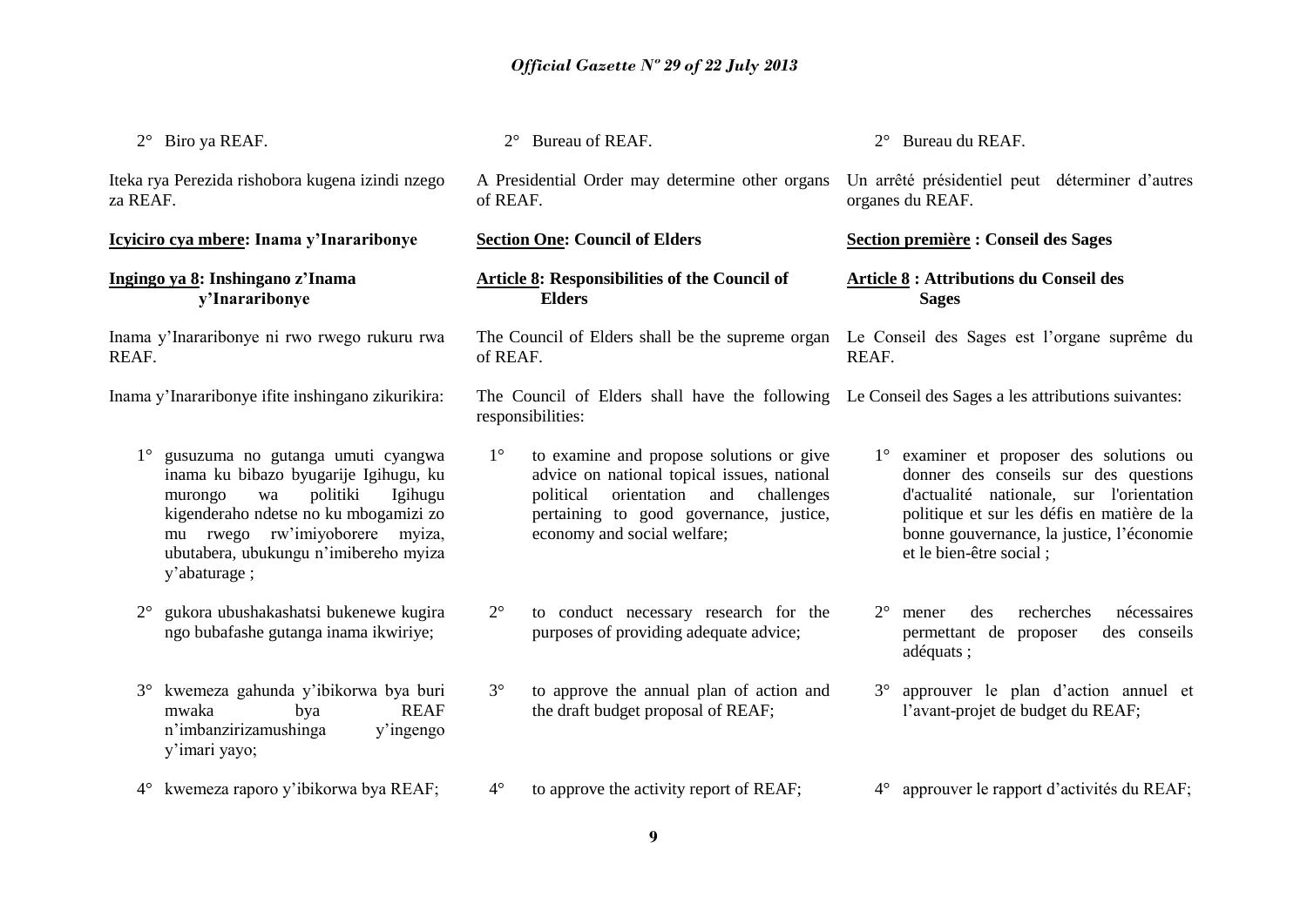2° Biro ya REAF.

Iteka rya Perezida rishobora kugena izindi nzego za REAF.

**Icyiciro cya mbere: Inama y'Inararibonye**

**Ingingo ya 8: Inshingano z'Inama y'Inararibonye**

Inama y'Inararibonye ni rwo rwego rukuru rwa REAF.

Inama y'Inararibonye ifite inshingano zikurikira:

1° gusuzuma no gutanga umuti cyangwa inama ku bibazo byugarije Igihugu, ku murongo wa politiki Igihugu kigenderaho ndetse no ku mbogamizi zo mu rwego rw'imiyoborere myiza, ubutabera, ubukungu n'imibereho myiza y'abaturage ;

2° gukora ubushakashatsi bukenewe kugira ngo bubafashe gutanga inama ikwiriye;

3° kwemeza gahunda y'ibikorwa bya buri mwaka bya REAF n'imbanzirizamushinga y'ingengo y'imari yayo;

4° kwemeza raporo y'ibikorwa bya REAF;

2° Bureau of REAF.

A Presidential Order may determine other organs of REAF.

**Section One: Council of Elders**

**Article 8: Responsibilities of the Council of Elders**

The Council of Elders shall be the supreme organ of REAF.

The Council of Elders shall have the following responsibilities:

1° to examine and propose solutions or give advice on national topical issues, national political orientation and challenges pertaining to good governance, justice, economy and social welfare;

2° to conduct necessary research for the purposes of providing adequate advice;

3° to approve the annual plan of action and the draft budget proposal of REAF;

4° to approve the activity report of REAF;

2° Bureau du REAF.

Un arrêté présidentiel peut déterminer d'autres organes du REAF.

**Section première : Conseil des Sages**

**Article 8 : Attributions du Conseil des Sages**

Le Conseil des Sages est l'organe suprême du REAF.

Le Conseil des Sages a les attributions suivantes:

1° examiner et proposer des solutions ou donner des conseils sur des questions d'actualité nationale, sur l'orientation politique et sur les défis en matière de la bonne gouvernance, la justice, l'économie et le bien-être social ;

2° mener des recherches nécessaires permettant de proposer des conseils adéquats ;

3° approuver le plan d'action annuel et l'avant-projet de budget du REAF;

4° approuver le rapport d'activités du REAF;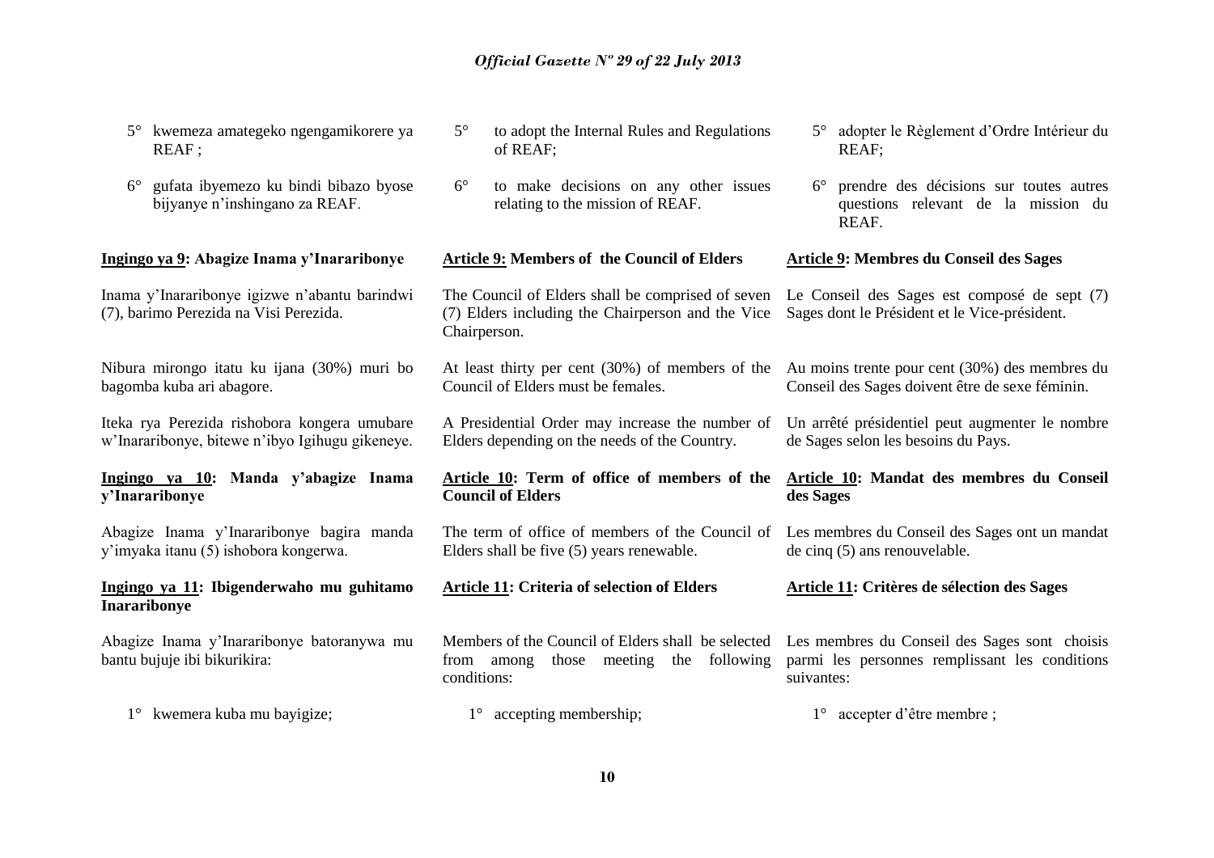5° kwemeza amategeko ngengamikorere ya REAF ;

6° gufata ibyemezo ku bindi bibazo byose bijyanye n'inshingano za REAF.

**Ingingo ya 9: Abagize Inama y'Inararibonye**

Inama y'Inararibonye igizwe n'abantu barindwi (7), barimo Perezida na Visi Perezida.

Nibura mirongo itatu ku ijana (30%) muri bo bagomba kuba ari abagore.

Iteka rya Perezida rishobora kongera umubare w'Inararibonye, bitewe n'ibyo Igihugu gikeneye.

**Ingingo ya 10: Manda y'abagize Inama y'Inararibonye**

Abagize Inama y'Inararibonye bagira manda y'imyaka itanu (5) ishobora kongerwa.

**Ingingo ya 11: Ibigenderwaho mu guhitamo Inararibonye**

Abagize Inama y'Inararibonye batoranywa mu bantu bujuje ibi bikurikira:

1° kwemera kuba mu bayigize;

5° to adopt the Internal Rules and Regulations of REAF;

6° to make decisions on any other issues relating to the mission of REAF.

**Article 9: Members of the Council of Elders**

The Council of Elders shall be comprised of seven (7) Elders including the Chairperson and the Vice Chairperson.

At least thirty per cent (30%) of members of the Council of Elders must be females.

A Presidential Order may increase the number of Elders depending on the needs of the Country.

**Article 10: Term of office of members of the Council of Elders**

The term of office of members of the Council of Elders shall be five (5) years renewable.

**Article 11: Criteria of selection of Elders**

Members of the Council of Elders shall be selected from among those meeting the following conditions:

1° accepting membership;

5° adopter le Règlement d'Ordre Intérieur du REAF;

6° prendre des décisions sur toutes autres questions relevant de la mission du REAF.

**Article 9: Membres du Conseil des Sages**

Le Conseil des Sages est composé de sept (7) Sages dont le Président et le Vice-président.

Au moins trente pour cent (30%) des membres du Conseil des Sages doivent être de sexe féminin.

Un arrêté présidentiel peut augmenter le nombre de Sages selon les besoins du Pays.

**Article 10: Mandat des membres du Conseil des Sages**

Les membres du Conseil des Sages ont un mandat de cinq (5) ans renouvelable.

**Article 11: Critères de sélection des Sages**

Les membres du Conseil des Sages sont choisis parmi les personnes remplissant les conditions suivantes:

1° accepter d'être membre ;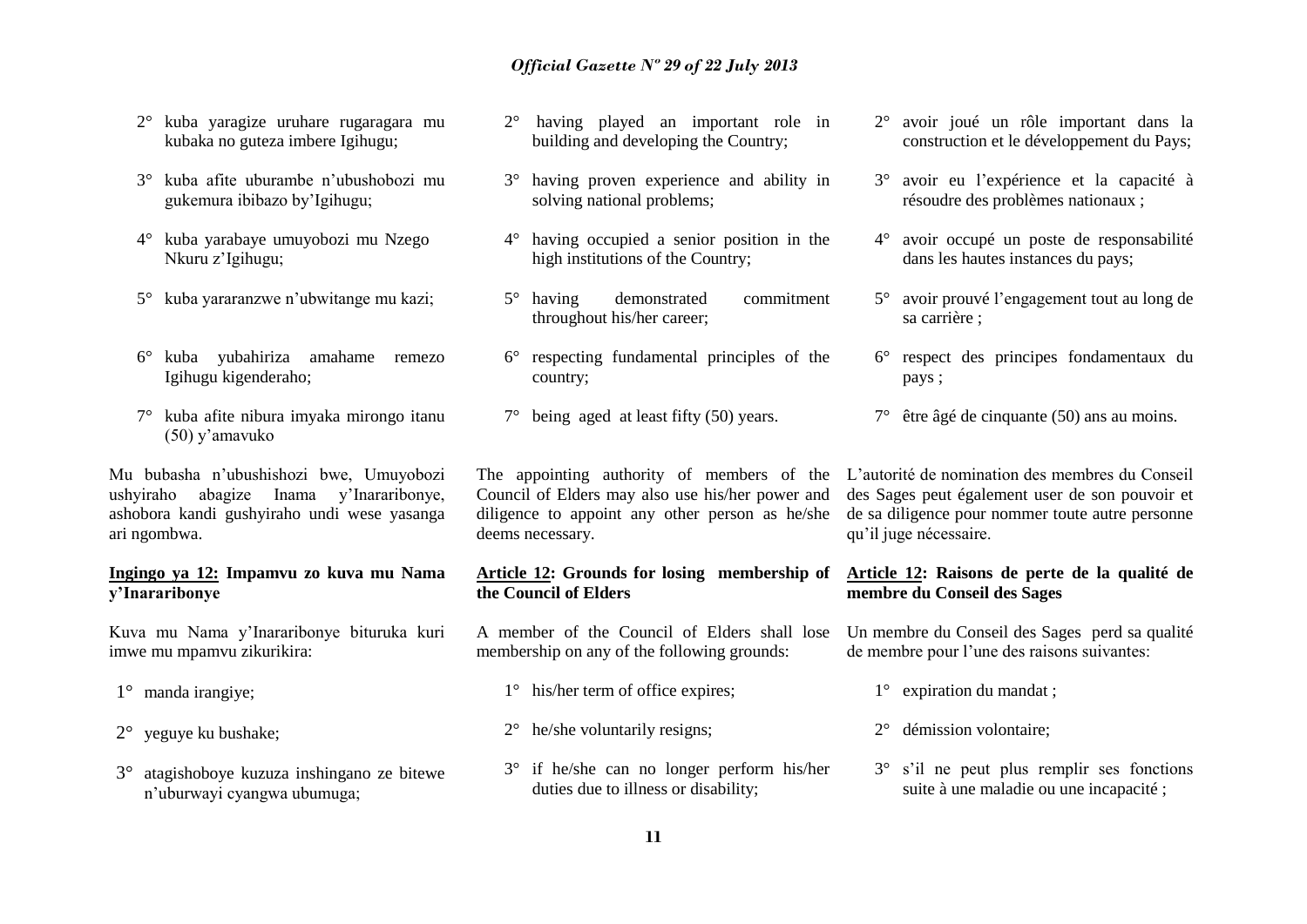2° kuba yaragize uruhare rugaragara mu kubaka no guteza imbere Igihugu;

3° kuba afite uburambe n'ubushobozi mu gukemura ibibazo by'Igihugu;

4° kuba yarabaye umuyobozi mu Nzego Nkuru z'Igihugu;

5° kuba yararanzwe n'ubwitange mu kazi;

6° kuba yubahiriza amahame remezo Igihugu kigenderaho;

7° kuba afite nibura imyaka mirongo itanu (50) y'amavuko

Mu bubasha n'ubushishozi bwe, Umuyobozi ushyiraho abagize Inama y'Inararibonye, ashobora kandi gushyiraho undi wese yasanga ari ngombwa.

**<u>Ingingo ya 12:</u> Impamvu zo kuva mu Nama y'Inararibonye**

Kuva mu Nama y'Inararibonye bituruka kuri imwe mu mpamvu zikurikira:

1° manda irangiye;

2° yeguye ku bushake;

3° atagishoboye kuzuza inshingano ze bitewe n'uburwayi cyangwa ubumuga;

2° having played an important role in building and developing the Country;

3° having proven experience and ability in solving national problems;

4° having occupied a senior position in the high institutions of the Country;

5° having demonstrated commitment throughout his/her career;

6° respecting fundamental principles of the country;

7° being aged at least fifty (50) years.

The appointing authority of members of the Council of Elders may also use his/her power and diligence to appoint any other person as he/she deems necessary.

**<u>Article 12</u>: Grounds for losing membership of the Council of Elders**

A member of the Council of Elders shall lose membership on any of the following grounds:

1° his/her term of office expires;

2° he/she voluntarily resigns;

3° if he/she can no longer perform his/her duties due to illness or disability;

2° avoir joué un rôle important dans la construction et le développement du Pays;

3° avoir eu l'expérience et la capacité à résoudre des problèmes nationaux ;

4° avoir occupé un poste de responsabilité dans les hautes instances du pays;

5° avoir prouvé l'engagement tout au long de sa carrière ;

6° respect des principes fondamentaux du pays ;

7° être âgé de cinquante (50) ans au moins.

L'autorité de nomination des membres du Conseil des Sages peut également user de son pouvoir et de sa diligence pour nommer toute autre personne qu'il juge nécessaire.

**<u>Article 12</u>: Raisons de perte de la qualité de membre du Conseil des Sages**

Un membre du Conseil des Sages perd sa qualité de membre pour l'une des raisons suivantes:

1° expiration du mandat ;

2° démission volontaire;

3° s'il ne peut plus remplir ses fonctions suite à une maladie ou une incapacité ;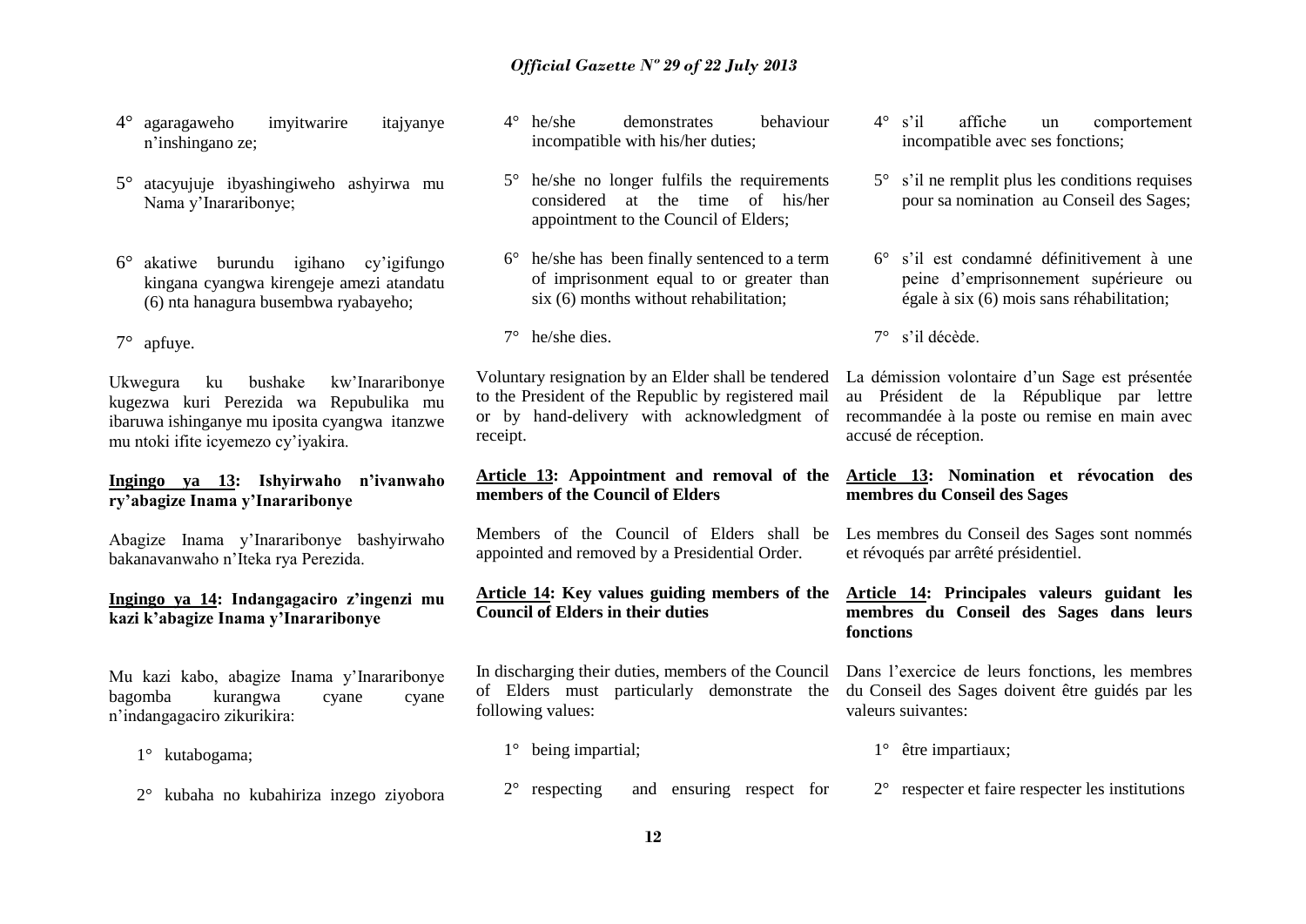4° agaragaweho imyitwarire itajyanye n'inshingano ze;

5° atacyujuje ibyashingiweho ashyirwa mu Nama y'Inararibonye;

6° akatiwe burundu igihano cy'igifungo kingana cyangwa kirengeje amezi atandatu (6) nta hanagura busembwa ryabayeho;

7° apfuye.

Ukwegura ku bushake kw'Inararibonye kugezwa kuri Perezida wa Repubulika mu ibaruwa ishinganye mu iposita cyangwa itanzwe mu ntoki ifite icyemezo cy'iyakira.

**Ingingo ya 13: Ishyirwaho n'ivanwaho ry'abagize Inama y'Inararibonye**

Abagize Inama y'Inararibonye bashyirwaho bakanavanwaho n'Iteka rya Perezida.

**Ingingo ya 14: Indangagaciro z'ingenzi mu kazi k'abagize Inama y'Inararibonye**

Mu kazi kabo, abagize Inama y'Inararibonye bagomba kurangwa cyane cyane n'indangagaciro zikurikira:

1° kutabogama;

2° kubaha no kubahiriza inzego ziyobora

4° he/she demonstrates behaviour incompatible with his/her duties;

5° he/she no longer fulfils the requirements considered at the time of his/her appointment to the Council of Elders;

6° he/she has been finally sentenced to a term of imprisonment equal to or greater than six (6) months without rehabilitation;

7° he/she dies.

Voluntary resignation by an Elder shall be tendered to the President of the Republic by registered mail or by hand-delivery with acknowledgment of receipt.

**Article 13: Appointment and removal of the members of the Council of Elders**

Members of the Council of Elders shall be appointed and removed by a Presidential Order.

**Article 14: Key values guiding members of the Council of Elders in their duties**

In discharging their duties, members of the Council of Elders must particularly demonstrate the following values:

1° being impartial;

2° respecting and ensuring respect for

4° s'il affiche un comportement incompatible avec ses fonctions;

5° s'il ne remplit plus les conditions requises pour sa nomination au Conseil des Sages;

6° s'il est condamné définitivement à une peine d'emprisonnement supérieure ou égale à six (6) mois sans réhabilitation;

7° s'il décède.

La démission volontaire d'un Sage est présentée au Président de la République par lettre recommandée à la poste ou remise en main avec accusé de réception.

**Article 13: Nomination et révocation des membres du Conseil des Sages**

Les membres du Conseil des Sages sont nommés et révoqués par arrêté présidentiel.

**Article 14: Principales valeurs guidant les membres du Conseil des Sages dans leurs fonctions**

Dans l'exercice de leurs fonctions, les membres du Conseil des Sages doivent être guidés par les valeurs suivantes:

1° être impartiaux;

2° respecter et faire respecter les institutions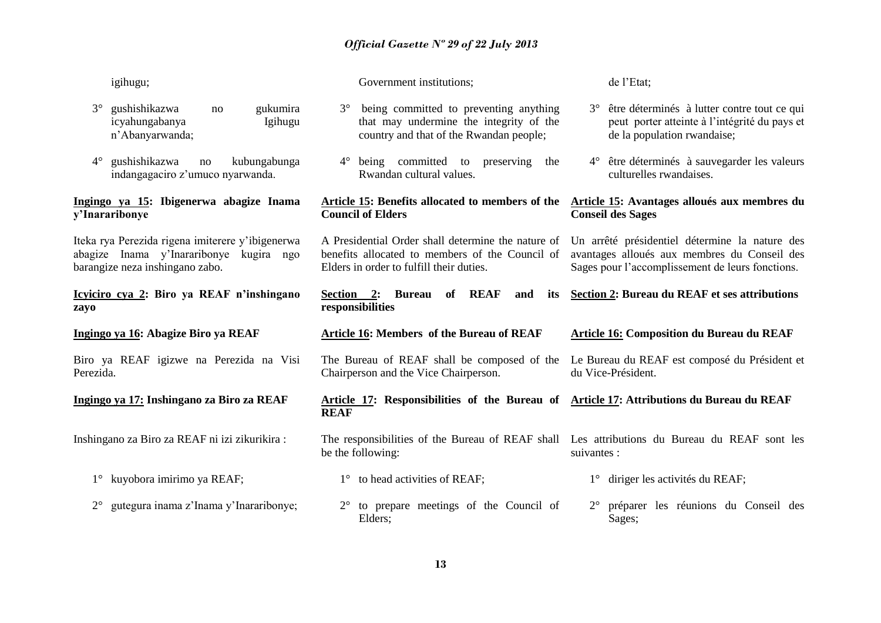igihugu;

3° gushishikazwa no gukumira icyahungabanya Igihugu n'Abanyarwanda;

4° gushishikazwa no kubungabunga indangagaciro z'umuco nyarwanda.

**Ingingo ya 15: Ibigenerwa abagize Inama y'Inararibonye**

Iteka rya Perezida rigena imiterere y'ibigenerwa abagize Inama y'Inararibonye kugira ngo barangize neza inshingano zabo.

**Icyiciro cya 2: Biro ya REAF n'inshingano zayo**

**Ingingo ya 16: Abagize Biro ya REAF**

Biro ya REAF igizwe na Perezida na Visi Perezida.

**Ingingo ya 17: Inshingano za Biro za REAF**

Inshingano za Biro za REAF ni izi zikurikira :

1° kuyobora imirimo ya REAF;

2° gutegura inama z'Inama y'Inararibonye;

Government institutions;

3° being committed to preventing anything that may undermine the integrity of the country and that of the Rwandan people;

4° being committed to preserving the Rwandan cultural values.

**Article 15: Benefits allocated to members of the Council of Elders**

A Presidential Order shall determine the nature of benefits allocated to members of the Council of Elders in order to fulfill their duties.

**Section 2: Bureau of REAF and its responsibilities**

**Article 16: Members of the Bureau of REAF**

The Bureau of REAF shall be composed of the Chairperson and the Vice Chairperson.

**Article 17: Responsibilities of the Bureau of REAF**

The responsibilities of the Bureau of REAF shall be the following:

1° to head activities of REAF;

2° to prepare meetings of the Council of Elders;

de l'Etat;

3° être déterminés à lutter contre tout ce qui peut porter atteinte à l'intégrité du pays et de la population rwandaise;

4° être déterminés à sauvegarder les valeurs culturelles rwandaises.

**Article 15: Avantages alloués aux membres du Conseil des Sages**

Un arrêté présidentiel détermine la nature des avantages alloués aux membres du Conseil des Sages pour l'accomplissement de leurs fonctions.

**Section 2: Bureau du REAF et ses attributions**

**Article 16: Composition du Bureau du REAF**

Le Bureau du REAF est composé du Président et du Vice-Président.

**Article 17: Attributions du Bureau du REAF**

Les attributions du Bureau du REAF sont les suivantes :

1° diriger les activités du REAF;

2° préparer les réunions du Conseil des Sages;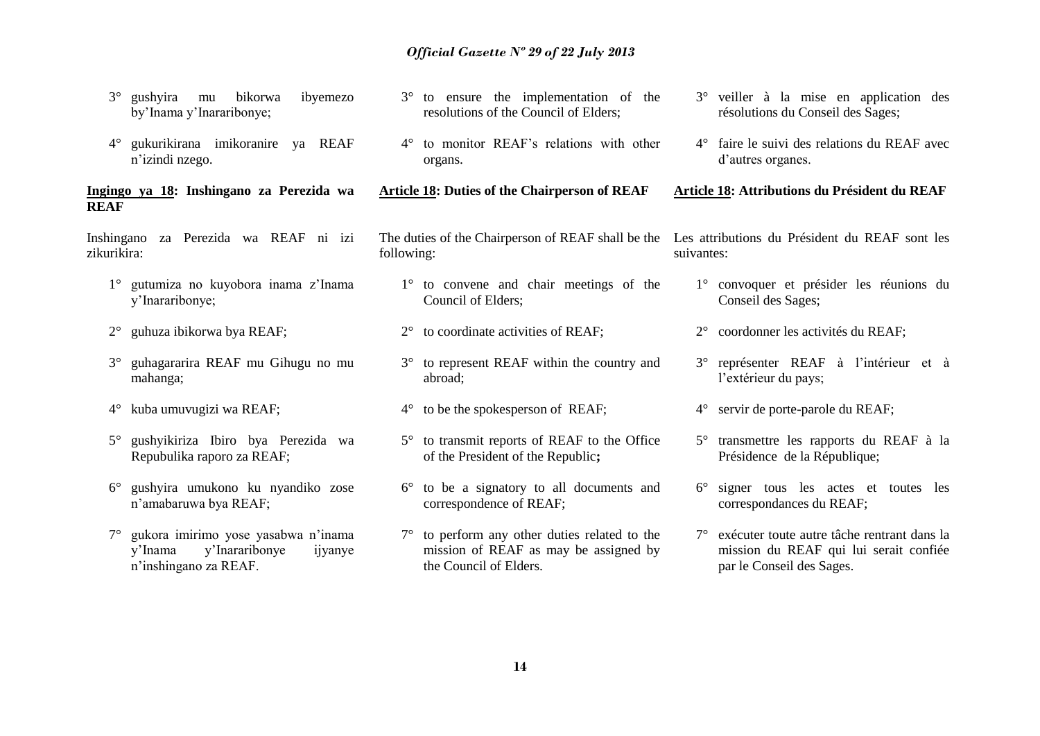3° gushyira mu bikorwa ibyemezo by'Inama y'Inararibonye;

4° gukurikirana imikoranire ya REAF n'izindi nzego.

**Ingingo ya 18: Inshingano za Perezida wa REAF**

Inshingano za Perezida wa REAF ni izi zikurikira:

1° gutumiza no kuyobora inama z'Inama y'Inararibonye;

2° guhuza ibikorwa bya REAF;

3° guhagararira REAF mu Gihugu no mu mahanga;

4° kuba umuvugizi wa REAF;

5° gushyikiriza Ibiro bya Perezida wa Repubulika raporo za REAF;

6° gushyira umukono ku nyandiko zose n'amabaruwa bya REAF;

7° gukora imirimo yose yasabwa n'inama y'Inama y'Inararibonye ijyanye n'inshingano za REAF.

3° to ensure the implementation of the resolutions of the Council of Elders;

4° to monitor REAF's relations with other organs.

**Article 18: Duties of the Chairperson of REAF**

The duties of the Chairperson of REAF shall be the following:

1° to convene and chair meetings of the Council of Elders;

2° to coordinate activities of REAF;

3° to represent REAF within the country and abroad;

4° to be the spokesperson of REAF;

5° to transmit reports of REAF to the Office of the President of the Republic**;**

6° to be a signatory to all documents and correspondence of REAF;

7° to perform any other duties related to the mission of REAF as may be assigned by the Council of Elders.

3° veiller à la mise en application des résolutions du Conseil des Sages;

4° faire le suivi des relations du REAF avec d'autres organes.

**Article 18: Attributions du Président du REAF**

Les attributions du Président du REAF sont les suivantes:

1° convoquer et présider les réunions du Conseil des Sages;

2° coordonner les activités du REAF;

3° représenter REAF à l'intérieur et à l'extérieur du pays;

4° servir de porte-parole du REAF;

5° transmettre les rapports du REAF à la Présidence de la République;

6° signer tous les actes et toutes les correspondances du REAF;

7° exécuter toute autre tâche rentrant dans la mission du REAF qui lui serait confiée par le Conseil des Sages.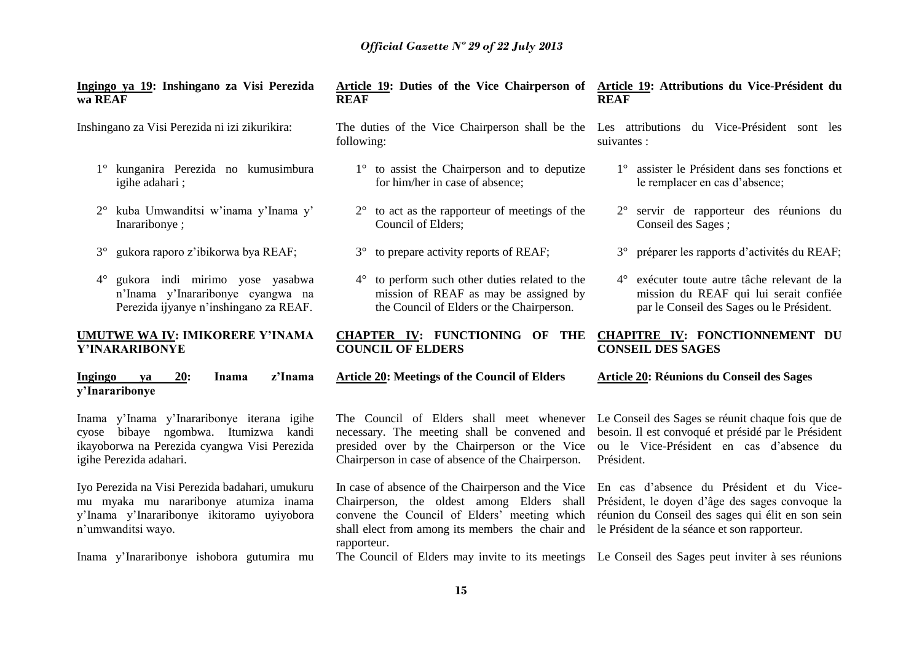**Ingingo ya 19: Inshingano za Visi Perezida wa REAF**

Inshingano za Visi Perezida ni izi zikurikira:

1° kunganira Perezida no kumusimbura igihe adahari ;

2° kuba Umwanditsi w'inama y'Inama y' Inararibonye ;

3° gukora raporo z'ibikorwa bya REAF;

4° gukora indi mirimo yose yasabwa n'Inama y'Inararibonye cyangwa na Perezida ijyanye n'inshingano za REAF.

**UMUTWE WA IV: IMIKORERE Y'INAMA Y'INARARIBONYE**

**Ingingo ya 20: Inama z'Inama y'Inararibonye**

Inama y'Inama y'Inararibonye iterana igihe cyose bibaye ngombwa. Itumizwa kandi ikayoborwa na Perezida cyangwa Visi Perezida igihe Perezida adahari.

Iyo Perezida na Visi Perezida badahari, umukuru mu myaka mu nararibonye atumiza inama y'Inama y'Inararibonye ikitoramo uyiyobora n'umwanditsi wayo.

Inama y'Inararibonye ishobora gutumira mu

**Article 19: Duties of the Vice Chairperson of REAF**

The duties of the Vice Chairperson shall be the following:

1° to assist the Chairperson and to deputize for him/her in case of absence;

2° to act as the rapporteur of meetings of the Council of Elders;

3° to prepare activity reports of REAF;

4° to perform such other duties related to the mission of REAF as may be assigned by the Council of Elders or the Chairperson.

**CHAPTER IV: FUNCTIONING OF THE COUNCIL OF ELDERS**

**Article 20: Meetings of the Council of Elders**

The Council of Elders shall meet whenever necessary. The meeting shall be convened and presided over by the Chairperson or the Vice Chairperson in case of absence of the Chairperson.

In case of absence of the Chairperson and the Vice Chairperson, the oldest among Elders shall convene the Council of Elders' meeting which shall elect from among its members the chair and rapporteur.

The Council of Elders may invite to its meetings

**Article 19: Attributions du Vice-Président du REAF**

Les attributions du Vice-Président sont les suivantes :

1° assister le Président dans ses fonctions et le remplacer en cas d'absence;

2° servir de rapporteur des réunions du Conseil des Sages ;

3° préparer les rapports d'activités du REAF;

4° exécuter toute autre tâche relevant de la mission du REAF qui lui serait confiée par le Conseil des Sages ou le Président.

**CHAPITRE IV: FONCTIONNEMENT DU CONSEIL DES SAGES**

**Article 20: Réunions du Conseil des Sages**

Le Conseil des Sages se réunit chaque fois que de besoin. Il est convoqué et présidé par le Président ou le Vice-Président en cas d'absence du Président.

En cas d'absence du Président et du Vice-Président, le doyen d'âge des sages convoque la réunion du Conseil des sages qui élit en son sein le Président de la séance et son rapporteur.

Le Conseil des Sages peut inviter à ses réunions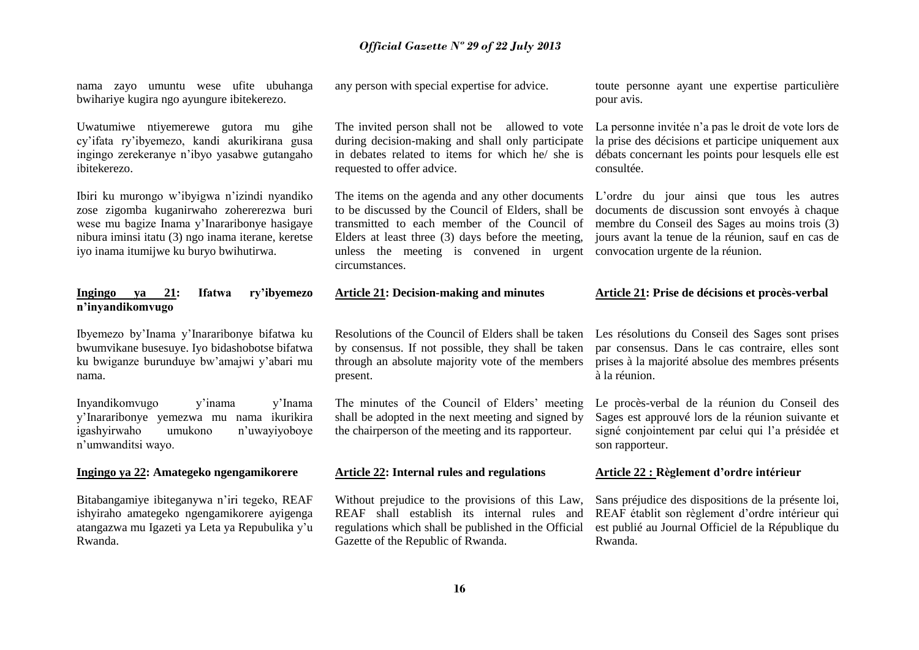nama zayo umuntu wese ufite ubuhanga bwihariye kugira ngo ayungure ibitekerezo.

Uwatumiwe ntiyemerewe gutora mu gihe cy'ifata ry'ibyemezo, kandi akurikirana gusa ingingo zerekeranye n'ibyo yasabwe gutangaho ibitekerezo.

Ibiri ku murongo w'ibyigwa n'izindi nyandiko zose zigomba kuganirwaho zohererezwa buri wese mu bagize Inama y'Inararibonye hasigaye nibura iminsi itatu (3) ngo inama iterane, keretse iyo inama itumijwe ku buryo bwihutirwa.

**Ingingo ya 21: Ifatwa ry'ibyemezo n'inyandikomvugo**

Ibyemezo by'Inama y'Inararibonye bifatwa ku bwumvikane busesuye. Iyo bidashobotse bifatwa ku bwiganze burunduye bw'amajwi y'abari mu nama.

Inyandikomvugo y'inama y'Inama y'Inararibonye yemezwa mu nama ikurikira igashyirwaho umukono n'uwayiyoboye n'umwanditsi wayo.

**Ingingo ya 22: Amategeko ngengamikorere**

Bitabangamiye ibiteganywa n'iri tegeko, REAF ishyiraho amategeko ngengamikorere ayigenga atangazwa mu Igazeti ya Leta ya Repubulika y'u Rwanda.

any person with special expertise for advice.

The invited person shall not be allowed to vote during decision-making and shall only participate in debates related to items for which he/ she is requested to offer advice.

The items on the agenda and any other documents to be discussed by the Council of Elders, shall be transmitted to each member of the Council of Elders at least three (3) days before the meeting, unless the meeting is convened in urgent circumstances.

**Article 21: Decision-making and minutes**

Resolutions of the Council of Elders shall be taken by consensus. If not possible, they shall be taken through an absolute majority vote of the members present.

The minutes of the Council of Elders' meeting shall be adopted in the next meeting and signed by the chairperson of the meeting and its rapporteur.

**Article 22: Internal rules and regulations**

Without prejudice to the provisions of this Law, REAF shall establish its internal rules and regulations which shall be published in the Official Gazette of the Republic of Rwanda.

toute personne ayant une expertise particulière pour avis.

La personne invitée n'a pas le droit de vote lors de la prise des décisions et participe uniquement aux débats concernant les points pour lesquels elle est consultée.

L'ordre du jour ainsi que tous les autres documents de discussion sont envoyés à chaque membre du Conseil des Sages au moins trois (3) jours avant la tenue de la réunion, sauf en cas de convocation urgente de la réunion.

**Article 21: Prise de décisions et procès-verbal**

Les résolutions du Conseil des Sages sont prises par consensus. Dans le cas contraire, elles sont prises à la majorité absolue des membres présents à la réunion.

Le procès-verbal de la réunion du Conseil des Sages est approuvé lors de la réunion suivante et signé conjointement par celui qui l'a présidée et son rapporteur.

**Article 22 : Règlement d'ordre intérieur**

Sans préjudice des dispositions de la présente loi, REAF établit son règlement d'ordre intérieur qui est publié au Journal Officiel de la République du Rwanda.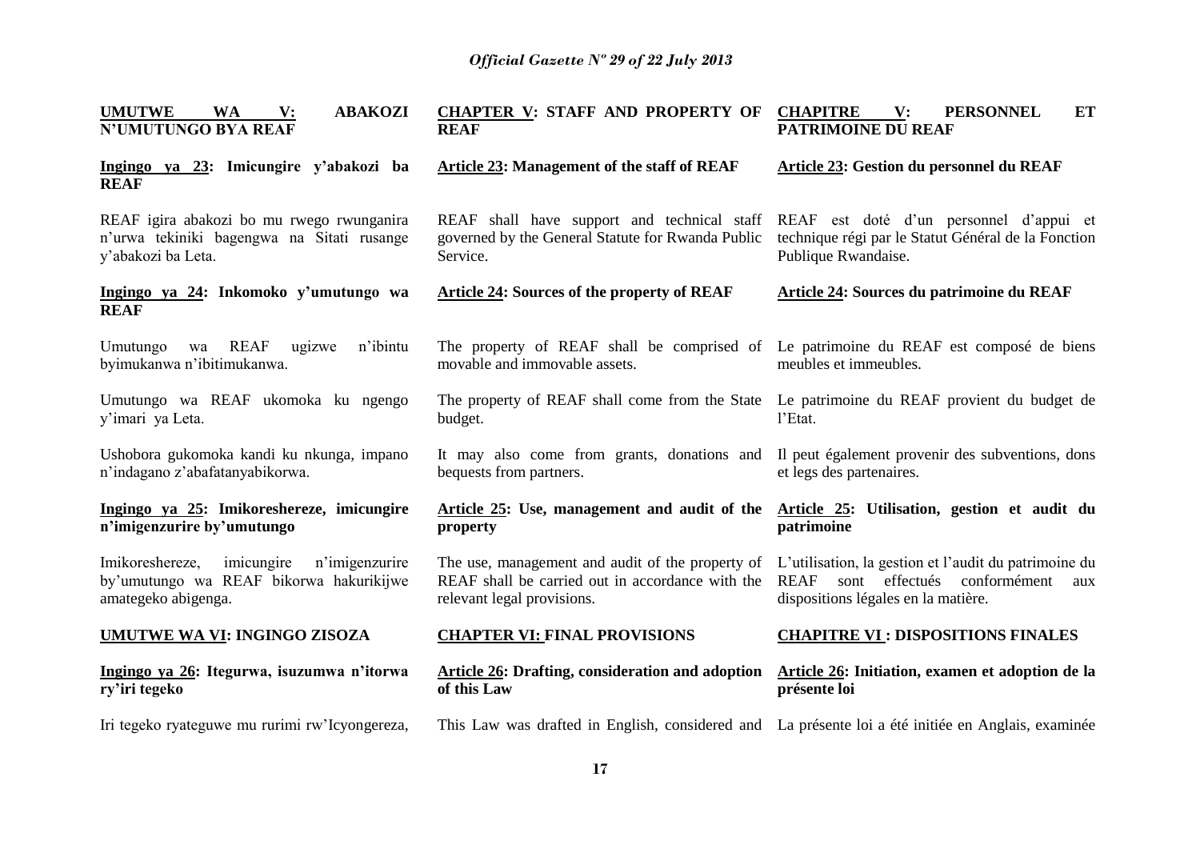## UMUTWE WA V: ABAKOZI N'UMUTUNGO BYA REAF

### Ingingo ya 23: Imicungire y'abakozi ba REAF

REAF igira abakozi bo mu rwego rwunganira n'urwa tekiniki bagengwa na Sitati rusange y'abakozi ba Leta.

### Ingingo ya 24: Inkomoko y'umutungo wa REAF

Umutungo wa REAF ugizwe n'ibintu byimukanwa n'ibitimukanwa.

Umutungo wa REAF ukomoka ku ngengo y'imari ya Leta.

Ushobora gukomoka kandi ku nkunga, impano n'indagano z'abafatanyabikorwa.

### Ingingo ya 25: Imikoreshereze, imicungire n'imigenzurire by'umutungo

Imikoreshereze, imicungire n'imigenzurire by'umutungo wa REAF bikorwa hakurikijwe amategeko abigenga.

## UMUTWE WA VI: INGINGO ZISOZA

### Ingingo ya 26: Itegurwa, isuzumwa n'itorwa ry'iri tegeko

Iri tegeko ryateguwe mu rurimi rw'Icyongereza,

## CHAPTER V: STAFF AND PROPERTY OF REAF

### Article 23: Management of the staff of REAF

REAF shall have support and technical staff governed by the General Statute for Rwanda Public Service.

### Article 24: Sources of the property of REAF

The property of REAF shall be comprised of movable and immovable assets.

The property of REAF shall come from the State budget.

It may also come from grants, donations and bequests from partners.

### Article 25: Use, management and audit of the property

The use, management and audit of the property of REAF shall be carried out in accordance with the relevant legal provisions.

## CHAPTER VI: FINAL PROVISIONS

### Article 26: Drafting, consideration and adoption of this Law

This Law was drafted in English, considered and

## CHAPITRE V: PERSONNEL ET PATRIMOINE DU REAF

### Article 23: Gestion du personnel du REAF

REAF est doté d'un personnel d'appui et technique régi par le Statut Général de la Fonction Publique Rwandaise.

### Article 24: Sources du patrimoine du REAF

Le patrimoine du REAF est composé de biens meubles et immeubles.

Le patrimoine du REAF provient du budget de l'Etat.

Il peut également provenir des subventions, dons et legs des partenaires.

### Article 25: Utilisation, gestion et audit du patrimoine

L'utilisation, la gestion et l'audit du patrimoine du REAF sont effectués conformément aux dispositions légales en la matière.

## CHAPITRE VI : DISPOSITIONS FINALES

### Article 26: Initiation, examen et adoption de la présente loi

La présente loi a été initiée en Anglais, examinée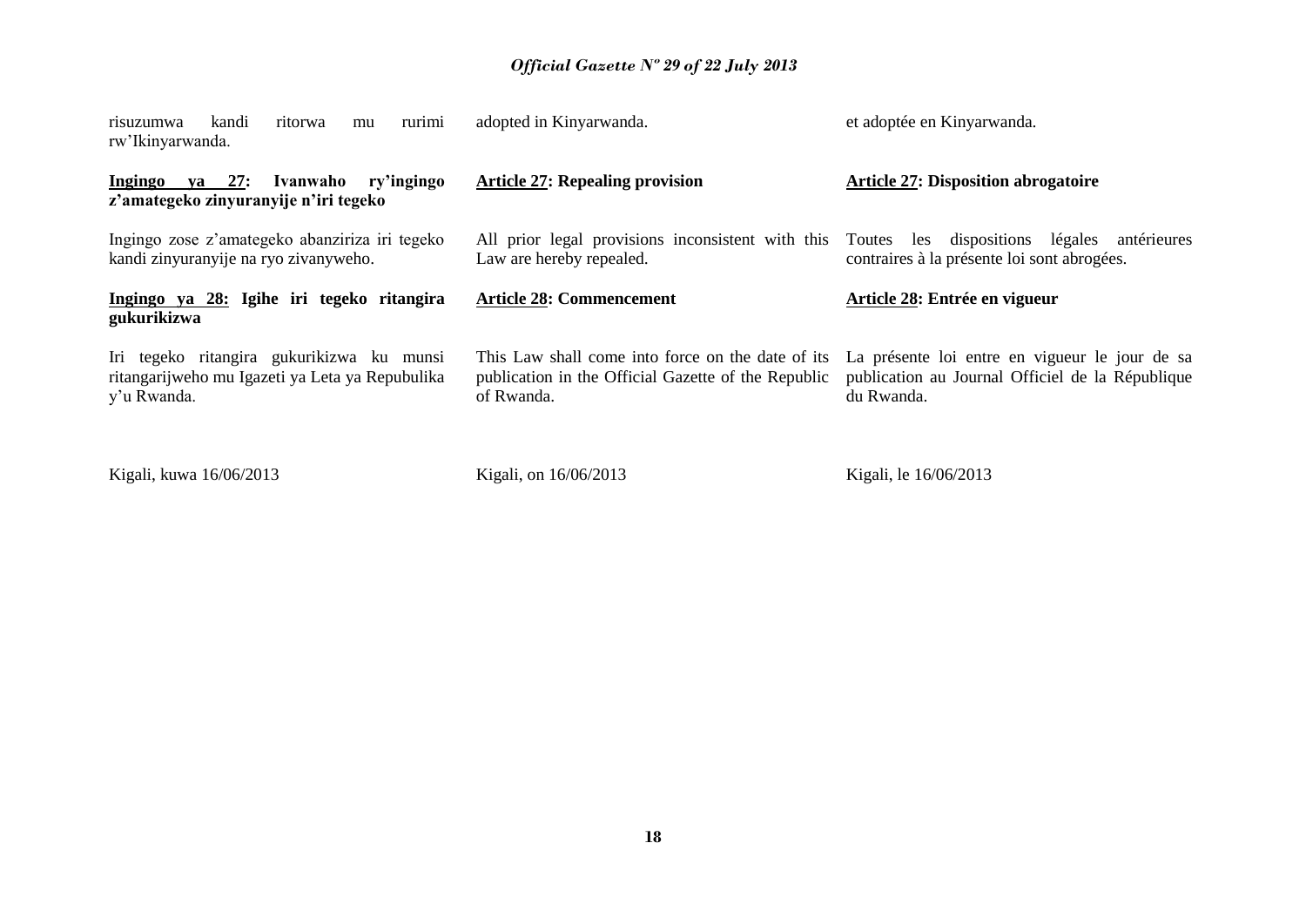risuzumwa kandi ritorwa mu rurimi rw'Ikinyarwanda.

**Ingingo ya 27: Ivanwaho ry'ingingo z'amategeko zinyuranyije n'iri tegeko**

Ingingo zose z'amategeko abanziriza iri tegeko kandi zinyuranyije na ryo zivanyweho.

**Ingingo ya 28: Igihe iri tegeko ritangira gukurikizwa**

Iri tegeko ritangira gukurikizwa ku munsi ritangarijweho mu Igazeti ya Leta ya Repubulika y'u Rwanda.

Kigali, kuwa 16/06/2013

adopted in Kinyarwanda.

**Article 27: Repealing provision**

All prior legal provisions inconsistent with this Law are hereby repealed.

**Article 28: Commencement**

This Law shall come into force on the date of its publication in the Official Gazette of the Republic of Rwanda.

Kigali, on 16/06/2013

et adoptée en Kinyarwanda.

**Article 27: Disposition abrogatoire**

Toutes les dispositions légales antérieures contraires à la présente loi sont abrogées.

**Article 28: Entrée en vigueur**

La présente loi entre en vigueur le jour de sa publication au Journal Officiel de la République du Rwanda.

Kigali, le 16/06/2013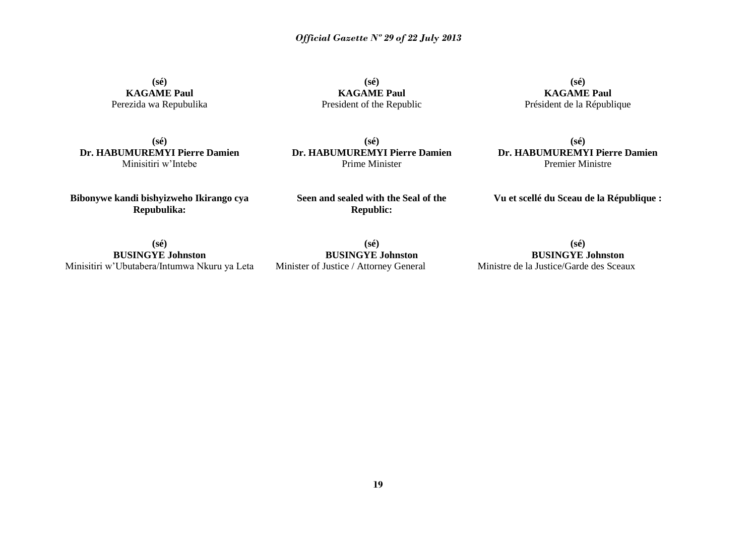**(sé)**
**KAGAME Paul**
Perezida wa Repubulika

**(sé)**
**Dr. HABUMUREMYI Pierre Damien**
Minisitiri w'Intebe

**Bibonywe kandi bishyizweho Ikirango cya Repubulika:**

**(sé)**
**BUSINGYE Johnston**
Minisitiri w'Ubutabera/Intumwa Nkuru ya Leta

**(sé)**
**KAGAME Paul**
President of the Republic

**(sé)**
**Dr. HABUMUREMYI Pierre Damien**
Prime Minister

**Seen and sealed with the Seal of the Republic:**

**(sé)**
**BUSINGYE Johnston**
Minister of Justice / Attorney General

**(sé)**
**KAGAME Paul**
Président de la République

**(sé)**
**Dr. HABUMUREMYI Pierre Damien**
Premier Ministre

**Vu et scellé du Sceau de la République :**

**(sé)**
**BUSINGYE Johnston**
Ministre de la Justice/Garde des Sceaux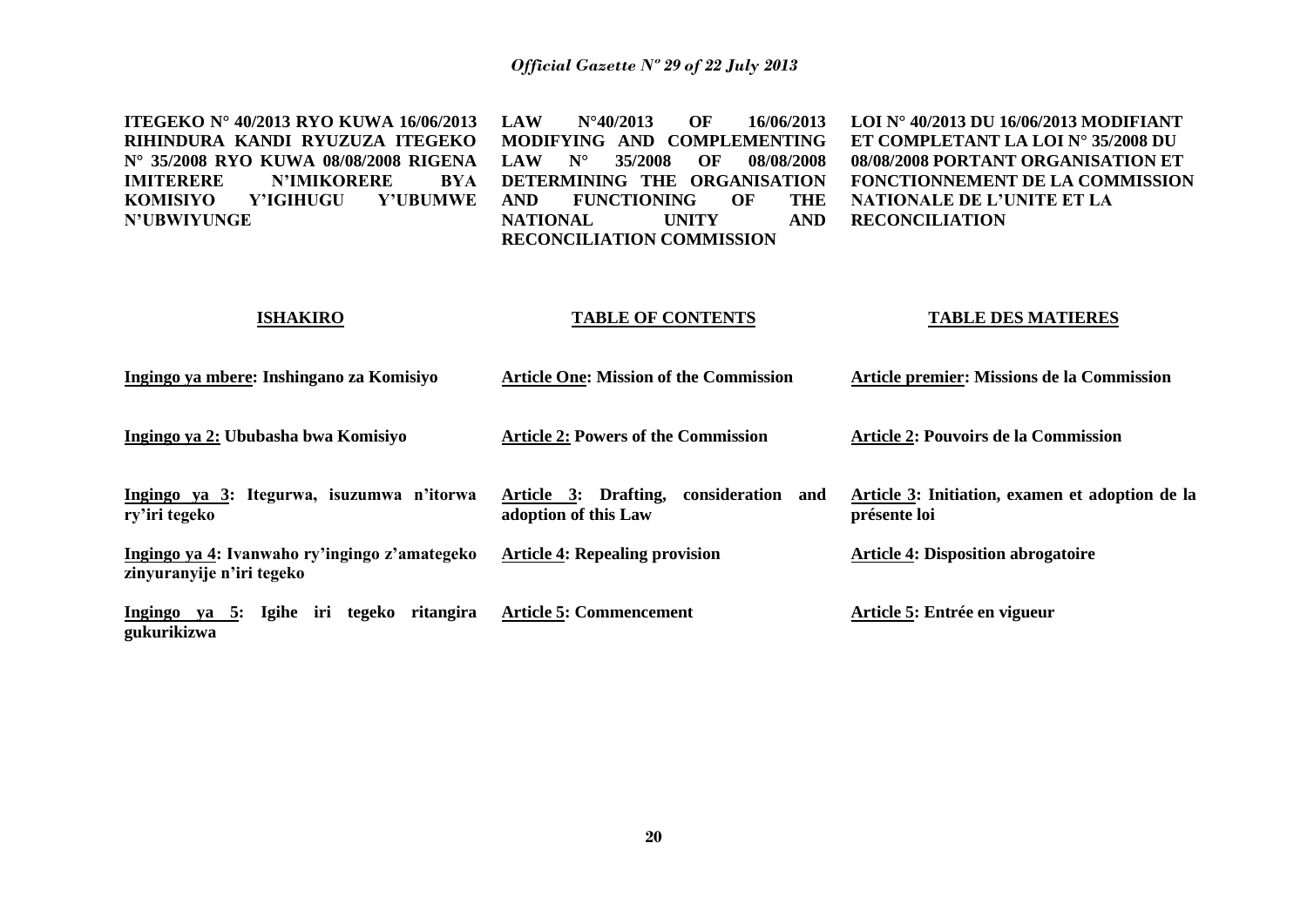**ITEGEKO N° 40/2013 RYO KUWA 16/06/2013 RIHINDURA KANDI RYUZUZA ITEGEKO N° 35/2008 RYO KUWA 08/08/2008 RIGENA IMITERERE N'IMIKORERE BYA KOMISIYO Y'IGIHUGU Y'UBUMWE N'UBWIYUNGE**

**LAW N°40/2013 OF 16/06/2013 MODIFYING AND COMPLEMENTING LAW N° 35/2008 OF 08/08/2008 DETERMINING THE ORGANISATION AND FUNCTIONING OF THE NATIONAL UNITY AND RECONCILIATION COMMISSION**

**LOI N° 40/2013 DU 16/06/2013 MODIFIANT ET COMPLETANT LA LOI N° 35/2008 DU 08/08/2008 PORTANT ORGANISATION ET FONCTIONNEMENT DE LA COMMISSION NATIONALE DE L'UNITE ET LA RECONCILIATION**

| **ISHAKIRO** | **TABLE OF CONTENTS** | **TABLE DES MATIERES** |
| --- | --- | --- |
| **Ingingo ya mbere: Inshingano za Komisiyo** | **Article One: Mission of the Commission** | **Article premier: Missions de la Commission** |
| **Ingingo ya 2: Ububasha bwa Komisiyo** | **Article 2: Powers of the Commission** | **Article 2: Pouvoirs de la Commission** |
| **Ingingo ya 3: Itegurwa, isuzumwa n'itorwa ry'iri tegeko** | **Article 3: Drafting, consideration and adoption of this Law** | **Article 3: Initiation, examen et adoption de la présente loi** |
| **Ingingo ya 4: Ivanwaho ry'ingingo z'amategeko zinyuranyije n'iri tegeko** | **Article 4: Repealing provision** | **Article 4: Disposition abrogatoire** |
| **Ingingo ya 5: Igihe iri tegeko ritangira gukurikizwa** | **Article 5: Commencement** | **Article 5: Entrée en vigueur** |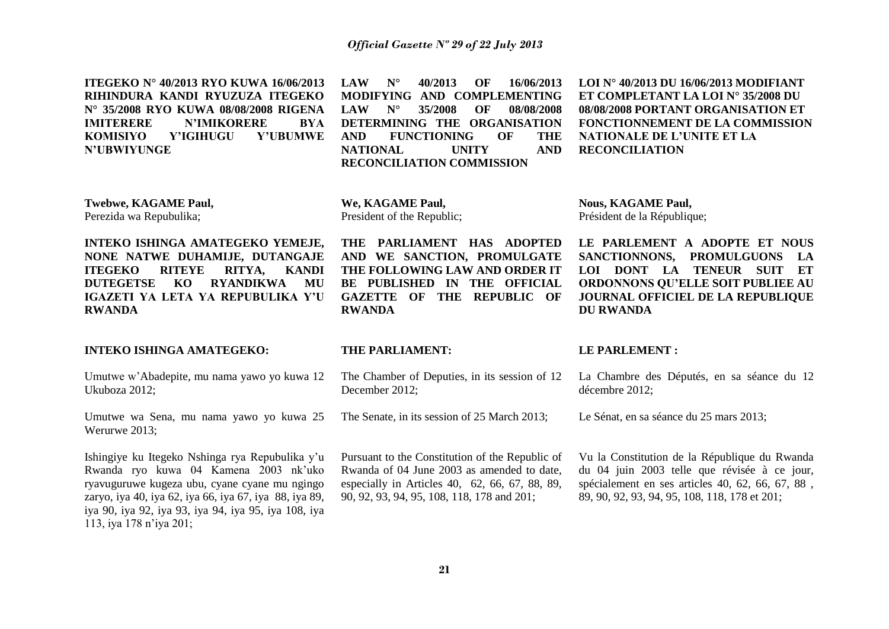**ITEGEKO N° 40/2013 RYO KUWA 16/06/2013 RIHINDURA KANDI RYUZUZA ITEGEKO N° 35/2008 RYO KUWA 08/08/2008 RIGENA IMITERERE N'IMIKORERE BYA KOMISIYO Y'IGIHUGU Y'UBUMWE N'UBWIYUNGE**

**Twebwe, KAGAME Paul,**
Perezida wa Repubulika;

**INTEKO ISHINGA AMATEGEKO YEMEJE, NONE NATWE DUHAMIJE, DUTANGAJE ITEGEKO RITEYE RITYA, KANDI DUTEGETSE KO RYANDIKWA MU IGAZETI YA LETA YA REPUBULIKA Y'U RWANDA**

**INTEKO ISHINGA AMATEGEKO:**

Umutwe w'Abadepite, mu nama yawo yo kuwa 12 Ukuboza 2012;

Umutwe wa Sena, mu nama yawo yo kuwa 25 Werurwe 2013;

Ishingiye ku Itegeko Nshinga rya Repubulika y'u Rwanda ryo kuwa 04 Kamena 2003 nk'uko ryavuguruwe kugeza ubu, cyane cyane mu ngingo zaryo, iya 40, iya 62, iya 66, iya 67, iya 88, iya 89, iya 90, iya 92, iya 93, iya 94, iya 95, iya 108, iya 113, iya 178 n'iya 201;

**LAW N° 40/2013 OF 16/06/2013 MODIFYING AND COMPLEMENTING LAW N° 35/2008 OF 08/08/2008 DETERMINING THE ORGANISATION AND FUNCTIONING OF THE NATIONAL UNITY AND RECONCILIATION COMMISSION**

**We, KAGAME Paul,**
President of the Republic;

**THE PARLIAMENT HAS ADOPTED AND WE SANCTION, PROMULGATE THE FOLLOWING LAW AND ORDER IT BE PUBLISHED IN THE OFFICIAL GAZETTE OF THE REPUBLIC OF RWANDA**

**THE PARLIAMENT:**

The Chamber of Deputies, in its session of 12 December 2012;

The Senate, in its session of 25 March 2013;

Pursuant to the Constitution of the Republic of Rwanda of 04 June 2003 as amended to date, especially in Articles 40, 62, 66, 67, 88, 89, 90, 92, 93, 94, 95, 108, 118, 178 and 201;

**LOI N° 40/2013 DU 16/06/2013 MODIFIANT ET COMPLETANT LA LOI N° 35/2008 DU 08/08/2008 PORTANT ORGANISATION ET FONCTIONNEMENT DE LA COMMISSION NATIONALE DE L'UNITE ET LA RECONCILIATION**

**Nous, KAGAME Paul,**
Président de la République;

**LE PARLEMENT A ADOPTE ET NOUS SANCTIONNONS, PROMULGUONS LA LOI DONT LA TENEUR SUIT ET ORDONNONS QU'ELLE SOIT PUBLIEE AU JOURNAL OFFICIEL DE LA REPUBLIQUE DU RWANDA**

**LE PARLEMENT :**

La Chambre des Députés, en sa séance du 12 décembre 2012;

Le Sénat, en sa séance du 25 mars 2013;

Vu la Constitution de la République du Rwanda du 04 juin 2003 telle que révisée à ce jour, spécialement en ses articles 40, 62, 66, 67, 88 , 89, 90, 92, 93, 94, 95, 108, 118, 178 et 201;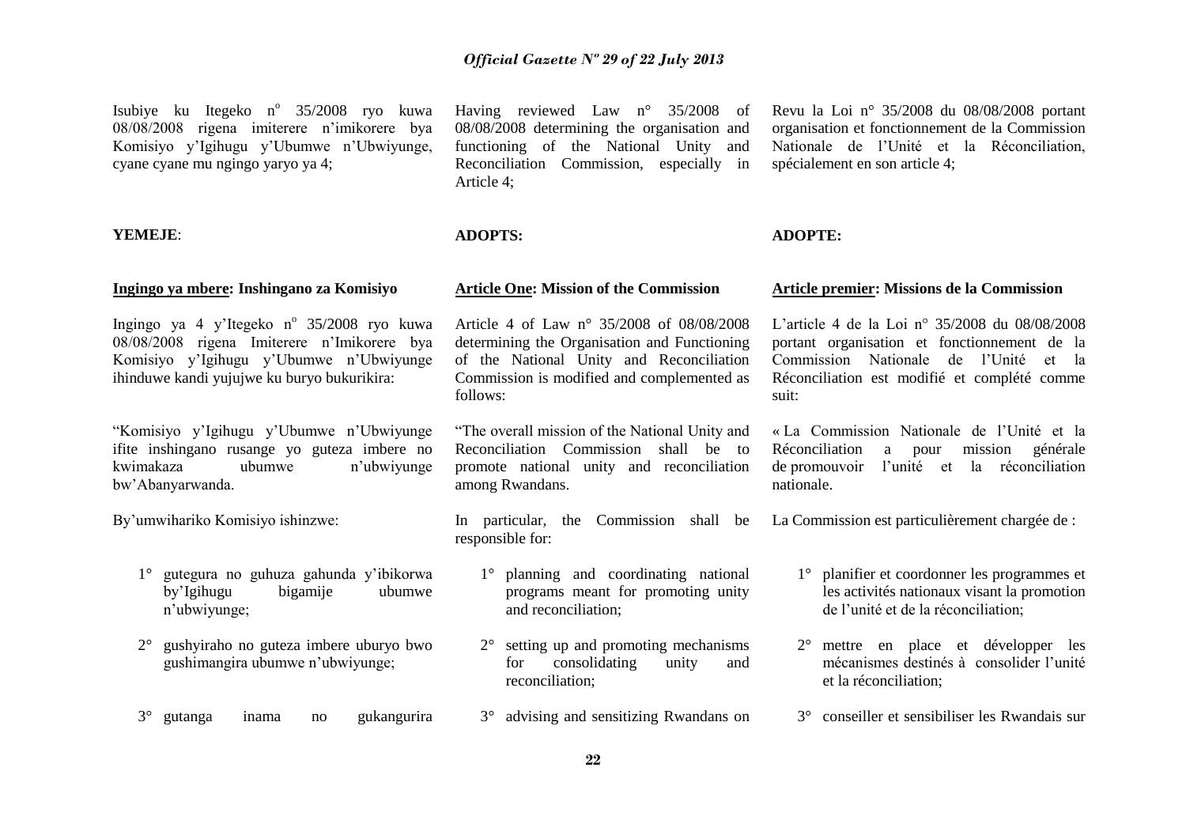Isubiye ku Itegeko n° 35/2008 ryo kuwa 08/08/2008 rigena imiterere n'imikorere bya Komisiyo y'Igihugu y'Ubumwe n'Ubwiyunge, cyane cyane mu ngingo yaryo ya 4;

**YEMEJE**:

**Ingingo ya mbere: Inshingano za Komisiyo**

Ingingo ya 4 y'Itegeko n° 35/2008 ryo kuwa 08/08/2008 rigena Imiterere n'Imikorere bya Komisiyo y'Igihugu y'Ubumwe n'Ubwiyunge ihinduwe kandi yujujwe ku buryo bukurikira:

"Komisiyo y'Igihugu y'Ubumwe n'Ubwiyunge ifite inshingano rusange yo guteza imbere no kwimakaza ubumwe n'ubwiyunge bw'Abanyarwanda.

By'umwihariko Komisiyo ishinzwe:

1° gutegura no guhuza gahunda y'ibikorwa by'Igihugu bigamije ubumwe n'ubwiyunge;

2° gushyiraho no guteza imbere uburyo bwo gushimangira ubumwe n'ubwiyunge;

3° gutanga inama no gukangurira

Having reviewed Law n° 35/2008 of 08/08/2008 determining the organisation and functioning of the National Unity and Reconciliation Commission, especially in Article 4;

**ADOPTS:**

**Article One: Mission of the Commission**

Article 4 of Law n° 35/2008 of 08/08/2008 determining the Organisation and Functioning of the National Unity and Reconciliation Commission is modified and complemented as follows:

"The overall mission of the National Unity and Reconciliation Commission shall be to promote national unity and reconciliation among Rwandans.

In particular, the Commission shall be responsible for:

1° planning and coordinating national programs meant for promoting unity and reconciliation;

2° setting up and promoting mechanisms for consolidating unity and reconciliation;

3° advising and sensitizing Rwandans on

Revu la Loi n° 35/2008 du 08/08/2008 portant organisation et fonctionnement de la Commission Nationale de l'Unité et la Réconciliation, spécialement en son article 4;

**ADOPTE:**

**Article premier: Missions de la Commission**

L'article 4 de la Loi n° 35/2008 du 08/08/2008 portant organisation et fonctionnement de la Commission Nationale de l'Unité et la Réconciliation est modifié et complété comme suit:

« La Commission Nationale de l'Unité et la Réconciliation a pour mission générale de promouvoir l'unité et la réconciliation nationale.

La Commission est particulièrement chargée de :

1° planifier et coordonner les programmes et les activités nationaux visant la promotion de l'unité et de la réconciliation;

2° mettre en place et développer les mécanismes destinés à consolider l'unité et la réconciliation;

3° conseiller et sensibiliser les Rwandais sur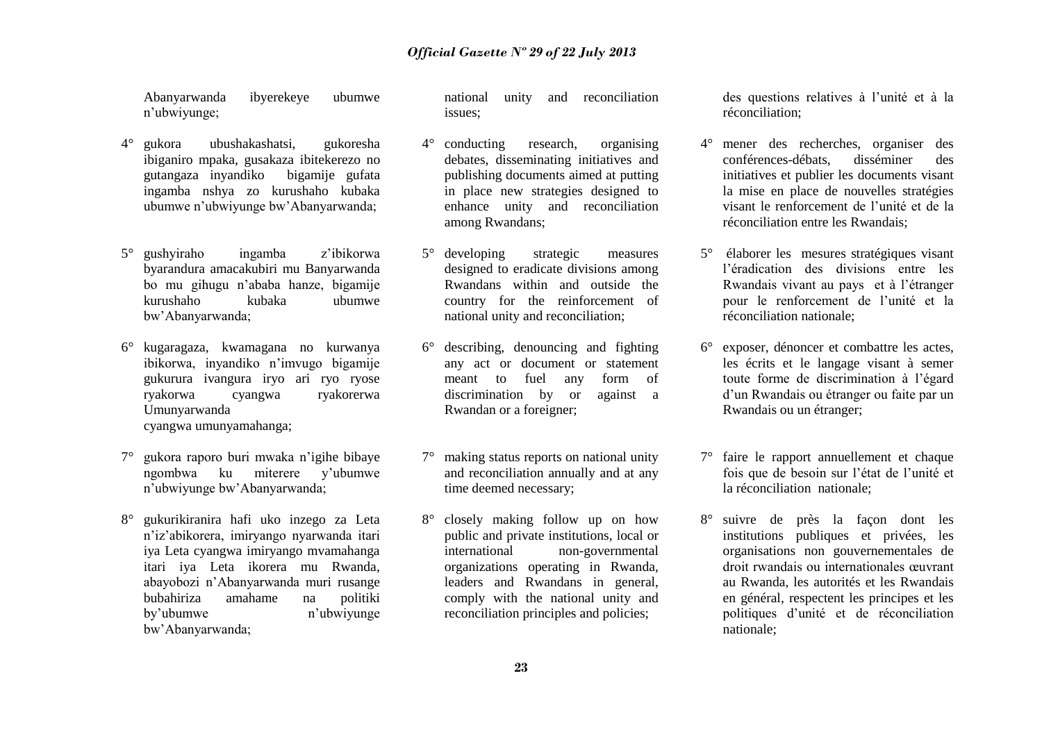Abanyarwanda ibyerekeye ubumwe n'ubwiyunge;

4° gukora ubushakashatsi, gukoresha ibiganiro mpaka, gusakaza ibitekerezo no gutangaza inyandiko bigamije gufata ingamba nshya zo kurushaho kubaka ubumwe n'ubwiyunge bw'Abanyarwanda;

5° gushyiraho ingamba z'ibikorwa byarandura amacakubiri mu Banyarwanda bo mu gihugu n'ababa hanze, bigamije kurushaho kubaka ubumwe bw'Abanyarwanda;

6° kugaragaza, kwamagana no kurwanya ibikorwa, inyandiko n'imvugo bigamije gukurura ivangura iryo ari ryo ryose ryakorwa cyangwa ryakorerwa Umunyarwanda cyangwa umunyamahanga;

7° gukora raporo buri mwaka n'igihe bibaye ngombwa ku miterere y'ubumwe n'ubwiyunge bw'Abanyarwanda;

8° gukurikiranira hafi uko inzego za Leta n'iz'abikorera, imiryango nyarwanda itari iya Leta cyangwa imiryango mvamahanga itari iya Leta ikorera mu Rwanda, abayobozi n'Abanyarwanda muri rusange bubahiriza amahame na politiki by'ubumwe n'ubwiyunge bw'Abanyarwanda;

national unity and reconciliation issues;

4° conducting research, organising debates, disseminating initiatives and publishing documents aimed at putting in place new strategies designed to enhance unity and reconciliation among Rwandans;

5° developing strategic measures designed to eradicate divisions among Rwandans within and outside the country for the reinforcement of national unity and reconciliation;

6° describing, denouncing and fighting any act or document or statement meant to fuel any form of discrimination by or against a Rwandan or a foreigner;

7° making status reports on national unity and reconciliation annually and at any time deemed necessary;

8° closely making follow up on how public and private institutions, local or international non-governmental organizations operating in Rwanda, leaders and Rwandans in general, comply with the national unity and reconciliation principles and policies;

des questions relatives à l'unité et à la réconciliation;

4° mener des recherches, organiser des conférences-débats, disséminer des initiatives et publier les documents visant la mise en place de nouvelles stratégies visant le renforcement de l'unité et de la réconciliation entre les Rwandais;

5° élaborer les mesures stratégiques visant l'éradication des divisions entre les Rwandais vivant au pays et à l'étranger pour le renforcement de l'unité et la réconciliation nationale;

6° exposer, dénoncer et combattre les actes, les écrits et le langage visant à semer toute forme de discrimination à l'égard d'un Rwandais ou étranger ou faite par un Rwandais ou un étranger;

7° faire le rapport annuellement et chaque fois que de besoin sur l'état de l'unité et la réconciliation nationale;

8° suivre de près la façon dont les institutions publiques et privées, les organisations non gouvernementales de droit rwandais ou internationales œuvrant au Rwanda, les autorités et les Rwandais en général, respectent les principes et les politiques d'unité et de réconciliation nationale;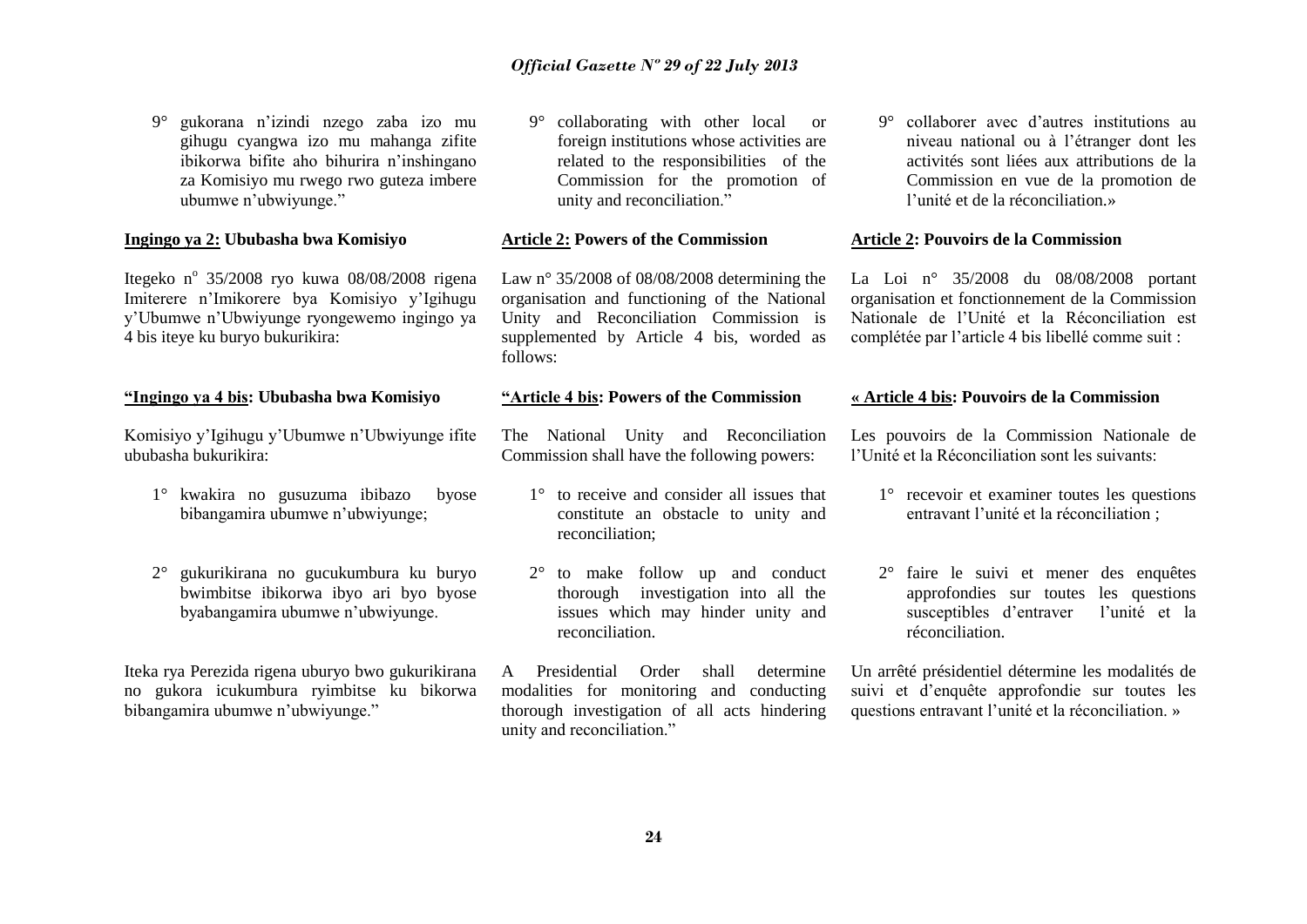9° gukorana n'izindi nzego zaba izo mu gihugu cyangwa izo mu mahanga zifite ibikorwa bifite aho bihurira n'inshingano za Komisiyo mu rwego rwo guteza imbere ubumwe n'ubwiyunge."

**Ingingo ya 2: Ububasha bwa Komisiyo**

Itegeko n° 35/2008 ryo kuwa 08/08/2008 rigena Imiterere n'Imikorere bya Komisiyo y'Igihugu y'Ubumwe n'Ubwiyunge ryongewemo ingingo ya 4 bis iteye ku buryo bukurikira:

**"Ingingo ya 4 bis: Ububasha bwa Komisiyo**

Komisiyo y'Igihugu y'Ubumwe n'Ubwiyunge ifite ububasha bukurikira:

1° kwakira no gusuzuma ibibazo byose bibangamira ubumwe n'ubwiyunge;

2° gukurikirana no gucukumbura ku buryo bwimbitse ibikorwa ibyo ari byo byose byabangamira ubumwe n'ubwiyunge.

Iteka rya Perezida rigena uburyo bwo gukurikirana no gukora icukumbura ryimbitse ku bikorwa bibangamira ubumwe n'ubwiyunge."

9° collaborating with other local or foreign institutions whose activities are related to the responsibilities of the Commission for the promotion of unity and reconciliation."

**Article 2: Powers of the Commission**

Law n° 35/2008 of 08/08/2008 determining the organisation and functioning of the National Unity and Reconciliation Commission is supplemented by Article 4 bis, worded as follows:

**"Article 4 bis: Powers of the Commission**

The National Unity and Reconciliation Commission shall have the following powers:

1° to receive and consider all issues that constitute an obstacle to unity and reconciliation;

2° to make follow up and conduct thorough investigation into all the issues which may hinder unity and reconciliation.

A Presidential Order shall determine modalities for monitoring and conducting thorough investigation of all acts hindering unity and reconciliation."

9° collaborer avec d'autres institutions au niveau national ou à l'étranger dont les activités sont liées aux attributions de la Commission en vue de la promotion de l'unité et de la réconciliation.»

**Article 2: Pouvoirs de la Commission**

La Loi n° 35/2008 du 08/08/2008 portant organisation et fonctionnement de la Commission Nationale de l'Unité et la Réconciliation est complétée par l'article 4 bis libellé comme suit :

**« Article 4 bis: Pouvoirs de la Commission**

Les pouvoirs de la Commission Nationale de l'Unité et la Réconciliation sont les suivants:

1° recevoir et examiner toutes les questions entravant l'unité et la réconciliation ;

2° faire le suivi et mener des enquêtes approfondies sur toutes les questions susceptibles d'entraver l'unité et la réconciliation.

Un arrêté présidentiel détermine les modalités de suivi et d'enquête approfondie sur toutes les questions entravant l'unité et la réconciliation. »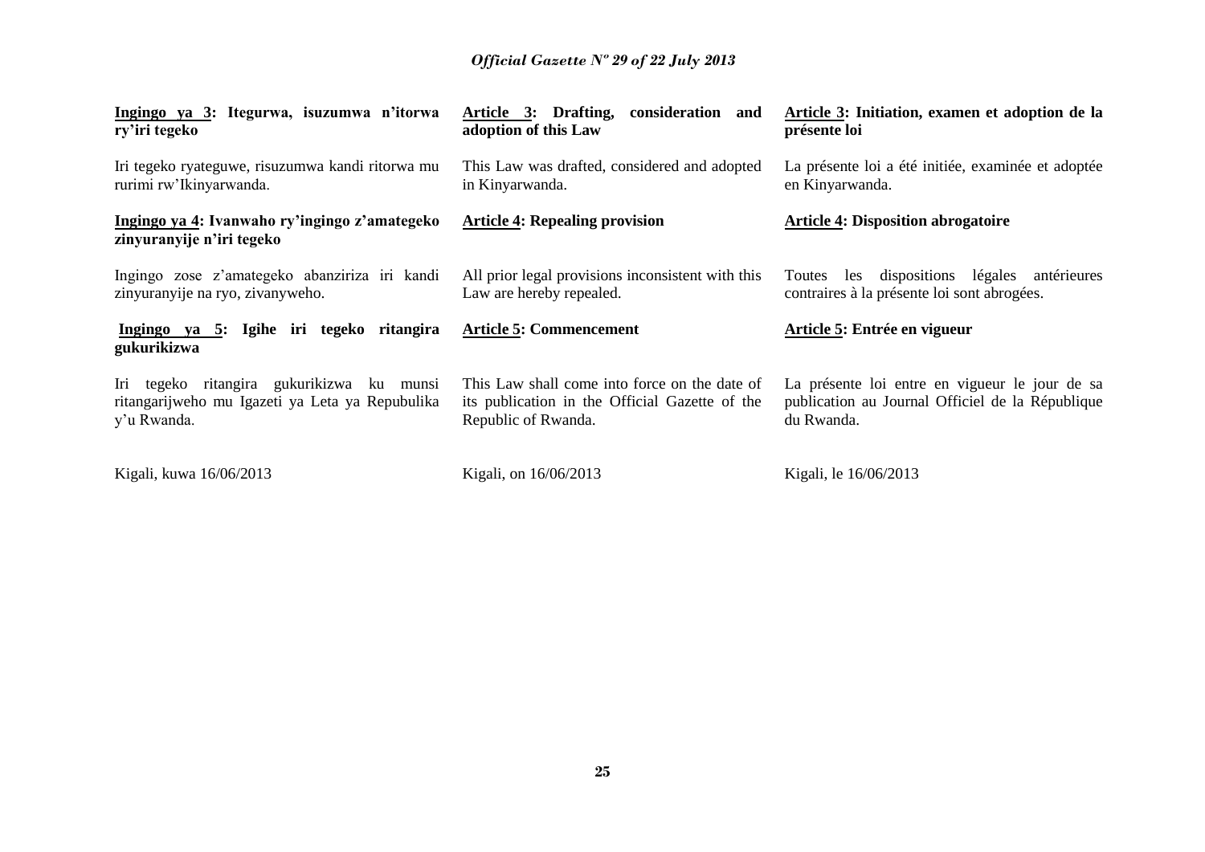**Ingingo ya 3: Itegurwa, isuzumwa n'itorwa ry'iri tegeko**

Iri tegeko ryateguwe, risuzumwa kandi ritorwa mu rurimi rw'Ikinyarwanda.

**Ingingo ya 4: Ivanwaho ry'ingingo z'amategeko zinyuranyije n'iri tegeko**

Ingingo zose z'amategeko abanziriza iri kandi zinyuranyije na ryo, zivanyweho.

**Ingingo ya 5: Igihe iri tegeko ritangira gukurikizwa**

Iri tegeko ritangira gukurikizwa ku munsi ritangarijweho mu Igazeti ya Leta ya Repubulika y'u Rwanda.

Kigali, kuwa 16/06/2013

**Article 3: Drafting, consideration and adoption of this Law**

This Law was drafted, considered and adopted in Kinyarwanda.

**Article 4: Repealing provision**

All prior legal provisions inconsistent with this Law are hereby repealed.

**Article 5: Commencement**

This Law shall come into force on the date of its publication in the Official Gazette of the Republic of Rwanda.

Kigali, on 16/06/2013

**Article 3: Initiation, examen et adoption de la présente loi**

La présente loi a été initiée, examinée et adoptée en Kinyarwanda.

**Article 4: Disposition abrogatoire**

Toutes les dispositions légales antérieures contraires à la présente loi sont abrogées.

**Article 5: Entrée en vigueur**

La présente loi entre en vigueur le jour de sa publication au Journal Officiel de la République du Rwanda.

Kigali, le 16/06/2013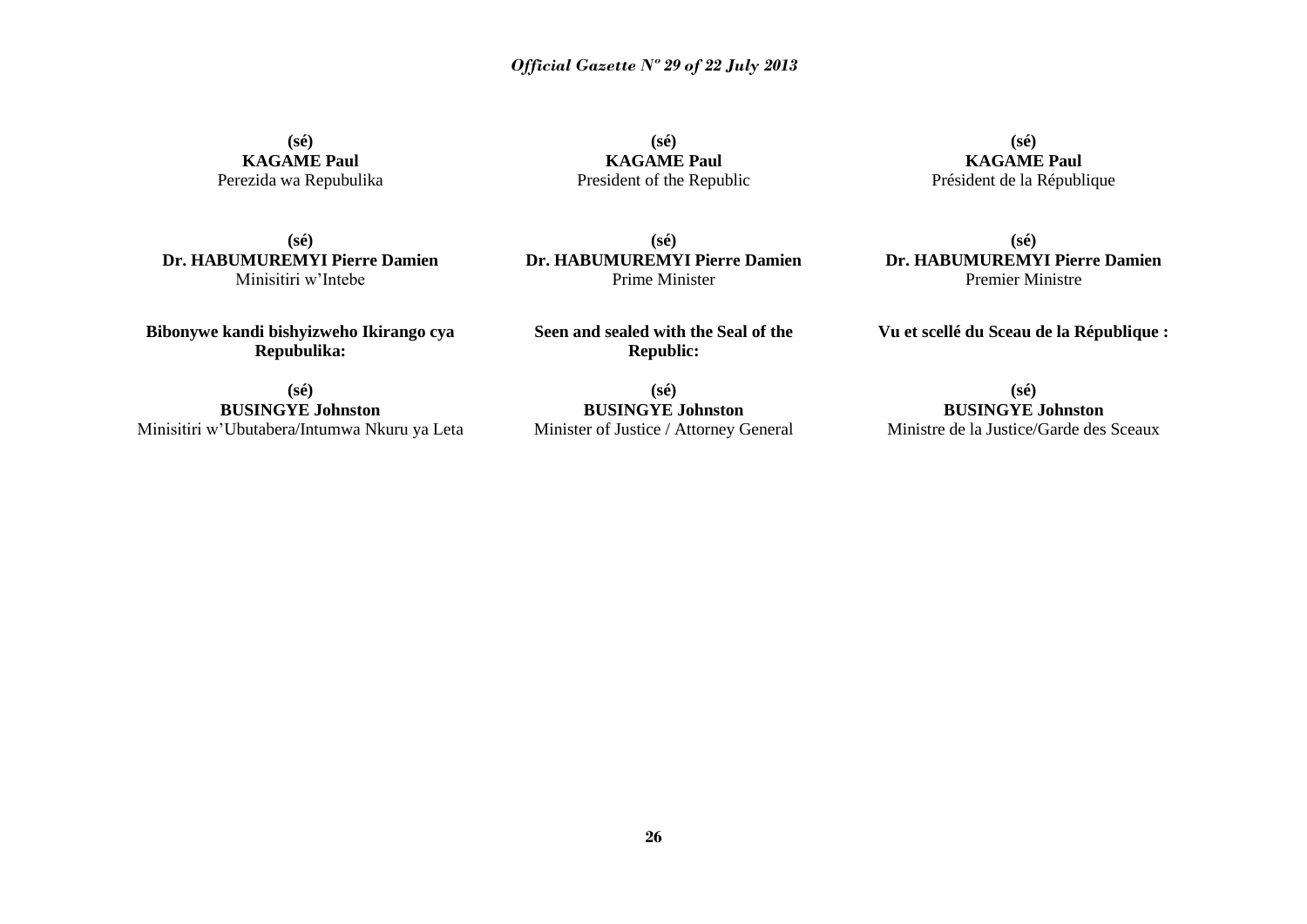**(sé)**
**KAGAME Paul**
Perezida wa Repubulika

**(sé)**
**KAGAME Paul**
President of the Republic

**(sé)**
**KAGAME Paul**
Président de la République

**(sé)**
**Dr. HABUMUREMYI Pierre Damien**
Minisitiri w'Intebe

**(sé)**
**Dr. HABUMUREMYI Pierre Damien**
Prime Minister

**(sé)**
**Dr. HABUMUREMYI Pierre Damien**
Premier Ministre

**Bibonywe kandi bishyizweho Ikirango cya Repubulika:**

**(sé)**
**BUSINGYE Johnston**
Minisitiri w'Ubutabera/Intumwa Nkuru ya Leta

**Seen and sealed with the Seal of the Republic:**

**(sé)**
**BUSINGYE Johnston**
Minister of Justice / Attorney General

**Vu et scellé du Sceau de la République :**

**(sé)**
**BUSINGYE Johnston**
Ministre de la Justice/Garde des Sceaux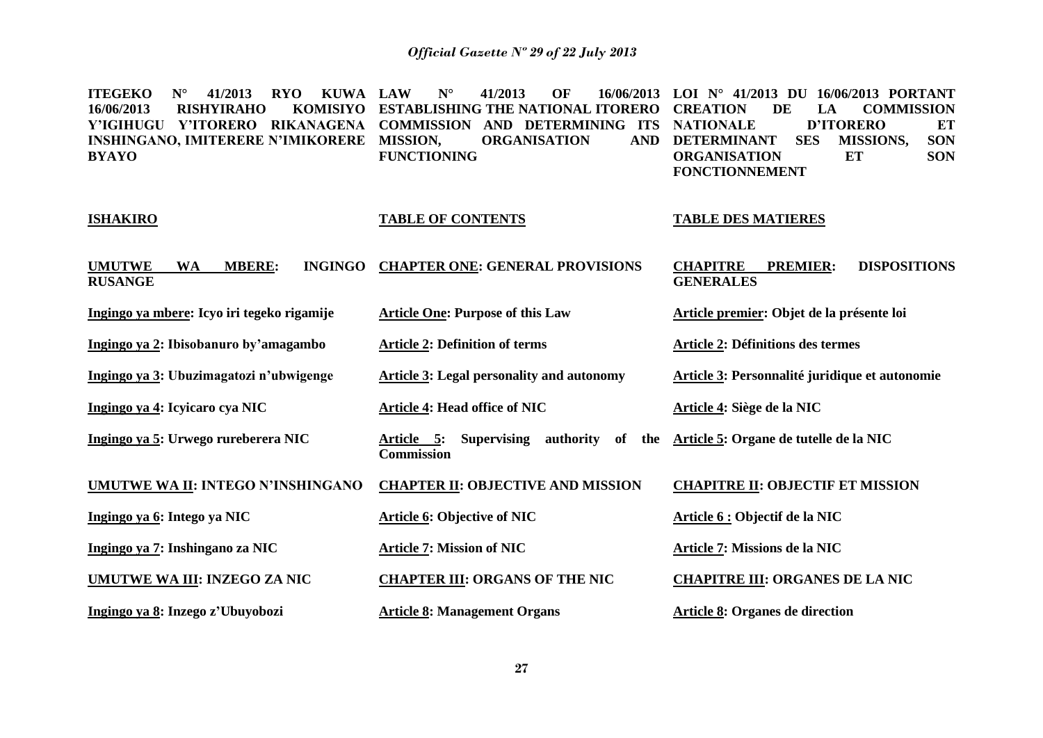**ITEGEKO N° 41/2013 RYO KUWA 16/06/2013 RISHYIRAHO KOMISIYO Y'IGIHUGU Y'ITORERO RIKANAGENA INSHINGANO, IMITERERE N'IMIKORERE BYAYO**

**ISHAKIRO**

**UMUTWE WA MBERE: INGINGO RUSANGE**

**Ingingo ya mbere: Icyo iri tegeko rigamije**

**Ingingo ya 2: Ibisobanuro by'amagambo**

**Ingingo ya 3: Ubuzimagatozi n'ubwigenge**

**Ingingo ya 4: Icyicaro cya NIC**

**Ingingo ya 5: Urwego rureberera NIC**

**UMUTWE WA II: INTEGO N'INSHINGANO**

**Ingingo ya 6: Intego ya NIC**

**Ingingo ya 7: Inshingano za NIC**

**UMUTWE WA III: INZEGO ZA NIC**

**Ingingo ya 8: Inzego z'Ubuyobozi**

**LAW N° 41/2013 OF 16/06/2013 ESTABLISHING THE NATIONAL ITORERO COMMISSION AND DETERMINING ITS MISSION, ORGANISATION AND FUNCTIONING**

**TABLE OF CONTENTS**

**CHAPTER ONE: GENERAL PROVISIONS**

**Article One: Purpose of this Law**

**Article 2: Definition of terms**

**Article 3: Legal personality and autonomy**

**Article 4: Head office of NIC**

**Article 5: Supervising authority of the Commission**

**CHAPTER II: OBJECTIVE AND MISSION**

**Article 6: Objective of NIC**

**Article 7: Mission of NIC**

**CHAPTER III: ORGANS OF THE NIC**

**Article 8: Management Organs**

**LOI N° 41/2013 DU 16/06/2013 PORTANT CREATION DE LA COMMISSION NATIONALE D'ITORERO ET DETERMINANT SES MISSIONS, SON ORGANISATION ET SON FONCTIONNEMENT**

**TABLE DES MATIERES**

**CHAPITRE PREMIER: DISPOSITIONS GENERALES**

**Article premier: Objet de la présente loi**

**Article 2: Définitions des termes**

**Article 3: Personnalité juridique et autonomie**

**Article 4: Siège de la NIC**

**Article 5: Organe de tutelle de la NIC**

**CHAPITRE II: OBJECTIF ET MISSION**

**Article 6 : Objectif de la NIC**

**Article 7: Missions de la NIC**

**CHAPITRE III: ORGANES DE LA NIC**

**Article 8: Organes de direction**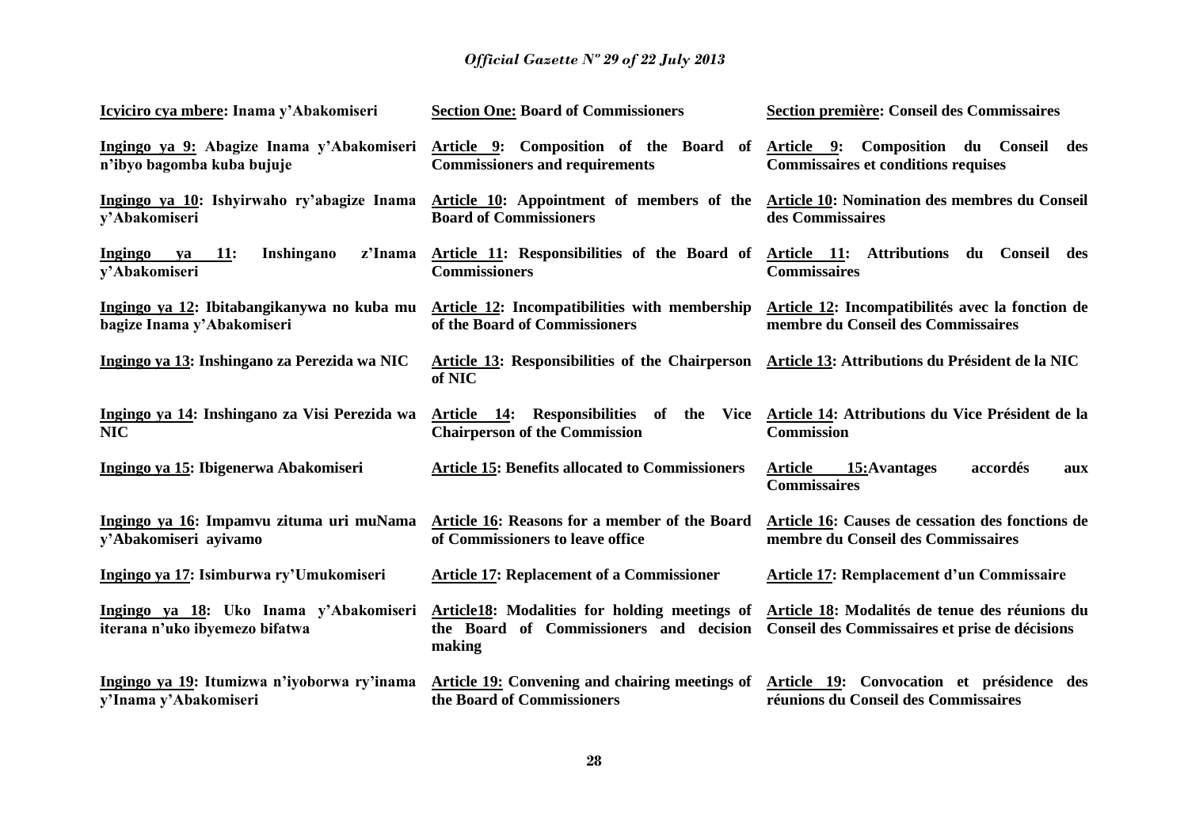| Icyiciro cya mbere: Inama y'Abakomiseri | Section One: Board of Commissioners | Section première: Conseil des Commissaires |
|---|---|---|
| Ingingo ya 9: Abagize Inama y'Abakomiseri n'ibyo bagomba kuba bujuje | Article 9: Composition of the Board of Commissioners and requirements | Article 9: Composition du Conseil des Commissaires et conditions requises |
| Ingingo ya 10: Ishyirwaho ry'abagize Inama y'Abakomiseri | Article 10: Appointment of members of the Board of Commissioners | Article 10: Nomination des membres du Conseil des Commissaires |
| Ingingo ya 11: Inshingano z'Inama y'Abakomiseri | Article 11: Responsibilities of the Board of Commissioners | Article 11: Attributions du Conseil des Commissaires |
| Ingingo ya 12: Ibitabangikanywa no kuba mu bagize Inama y'Abakomiseri | Article 12: Incompatibilities with membership of the Board of Commissioners | Article 12: Incompatibilités avec la fonction de membre du Conseil des Commissaires |
| Ingingo ya 13: Inshingano za Perezida wa NIC | Article 13: Responsibilities of the Chairperson of NIC | Article 13: Attributions du Président de la NIC |
| Ingingo ya 14: Inshingano za Visi Perezida wa NIC | Article 14: Responsibilities of the Vice Chairperson of the Commission | Article 14: Attributions du Vice Président de la Commission |
| Ingingo ya 15: Ibigenerwa Abakomiseri | Article 15: Benefits allocated to Commissioners | Article 15:Avantages accordés aux Commissaires |
| Ingingo ya 16: Impamvu zituma uri muNama y'Abakomiseri ayivamo | Article 16: Reasons for a member of the Board of Commissioners to leave office | Article 16: Causes de cessation des fonctions de membre du Conseil des Commissaires |
| Ingingo ya 17: Isimburwa ry'Umukomiseri | Article 17: Replacement of a Commissioner | Article 17: Remplacement d'un Commissaire |
| Ingingo ya 18: Uko Inama y'Abakomiseri iterana n'uko ibyemezo bifatwa | Article18: Modalities for holding meetings of the Board of Commissioners and decision making | Article 18: Modalités de tenue des réunions du Conseil des Commissaires et prise de décisions |
| Ingingo ya 19: Itumizwa n'iyoborwa ry'inama y'Inama y'Abakomiseri | Article 19: Convening and chairing meetings of the Board of Commissioners | Article 19: Convocation et présidence des réunions du Conseil des Commissaires |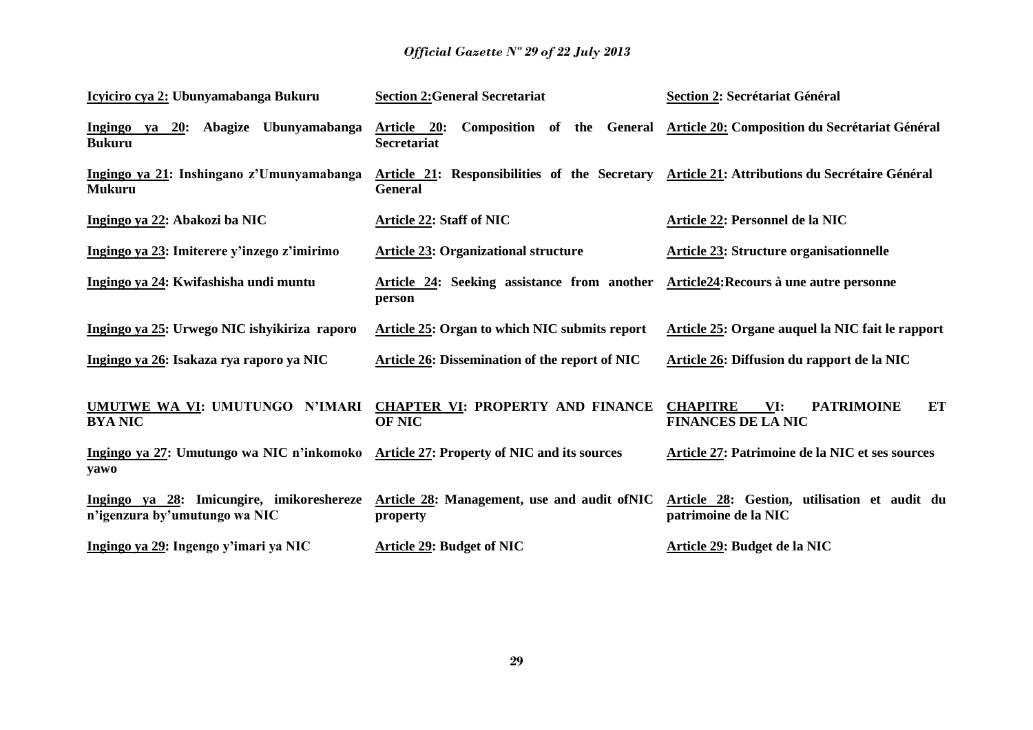| | | |
|---|---|---|
| **Icyiciro cya 2: Ubunyamabanga Bukuru** | **Section 2:General Secretariat** | **Section 2: Secrétariat Général** |
| **Ingingo ya 20: Abagize Ubunyamabanga Bukuru** | **Article 20: Composition of the General Secretariat** | **Article 20: Composition du Secrétariat Général** |
| **Ingingo ya 21: Inshingano z'Umunyamabanga Mukuru** | **Article 21: Responsibilities of the Secretary General** | **Article 21: Attributions du Secrétaire Général** |
| **Ingingo ya 22: Abakozi ba NIC** | **Article 22: Staff of NIC** | **Article 22: Personnel de la NIC** |
| **Ingingo ya 23: Imiterere y'inzego z'imirimo** | **Article 23: Organizational structure** | **Article 23: Structure organisationnelle** |
| **Ingingo ya 24: Kwifashisha undi muntu** | **Article 24: Seeking assistance from another person** | **Article24:Recours à une autre personne** |
| **Ingingo ya 25: Urwego NIC ishyikiriza raporo** | **Article 25: Organ to which NIC submits report** | **Article 25: Organe auquel la NIC fait le rapport** |
| **Ingingo ya 26: Isakaza rya raporo ya NIC** | **Article 26: Dissemination of the report of NIC** | **Article 26: Diffusion du rapport de la NIC** |
| **UMUTWE WA VI: UMUTUNGO N'IMARI BYA NIC** | **CHAPTER VI: PROPERTY AND FINANCE OF NIC** | **CHAPITRE VI: PATRIMOINE ET FINANCES DE LA NIC** |
| **Ingingo ya 27: Umutungo wa NIC n'inkomoko yawo** | **Article 27: Property of NIC and its sources** | **Article 27: Patrimoine de la NIC et ses sources** |
| **Ingingo ya 28: Imicungire, imikoreshereze n'igenzura by'umutungo wa NIC** | **Article 28: Management, use and audit ofNIC property** | **Article 28: Gestion, utilisation et audit du patrimoine de la NIC** |
| **Ingingo ya 29: Ingengo y'imari ya NIC** | **Article 29: Budget of NIC** | **Article 29: Budget de la NIC** |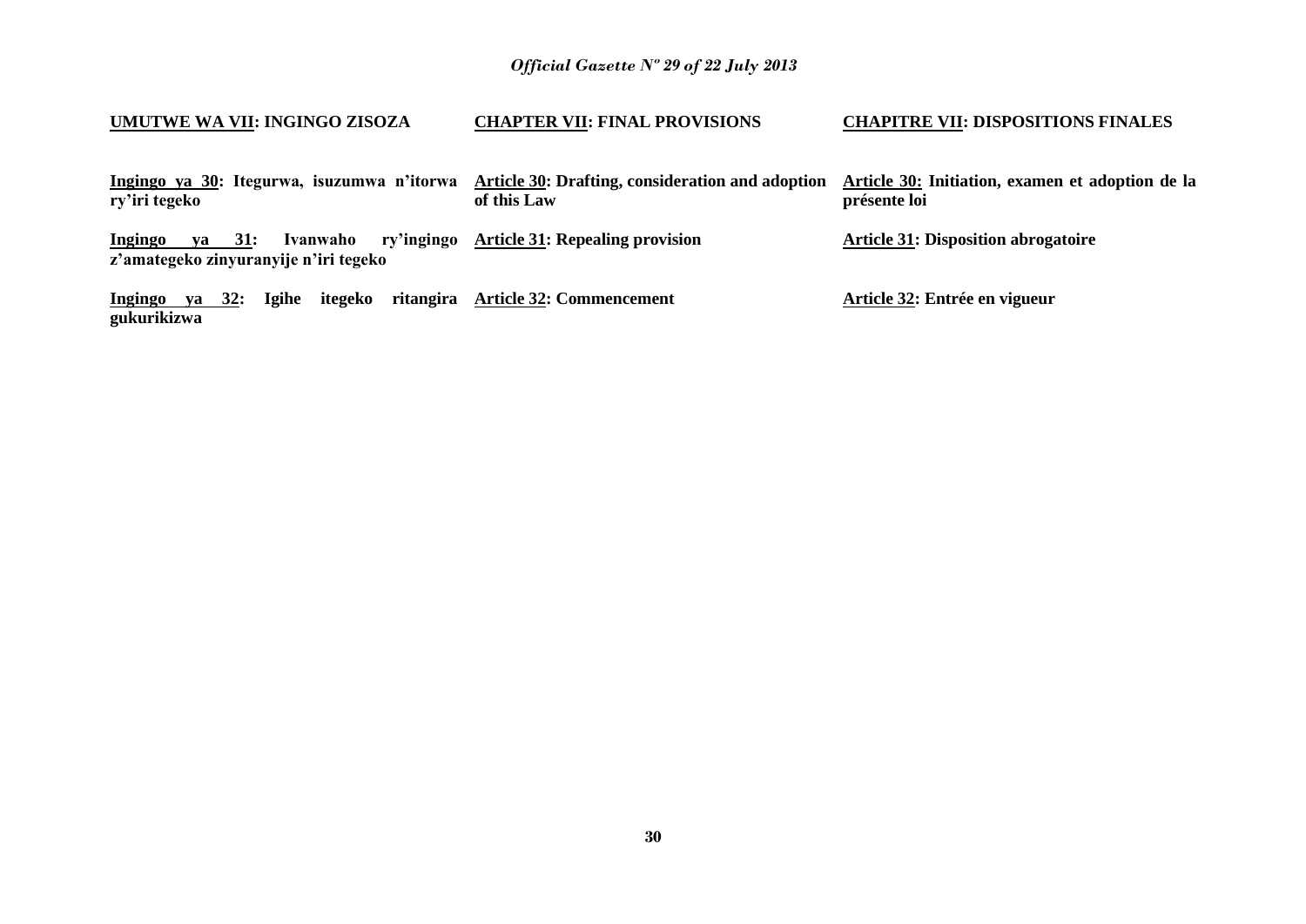**UMUTWE WA VII: INGINGO ZISOZA**

**Ingingo ya 30: Itegurwa, isuzumwa n'itorwa ry'iri tegeko**

**Ingingo ya 31: Ivanwaho ry'ingingo z'amategeko zinyuranyije n'iri tegeko**

**Ingingo ya 32: Igihe itegeko ritangira gukurikizwa**

**CHAPTER VII: FINAL PROVISIONS**

**Article 30: Drafting, consideration and adoption of this Law**

**Article 31: Repealing provision**

**Article 32: Commencement**

**CHAPITRE VII: DISPOSITIONS FINALES**

**Article 30: Initiation, examen et adoption de la présente loi**

**Article 31: Disposition abrogatoire**

**Article 32: Entrée en vigueur**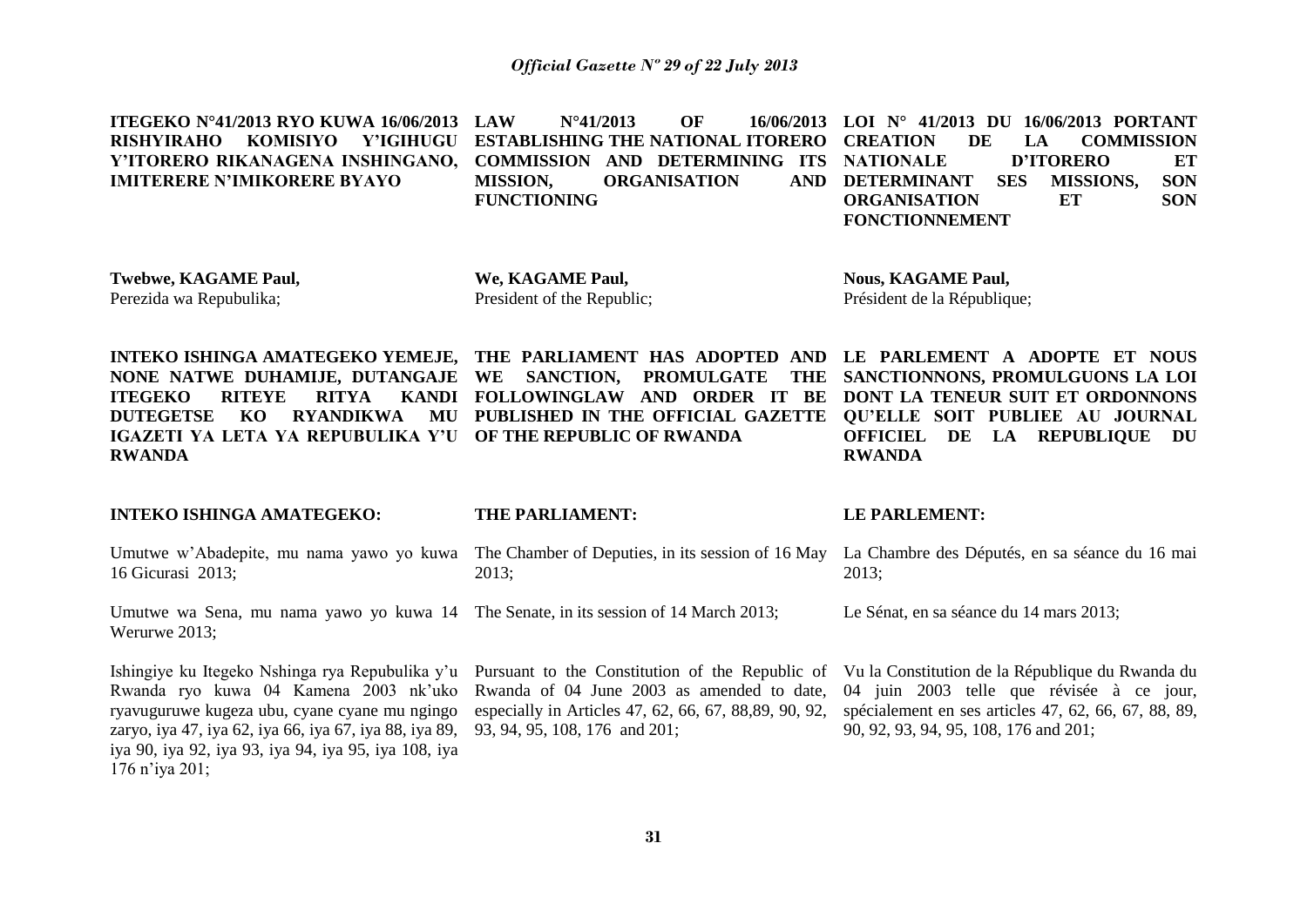**ITEGEKO N°41/2013 RYO KUWA 16/06/2013 RISHYIRAHO KOMISIYO Y'IGIHUGU Y'ITORERO RIKANAGENA INSHINGANO, IMITERERE N'IMIKORERE BYAYO**

**Twebwe, KAGAME Paul,**
Perezida wa Repubulika;

**INTEKO ISHINGA AMATEGEKO YEMEJE, NONE NATWE DUHAMIJE, DUTANGAJE ITEGEKO RITEYE RITYA KANDI DUTEGETSE KO RYANDIKWA MU IGAZETI YA LETA YA REPUBULIKA Y'U RWANDA**

**INTEKO ISHINGA AMATEGEKO:**

Umutwe w'Abadepite, mu nama yawo yo kuwa 16 Gicurasi 2013;

Umutwe wa Sena, mu nama yawo yo kuwa 14 Werurwe 2013;

Ishingiye ku Itegeko Nshinga rya Repubulika y'u Rwanda ryo kuwa 04 Kamena 2003 nk'uko ryavuguruwe kugeza ubu, cyane cyane mu ngingo zaryo, iya 47, iya 62, iya 66, iya 67, iya 88, iya 89, iya 90, iya 92, iya 93, iya 94, iya 95, iya 108, iya 176 n'iya 201;

**LAW N°41/2013 OF 16/06/2013 ESTABLISHING THE NATIONAL ITORERO COMMISSION AND DETERMINING ITS MISSION, ORGANISATION AND FUNCTIONING**

**We, KAGAME Paul,**
President of the Republic;

**THE PARLIAMENT HAS ADOPTED AND WE SANCTION, PROMULGATE THE FOLLOWINGLAW AND ORDER IT BE PUBLISHED IN THE OFFICIAL GAZETTE OF THE REPUBLIC OF RWANDA**

**THE PARLIAMENT:**

The Chamber of Deputies, in its session of 16 May 2013;

The Senate, in its session of 14 March 2013;

Pursuant to the Constitution of the Republic of Rwanda of 04 June 2003 as amended to date, especially in Articles 47, 62, 66, 67, 88,89, 90, 92, 93, 94, 95, 108, 176 and 201;

**LOI N° 41/2013 DU 16/06/2013 PORTANT CREATION DE LA COMMISSION NATIONALE D'ITORERO ET DETERMINANT SES MISSIONS, SON ORGANISATION ET SON FONCTIONNEMENT**

**Nous, KAGAME Paul,**
Président de la République;

**LE PARLEMENT A ADOPTE ET NOUS SANCTIONNONS, PROMULGUONS LA LOI DONT LA TENEUR SUIT ET ORDONNONS QU'ELLE SOIT PUBLIEE AU JOURNAL OFFICIEL DE LA REPUBLIQUE DU RWANDA**

**LE PARLEMENT:**

La Chambre des Députés, en sa séance du 16 mai 2013;

Le Sénat, en sa séance du 14 mars 2013;

Vu la Constitution de la République du Rwanda du 04 juin 2003 telle que révisée à ce jour, spécialement en ses articles 47, 62, 66, 67, 88, 89, 90, 92, 93, 94, 95, 108, 176 and 201;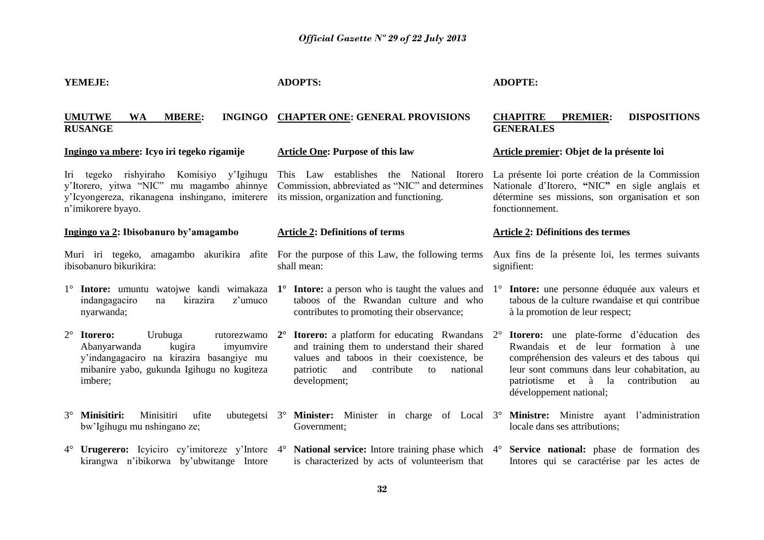**YEMEJE:**

**UMUTWE WA MBERE: INGINGO RUSANGE**

**Ingingo ya mbere: Icyo iri tegeko rigamije**

Iri tegeko rishyiraho Komisiyo y'Igihugu y'Itorero, yitwa "NIC" mu magambo ahinnye y'Icyongereza, rikanagena inshingano, imiterere n'imikorere byayo.

**Ingingo ya 2: Ibisobanuro by'amagambo**

Muri iri tegeko, amagambo akurikira afite ibisobanuro bikurikira:

1° **Intore:** umuntu watojwe kandi wimakaza indangagaciro na kirazira z'umuco nyarwanda;

2° **Itorero:** Urubuga rutorezwamo Abanyarwanda kugira imyumvire y'indangagaciro na kirazira basangiye mu mibanire yabo, gukunda Igihugu no kugiteza imbere;

3° **Minisitiri:** Minisitiri ufite ubutegetsi bw'Igihugu mu nshingano ze;

4° **Urugerero:** Icyiciro cy'imitoreze y'Intore kirangwa n'ibikorwa by'ubwitange Intore

**ADOPTS:**

**CHAPTER ONE: GENERAL PROVISIONS**

**Article One: Purpose of this law**

This Law establishes the National Itorero Commission, abbreviated as "NIC" and determines its mission, organization and functioning.

**Article 2: Definitions of terms**

For the purpose of this Law, the following terms shall mean:

1° **Intore:** a person who is taught the values and taboos of the Rwandan culture and who contributes to promoting their observance;

2° **Itorero:** a platform for educating Rwandans and training them to understand their shared values and taboos in their coexistence, be patriotic and contribute to national development;

3° **Minister:** Minister in charge of Local Government;

4° **National service:** Intore training phase which is characterized by acts of volunteerism that

**ADOPTE:**

**CHAPITRE PREMIER: DISPOSITIONS GENERALES**

**Article premier: Objet de la présente loi**

La présente loi porte création de la Commission Nationale d'Itorero, **"**NIC**"** en sigle anglais et détermine ses missions, son organisation et son fonctionnement.

**Article 2: Définitions des termes**

Aux fins de la présente loi, les termes suivants signifient:

1° **Intore:** une personne éduquée aux valeurs et tabous de la culture rwandaise et qui contribue à la promotion de leur respect;

2° **Itorero:** une plate-forme d'éducation des Rwandais et de leur formation à une compréhension des valeurs et des tabous qui leur sont communs dans leur cohabitation, au patriotisme et à la contribution au développement national;

3° **Ministre:** Ministre ayant l'administration locale dans ses attributions;

4° **Service national:** phase de formation des Intores qui se caractérise par les actes de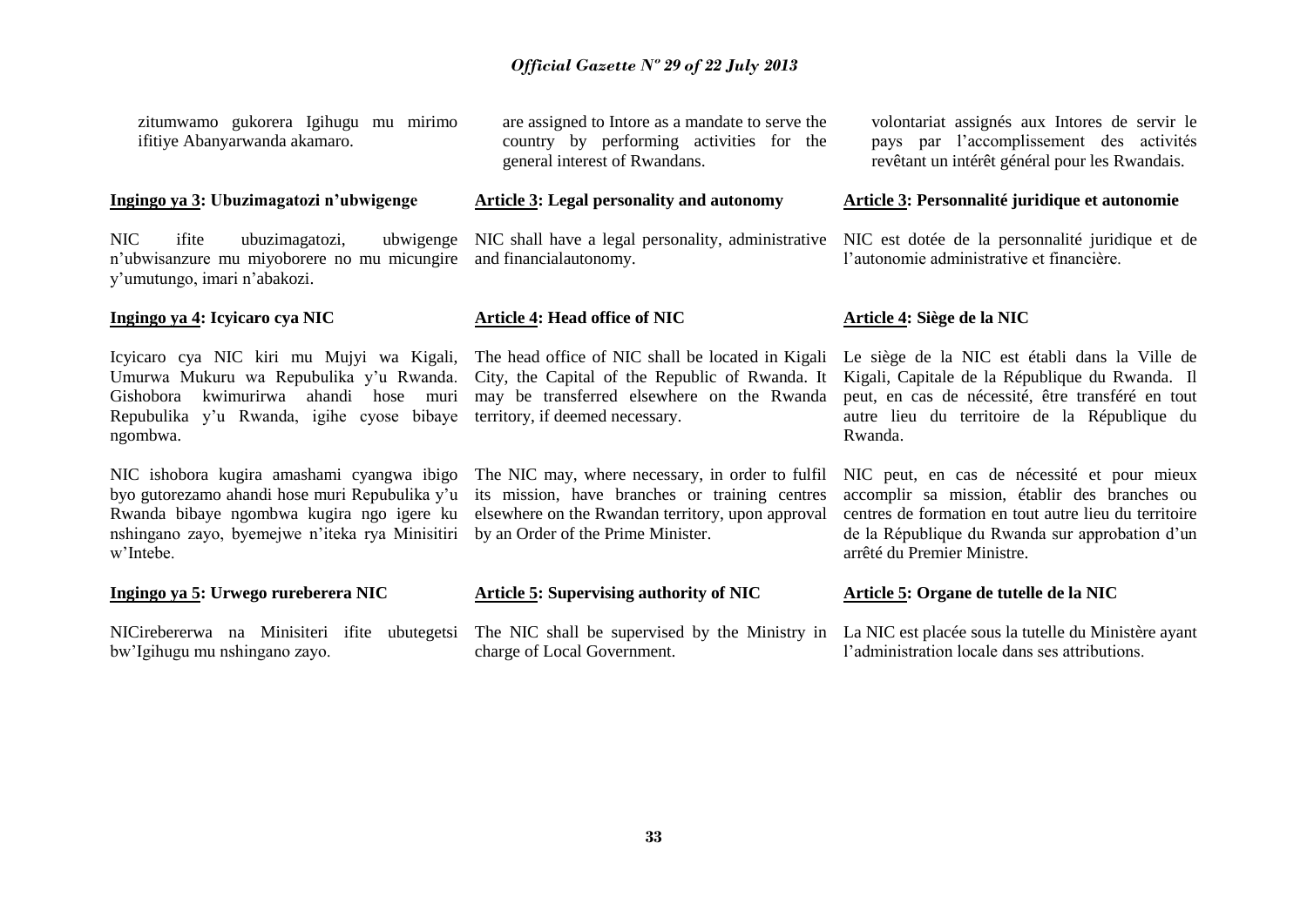zitumwamo gukorera Igihugu mu mirimo ifitiye Abanyarwanda akamaro.

**Ingingo ya 3: Ubuzimagatozi n'ubwigenge**

NIC ifite ubuzimagatozi, ubwigenge n'ubwisanzure mu miyoborere no mu micungire y'umutungo, imari n'abakozi.

**Ingingo ya 4: Icyicaro cya NIC**

Icyicaro cya NIC kiri mu Mujyi wa Kigali, Umurwa Mukuru wa Repubulika y'u Rwanda. Gishobora kwimurirwa ahandi hose muri Repubulika y'u Rwanda, igihe cyose bibaye ngombwa.

NIC ishobora kugira amashami cyangwa ibigo byo gutorezamo ahandi hose muri Repubulika y'u Rwanda bibaye ngombwa kugira ngo igere ku nshingano zayo, byemejwe n'iteka rya Minisitiri w'Intebe.

**Ingingo ya 5: Urwego rureberera NIC**

NICirebererwa na Minisiteri ifite ubutegetsi bw'Igihugu mu nshingano zayo.

are assigned to Intore as a mandate to serve the country by performing activities for the general interest of Rwandans.

**Article 3: Legal personality and autonomy**

NIC shall have a legal personality, administrative and financialautonomy.

**Article 4: Head office of NIC**

The head office of NIC shall be located in Kigali City, the Capital of the Republic of Rwanda. It may be transferred elsewhere on the Rwanda territory, if deemed necessary.

The NIC may, where necessary, in order to fulfil its mission, have branches or training centres elsewhere on the Rwandan territory, upon approval by an Order of the Prime Minister.

**Article 5: Supervising authority of NIC**

The NIC shall be supervised by the Ministry in charge of Local Government.

volontariat assignés aux Intores de servir le pays par l'accomplissement des activités revêtant un intérêt général pour les Rwandais.

**Article 3: Personnalité juridique et autonomie**

NIC est dotée de la personnalité juridique et de l'autonomie administrative et financière.

**Article 4: Siège de la NIC**

Le siège de la NIC est établi dans la Ville de Kigali, Capitale de la République du Rwanda. Il peut, en cas de nécessité, être transféré en tout autre lieu du territoire de la République du Rwanda.

NIC peut, en cas de nécessité et pour mieux accomplir sa mission, établir des branches ou centres de formation en tout autre lieu du territoire de la République du Rwanda sur approbation d'un arrêté du Premier Ministre.

**Article 5: Organe de tutelle de la NIC**

La NIC est placée sous la tutelle du Ministère ayant l'administration locale dans ses attributions.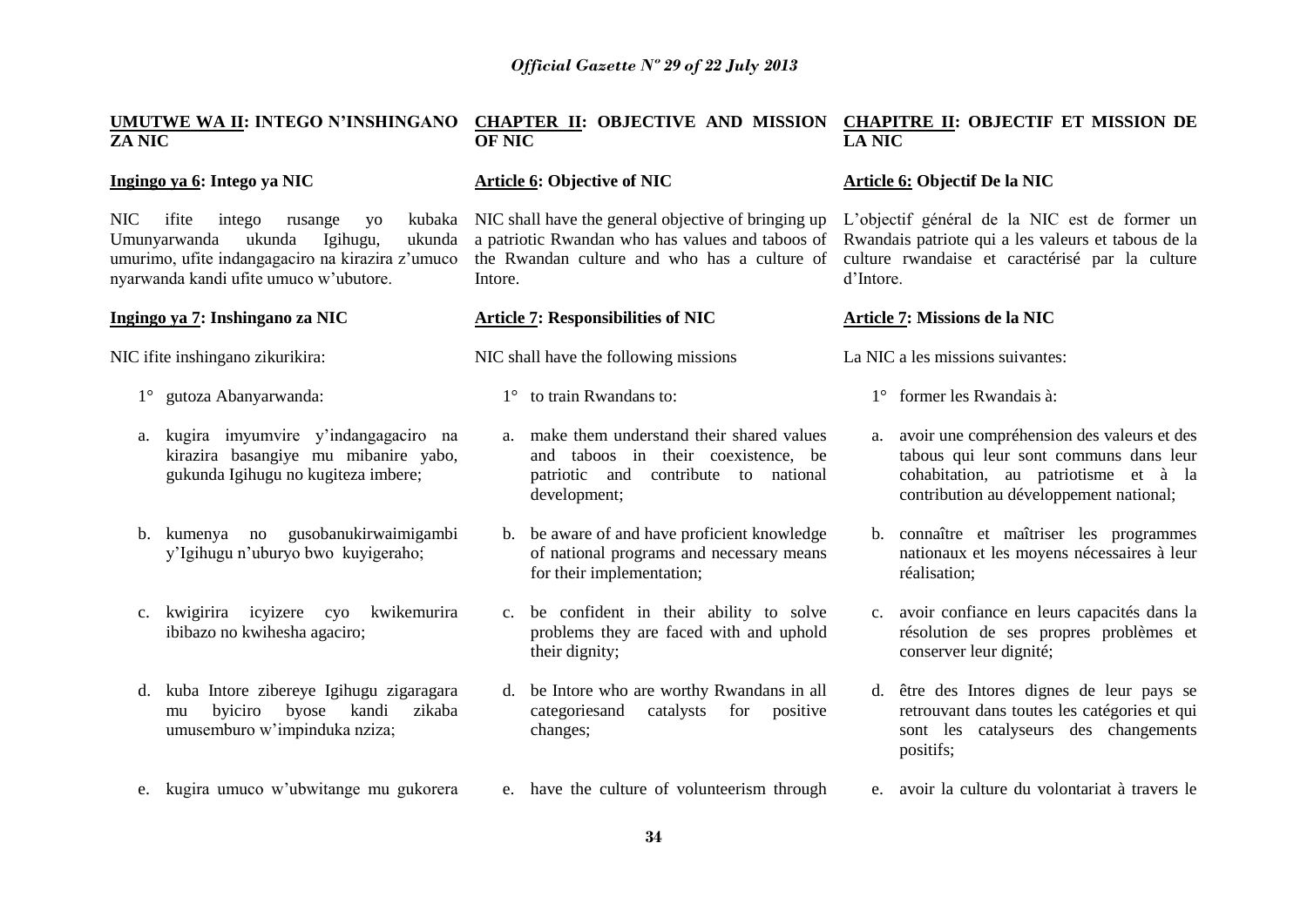**UMUTWE WA II: INTEGO N'INSHINGANO ZA NIC**

**Ingingo ya 6: Intego ya NIC**

NIC ifite intego rusange yo kubaka Umunyarwanda ukunda Igihugu, ukunda umurimo, ufite indangagaciro na kirazira z'umuco nyarwanda kandi ufite umuco w'ubutore.

**Ingingo ya 7: Inshingano za NIC**

NIC ifite inshingano zikurikira:

1° gutoza Abanyarwanda:

a. kugira imyumvire y'indangagaciro na kirazira basangiye mu mibanire yabo, gukunda Igihugu no kugiteza imbere;

b. kumenya no gusobanukirwaimigambi y'Igihugu n'uburyo bwo kuyigeraho;

c. kwigirira icyizere cyo kwikemurira ibibazo no kwihesha agaciro;

d. kuba Intore zibereye Igihugu zigaragara mu byiciro byose kandi zikaba umusemburo w'impinduka nziza;

e. kugira umuco w'ubwitange mu gukorera

**CHAPTER II: OBJECTIVE AND MISSION OF NIC**

**Article 6: Objective of NIC**

NIC shall have the general objective of bringing up a patriotic Rwandan who has values and taboos of the Rwandan culture and who has a culture of Intore.

**Article 7: Responsibilities of NIC**

NIC shall have the following missions

1° to train Rwandans to:

a. make them understand their shared values and taboos in their coexistence, be patriotic and contribute to national development;

b. be aware of and have proficient knowledge of national programs and necessary means for their implementation;

c. be confident in their ability to solve problems they are faced with and uphold their dignity;

d. be Intore who are worthy Rwandans in all categoriesand catalysts for positive changes;

e. have the culture of volunteerism through

**CHAPITRE II: OBJECTIF ET MISSION DE LA NIC**

**Article 6: Objectif De la NIC**

L'objectif général de la NIC est de former un Rwandais patriote qui a les valeurs et tabous de la culture rwandaise et caractérisé par la culture d'Intore.

**Article 7: Missions de la NIC**

La NIC a les missions suivantes:

1° former les Rwandais à:

a. avoir une compréhension des valeurs et des tabous qui leur sont communs dans leur cohabitation, au patriotisme et à la contribution au développement national;

b. connaître et maîtriser les programmes nationaux et les moyens nécessaires à leur réalisation;

c. avoir confiance en leurs capacités dans la résolution de ses propres problèmes et conserver leur dignité;

d. être des Intores dignes de leur pays se retrouvant dans toutes les catégories et qui sont les catalyseurs des changements positifs;

e. avoir la culture du volontariat à travers le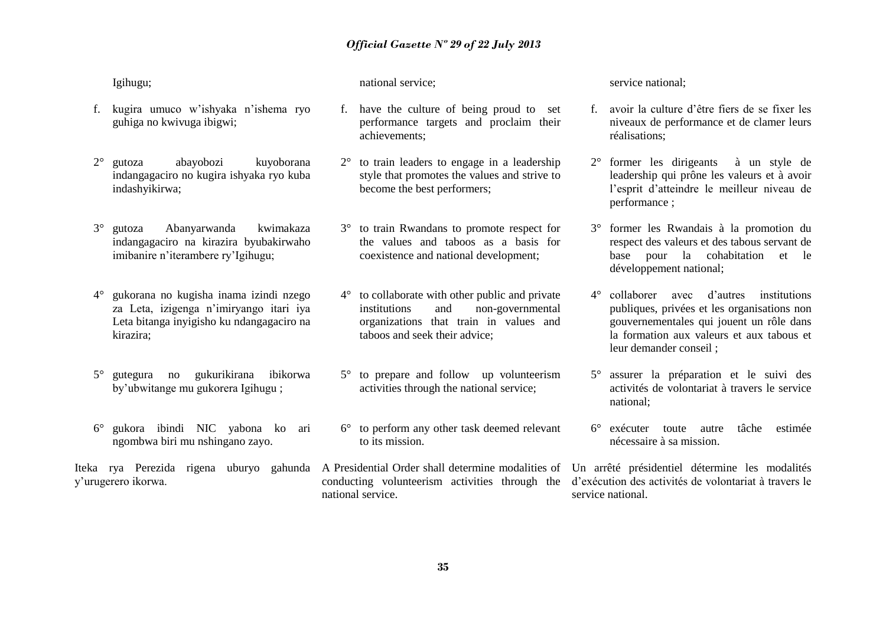Igihugu;

f. kugira umuco w'ishyaka n'ishema ryo guhiga no kwivuga ibigwi;

2° gutoza abayobozi kuyoborana indangagaciro no kugira ishyaka ryo kuba indashyikirwa;

3° gutoza Abanyarwanda kwimakaza indangagaciro na kirazira byubakirwaho imibanire n'iterambere ry'Igihugu;

4° gukorana no kugisha inama izindi nzego za Leta, izigenga n'imiryango itari iya Leta bitanga inyigisho ku ndangagaciro na kirazira;

5° gutegura no gukurikirana ibikorwa by'ubwitange mu gukorera Igihugu ;

6° gukora ibindi NIC yabona ko ari ngombwa biri mu nshingano zayo.

Iteka rya Perezida rigena uburyo gahunda y'urugerero ikorwa.

national service;

f. have the culture of being proud to set performance targets and proclaim their achievements;

2° to train leaders to engage in a leadership style that promotes the values and strive to become the best performers;

3° to train Rwandans to promote respect for the values and taboos as a basis for coexistence and national development;

4° to collaborate with other public and private institutions and non-governmental organizations that train in values and taboos and seek their advice;

5° to prepare and follow up volunteerism activities through the national service;

6° to perform any other task deemed relevant to its mission.

A Presidential Order shall determine modalities of conducting volunteerism activities through the national service.

service national;

f. avoir la culture d'être fiers de se fixer les niveaux de performance et de clamer leurs réalisations;

2° former les dirigeants à un style de leadership qui prône les valeurs et à avoir l'esprit d'atteindre le meilleur niveau de performance ;

3° former les Rwandais à la promotion du respect des valeurs et des tabous servant de base pour la cohabitation et le développement national;

4° collaborer avec d'autres institutions publiques, privées et les organisations non gouvernementales qui jouent un rôle dans la formation aux valeurs et aux tabous et leur demander conseil ;

5° assurer la préparation et le suivi des activités de volontariat à travers le service national;

6° exécuter toute autre tâche estimée nécessaire à sa mission.

Un arrêté présidentiel détermine les modalités d'exécution des activités de volontariat à travers le service national.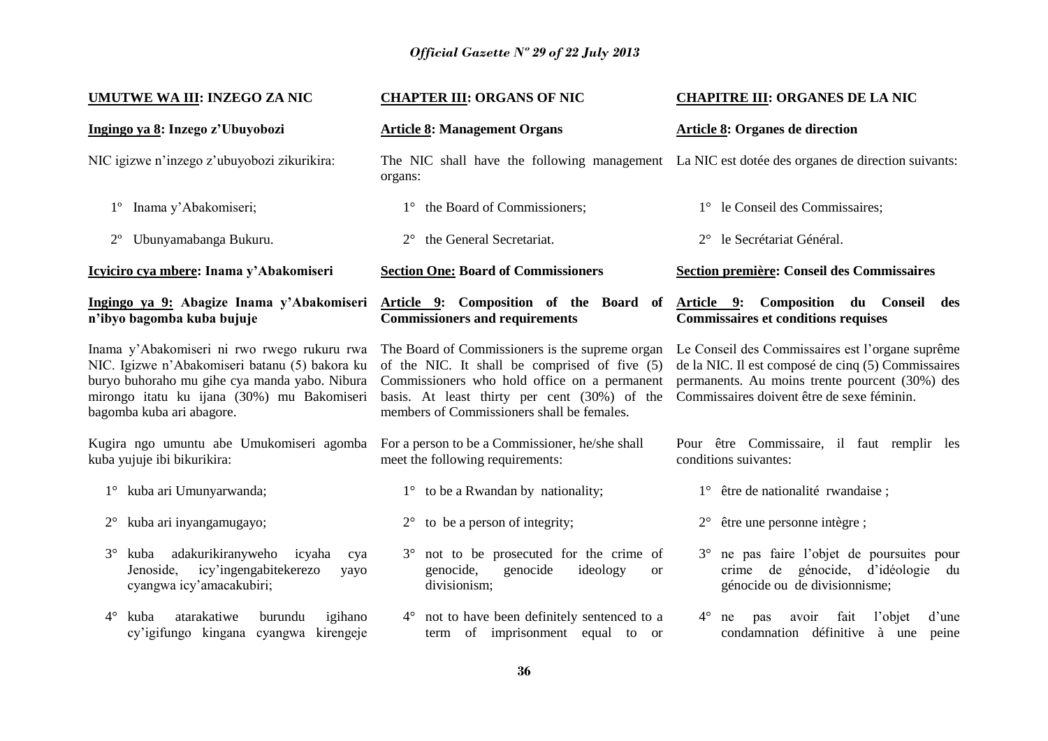**UMUTWE WA III: INZEGO ZA NIC**

**Ingingo ya 8: Inzego z'Ubuyobozi**

NIC igizwe n'inzego z'ubuyobozi zikurikira:

1º Inama y'Abakomiseri;

2º Ubunyamabanga Bukuru.

**Icyiciro cya mbere: Inama y'Abakomiseri**

**Ingingo ya 9: Abagize Inama y'Abakomiseri n'ibyo bagomba kuba bujuje**

Inama y'Abakomiseri ni rwo rwego rukuru rwa NIC. Igizwe n'Abakomiseri batanu (5) bakora ku buryo buhoraho mu gihe cya manda yabo. Nibura mirongo itatu ku ijana (30%) mu Bakomiseri bagomba kuba ari abagore.

Kugira ngo umuntu abe Umukomiseri agomba kuba yujuje ibi bikurikira:

1° kuba ari Umunyarwanda;

2° kuba ari inyangamugayo;

3° kuba adakurikiranyweho icyaha cya Jenoside, icy'ingengabitekerezo yayo cyangwa icy'amacakubiri;

4° kuba atarakatiwe burundu igihano cy'igifungo kingana cyangwa kirengeje

**CHAPTER III: ORGANS OF NIC**

**Article 8: Management Organs**

The NIC shall have the following management organs:

1° the Board of Commissioners;

2° the General Secretariat.

**Section One: Board of Commissioners**

**Article 9: Composition of the Board of Commissioners and requirements**

The Board of Commissioners is the supreme organ of the NIC. It shall be comprised of five (5) Commissioners who hold office on a permanent basis. At least thirty per cent (30%) of the members of Commissioners shall be females.

For a person to be a Commissioner, he/she shall meet the following requirements:

1° to be a Rwandan by nationality;

2° to be a person of integrity;

3° not to be prosecuted for the crime of genocide, genocide ideology or divisionism;

4° not to have been definitely sentenced to a term of imprisonment equal to or

**CHAPITRE III: ORGANES DE LA NIC**

**Article 8: Organes de direction**

La NIC est dotée des organes de direction suivants:

1° le Conseil des Commissaires;

2° le Secrétariat Général.

**Section première: Conseil des Commissaires**

**Article 9: Composition du Conseil des Commissaires et conditions requises**

Le Conseil des Commissaires est l'organe suprême de la NIC. Il est composé de cinq (5) Commissaires permanents. Au moins trente pourcent (30%) des Commissaires doivent être de sexe féminin.

Pour être Commissaire, il faut remplir les conditions suivantes:

1° être de nationalité rwandaise ;

2° être une personne intègre ;

3° ne pas faire l'objet de poursuites pour crime de génocide, d'idéologie du génocide ou de divisionnisme;

4° ne pas avoir fait l'objet d'une condamnation définitive à une peine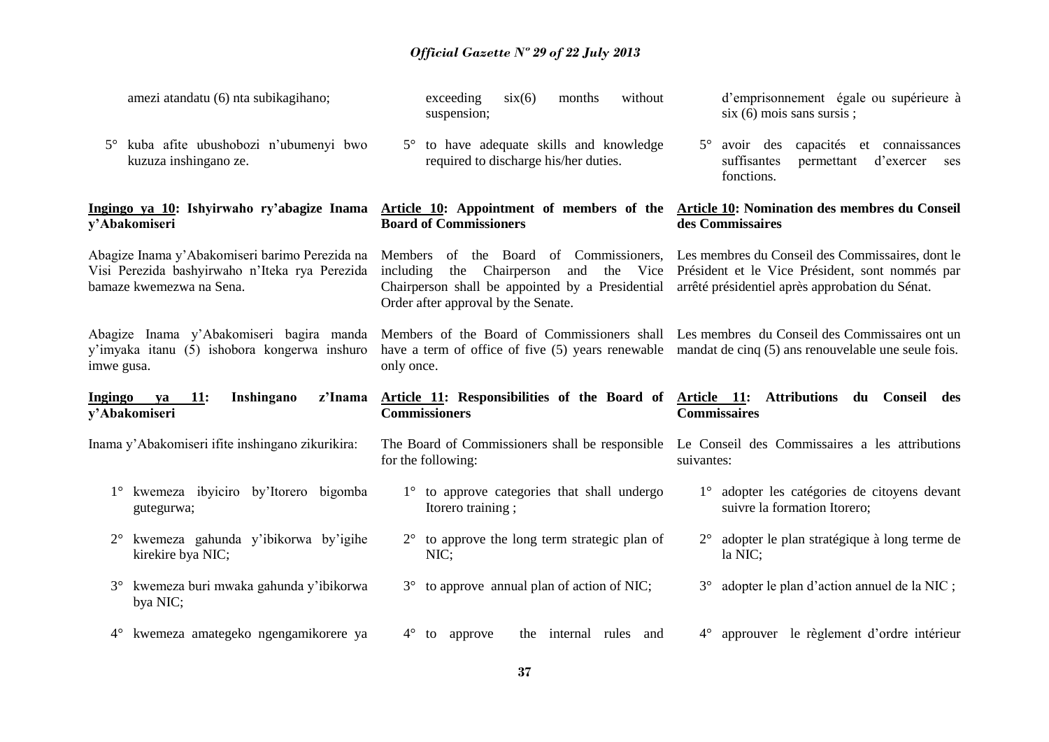amezi atandatu (6) nta subikagihano;

5° kuba afite ubushobozi n'ubumenyi bwo kuzuza inshingano ze.

**Ingingo ya 10: Ishyirwaho ry'abagize Inama y'Abakomiseri**

Abagize Inama y'Abakomiseri barimo Perezida na Visi Perezida bashyirwaho n'Iteka rya Perezida bamaze kwemezwa na Sena.

Abagize Inama y'Abakomiseri bagira manda y'imyaka itanu (5) ishobora kongerwa inshuro imwe gusa.

**Ingingo ya 11: Inshingano z'Inama y'Abakomiseri**

Inama y'Abakomiseri ifite inshingano zikurikira:

1° kwemeza ibyiciro by'Itorero bigomba gutegurwa;

2° kwemeza gahunda y'ibikorwa by'igihe kirekire bya NIC;

3° kwemeza buri mwaka gahunda y'ibikorwa bya NIC;

4° kwemeza amategeko ngengamikorere ya

exceeding six(6) months without suspension;

5° to have adequate skills and knowledge required to discharge his/her duties.

**Article 10: Appointment of members of the Board of Commissioners**

Members of the Board of Commissioners, including the Chairperson and the Vice Chairperson shall be appointed by a Presidential Order after approval by the Senate.

Members of the Board of Commissioners shall have a term of office of five (5) years renewable only once.

**Article 11: Responsibilities of the Board of Commissioners**

The Board of Commissioners shall be responsible for the following:

1° to approve categories that shall undergo Itorero training ;

2° to approve the long term strategic plan of NIC;

3° to approve annual plan of action of NIC;

4° to approve the internal rules and

d'emprisonnement égale ou supérieure à six (6) mois sans sursis ;

5° avoir des capacités et connaissances suffisantes permettant d'exercer ses fonctions.

**Article 10: Nomination des membres du Conseil des Commissaires**

Les membres du Conseil des Commissaires, dont le Président et le Vice Président, sont nommés par arrêté présidentiel après approbation du Sénat.

Les membres du Conseil des Commissaires ont un mandat de cinq (5) ans renouvelable une seule fois.

**Article 11: Attributions du Conseil des Commissaires**

Le Conseil des Commissaires a les attributions suivantes:

1° adopter les catégories de citoyens devant suivre la formation Itorero;

2° adopter le plan stratégique à long terme de la NIC;

3° adopter le plan d'action annuel de la NIC ;

4° approuver le règlement d'ordre intérieur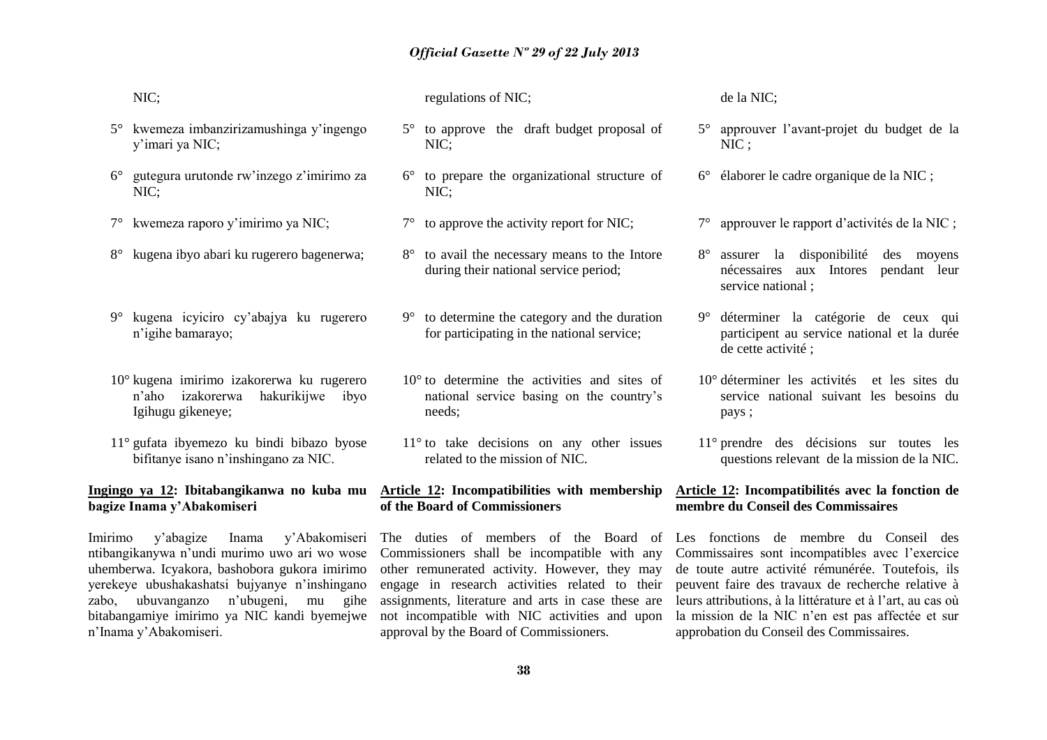NIC;

5° kwemeza imbanzirizamushinga y'ingengo y'imari ya NIC;

6° gutegura urutonde rw'inzego z'imirimo za NIC;

7° kwemeza raporo y'imirimo ya NIC;

8° kugena ibyo abari ku rugerero bagenerwa;

9° kugena icyiciro cy'abajya ku rugerero n'igihe bamarayo;

10° kugena imirimo izakorerwa ku rugerero n'aho izakorerwa hakurikijwe ibyo Igihugu gikeneye;

11° gufata ibyemezo ku bindi bibazo byose bifitanye isano n'inshingano za NIC.

**Ingingo ya 12: Ibitabangikanwa no kuba mu bagize Inama y'Abakomiseri**

Imirimo y'abagize Inama y'Abakomiseri ntibangikanywa n'undi murimo uwo ari wo wose uhemberwa. Icyakora, bashobora gukora imirimo yerekeye ubushakashatsi bujyanye n'inshingano zabo, ubuvanganzo n'ubugeni, mu gihe bitabangamiye imirimo ya NIC kandi byemejwe n'Inama y'Abakomiseri.

regulations of NIC;

5° to approve the draft budget proposal of NIC;

6° to prepare the organizational structure of NIC;

7° to approve the activity report for NIC;

8° to avail the necessary means to the Intore during their national service period;

9° to determine the category and the duration for participating in the national service;

10° to determine the activities and sites of national service basing on the country's needs;

11° to take decisions on any other issues related to the mission of NIC.

**Article 12: Incompatibilities with membership of the Board of Commissioners**

The duties of members of the Board of Commissioners shall be incompatible with any other remunerated activity. However, they may engage in research activities related to their assignments, literature and arts in case these are not incompatible with NIC activities and upon approval by the Board of Commissioners.

de la NIC;

5° approuver l'avant-projet du budget de la NIC ;

6° élaborer le cadre organique de la NIC ;

7° approuver le rapport d'activités de la NIC ;

8° assurer la disponibilité des moyens nécessaires aux Intores pendant leur service national ;

9° déterminer la catégorie de ceux qui participent au service national et la durée de cette activité ;

10° déterminer les activités et les sites du service national suivant les besoins du pays ;

11° prendre des décisions sur toutes les questions relevant de la mission de la NIC.

**Article 12: Incompatibilités avec la fonction de membre du Conseil des Commissaires**

Les fonctions de membre du Conseil des Commissaires sont incompatibles avec l'exercice de toute autre activité rémunérée. Toutefois, ils peuvent faire des travaux de recherche relative à leurs attributions, à la littérature et à l'art, au cas où la mission de la NIC n'en est pas affectée et sur approbation du Conseil des Commissaires.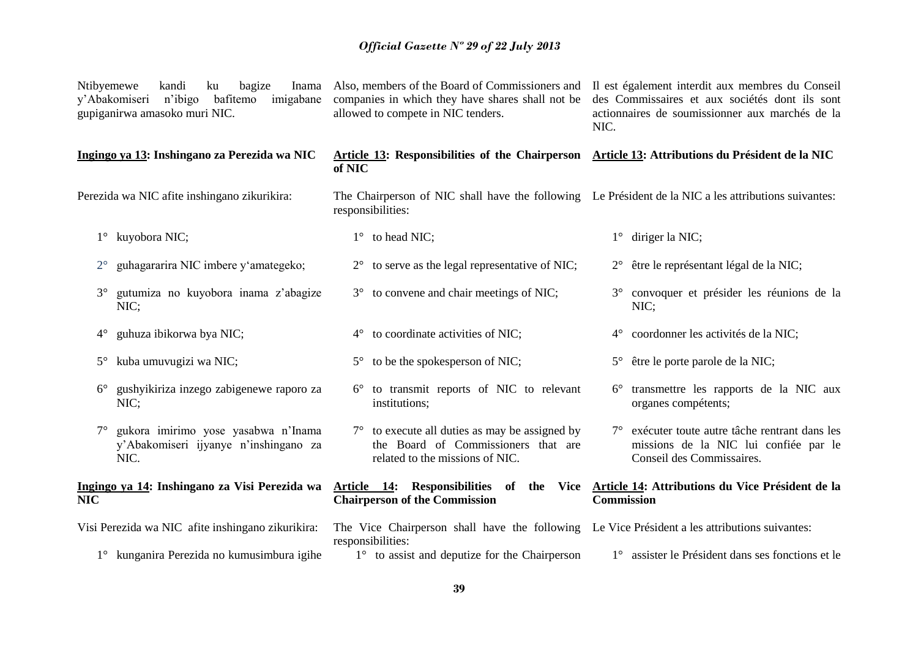Ntibyemewe kandi ku bagize Inama y'Abakomiseri n'ibigo bafitemo imigabane gupiganirwa amasoko muri NIC.

**Ingingo ya 13: Inshingano za Perezida wa NIC**

Perezida wa NIC afite inshingano zikurikira:

1° kuyobora NIC;

2° guhagararira NIC imbere y'amategeko;

3° gutumiza no kuyobora inama z'abagize NIC;

4° guhuza ibikorwa bya NIC;

5° kuba umuvugizi wa NIC;

6° gushyikiriza inzego zabigenewe raporo za NIC;

7° gukora imirimo yose yasabwa n'Inama y'Abakomiseri ijyanye n'inshingano za NIC.

**Ingingo ya 14: Inshingano za Visi Perezida wa NIC**

Visi Perezida wa NIC afite inshingano zikurikira:

1° kunganira Perezida no kumusimbura igihe

Also, members of the Board of Commissioners and companies in which they have shares shall not be allowed to compete in NIC tenders.

**Article 13: Responsibilities of the Chairperson of NIC**

The Chairperson of NIC shall have the following responsibilities:

1° to head NIC;

2° to serve as the legal representative of NIC;

3° to convene and chair meetings of NIC;

4° to coordinate activities of NIC;

5° to be the spokesperson of NIC;

6° to transmit reports of NIC to relevant institutions;

7° to execute all duties as may be assigned by the Board of Commissioners that are related to the missions of NIC.

**Article 14: Responsibilities of the Vice Chairperson of the Commission**

The Vice Chairperson shall have the following responsibilities:

1° to assist and deputize for the Chairperson

Il est également interdit aux membres du Conseil des Commissaires et aux sociétés dont ils sont actionnaires de soumissionner aux marchés de la NIC.

**Article 13: Attributions du Président de la NIC**

Le Président de la NIC a les attributions suivantes:

1° diriger la NIC;

2° être le représentant légal de la NIC;

3° convoquer et présider les réunions de la NIC;

4° coordonner les activités de la NIC;

5° être le porte parole de la NIC;

6° transmettre les rapports de la NIC aux organes compétents;

7° exécuter toute autre tâche rentrant dans les missions de la NIC lui confiée par le Conseil des Commissaires.

**Article 14: Attributions du Vice Président de la Commission**

Le Vice Président a les attributions suivantes:

1° assister le Président dans ses fonctions et le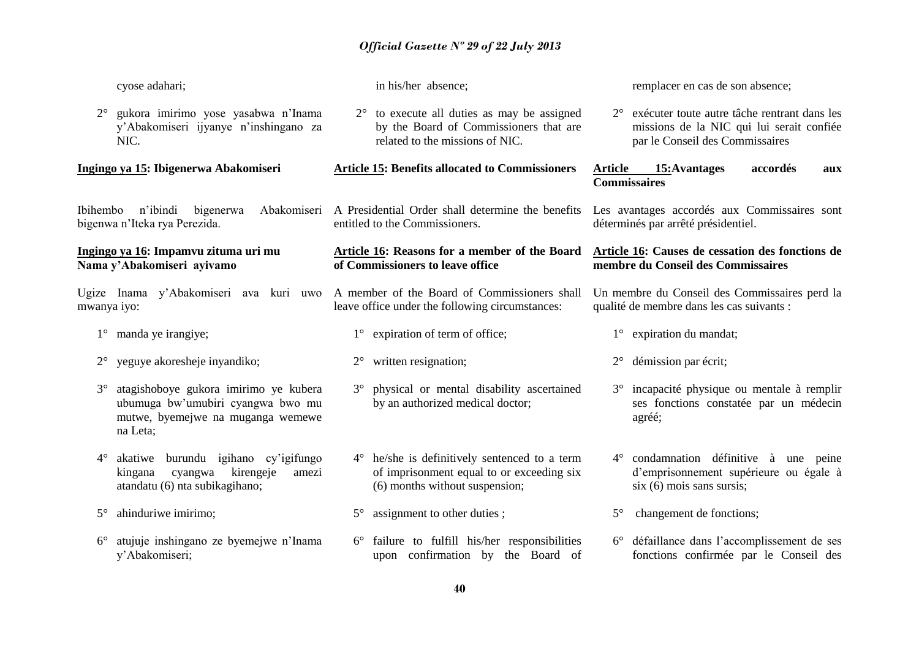cyose adahari;

2° gukora imirimo yose yasabwa n'Inama y'Abakomiseri ijyanye n'inshingano za NIC.

**Ingingo ya 15: Ibigenerwa Abakomiseri**

Ibihembo n'ibindi bigenerwa Abakomiseri bigenwa n'Iteka rya Perezida.

**Ingingo ya 16: Impamvu zituma uri mu Nama y'Abakomiseri ayivamo**

Ugize Inama y'Abakomiseri ava kuri uwo mwanya iyo:

1° manda ye irangiye;

2° yeguye akoresheje inyandiko;

3° atagishoboye gukora imirimo ye kubera ubumuga bw'umubiri cyangwa bwo mu mutwe, byemejwe na muganga wemewe na Leta;

4° akatiwe burundu igihano cy'igifungo kingana cyangwa kirengeje amezi atandatu (6) nta subikagihano;

5° ahinduriwe imirimo;

6° atujuje inshingano ze byemejwe n'Inama y'Abakomiseri;

in his/her absence;

2° to execute all duties as may be assigned by the Board of Commissioners that are related to the missions of NIC.

**Article 15: Benefits allocated to Commissioners**

A Presidential Order shall determine the benefits entitled to the Commissioners.

**Article 16: Reasons for a member of the Board of Commissioners to leave office**

A member of the Board of Commissioners shall leave office under the following circumstances:

1° expiration of term of office;

2° written resignation;

3° physical or mental disability ascertained by an authorized medical doctor;

4° he/she is definitively sentenced to a term of imprisonment equal to or exceeding six (6) months without suspension;

5° assignment to other duties ;

6° failure to fulfill his/her responsibilities upon confirmation by the Board of

remplacer en cas de son absence;

2° exécuter toute autre tâche rentrant dans les missions de la NIC qui lui serait confiée par le Conseil des Commissaires

**Article 15: Avantages accordés aux Commissaires**

Les avantages accordés aux Commissaires sont déterminés par arrêté présidentiel.

**Article 16: Causes de cessation des fonctions de membre du Conseil des Commissaires**

Un membre du Conseil des Commissaires perd la qualité de membre dans les cas suivants :

1° expiration du mandat;

2° démission par écrit;

3° incapacité physique ou mentale à remplir ses fonctions constatée par un médecin agréé;

4° condamnation définitive à une peine d'emprisonnement supérieure ou égale à six (6) mois sans sursis;

5° changement de fonctions;

6° défaillance dans l'accomplissement de ses fonctions confirmée par le Conseil des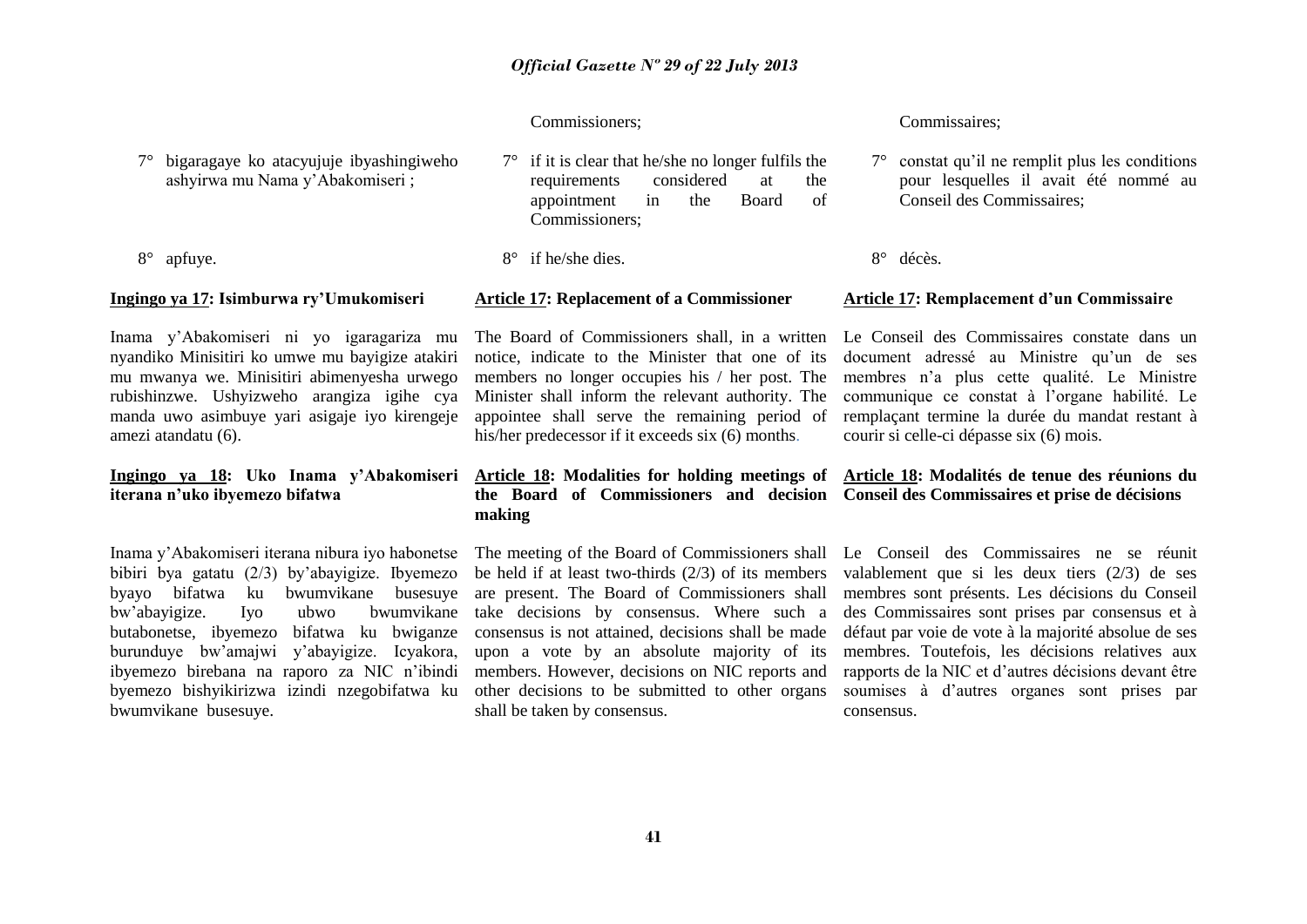7° bigaragaye ko atacyujuje ibyashingiweho ashyirwa mu Nama y'Abakomiseri ;

8° apfuye.

**Ingingo ya 17: Isimburwa ry'Umukomiseri**

Inama y'Abakomiseri ni yo igaragariza mu nyandiko Minisitiri ko umwe mu bayigize atakiri mu mwanya we. Minisitiri abimenyesha urwego rubishinzwe. Ushyizweho arangiza igihe cya manda uwo asimbuye yari asigaje iyo kirengeje amezi atandatu (6).

**Ingingo ya 18: Uko Inama y'Abakomiseri iterana n'uko ibyemezo bifatwa**

Inama y'Abakomiseri iterana nibura iyo habonetse bibiri bya gatatu (2/3) by'abayigize. Ibyemezo byayo bifatwa ku bwumvikane busesuye bw'abayigize. Iyo ubwo bwumvikane butabonetse, ibyemezo bifatwa ku bwiganze burunduye bw'amajwi y'abayigize. Icyakora, ibyemezo birebana na raporo za NIC n'ibindi byemezo bishyikirizwa izindi nzegobifatwa ku bwumvikane busesuye.

Commissioners;

7° if it is clear that he/she no longer fulfils the requirements considered at the appointment in the Board of Commissioners;

8° if he/she dies.

**Article 17: Replacement of a Commissioner**

The Board of Commissioners shall, in a written notice, indicate to the Minister that one of its members no longer occupies his / her post. The Minister shall inform the relevant authority. The appointee shall serve the remaining period of his/her predecessor if it exceeds six (6) months.

**Article 18: Modalities for holding meetings of the Board of Commissioners and decision making**

The meeting of the Board of Commissioners shall be held if at least two-thirds (2/3) of its members are present. The Board of Commissioners shall take decisions by consensus. Where such a consensus is not attained, decisions shall be made upon a vote by an absolute majority of its members. However, decisions on NIC reports and other decisions to be submitted to other organs shall be taken by consensus.

Commissaires;

7° constat qu'il ne remplit plus les conditions pour lesquelles il avait été nommé au Conseil des Commissaires;

8° décès.

**Article 17: Remplacement d'un Commissaire**

Le Conseil des Commissaires constate dans un document adressé au Ministre qu'un de ses membres n'a plus cette qualité. Le Ministre communique ce constat à l'organe habilité. Le remplaçant termine la durée du mandat restant à courir si celle-ci dépasse six (6) mois.

**Article 18: Modalités de tenue des réunions du Conseil des Commissaires et prise de décisions**

Le Conseil des Commissaires ne se réunit valablement que si les deux tiers (2/3) de ses membres sont présents. Les décisions du Conseil des Commissaires sont prises par consensus et à défaut par voie de vote à la majorité absolue de ses membres. Toutefois, les décisions relatives aux rapports de la NIC et d'autres décisions devant être soumises à d'autres organes sont prises par consensus.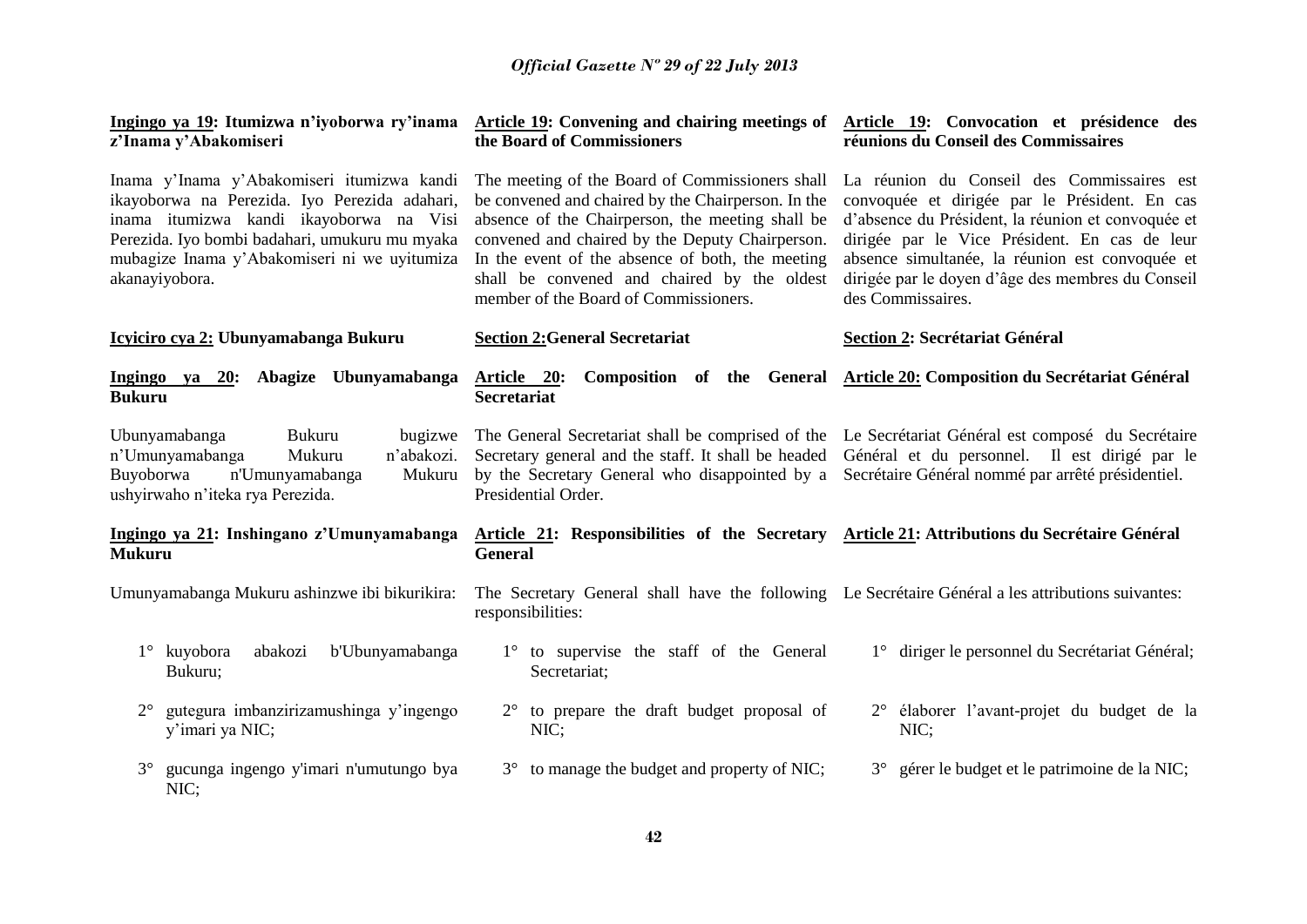**Ingingo ya 19: Itumizwa n'iyoborwa ry'inama z'Inama y'Abakomiseri**

Inama y'Inama y'Abakomiseri itumizwa kandi ikayoborwa na Perezida. Iyo Perezida adahari, inama itumizwa kandi ikayoborwa na Visi Perezida. Iyo bombi badahari, umukuru mu myaka mubagize Inama y'Abakomiseri ni we uyitumiza akanayiyobora.

**Icyiciro cya 2: Ubunyamabanga Bukuru**

**Ingingo ya 20: Abagize Ubunyamabanga Bukuru**

Ubunyamabanga Bukuru bugizwe n'Umunyamabanga Mukuru n'abakozi. Buyoborwa n'Umunyamabanga Mukuru ushyirwaho n'iteka rya Perezida.

**Ingingo ya 21: Inshingano z'Umunyamabanga Mukuru**

Umunyamabanga Mukuru ashinzwe ibi bikurikira:

1° kuyobora abakozi b'Ubunyamabanga Bukuru;

2° gutegura imbanzirizamushinga y'ingengo y'imari ya NIC;

3° gucunga ingengo y'imari n'umutungo bya NIC;

**Article 19: Convening and chairing meetings of the Board of Commissioners**

The meeting of the Board of Commissioners shall be convened and chaired by the Chairperson. In the absence of the Chairperson, the meeting shall be convened and chaired by the Deputy Chairperson. In the event of the absence of both, the meeting shall be convened and chaired by the oldest member of the Board of Commissioners.

**Section 2:General Secretariat**

**Article 20: Composition of the General Secretariat**

The General Secretariat shall be comprised of the Secretary general and the staff. It shall be headed by the Secretary General who disappointed by a Presidential Order.

**Article 21: Responsibilities of the Secretary General**

The Secretary General shall have the following responsibilities:

1° to supervise the staff of the General Secretariat;

2° to prepare the draft budget proposal of NIC;

3° to manage the budget and property of NIC;

**Article 19: Convocation et présidence des réunions du Conseil des Commissaires**

La réunion du Conseil des Commissaires est convoquée et dirigée par le Président. En cas d'absence du Président, la réunion et convoquée et dirigée par le Vice Président. En cas de leur absence simultanée, la réunion est convoquée et dirigée par le doyen d'âge des membres du Conseil des Commissaires.

**Section 2: Secrétariat Général**

**Article 20: Composition du Secrétariat Général**

Le Secrétariat Général est composé du Secrétaire Général et du personnel. Il est dirigé par le Secrétaire Général nommé par arrêté présidentiel.

**Article 21: Attributions du Secrétaire Général**

Le Secrétaire Général a les attributions suivantes:

1° diriger le personnel du Secrétariat Général;

2° élaborer l'avant-projet du budget de la NIC;

3° gérer le budget et le patrimoine de la NIC;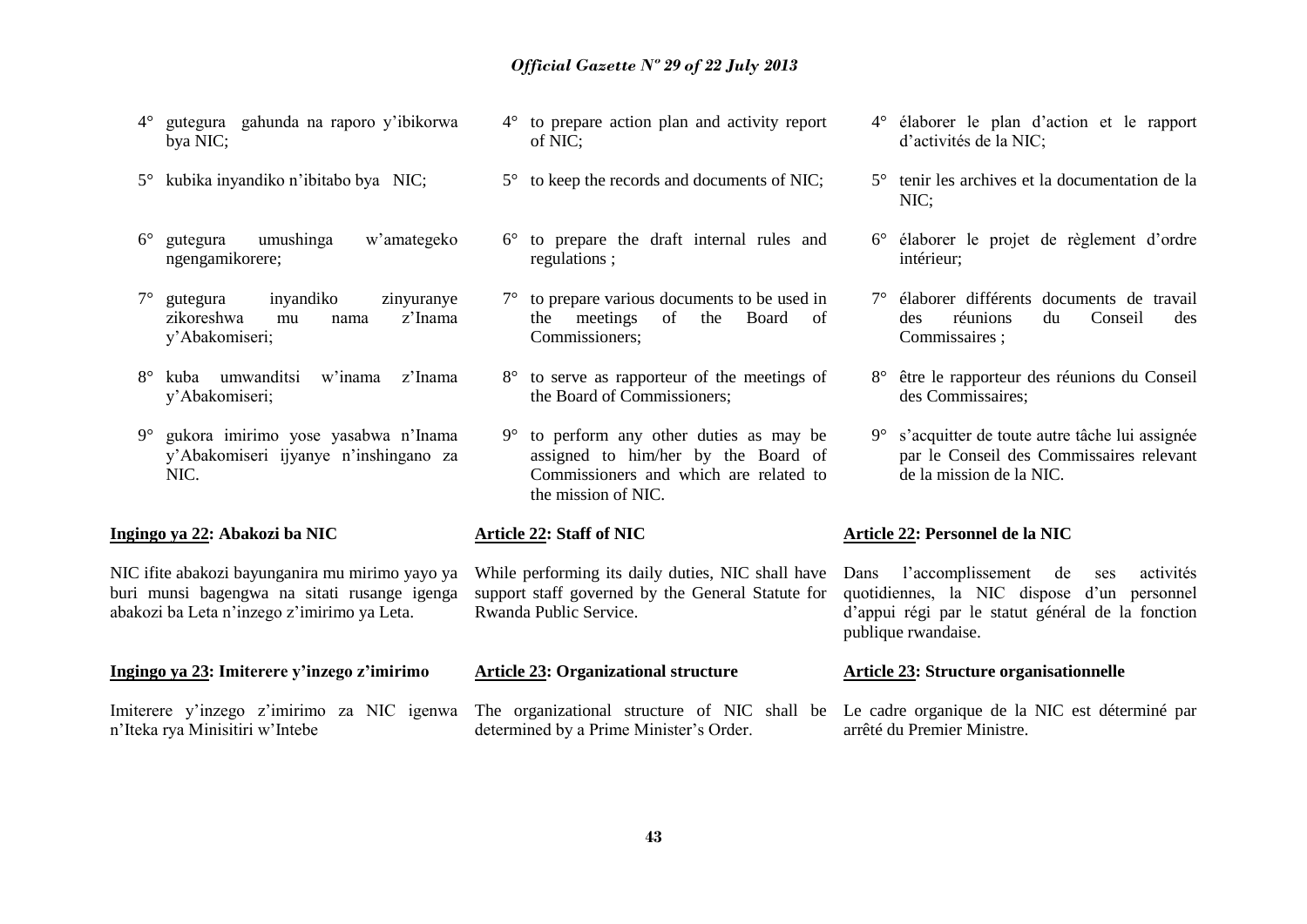4° gutegura gahunda na raporo y'ibikorwa bya NIC;

5° kubika inyandiko n'ibitabo bya NIC;

6° gutegura umushinga w'amategeko ngengamikorere;

7° gutegura inyandiko zinyuranye zikoreshwa mu nama z'Inama y'Abakomiseri;

8° kuba umwanditsi w'inama z'Inama y'Abakomiseri;

9° gukora imirimo yose yasabwa n'Inama y'Abakomiseri ijyanye n'inshingano za NIC.

**Ingingo ya 22: Abakozi ba NIC**

NIC ifite abakozi bayunganira mu mirimo yayo ya buri munsi bagengwa na sitati rusange igenga abakozi ba Leta n'inzego z'imirimo ya Leta.

**Ingingo ya 23: Imiterere y'inzego z'imirimo**

Imiterere y'inzego z'imirimo za NIC igenwa n'Iteka rya Minisitiri w'Intebe

4° to prepare action plan and activity report of NIC;

5° to keep the records and documents of NIC;

6° to prepare the draft internal rules and regulations ;

7° to prepare various documents to be used in the meetings of the Board of Commissioners;

8° to serve as rapporteur of the meetings of the Board of Commissioners;

9° to perform any other duties as may be assigned to him/her by the Board of Commissioners and which are related to the mission of NIC.

**Article 22: Staff of NIC**

While performing its daily duties, NIC shall have support staff governed by the General Statute for Rwanda Public Service.

**Article 23: Organizational structure**

The organizational structure of NIC shall be determined by a Prime Minister's Order.

4° élaborer le plan d'action et le rapport d'activités de la NIC;

5° tenir les archives et la documentation de la NIC;

6° élaborer le projet de règlement d'ordre intérieur;

7° élaborer différents documents de travail des réunions du Conseil des Commissaires ;

8° être le rapporteur des réunions du Conseil des Commissaires;

9° s'acquitter de toute autre tâche lui assignée par le Conseil des Commissaires relevant de la mission de la NIC.

**Article 22: Personnel de la NIC**

Dans l'accomplissement de ses activités quotidiennes, la NIC dispose d'un personnel d'appui régi par le statut général de la fonction publique rwandaise.

**Article 23: Structure organisationnelle**

Le cadre organique de la NIC est déterminé par arrêté du Premier Ministre.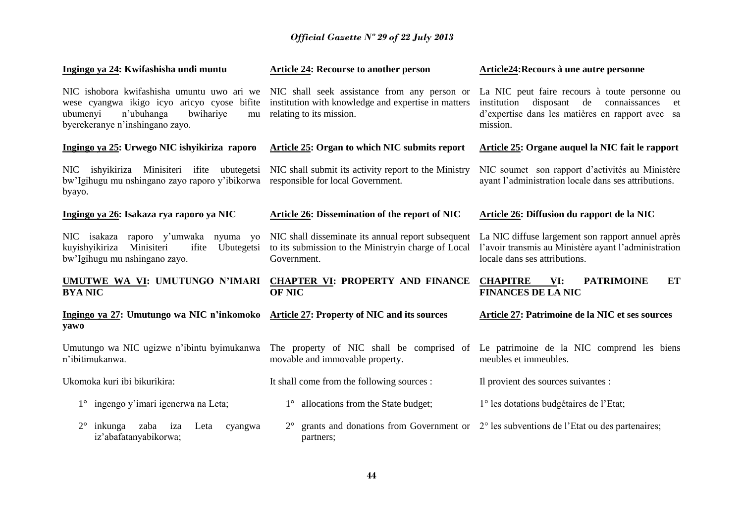**Ingingo ya 24: Kwifashisha undi muntu**

NIC ishobora kwifashisha umuntu uwo ari we wese cyangwa ikigo icyo aricyo cyose bifite ubumenyi n'ubuhanga bwihariye mu byerekeranye n'inshingano zayo.

**Ingingo ya 25: Urwego NIC ishyikiriza raporo**

NIC ishyikiriza Minisiteri ifite ubutegetsi bw'Igihugu mu nshingano zayo raporo y'ibikorwa byayo.

**Ingingo ya 26: Isakaza rya raporo ya NIC**

NIC isakaza raporo y'umwaka nyuma yo kuyishyikiriza Minisiteri ifite Ubutegetsi bw'Igihugu mu nshingano zayo.

**UMUTWE WA VI: UMUTUNGO N'IMARI BYA NIC**

**Ingingo ya 27: Umutungo wa NIC n'inkomoko yawo**

Umutungo wa NIC ugizwe n'ibintu byimukanwa n'ibitimukanwa.

Ukomoka kuri ibi bikurikira:

1° ingengo y'imari igenerwa na Leta;

2° inkunga zaba iza Leta cyangwa iz'abafatanyabikorwa;

**Article 24: Recourse to another person**

NIC shall seek assistance from any person or institution with knowledge and expertise in matters relating to its mission.

**Article 25: Organ to which NIC submits report**

NIC shall submit its activity report to the Ministry responsible for local Government.

**Article 26: Dissemination of the report of NIC**

NIC shall disseminate its annual report subsequent to its submission to the Ministryin charge of Local Government.

**CHAPTER VI: PROPERTY AND FINANCE OF NIC**

**Article 27: Property of NIC and its sources**

The property of NIC shall be comprised of movable and immovable property.

It shall come from the following sources :

1° allocations from the State budget;

2° grants and donations from Government or partners;

**Article24:Recours à une autre personne**

La NIC peut faire recours à toute personne ou institution disposant de connaissances et d'expertise dans les matières en rapport avec sa mission.

**Article 25: Organe auquel la NIC fait le rapport**

NIC soumet son rapport d'activités au Ministère ayant l'administration locale dans ses attributions.

**Article 26: Diffusion du rapport de la NIC**

La NIC diffuse largement son rapport annuel après l'avoir transmis au Ministère ayant l'administration locale dans ses attributions.

**CHAPITRE VI: PATRIMOINE ET FINANCES DE LA NIC**

**Article 27: Patrimoine de la NIC et ses sources**

Le patrimoine de la NIC comprend les biens meubles et immeubles.

Il provient des sources suivantes :

1° les dotations budgétaires de l'Etat;

2° les subventions de l'Etat ou des partenaires;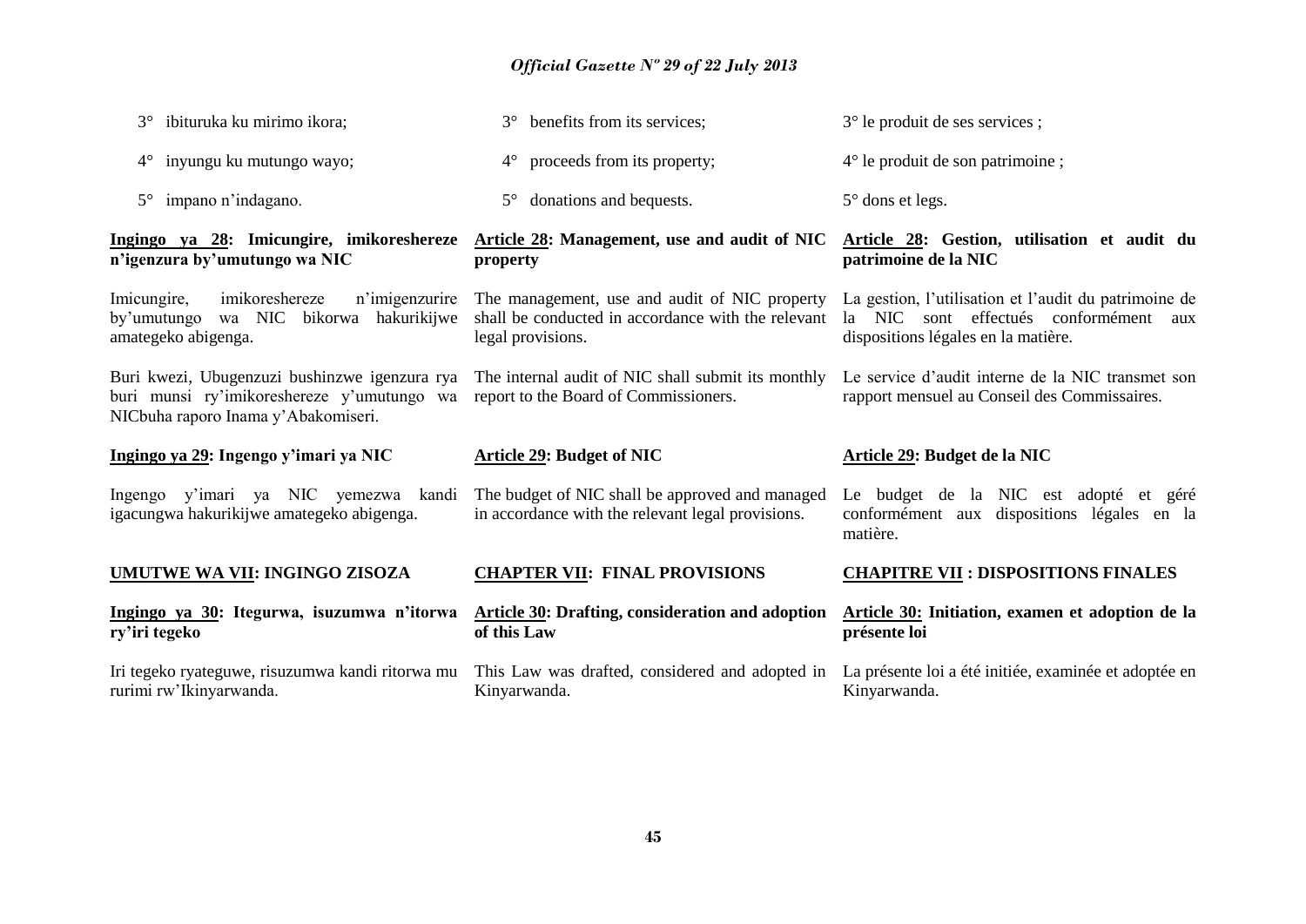3° ibituruka ku mirimo ikora;

4° inyungu ku mutungo wayo;

5° impano n'indagano.

**Ingingo ya 28: Imicungire, imikoreshereze n'igenzura by'umutungo wa NIC**

Imicungire, imikoreshereze n'imigenzurire by'umutungo wa NIC bikorwa hakurikijwe amategeko abigenga.

Buri kwezi, Ubugenzuzi bushinzwe igenzura rya buri munsi ry'imikoreshereze y'umutungo wa NICbuha raporo Inama y'Abakomiseri.

**Ingingo ya 29: Ingengo y'imari ya NIC**

Ingengo y'imari ya NIC yemezwa kandi igacungwa hakurikijwe amategeko abigenga.

**UMUTWE WA VII: INGINGO ZISOZA**

**Ingingo ya 30: Itegurwa, isuzumwa n'itorwa ry'iri tegeko**

Iri tegeko ryateguwe, risuzumwa kandi ritorwa mu rurimi rw'Ikinyarwanda.

3° benefits from its services;

4° proceeds from its property;

5° donations and bequests.

**Article 28: Management, use and audit of NIC property**

The management, use and audit of NIC property shall be conducted in accordance with the relevant legal provisions.

The internal audit of NIC shall submit its monthly report to the Board of Commissioners.

**Article 29: Budget of NIC**

The budget of NIC shall be approved and managed in accordance with the relevant legal provisions.

**CHAPTER VII: FINAL PROVISIONS**

**Article 30: Drafting, consideration and adoption of this Law**

This Law was drafted, considered and adopted in Kinyarwanda.

3° le produit de ses services ;

4° le produit de son patrimoine ;

5° dons et legs.

**Article 28: Gestion, utilisation et audit du patrimoine de la NIC**

La gestion, l'utilisation et l'audit du patrimoine de la NIC sont effectués conformément aux dispositions légales en la matière.

Le service d'audit interne de la NIC transmet son rapport mensuel au Conseil des Commissaires.

**Article 29: Budget de la NIC**

Le budget de la NIC est adopté et géré conformément aux dispositions légales en la matière.

**CHAPITRE VII : DISPOSITIONS FINALES**

**Article 30: Initiation, examen et adoption de la présente loi**

La présente loi a été initiée, examinée et adoptée en Kinyarwanda.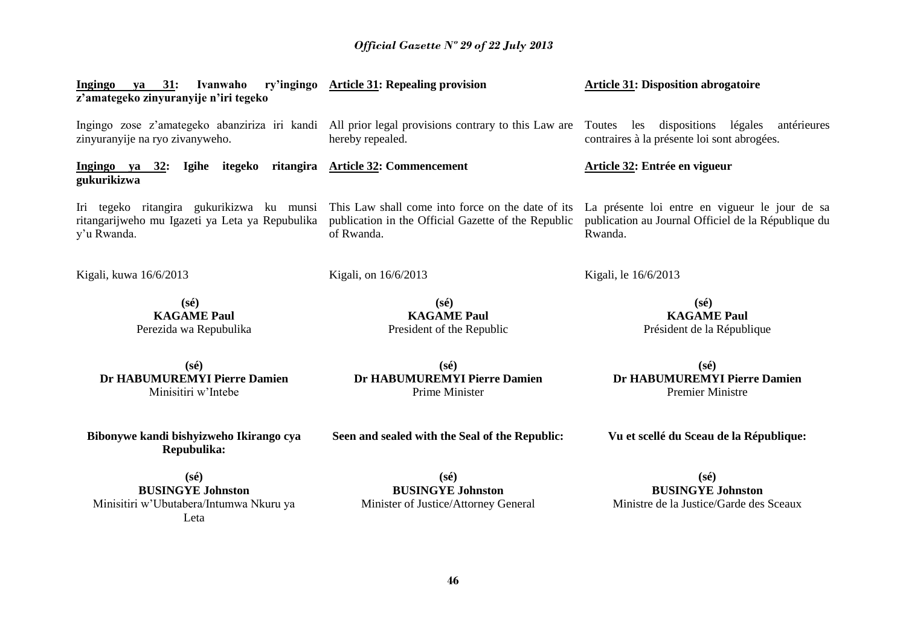**Ingingo ya 31: Ivanwaho ry'ingingo z'amategeko zinyuranyije n'iri tegeko**

Ingingo zose z'amategeko abanziriza iri kandi zinyuranyije na ryo zivanyweho.

**Ingingo ya 32: Igihe itegeko ritangira gukurikizwa**

Iri tegeko ritangira gukurikizwa ku munsi ritangarijweho mu Igazeti ya Leta ya Repubulika y'u Rwanda.

Kigali, kuwa 16/6/2013

**(sé)**
**KAGAME Paul**
Perezida wa Repubulika

**(sé)**
**Dr HABUMUREMYI Pierre Damien**
Minisitiri w'Intebe

**Bibonywe kandi bishyizweho Ikirango cya Repubulika:**

**(sé)**
**BUSINGYE Johnston**
Minisitiri w'Ubutabera/Intumwa Nkuru ya Leta

**Article 31: Repealing provision**

All prior legal provisions contrary to this Law are hereby repealed.

**Article 32: Commencement**

This Law shall come into force on the date of its publication in the Official Gazette of the Republic of Rwanda.

Kigali, on 16/6/2013

**(sé)**
**KAGAME Paul**
President of the Republic

**(sé)**
**Dr HABUMUREMYI Pierre Damien**
Prime Minister

**Seen and sealed with the Seal of the Republic:**

**(sé)**
**BUSINGYE Johnston**
Minister of Justice/Attorney General

**Article 31: Disposition abrogatoire**

Toutes les dispositions légales antérieures contraires à la présente loi sont abrogées.

**Article 32: Entrée en vigueur**

La présente loi entre en vigueur le jour de sa publication au Journal Officiel de la République du Rwanda.

Kigali, le 16/6/2013

**(sé)**
**KAGAME Paul**
Président de la République

**(sé)**
**Dr HABUMUREMYI Pierre Damien**
Premier Ministre

**Vu et scellé du Sceau de la République:**

**(sé)**
**BUSINGYE Johnston**
Ministre de la Justice/Garde des Sceaux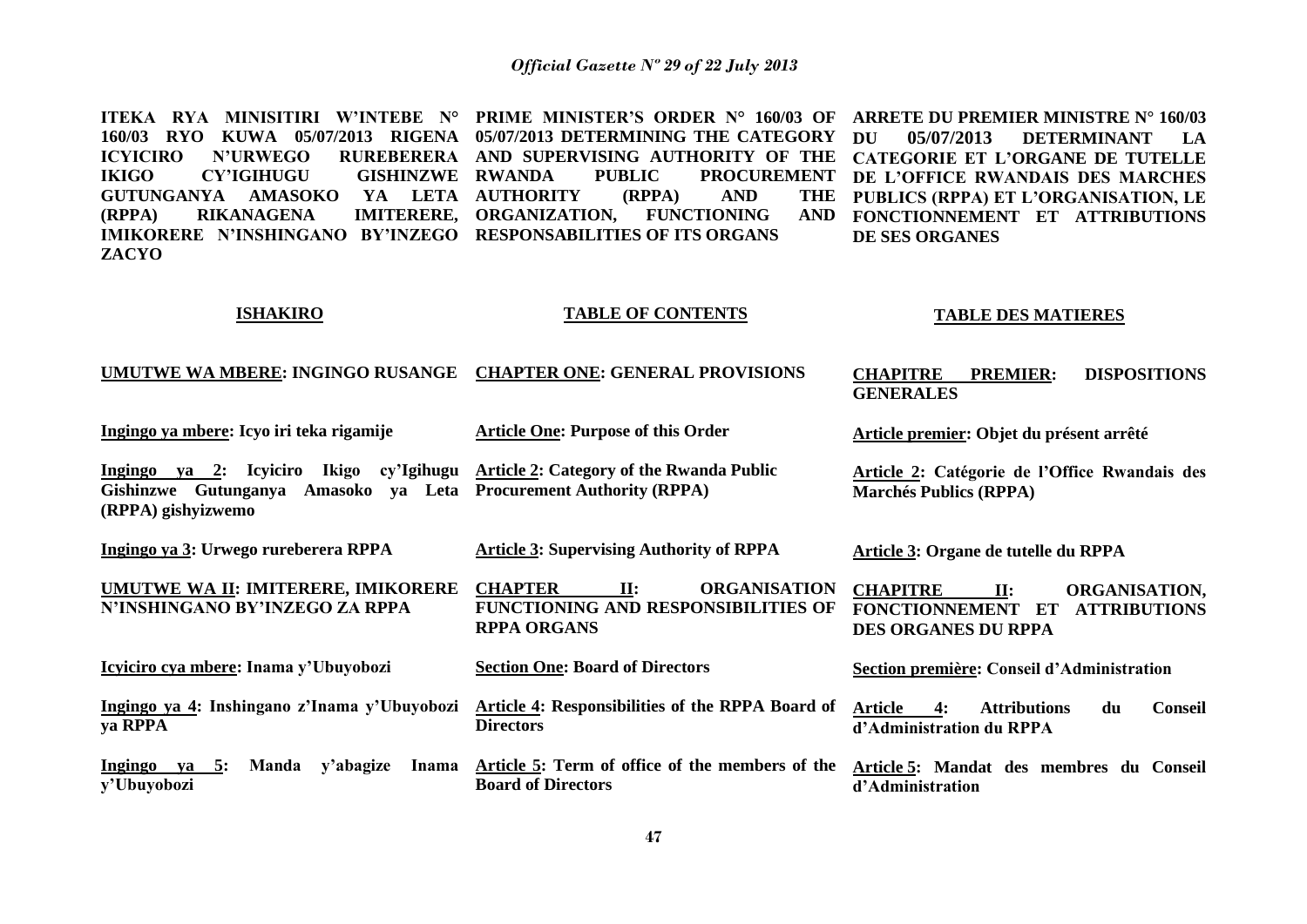**ITEKA RYA MINISITIRI W'INTEBE N° 160/03 RYO KUWA 05/07/2013 RIGENA ICYICIRO N'URWEGO RUREBERERA IKIGO CY'IGIHUGU GISHINZWE GUTUNGANYA AMASOKO YA LETA (RPPA) RIKANAGENA IMITERERE, IMIKORERE N'INSHINGANO BY'INZEGO ZACYO**

**PRIME MINISTER'S ORDER N° 160/03 OF 05/07/2013 DETERMINING THE CATEGORY AND SUPERVISING AUTHORITY OF THE RWANDA PUBLIC PROCUREMENT AUTHORITY (RPPA) AND THE ORGANIZATION, FUNCTIONING AND RESPONSABILITIES OF ITS ORGANS**

**ARRETE DU PREMIER MINISTRE N° 160/03 DU 05/07/2013 DETERMINANT LA CATEGORIE ET L'ORGANE DE TUTELLE DE L'OFFICE RWANDAIS DES MARCHES PUBLICS (RPPA) ET L'ORGANISATION, LE FONCTIONNEMENT ET ATTRIBUTIONS DE SES ORGANES**

| **ISHAKIRO** | **TABLE OF CONTENTS** | **TABLE DES MATIERES** |
|---|---|---|
| **UMUTWE WA MBERE: INGINGO RUSANGE** | **CHAPTER ONE: GENERAL PROVISIONS** | **CHAPITRE PREMIER: DISPOSITIONS GENERALES** |
| **Ingingo ya mbere: Icyo iri teka rigamije** | **Article One: Purpose of this Order** | **Article premier: Objet du présent arrêté** |
| **Ingingo ya 2: Icyiciro Ikigo cy'Igihugu Gishinzwe Gutunganya Amasoko ya Leta (RPPA) gishyizwemo** | **Article 2: Category of the Rwanda Public Procurement Authority (RPPA)** | **Article 2: Catégorie de l'Office Rwandais des Marchés Publics (RPPA)** |
| **Ingingo ya 3: Urwego rureberera RPPA** | **Article 3: Supervising Authority of RPPA** | **Article 3: Organe de tutelle du RPPA** |
| **UMUTWE WA II: IMITERERE, IMIKORERE N'INSHINGANO BY'INZEGO ZA RPPA** | **CHAPTER II: ORGANISATION FUNCTIONING AND RESPONSIBILITIES OF RPPA ORGANS** | **CHAPITRE II: ORGANISATION, FONCTIONNEMENT ET ATTRIBUTIONS DES ORGANES DU RPPA** |
| **Icyiciro cya mbere: Inama y'Ubuyobozi** | **Section One: Board of Directors** | **Section première: Conseil d'Administration** |
| **Ingingo ya 4: Inshingano z'Inama y'Ubuyobozi ya RPPA** | **Article 4: Responsibilities of the RPPA Board of Directors** | **Article 4: Attributions du Conseil d'Administration du RPPA** |
| **Ingingo ya 5: Manda y'abagize Inama y'Ubuyobozi** | **Article 5: Term of office of the members of the Board of Directors** | **Article 5: Mandat des membres du Conseil d'Administration** |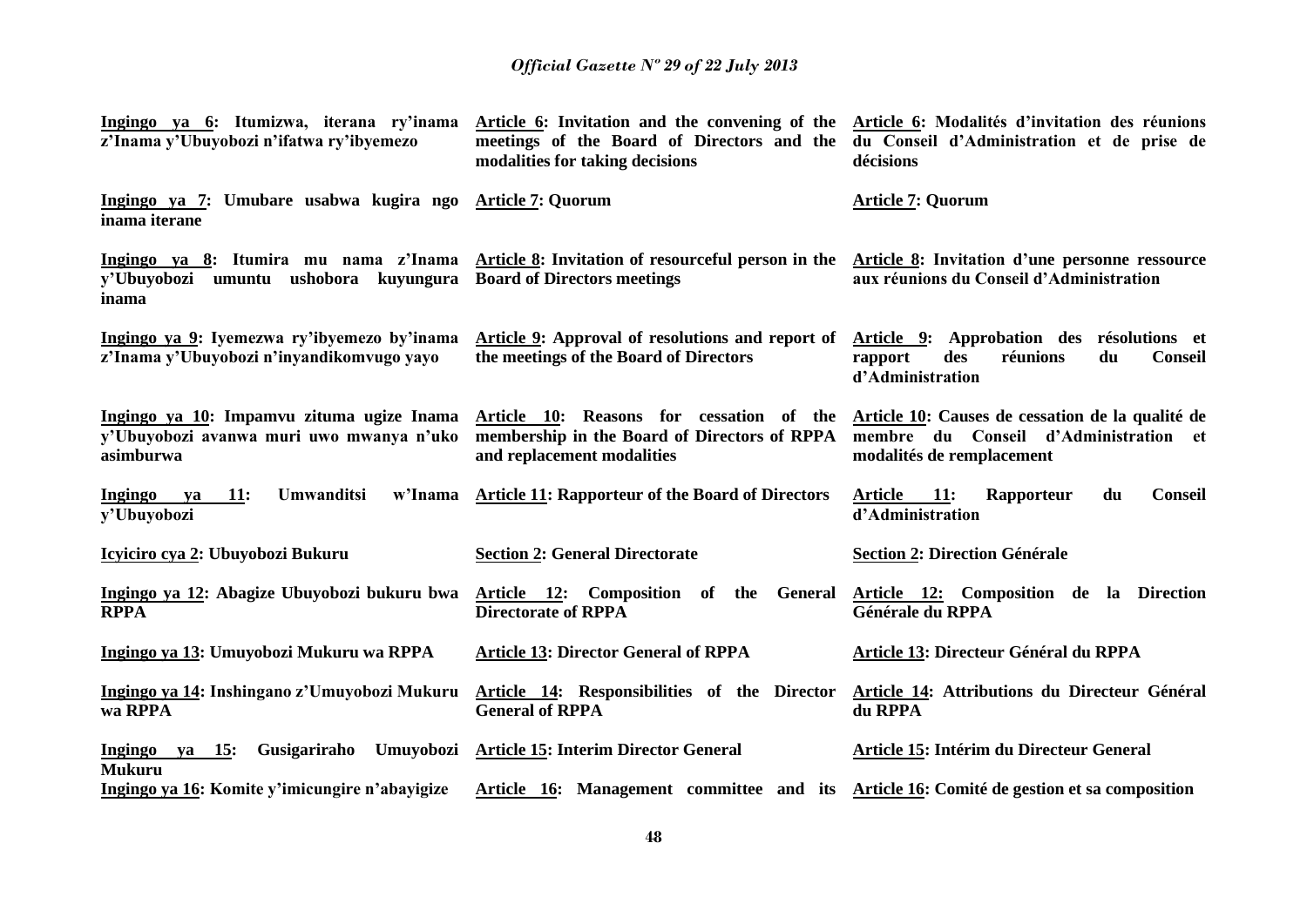| | | |
|---|---|---|
| **Ingingo ya 6: Itumizwa, iterana ry'inama z'Inama y'Ubuyobozi n'ifatwa ry'ibyemezo** | **Article 6: Invitation and the convening of the meetings of the Board of Directors and the modalities for taking decisions** | **Article 6: Modalités d'invitation des réunions du Conseil d'Administration et de prise de décisions** |
| **Ingingo ya 7: Umubare usabwa kugira ngo inama iterane** | **Article 7: Quorum** | **Article 7: Quorum** |
| **Ingingo ya 8: Itumira mu nama z'Inama y'Ubuyobozi umuntu ushobora kuyungura inama** | **Article 8: Invitation of resourceful person in the Board of Directors meetings** | **Article 8: Invitation d'une personne ressource aux réunions du Conseil d'Administration** |
| **Ingingo ya 9: Iyemezwa ry'ibyemezo by'inama z'Inama y'Ubuyobozi n'inyandikomvugo yayo** | **Article 9: Approval of resolutions and report of the meetings of the Board of Directors** | **Article 9: Approbation des résolutions et rapport des réunions du Conseil d'Administration** |
| **Ingingo ya 10: Impamvu zituma ugize Inama y'Ubuyobozi avanwa muri uwo mwanya n'uko asimburwa** | **Article 10: Reasons for cessation of the membership in the Board of Directors of RPPA and replacement modalities** | **Article 10: Causes de cessation de la qualité de membre du Conseil d'Administration et modalités de remplacement** |
| **Ingingo ya 11: Umwanditsi w'Inama y'Ubuyobozi** | **Article 11: Rapporteur of the Board of Directors** | **Article 11: Rapporteur du Conseil d'Administration** |
| **Icyiciro cya 2: Ubuyobozi Bukuru** | **Section 2: General Directorate** | **Section 2: Direction Générale** |
| **Ingingo ya 12: Abagize Ubuyobozi bukuru bwa RPPA** | **Article 12: Composition of the General Directorate of RPPA** | **Article 12: Composition de la Direction Générale du RPPA** |
| **Ingingo ya 13: Umuyobozi Mukuru wa RPPA** | **Article 13: Director General of RPPA** | **Article 13: Directeur Général du RPPA** |
| **Ingingo ya 14: Inshingano z'Umuyobozi Mukuru wa RPPA** | **Article 14: Responsibilities of the Director General of RPPA** | **Article 14: Attributions du Directeur Général du RPPA** |
| **Ingingo ya 15: Gusigariraho Umuyobozi Mukuru** | **Article 15: Interim Director General** | **Article 15: Intérim du Directeur General** |
| **Ingingo ya 16: Komite y'imicungire n'abayigize** | **Article 16: Management committee and its** | **Article 16: Comité de gestion et sa composition** |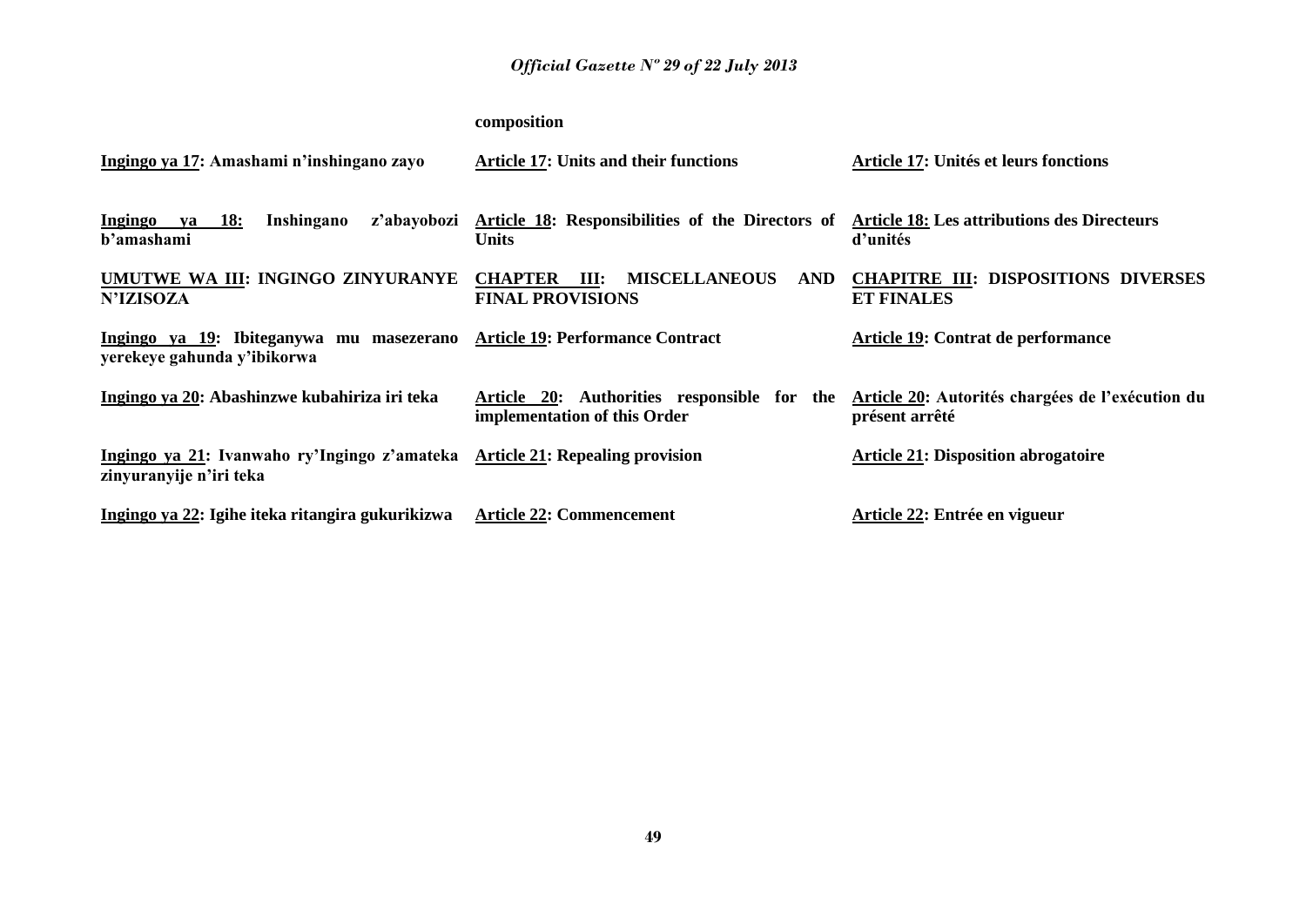| | composition | |
|---|---|---|
| **Ingingo ya 17: Amashami n'inshingano zayo** | **Article 17: Units and their functions** | **Article 17: Unités et leurs fonctions** |
| **Ingingo ya 18: Inshingano z'abayobozi b'amashami** | **Article 18: Responsibilities of the Directors of Units** | **Article 18: Les attributions des Directeurs d'unités** |
| **UMUTWE WA III: INGINGO ZINYURANYE N'IZISOZA** | **CHAPTER III: MISCELLANEOUS AND FINAL PROVISIONS** | **CHAPITRE III: DISPOSITIONS DIVERSES ET FINALES** |
| **Ingingo ya 19: Ibiteganywa mu masezerano yerekeye gahunda y'ibikorwa** | **Article 19: Performance Contract** | **Article 19: Contrat de performance** |
| **Ingingo ya 20: Abashinzwe kubahiriza iri teka** | **Article 20: Authorities responsible for the implementation of this Order** | **Article 20: Autorités chargées de l'exécution du présent arrêté** |
| **Ingingo ya 21: Ivanwaho ry'Ingingo z'amateka zinyuranyije n'iri teka** | **Article 21: Repealing provision** | **Article 21: Disposition abrogatoire** |
| **Ingingo ya 22: Igihe iteka ritangira gukurikizwa** | **Article 22: Commencement** | **Article 22: Entrée en vigueur** |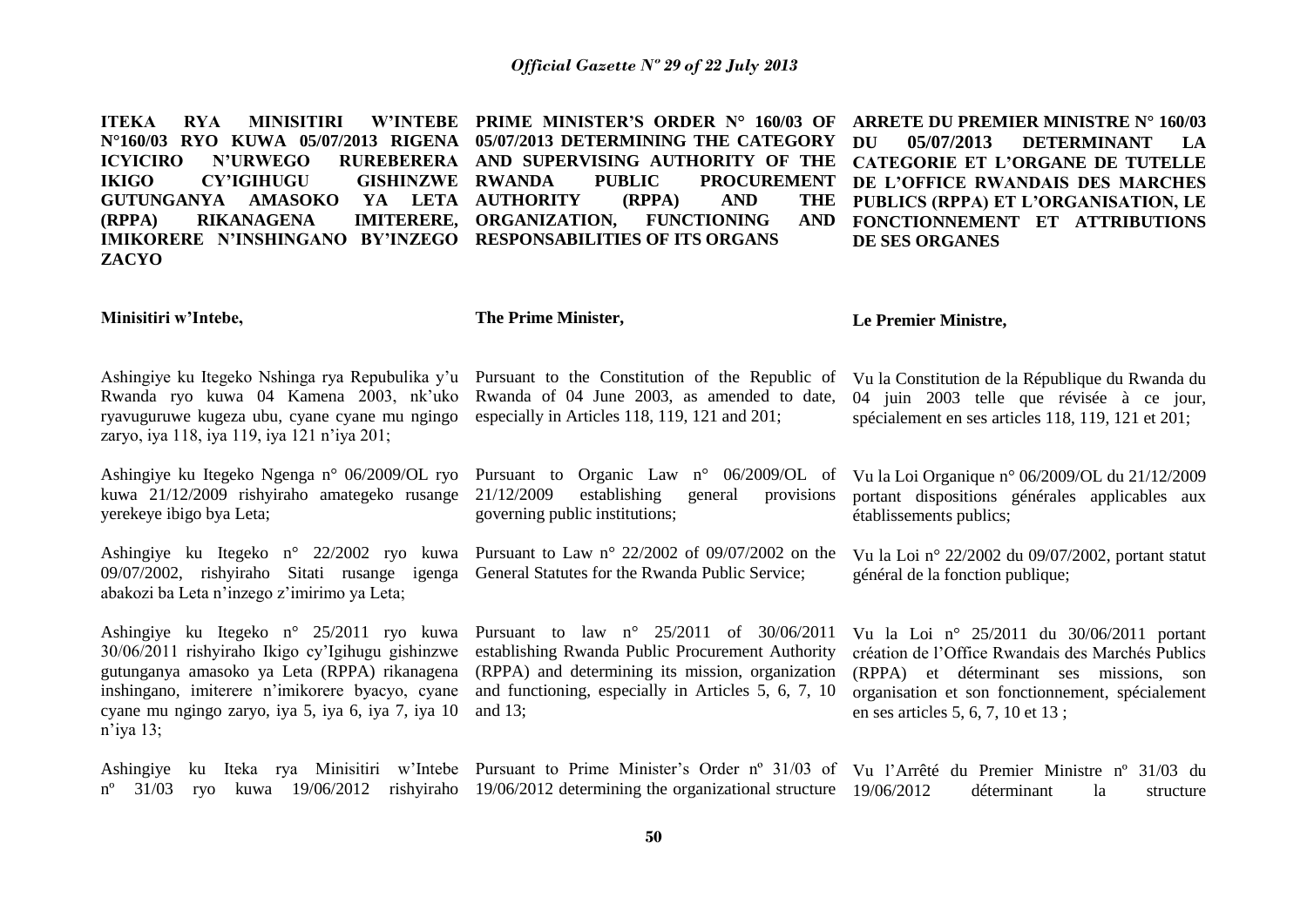**ITEKA RYA MINISITIRI W'INTEBE N°160/03 RYO KUWA 05/07/2013 RIGENA ICYICIRO N'URWEGO RUREBERERA IKIGO CY'IGIHUGU GISHINZWE GUTUNGANYA AMASOKO YA LETA (RPPA) RIKANAGENA IMITERERE, IMIKORERE N'INSHINGANO BY'INZEGO ZACYO**

**Minisitiri w'Intebe,**

Ashingiye ku Itegeko Nshinga rya Repubulika y'u Rwanda ryo kuwa 04 Kamena 2003, nk'uko ryavuguruwe kugeza ubu, cyane cyane mu ngingo zaryo, iya 118, iya 119, iya 121 n'iya 201;

Ashingiye ku Itegeko Ngenga n° 06/2009/OL ryo kuwa 21/12/2009 rishyiraho amategeko rusange yerekeye ibigo bya Leta;

Ashingiye ku Itegeko n° 22/2002 ryo kuwa 09/07/2002, rishyiraho Sitati rusange igenga abakozi ba Leta n'inzego z'imirimo ya Leta;

Ashingiye ku Itegeko n° 25/2011 ryo kuwa 30/06/2011 rishyiraho Ikigo cy'Igihugu gishinzwe gutunganya amasoko ya Leta (RPPA) rikanagena inshingano, imiterere n'imikorere byacyo, cyane cyane mu ngingo zaryo, iya 5, iya 6, iya 7, iya 10 n'iya 13;

Ashingiye ku Iteka rya Minisitiri w'Intebe nº 31/03 ryo kuwa 19/06/2012 rishyiraho

**PRIME MINISTER'S ORDER N° 160/03 OF 05/07/2013 DETERMINING THE CATEGORY AND SUPERVISING AUTHORITY OF THE RWANDA PUBLIC PROCUREMENT AUTHORITY (RPPA) AND THE ORGANIZATION, FUNCTIONING AND RESPONSABILITIES OF ITS ORGANS**

**The Prime Minister,**

Pursuant to the Constitution of the Republic of Rwanda of 04 June 2003, as amended to date, especially in Articles 118, 119, 121 and 201;

Pursuant to Organic Law n° 06/2009/OL of 21/12/2009 establishing general provisions governing public institutions;

Pursuant to Law n° 22/2002 of 09/07/2002 on the General Statutes for the Rwanda Public Service;

Pursuant to law n° 25/2011 of 30/06/2011 establishing Rwanda Public Procurement Authority (RPPA) and determining its mission, organization and functioning, especially in Articles 5, 6, 7, 10 and 13;

Pursuant to Prime Minister's Order nº 31/03 of 19/06/2012 determining the organizational structure

**ARRETE DU PREMIER MINISTRE N° 160/03 DU 05/07/2013 DETERMINANT LA CATEGORIE ET L'ORGANE DE TUTELLE DE L'OFFICE RWANDAIS DES MARCHES PUBLICS (RPPA) ET L'ORGANISATION, LE FONCTIONNEMENT ET ATTRIBUTIONS DE SES ORGANES**

**Le Premier Ministre,**

Vu la Constitution de la République du Rwanda du 04 juin 2003 telle que révisée à ce jour, spécialement en ses articles 118, 119, 121 et 201;

Vu la Loi Organique n° 06/2009/OL du 21/12/2009 portant dispositions générales applicables aux établissements publics;

Vu la Loi n° 22/2002 du 09/07/2002, portant statut général de la fonction publique;

Vu la Loi n° 25/2011 du 30/06/2011 portant création de l'Office Rwandais des Marchés Publics (RPPA) et déterminant ses missions, son organisation et son fonctionnement, spécialement en ses articles 5, 6, 7, 10 et 13 ;

Vu l'Arrêté du Premier Ministre nº 31/03 du 19/06/2012 déterminant la structure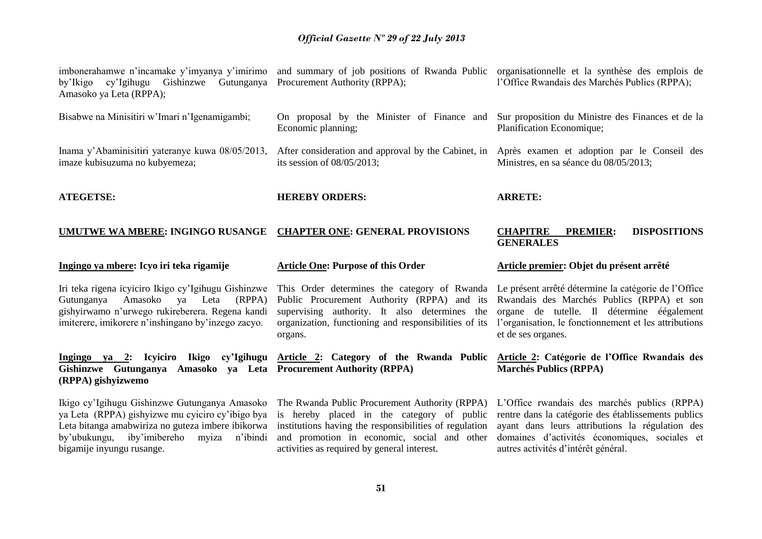imbonerahamwe n'incamake y'imyanya y'imirimo by'Ikigo cy'Igihugu Gishinzwe Gutunganya Amasoko ya Leta (RPPA);

Bisabwe na Minisitiri w'Imari n'Igenamigambi;

Inama y'Abaminisitiri yateranye kuwa 08/05/2013, imaze kubisuzuma no kubyemeza;

**ATEGETSE:**

## UMUTWE WA MBERE: INGINGO RUSANGE

### Ingingo ya mbere: Icyo iri teka rigamije

Iri teka rigena icyiciro Ikigo cy'Igihugu Gishinzwe Gutunganya Amasoko ya Leta (RPPA) gishyirwamo n'urwego rukireberera. Regena kandi imiterere, imikorere n'inshingano by'inzego zacyo.

### Ingingo ya 2: Icyiciro Ikigo cy'Igihugu Gishinzwe Gutunganya Amasoko ya Leta (RPPA) gishyizwemo

Ikigo cy'Igihugu Gishinzwe Gutunganya Amasoko ya Leta (RPPA) gishyizwe mu cyiciro cy'ibigo bya Leta bitanga amabwiriza no guteza imbere ibikorwa by'ubukungu, iby'imibereho myiza n'ibindi bigamije inyungu rusange.

and summary of job positions of Rwanda Public Procurement Authority (RPPA);

On proposal by the Minister of Finance and Economic planning;

After consideration and approval by the Cabinet, in its session of 08/05/2013;

**HEREBY ORDERS:**

## CHAPTER ONE: GENERAL PROVISIONS

### Article One: Purpose of this Order

This Order determines the category of Rwanda Public Procurement Authority (RPPA) and its supervising authority. It also determines the organization, functioning and responsibilities of its organs.

### Article 2: Category of the Rwanda Public Procurement Authority (RPPA)

The Rwanda Public Procurement Authority (RPPA) is hereby placed in the category of public institutions having the responsibilities of regulation and promotion in economic, social and other activities as required by general interest.

organisationnelle et la synthèse des emplois de l'Office Rwandais des Marchés Publics (RPPA);

Sur proposition du Ministre des Finances et de la Planification Economique;

Après examen et adoption par le Conseil des Ministres, en sa séance du 08/05/2013;

**ARRETE:**

## CHAPITRE PREMIER: DISPOSITIONS GENERALES

### Article premier: Objet du présent arrêté

Le présent arrêté détermine la catégorie de l'Office Rwandais des Marchés Publics (RPPA) et son organe de tutelle. Il détermine éégalement l'organisation, le fonctionnement et les attributions et de ses organes.

### Article 2: Catégorie de l'Office Rwandais des Marchés Publics (RPPA)

L'Office rwandais des marchés publics (RPPA) rentre dans la catégorie des établissements publics ayant dans leurs attributions la régulation des domaines d'activités économiques, sociales et autres activités d'intérêt général.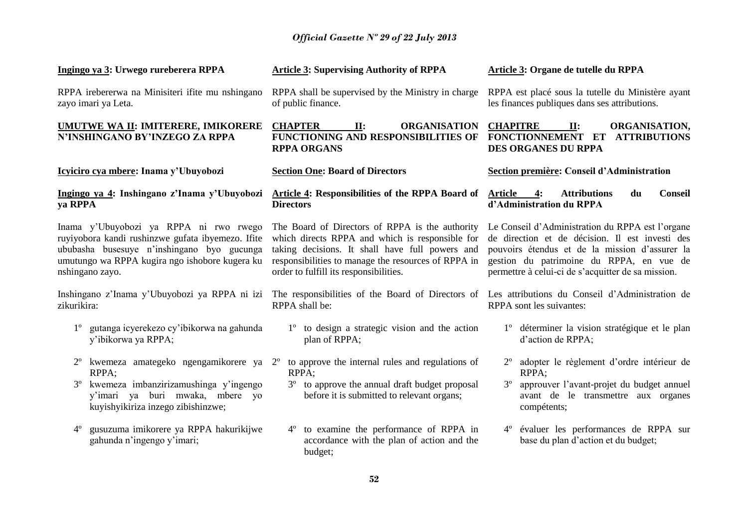**Ingingo ya 3: Urwego rureberera RPPA**

RPPA irebererwa na Minisiteri ifite mu nshingano zayo imari ya Leta.

**UMUTWE WA II: IMITERERE, IMIKORERE N'INSHINGANO BY'INZEGO ZA RPPA**

**Icyiciro cya mbere: Inama y'Ubuyobozi**

**Ingingo ya 4: Inshingano z'Inama y'Ubuyobozi ya RPPA**

Inama y'Ubuyobozi ya RPPA ni rwo rwego ruyiyobora kandi rushinzwe gufata ibyemezo. Ifite ububasha busesuye n'inshingano byo gucunga umutungo wa RPPA kugira ngo ishobore kugera ku nshingano zayo.

Inshingano z'Inama y'Ubuyobozi ya RPPA ni izi zikurikira:

1º gutanga icyerekezo cy'ibikorwa na gahunda y'ibikorwa ya RPPA;

2º kwemeza amategeko ngengamikorere ya RPPA;

3º kwemeza imbanzirizamushinga y'ingengo y'imari ya buri mwaka, mbere yo kuyishyikiriza inzego zibishinzwe;

4º gusuzuma imikorere ya RPPA hakurikijwe gahunda n'ingengo y'imari;

**Article 3: Supervising Authority of RPPA**

RPPA shall be supervised by the Ministry in charge of public finance.

**CHAPTER II: ORGANISATION FUNCTIONING AND RESPONSIBILITIES OF RPPA ORGANS**

**Section One: Board of Directors**

**Article 4: Responsibilities of the RPPA Board of Directors**

The Board of Directors of RPPA is the authority which directs RPPA and which is responsible for taking decisions. It shall have full powers and responsibilities to manage the resources of RPPA in order to fulfill its responsibilities.

The responsibilities of the Board of Directors of RPPA shall be:

1º to design a strategic vision and the action plan of RPPA;

2º to approve the internal rules and regulations of RPPA;

3º to approve the annual draft budget proposal before it is submitted to relevant organs;

4º to examine the performance of RPPA in accordance with the plan of action and the budget;

**Article 3: Organe de tutelle du RPPA**

RPPA est placé sous la tutelle du Ministère ayant les finances publiques dans ses attributions.

**CHAPITRE II: ORGANISATION, FONCTIONNEMENT ET ATTRIBUTIONS DES ORGANES DU RPPA**

**Section première: Conseil d'Administration**

**Article 4: Attributions du Conseil d'Administration du RPPA**

Le Conseil d'Administration du RPPA est l'organe de direction et de décision. Il est investi des pouvoirs étendus et de la mission d'assurer la gestion du patrimoine du RPPA, en vue de permettre à celui-ci de s'acquitter de sa mission.

Les attributions du Conseil d'Administration de RPPA sont les suivantes:

1º déterminer la vision stratégique et le plan d'action de RPPA;

2º adopter le règlement d'ordre intérieur de RPPA;

3º approuver l'avant-projet du budget annuel avant de le transmettre aux organes compétents;

4º évaluer les performances de RPPA sur base du plan d'action et du budget;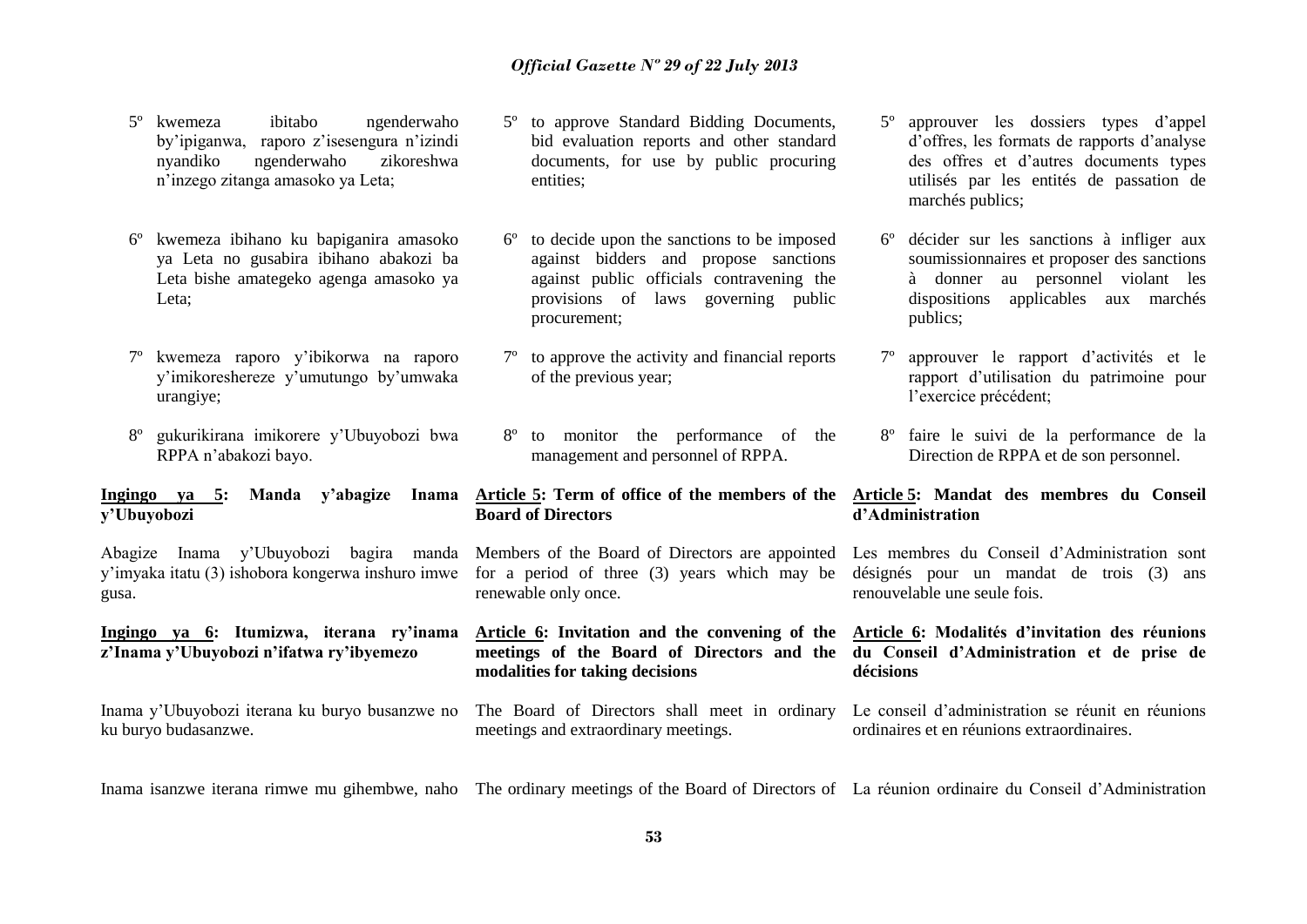5º kwemeza ibitabo ngenderwaho by'ipiganwa, raporo z'isesengura n'izindi nyandiko ngenderwaho zikoreshwa n'inzego zitanga amasoko ya Leta;

6º kwemeza ibihano ku bapiganira amasoko ya Leta no gusabira ibihano abakozi ba Leta bishe amategeko agenga amasoko ya Leta;

7º kwemeza raporo y'ibikorwa na raporo y'imikoreshereze y'umutungo by'umwaka urangiye;

8º gukurikirana imikorere y'Ubuyobozi bwa RPPA n'abakozi bayo.

**Ingingo ya 5: Manda y'abagize Inama y'Ubuyobozi**

Abagize Inama y'Ubuyobozi bagira manda y'imyaka itatu (3) ishobora kongerwa inshuro imwe gusa.

**Ingingo ya 6: Itumizwa, iterana ry'inama z'Inama y'Ubuyobozi n'ifatwa ry'ibyemezo**

Inama y'Ubuyobozi iterana ku buryo busanzwe no ku buryo budasanzwe.

Inama isanzwe iterana rimwe mu gihembwe, naho

5º to approve Standard Bidding Documents, bid evaluation reports and other standard documents, for use by public procuring entities;

6º to decide upon the sanctions to be imposed against bidders and propose sanctions against public officials contravening the provisions of laws governing public procurement;

7º to approve the activity and financial reports of the previous year;

8º to monitor the performance of the management and personnel of RPPA.

**Article 5: Term of office of the members of the Board of Directors**

Members of the Board of Directors are appointed for a period of three (3) years which may be renewable only once.

**Article 6: Invitation and the convening of the meetings of the Board of Directors and the modalities for taking decisions**

The Board of Directors shall meet in ordinary meetings and extraordinary meetings.

The ordinary meetings of the Board of Directors of

5º approuver les dossiers types d'appel d'offres, les formats de rapports d'analyse des offres et d'autres documents types utilisés par les entités de passation de marchés publics;

6º décider sur les sanctions à infliger aux soumissionnaires et proposer des sanctions à donner au personnel violant les dispositions applicables aux marchés publics;

7º approuver le rapport d'activités et le rapport d'utilisation du patrimoine pour l'exercice précédent;

8º faire le suivi de la performance de la Direction de RPPA et de son personnel.

**Article 5: Mandat des membres du Conseil d'Administration**

Les membres du Conseil d'Administration sont désignés pour un mandat de trois (3) ans renouvelable une seule fois.

**Article 6: Modalités d'invitation des réunions du Conseil d'Administration et de prise de décisions**

Le conseil d'administration se réunit en réunions ordinaires et en réunions extraordinaires.

La réunion ordinaire du Conseil d'Administration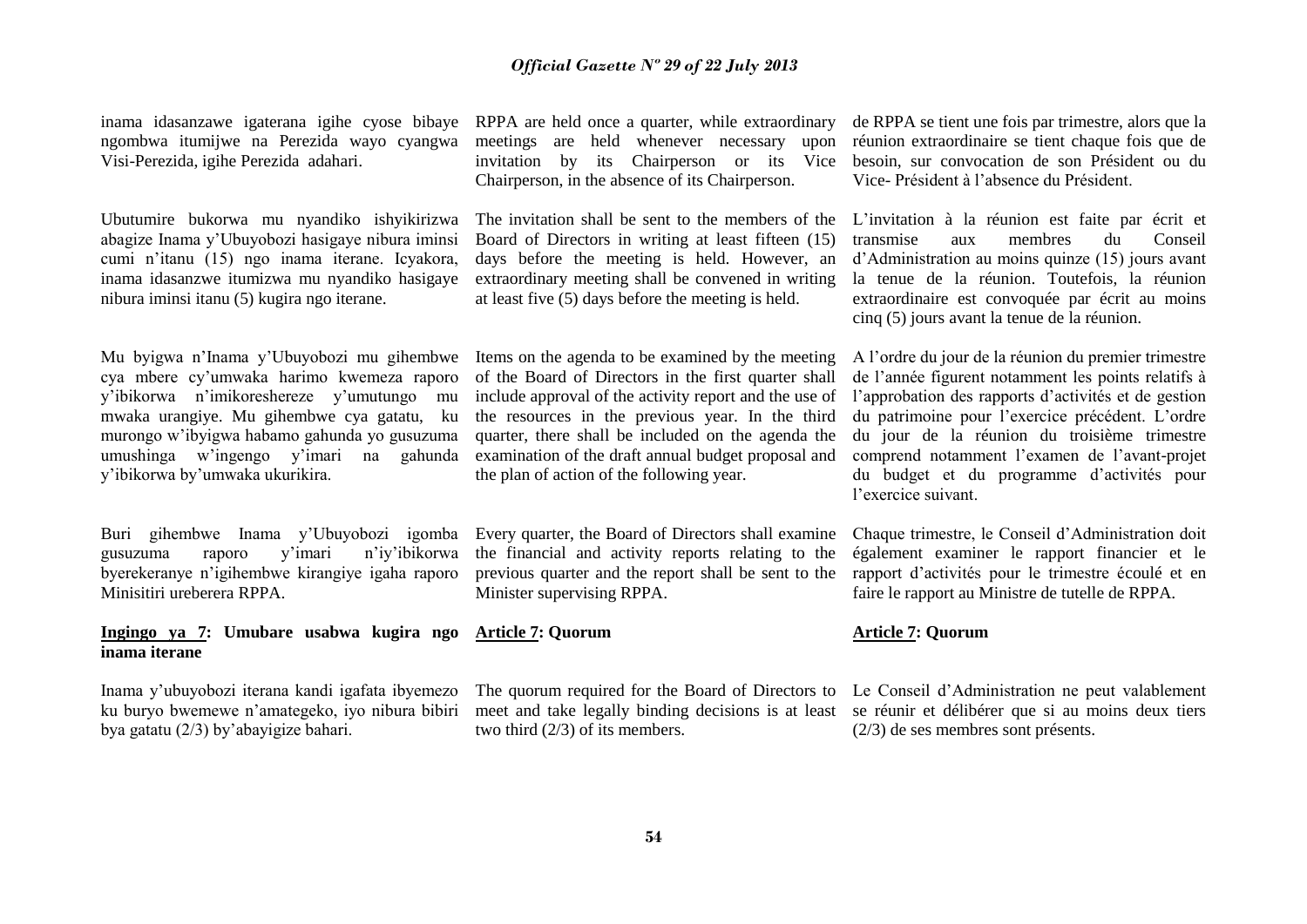inama idasanzawe igaterana igihe cyose bibaye ngombwa itumijwe na Perezida wayo cyangwa Visi-Perezida, igihe Perezida adahari.

Ubutumire bukorwa mu nyandiko ishyikirizwa abagize Inama y'Ubuyobozi hasigaye nibura iminsi cumi n'itanu (15) ngo inama iterane. Icyakora, inama idasanzwe itumizwa mu nyandiko hasigaye nibura iminsi itanu (5) kugira ngo iterane.

Mu byigwa n'Inama y'Ubuyobozi mu gihembwe cya mbere cy'umwaka harimo kwemeza raporo y'ibikorwa n'imikoreshereze y'umutungo mu mwaka urangiye. Mu gihembwe cya gatatu, ku murongo w'ibyigwa habamo gahunda yo gusuzuma umushinga w'ingengo y'imari na gahunda y'ibikorwa by'umwaka ukurikira.

Buri gihembwe Inama y'Ubuyobozi igomba gusuzuma raporo y'imari n'iy'ibikorwa byerekeranye n'igihembwe kirangiye igaha raporo Minisitiri ureberera RPPA.

**Ingingo ya 7: Umubare usabwa kugira ngo inama iterane**

Inama y'ubuyobozi iterana kandi igafata ibyemezo ku buryo bwemewe n'amategeko, iyo nibura bibiri bya gatatu (2/3) by'abayigize bahari.

RPPA are held once a quarter, while extraordinary meetings are held whenever necessary upon invitation by its Chairperson or its Vice Chairperson, in the absence of its Chairperson.

The invitation shall be sent to the members of the Board of Directors in writing at least fifteen (15) days before the meeting is held. However, an extraordinary meeting shall be convened in writing at least five (5) days before the meeting is held.

Items on the agenda to be examined by the meeting of the Board of Directors in the first quarter shall include approval of the activity report and the use of the resources in the previous year. In the third quarter, there shall be included on the agenda the examination of the draft annual budget proposal and the plan of action of the following year.

Every quarter, the Board of Directors shall examine the financial and activity reports relating to the previous quarter and the report shall be sent to the Minister supervising RPPA.

**Article 7: Quorum**

The quorum required for the Board of Directors to meet and take legally binding decisions is at least two third (2/3) of its members.

de RPPA se tient une fois par trimestre, alors que la réunion extraordinaire se tient chaque fois que de besoin, sur convocation de son Président ou du Vice- Président à l'absence du Président.

L'invitation à la réunion est faite par écrit et transmise aux membres du Conseil d'Administration au moins quinze (15) jours avant la tenue de la réunion. Toutefois, la réunion extraordinaire est convoquée par écrit au moins cinq (5) jours avant la tenue de la réunion.

A l'ordre du jour de la réunion du premier trimestre de l'année figurent notamment les points relatifs à l'approbation des rapports d'activités et de gestion du patrimoine pour l'exercice précédent. L'ordre du jour de la réunion du troisième trimestre comprend notamment l'examen de l'avant-projet du budget et du programme d'activités pour l'exercice suivant.

Chaque trimestre, le Conseil d'Administration doit également examiner le rapport financier et le rapport d'activités pour le trimestre écoulé et en faire le rapport au Ministre de tutelle de RPPA.

**Article 7: Quorum**

Le Conseil d'Administration ne peut valablement se réunir et délibérer que si au moins deux tiers (2/3) de ses membres sont présents.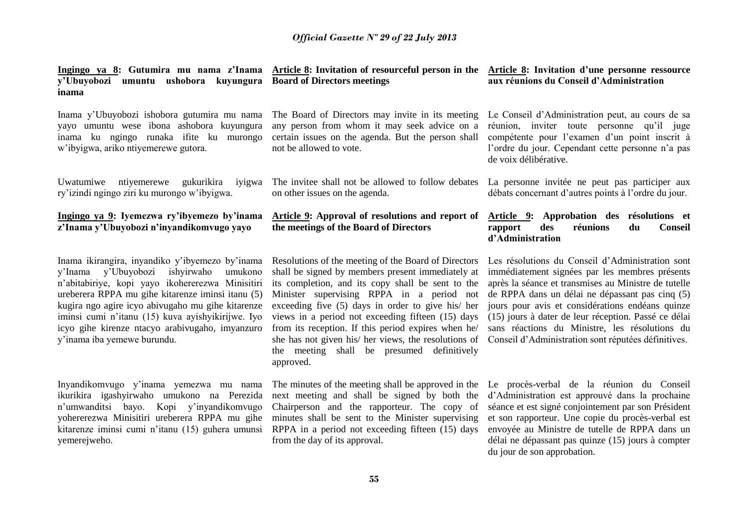**Ingingo ya 8: Gutumira mu nama z'Inama y'Ubuyobozi umuntu ushobora kuyungura inama**

Inama y'Ubuyobozi ishobora gutumira mu nama yayo umuntu wese ibona ashobora kuyungura inama ku ngingo runaka ifite ku murongo w'ibyigwa, ariko ntiyemerewe gutora.

Uwatumiwe ntiyemerewe gukurikira iyigwa ry'izindi ngingo ziri ku murongo w'ibyigwa.

**Ingingo ya 9: Iyemezwa ry'ibyemezo by'inama z'Inama y'Ubuyobozi n'inyandikomvugo yayo**

Inama ikirangira, inyandiko y'ibyemezo by'inama y'Inama y'Ubuyobozi ishyirwaho umukono n'abitabiriye, kopi yayo ikohererezwa Minisitiri ureberera RPPA mu gihe kitarenze iminsi itanu (5) kugira ngo agire icyo abivugaho mu gihe kitarenze iminsi cumi n'itanu (15) kuva ayishyikirijwe. Iyo icyo gihe kirenze ntacyo arabivugaho, imyanzuro y'inama iba yemewe burundu.

Inyandikomvugo y'inama yemezwa mu nama ikurikira igashyirwaho umukono na Perezida n'umwanditsi bayo. Kopi y'inyandikomvugo yohererezwa Minisitiri ureberera RPPA mu gihe kitarenze iminsi cumi n'itanu (15) guhera umunsi yemerejweho.

**Article 8: Invitation of resourceful person in the Board of Directors meetings**

The Board of Directors may invite in its meeting any person from whom it may seek advice on a certain issues on the agenda. But the person shall not be allowed to vote.

The invitee shall not be allowed to follow debates on other issues on the agenda.

**Article 9: Approval of resolutions and report of the meetings of the Board of Directors**

Resolutions of the meeting of the Board of Directors shall be signed by members present immediately at its completion, and its copy shall be sent to the Minister supervising RPPA in a period not exceeding five (5) days in order to give his/ her views in a period not exceeding fifteen (15) days from its reception. If this period expires when he/ she has not given his/ her views, the resolutions of the meeting shall be presumed definitively approved.

The minutes of the meeting shall be approved in the next meeting and shall be signed by both the Chairperson and the rapporteur. The copy of minutes shall be sent to the Minister supervising RPPA in a period not exceeding fifteen (15) days from the day of its approval.

**Article 8: Invitation d'une personne ressource aux réunions du Conseil d'Administration**

Le Conseil d'Administration peut, au cours de sa réunion, inviter toute personne qu'il juge compétente pour l'examen d'un point inscrit à l'ordre du jour. Cependant cette personne n'a pas de voix délibérative.

La personne invitée ne peut pas participer aux débats concernant d'autres points à l'ordre du jour.

**Article 9: Approbation des résolutions et rapport des réunions du Conseil d'Administration**

Les résolutions du Conseil d'Administration sont immédiatement signées par les membres présents après la séance et transmises au Ministre de tutelle de RPPA dans un délai ne dépassant pas cinq (5) jours pour avis et considérations endéans quinze (15) jours à dater de leur réception. Passé ce délai sans réactions du Ministre, les résolutions du Conseil d'Administration sont réputées définitives.

Le procès-verbal de la réunion du Conseil d'Administration est approuvé dans la prochaine séance et est signé conjointement par son Président et son rapporteur. Une copie du procès-verbal est envoyée au Ministre de tutelle de RPPA dans un délai ne dépassant pas quinze (15) jours à compter du jour de son approbation.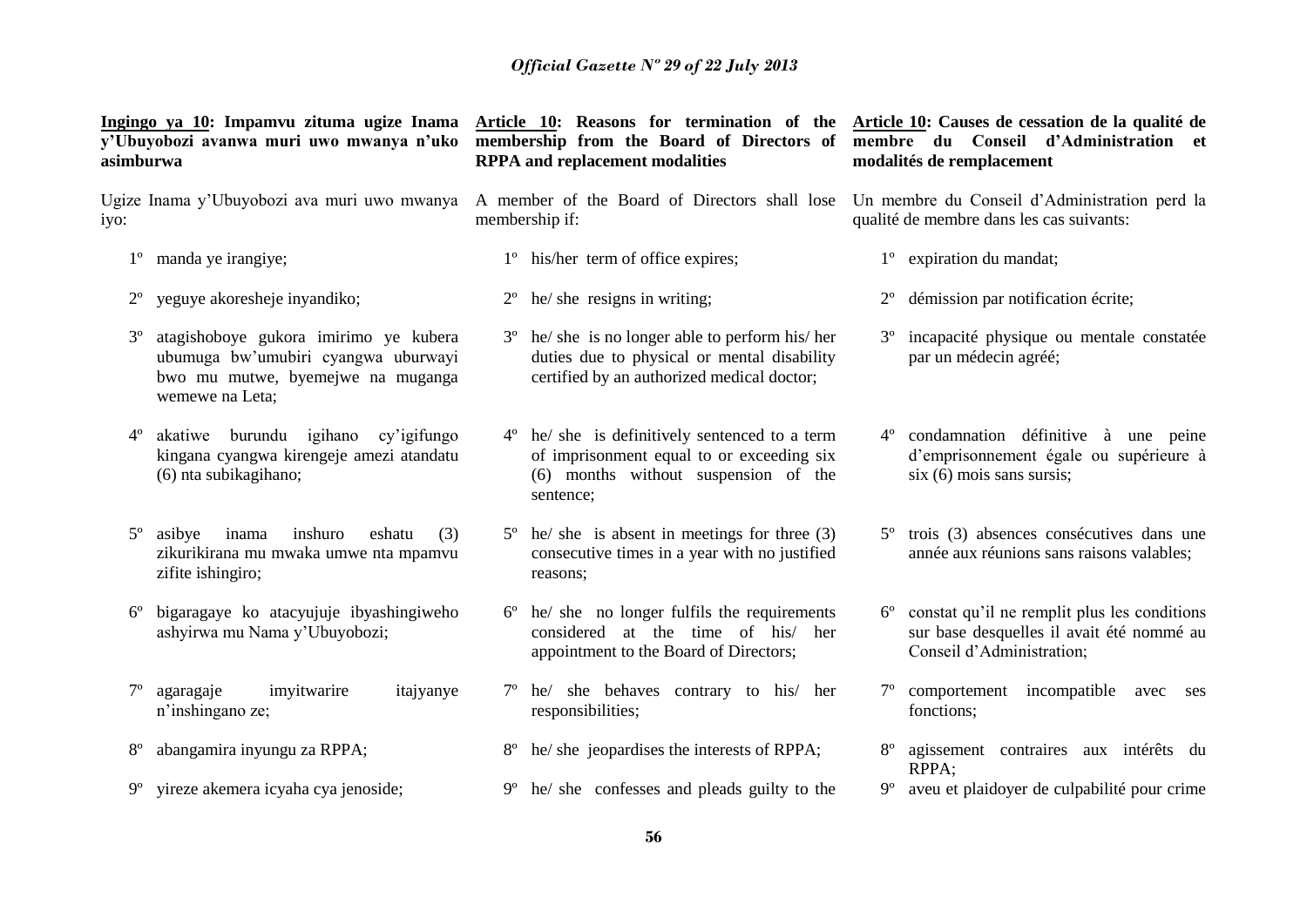**Ingingo ya 10: Impamvu zituma ugize Inama y'Ubuyobozi avanwa muri uwo mwanya n'uko asimburwa**

Ugize Inama y'Ubuyobozi ava muri uwo mwanya iyo:

1º manda ye irangiye;

2º yeguye akoresheje inyandiko;

3º atagishoboye gukora imirimo ye kubera ubumuga bw'umubiri cyangwa uburwayi bwo mu mutwe, byemejwe na muganga wemewe na Leta;

4º akatiwe burundu igihano cy'igifungo kingana cyangwa kirengeje amezi atandatu (6) nta subikagihano;

5º asibye inama inshuro eshatu (3) zikurikirana mu mwaka umwe nta mpamvu zifite ishingiro;

6º bigaragaye ko atacyujuje ibyashingiweho ashyirwa mu Nama y'Ubuyobozi;

7º agaragaje imyitwarire itajyanye n'inshingano ze;

8º abangamira inyungu za RPPA;

9º yireze akemera icyaha cya jenoside;

**Article 10: Reasons for termination of the membership from the Board of Directors of RPPA and replacement modalities**

A member of the Board of Directors shall lose membership if:

1º his/her term of office expires;

2º he/ she resigns in writing;

3º he/ she is no longer able to perform his/ her duties due to physical or mental disability certified by an authorized medical doctor;

4º he/ she is definitively sentenced to a term of imprisonment equal to or exceeding six (6) months without suspension of the sentence;

5º he/ she is absent in meetings for three (3) consecutive times in a year with no justified reasons;

6º he/ she no longer fulfils the requirements considered at the time of his/ her appointment to the Board of Directors;

7º he/ she behaves contrary to his/ her responsibilities;

8º he/ she jeopardises the interests of RPPA;

9º he/ she confesses and pleads guilty to the

**Article 10: Causes de cessation de la qualité de membre du Conseil d'Administration et modalités de remplacement**

Un membre du Conseil d'Administration perd la qualité de membre dans les cas suivants:

1º expiration du mandat;

2º démission par notification écrite;

3º incapacité physique ou mentale constatée par un médecin agréé;

4º condamnation définitive à une peine d'emprisonnement égale ou supérieure à six (6) mois sans sursis;

5º trois (3) absences consécutives dans une année aux réunions sans raisons valables;

6º constat qu'il ne remplit plus les conditions sur base desquelles il avait été nommé au Conseil d'Administration;

7º comportement incompatible avec ses fonctions;

8º agissement contraires aux intérêts du RPPA;

9º aveu et plaidoyer de culpabilité pour crime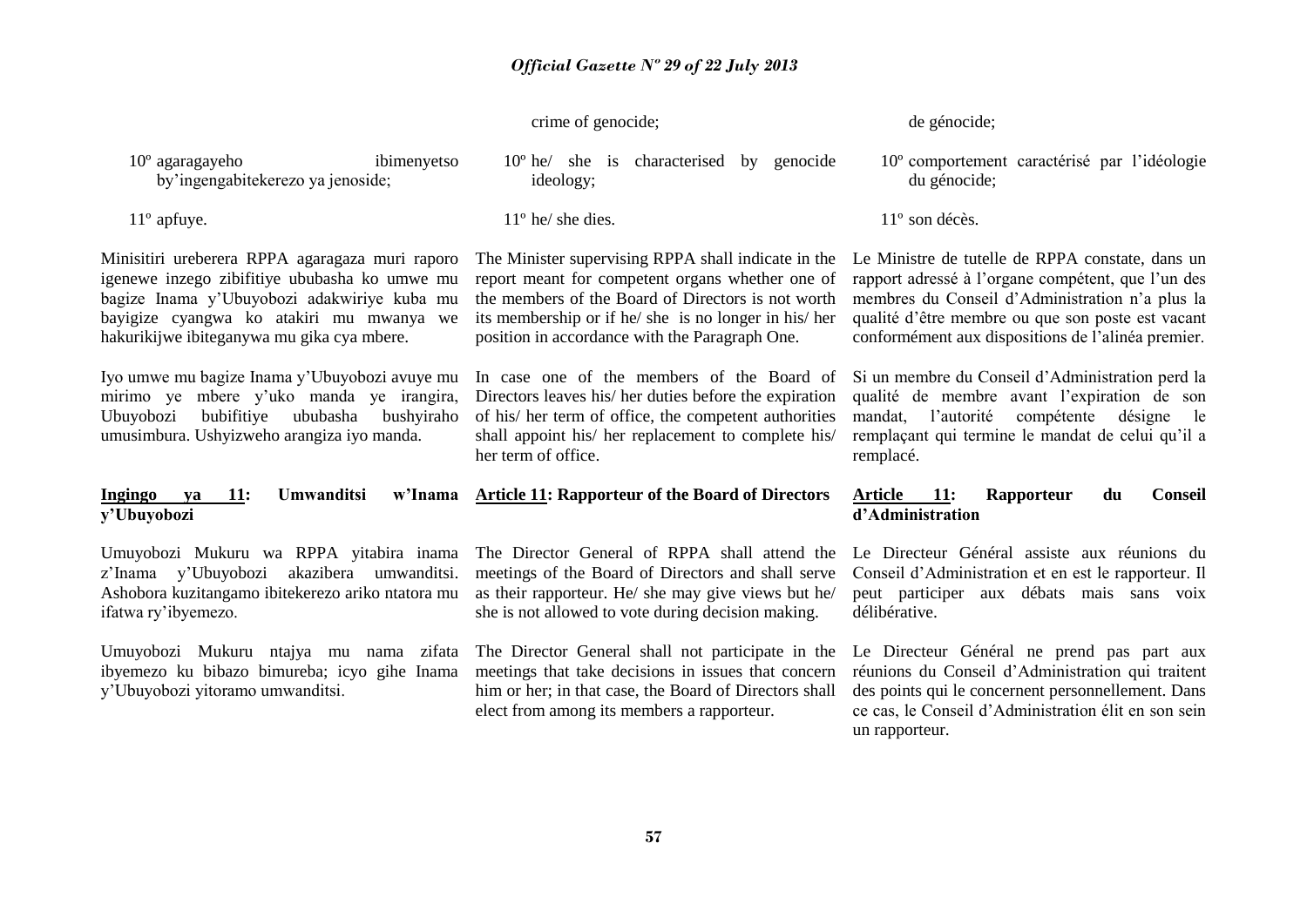crime of genocide;

de génocide;

10º agaragayeho ibimenyetso by'ingengabitekerezo ya jenoside;

11º apfuye.

Minisitiri ureberera RPPA agaragaza muri raporo igenewe inzego zibifitiye ububasha ko umwe mu bagize Inama y'Ubuyobozi adakwiriye kuba mu bayigize cyangwa ko atakiri mu mwanya we hakurikijwe ibiteganywa mu gika cya mbere.

Iyo umwe mu bagize Inama y'Ubuyobozi avuye mu mirimo ye mbere y'uko manda ye irangira, Ubuyobozi bubifitiye ububasha bushyiraho umusimbura. Ushyizweho arangiza iyo manda.

**Ingingo ya 11: Umwanditsi w'Inama y'Ubuyobozi**

Umuyobozi Mukuru wa RPPA yitabira inama z'Inama y'Ubuyobozi akazibera umwanditsi. Ashobora kuzitangamo ibitekerezo ariko ntatora mu ifatwa ry'ibyemezo.

Umuyobozi Mukuru ntajya mu nama zifata ibyemezo ku bibazo bimureba; icyo gihe Inama y'Ubuyobozi yitoramo umwanditsi.

10º he/ she is characterised by genocide ideology;

11º he/ she dies.

The Minister supervising RPPA shall indicate in the report meant for competent organs whether one of the members of the Board of Directors is not worth its membership or if he/ she is no longer in his/ her position in accordance with the Paragraph One.

In case one of the members of the Board of Directors leaves his/ her duties before the expiration of his/ her term of office, the competent authorities shall appoint his/ her replacement to complete his/ her term of office.

**Article 11: Rapporteur of the Board of Directors**

The Director General of RPPA shall attend the meetings of the Board of Directors and shall serve as their rapporteur. He/ she may give views but he/ she is not allowed to vote during decision making.

The Director General shall not participate in the meetings that take decisions in issues that concern him or her; in that case, the Board of Directors shall elect from among its members a rapporteur.

10º comportement caractérisé par l'idéologie du génocide;

11º son décès.

Le Ministre de tutelle de RPPA constate, dans un rapport adressé à l'organe compétent, que l'un des membres du Conseil d'Administration n'a plus la qualité d'être membre ou que son poste est vacant conformément aux dispositions de l'alinéa premier.

Si un membre du Conseil d'Administration perd la qualité de membre avant l'expiration de son mandat, l'autorité compétente désigne le remplaçant qui termine le mandat de celui qu'il a remplacé.

**Article 11: Rapporteur du Conseil d'Administration**

Le Directeur Général assiste aux réunions du Conseil d'Administration et en est le rapporteur. Il peut participer aux débats mais sans voix délibérative.

Le Directeur Général ne prend pas part aux réunions du Conseil d'Administration qui traitent des points qui le concernent personnellement. Dans ce cas, le Conseil d'Administration élit en son sein un rapporteur.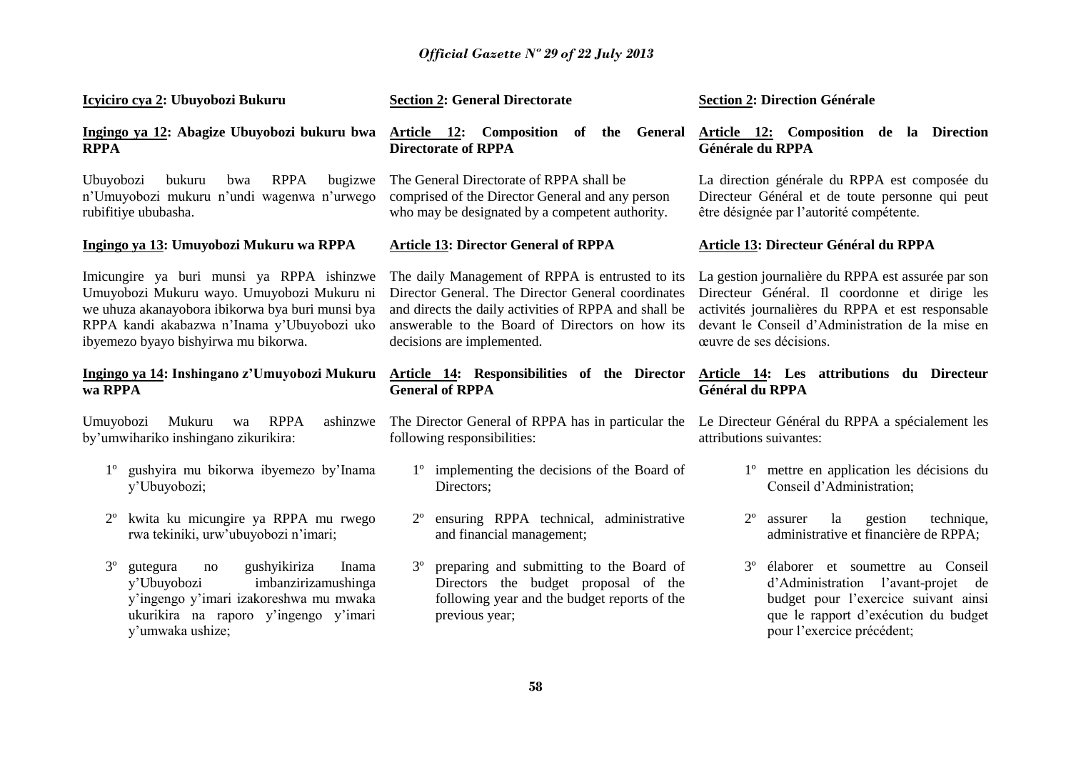**Icyiciro cya 2: Ubuyobozi Bukuru**

**Ingingo ya 12: Abagize Ubuyobozi bukuru bwa RPPA**

Ubuyobozi bukuru bwa RPPA bugizwe n'Umuyobozi mukuru n'undi wagenwa n'urwego rubifitiye ububasha.

**Ingingo ya 13: Umuyobozi Mukuru wa RPPA**

Imicungire ya buri munsi ya RPPA ishinzwe Umuyobozi Mukuru wayo. Umuyobozi Mukuru ni we uhuza akanayobora ibikorwa bya buri munsi bya RPPA kandi akabazwa n'Inama y'Ubuyobozi uko ibyemezo byayo bishyirwa mu bikorwa.

**Ingingo ya 14: Inshingano z'Umuyobozi Mukuru wa RPPA**

Umuyobozi Mukuru wa RPPA ashinzwe by'umwihariko inshingano zikurikira:

1º gushyira mu bikorwa ibyemezo by'Inama y'Ubuyobozi;

2º kwita ku micungire ya RPPA mu rwego rwa tekiniki, urw'ubuyobozi n'imari;

3º gutegura no gushyikiriza Inama y'Ubuyobozi imbanzirizamushinga y'ingengo y'imari izakoreshwa mu mwaka ukurikira na raporo y'ingengo y'imari y'umwaka ushize;

**Section 2: General Directorate**

**Article 12: Composition of the General Directorate of RPPA**

The General Directorate of RPPA shall be comprised of the Director General and any person who may be designated by a competent authority.

**Article 13: Director General of RPPA**

The daily Management of RPPA is entrusted to its Director General. The Director General coordinates and directs the daily activities of RPPA and shall be answerable to the Board of Directors on how its decisions are implemented.

**Article 14: Responsibilities of the Director General of RPPA**

The Director General of RPPA has in particular the following responsibilities:

1º implementing the decisions of the Board of Directors;

2º ensuring RPPA technical, administrative and financial management;

3º preparing and submitting to the Board of Directors the budget proposal of the following year and the budget reports of the previous year;

**Section 2: Direction Générale**

**Article 12: Composition de la Direction Générale du RPPA**

La direction générale du RPPA est composée du Directeur Général et de toute personne qui peut être désignée par l'autorité compétente.

**Article 13: Directeur Général du RPPA**

La gestion journalière du RPPA est assurée par son Directeur Général. Il coordonne et dirige les activités journalières du RPPA et est responsable devant le Conseil d'Administration de la mise en œuvre de ses décisions.

**Article 14: Les attributions du Directeur Général du RPPA**

Le Directeur Général du RPPA a spécialement les attributions suivantes:

1º mettre en application les décisions du Conseil d'Administration;

2º assurer la gestion technique, administrative et financière de RPPA;

3º élaborer et soumettre au Conseil d'Administration l'avant-projet de budget pour l'exercice suivant ainsi que le rapport d'exécution du budget pour l'exercice précédent;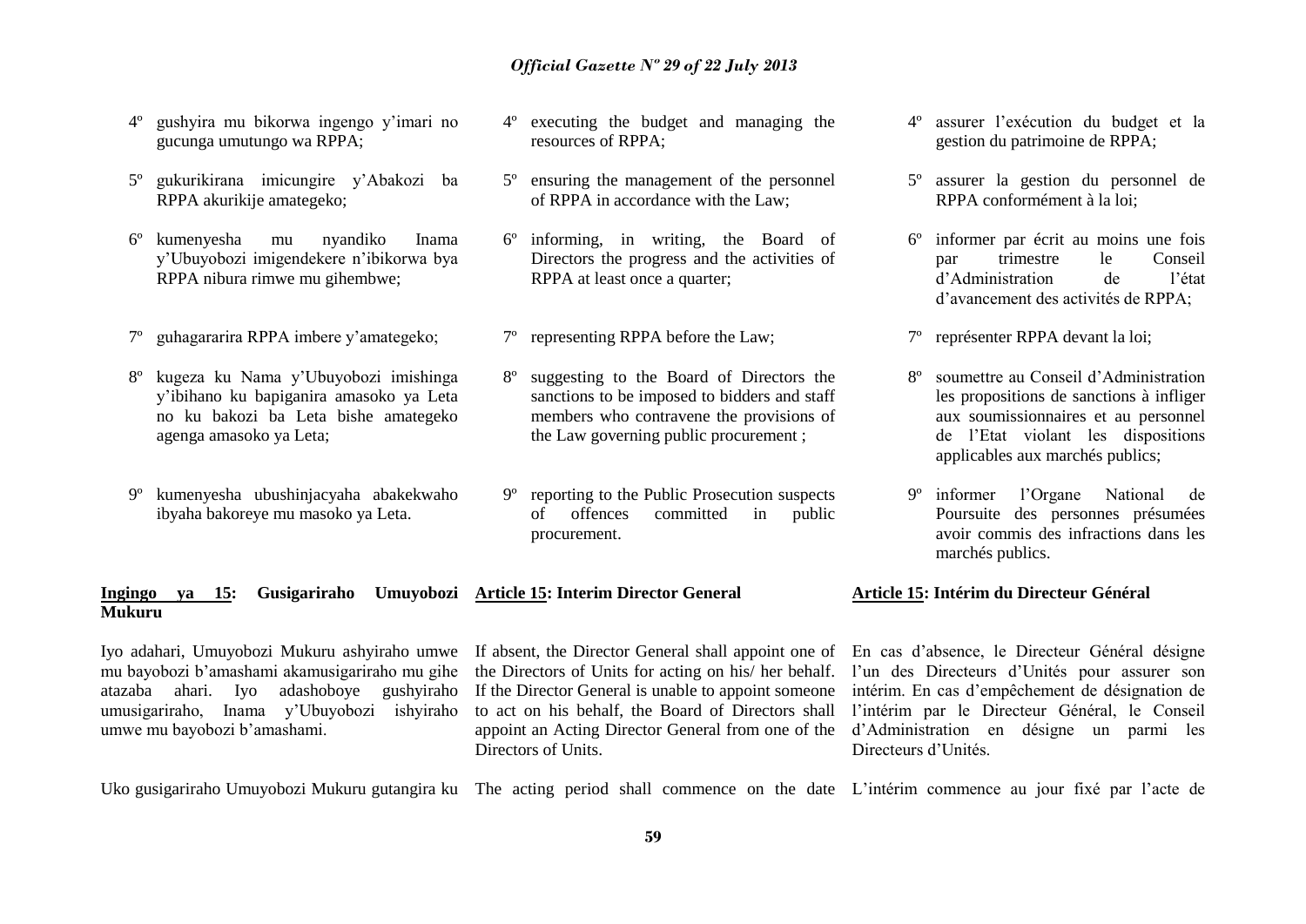4º gushyira mu bikorwa ingengo y'imari no gucunga umutungo wa RPPA;

5º gukurikirana imicungire y'Abakozi ba RPPA akurikije amategeko;

6º kumenyesha mu nyandiko Inama y'Ubuyobozi imigendekere n'ibikorwa bya RPPA nibura rimwe mu gihembwe;

7º guhagararira RPPA imbere y'amategeko;

8º kugeza ku Nama y'Ubuyobozi imishinga y'ibihano ku bapiganira amasoko ya Leta no ku bakozi ba Leta bishe amategeko agenga amasoko ya Leta;

9º kumenyesha ubushinjacyaha abakekwaho ibyaha bakoreye mu masoko ya Leta.

**Ingingo ya 15: Gusigariraho Umuyobozi Mukuru**

Iyo adahari, Umuyobozi Mukuru ashyiraho umwe mu bayobozi b'amashami akamusigariraho mu gihe atazaba ahari. Iyo adashoboye gushyiraho umusigariraho, Inama y'Ubuyobozi ishyiraho umwe mu bayobozi b'amashami.

Uko gusigariraho Umuyobozi Mukuru gutangira ku

4º executing the budget and managing the resources of RPPA;

5º ensuring the management of the personnel of RPPA in accordance with the Law;

6º informing, in writing, the Board of Directors the progress and the activities of RPPA at least once a quarter;

7º representing RPPA before the Law;

8º suggesting to the Board of Directors the sanctions to be imposed to bidders and staff members who contravene the provisions of the Law governing public procurement ;

9º reporting to the Public Prosecution suspects of offences committed in public procurement.

**Article 15: Interim Director General**

If absent, the Director General shall appoint one of the Directors of Units for acting on his/ her behalf. If the Director General is unable to appoint someone to act on his behalf, the Board of Directors shall appoint an Acting Director General from one of the Directors of Units.

The acting period shall commence on the date

4º assurer l'exécution du budget et la gestion du patrimoine de RPPA;

5º assurer la gestion du personnel de RPPA conformément à la loi;

6º informer par écrit au moins une fois par trimestre le Conseil d'Administration de l'état d'avancement des activités de RPPA;

7º représenter RPPA devant la loi;

8º soumettre au Conseil d'Administration les propositions de sanctions à infliger aux soumissionnaires et au personnel de l'Etat violant les dispositions applicables aux marchés publics;

9º informer l'Organe National de Poursuite des personnes présumées avoir commis des infractions dans les marchés publics.

**Article 15: Intérim du Directeur Général**

En cas d'absence, le Directeur Général désigne l'un des Directeurs d'Unités pour assurer son intérim. En cas d'empêchement de désignation de l'intérim par le Directeur Général, le Conseil d'Administration en désigne un parmi les Directeurs d'Unités.

L'intérim commence au jour fixé par l'acte de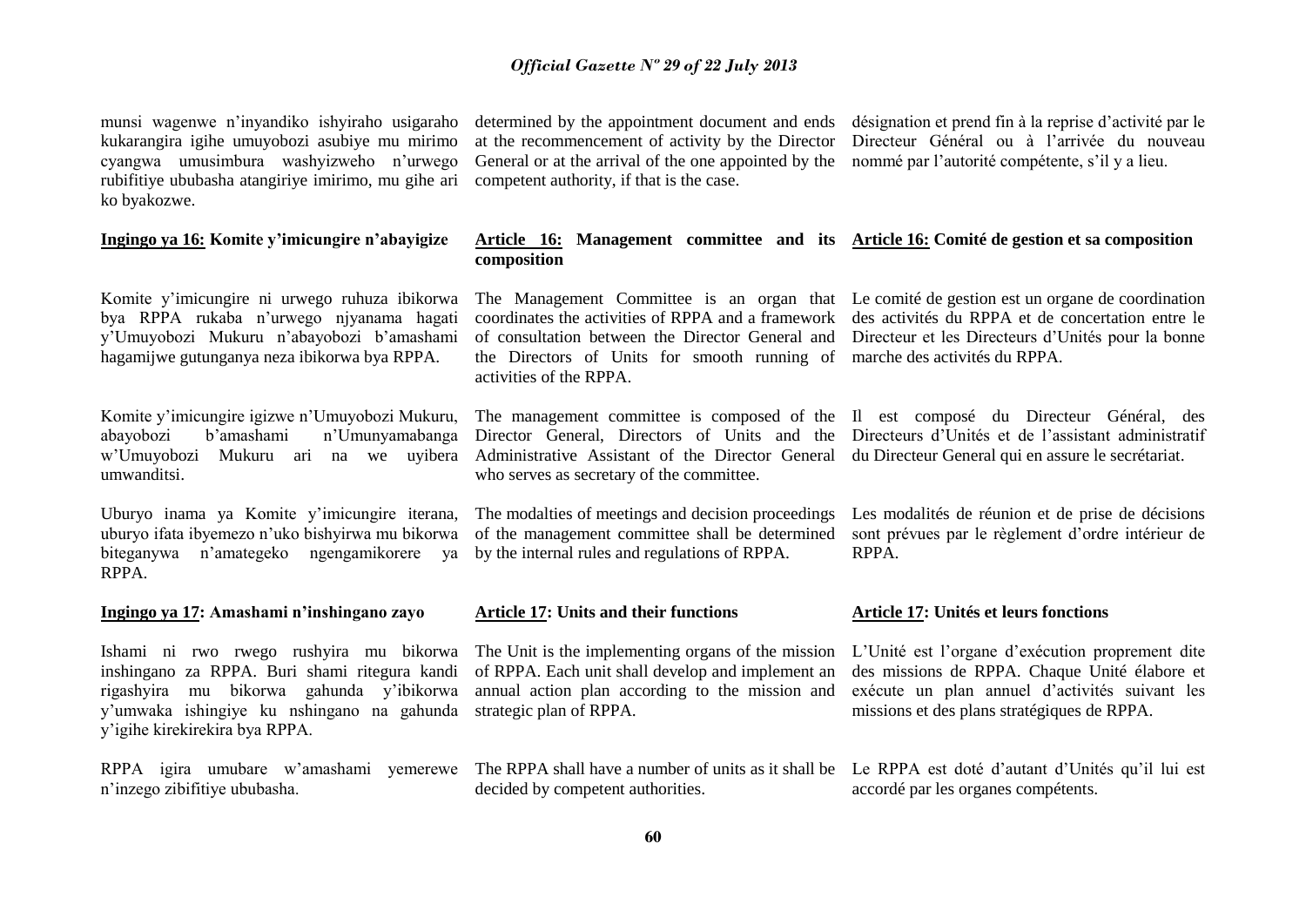munsi wagenwe n'inyandiko ishyiraho usigaraho kukarangira igihe umuyobozi asubiye mu mirimo cyangwa umusimbura washyizweho n'urwego rubifitiye ububasha atangiriye imirimo, mu gihe ari ko byakozwe.

**Ingingo ya 16: Komite y'imicungire n'abayigize**

Komite y'imicungire ni urwego ruhuza ibikorwa bya RPPA rukaba n'urwego njyanama hagati y'Umuyobozi Mukuru n'abayobozi b'amashami hagamijwe gutunganya neza ibikorwa bya RPPA.

Komite y'imicungire igizwe n'Umuyobozi Mukuru, abayobozi b'amashami n'Umunyamabanga w'Umuyobozi Mukuru ari na we uyibera umwanditsi.

Uburyo inama ya Komite y'imicungire iterana, uburyo ifata ibyemezo n'uko bishyirwa mu bikorwa biteganywa n'amategeko ngengamikorere ya RPPA.

**Ingingo ya 17: Amashami n'inshingano zayo**

Ishami ni rwo rwego rushyira mu bikorwa inshingano za RPPA. Buri shami ritegura kandi rigashyira mu bikorwa gahunda y'ibikorwa y'umwaka ishingiye ku nshingano na gahunda y'igihe kirekirekira bya RPPA.

RPPA igira umubare w'amashami yemerewe n'inzego zibifitiye ububasha.

determined by the appointment document and ends at the recommencement of activity by the Director General or at the arrival of the one appointed by the competent authority, if that is the case.

**Article 16: Management committee and its composition**

The Management Committee is an organ that coordinates the activities of RPPA and a framework of consultation between the Director General and the Directors of Units for smooth running of activities of the RPPA.

The management committee is composed of the Director General, Directors of Units and the Administrative Assistant of the Director General who serves as secretary of the committee.

The modalties of meetings and decision proceedings of the management committee shall be determined by the internal rules and regulations of RPPA.

**Article 17: Units and their functions**

The Unit is the implementing organs of the mission of RPPA. Each unit shall develop and implement an annual action plan according to the mission and strategic plan of RPPA.

The RPPA shall have a number of units as it shall be decided by competent authorities.

désignation et prend fin à la reprise d'activité par le Directeur Général ou à l'arrivée du nouveau nommé par l'autorité compétente, s'il y a lieu.

**Article 16: Comité de gestion et sa composition**

Le comité de gestion est un organe de coordination des activités du RPPA et de concertation entre le Directeur et les Directeurs d'Unités pour la bonne marche des activités du RPPA.

Il est composé du Directeur Général, des Directeurs d'Unités et de l'assistant administratif du Directeur General qui en assure le secrétariat.

Les modalités de réunion et de prise de décisions sont prévues par le règlement d'ordre intérieur de RPPA.

**Article 17: Unités et leurs fonctions**

L'Unité est l'organe d'exécution proprement dite des missions de RPPA. Chaque Unité élabore et exécute un plan annuel d'activités suivant les missions et des plans stratégiques de RPPA.

Le RPPA est doté d'autant d'Unités qu'il lui est accordé par les organes compétents.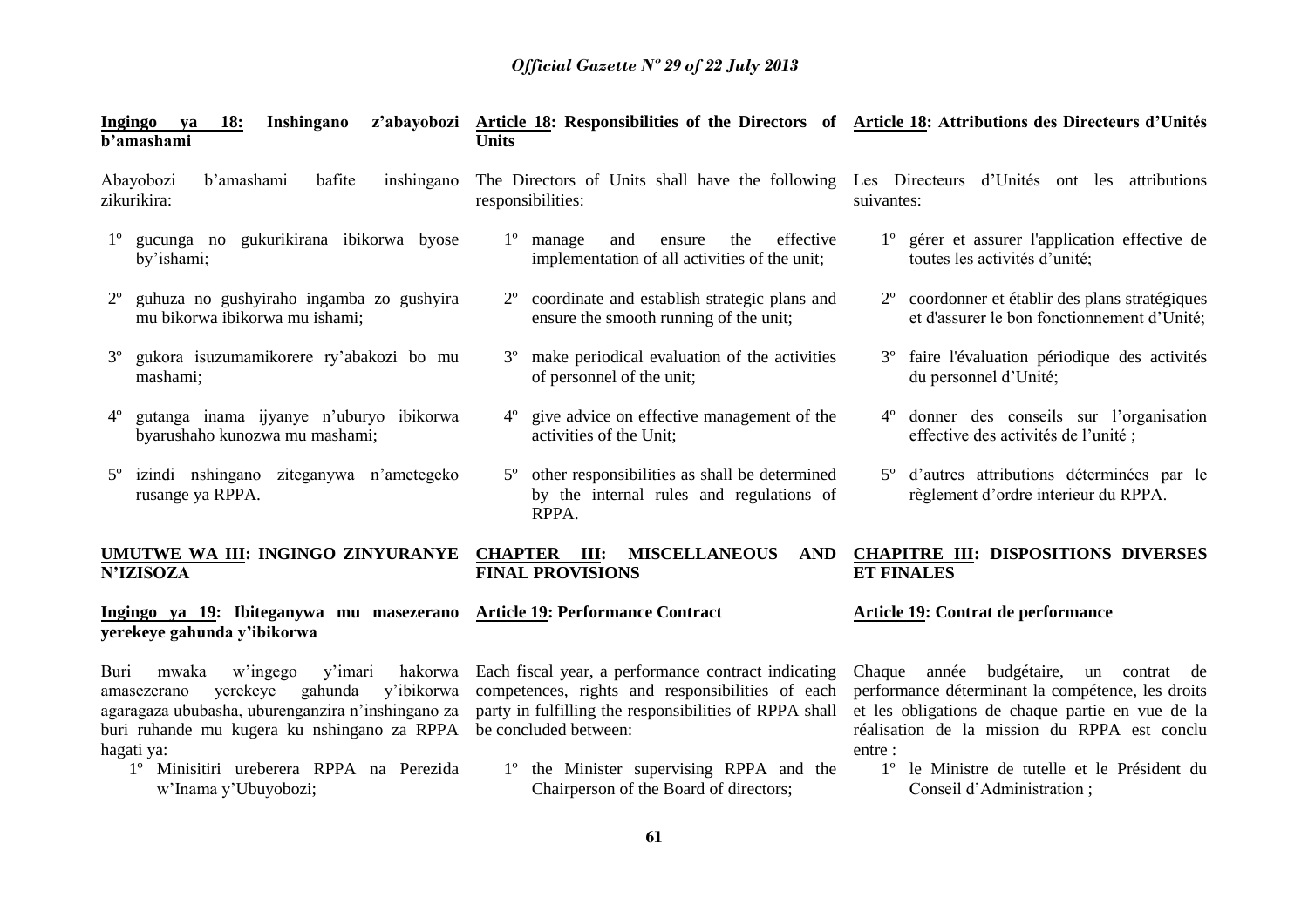**Ingingo ya 18: Inshingano z'abayobozi b'amashami**

Abayobozi b'amashami bafite inshingano zikurikira:

1º gucunga no gukurikirana ibikorwa byose by'ishami;

2º guhuza no gushyiraho ingamba zo gushyira mu bikorwa ibikorwa mu ishami;

3º gukora isuzumamikorere ry'abakozi bo mu mashami;

4º gutanga inama ijyanye n'uburyo ibikorwa byarushaho kunozwa mu mashami;

5º izindi nshingano ziteganywa n'amategeko rusange ya RPPA.

**UMUTWE WA III: INGINGO ZINYURANYE N'IZISOZA**

**Ingingo ya 19: Ibiteganywa mu masezerano yerekeye gahunda y'ibikorwa**

Buri mwaka w'ingego y'imari hakorwa amasezerano yerekeye gahunda y'ibikorwa agaragaza ububasha, uburenganzira n'inshingano za buri ruhande mu kugera ku nshingano za RPPA hagati ya:

1º Minisitiri ureberera RPPA na Perezida w'Inama y'Ubuyobozi;

**Article 18: Responsibilities of the Directors of Units**

The Directors of Units shall have the following responsibilities:

1º manage and ensure the effective implementation of all activities of the unit;

2º coordinate and establish strategic plans and ensure the smooth running of the unit;

3º make periodical evaluation of the activities of personnel of the unit;

4º give advice on effective management of the activities of the Unit;

5º other responsibilities as shall be determined by the internal rules and regulations of RPPA.

**CHAPTER III: MISCELLANEOUS AND FINAL PROVISIONS**

**Article 19: Performance Contract**

Each fiscal year, a performance contract indicating competences, rights and responsibilities of each party in fulfilling the responsibilities of RPPA shall be concluded between:

1º the Minister supervising RPPA and the Chairperson of the Board of directors;

**Article 18: Attributions des Directeurs d'Unités**

Les Directeurs d'Unités ont les attributions suivantes:

1º gérer et assurer l'application effective de toutes les activités d'unité;

2º coordonner et établir des plans stratégiques et d'assurer le bon fonctionnement d'Unité;

3º faire l'évaluation périodique des activités du personnel d'Unité;

4º donner des conseils sur l'organisation effective des activités de l'unité ;

5º d'autres attributions déterminées par le règlement d'ordre interieur du RPPA.

**CHAPITRE III: DISPOSITIONS DIVERSES ET FINALES**

**Article 19: Contrat de performance**

Chaque année budgétaire, un contrat de performance déterminant la compétence, les droits et les obligations de chaque partie en vue de la réalisation de la mission du RPPA est conclu entre :

1º le Ministre de tutelle et le Président du Conseil d'Administration ;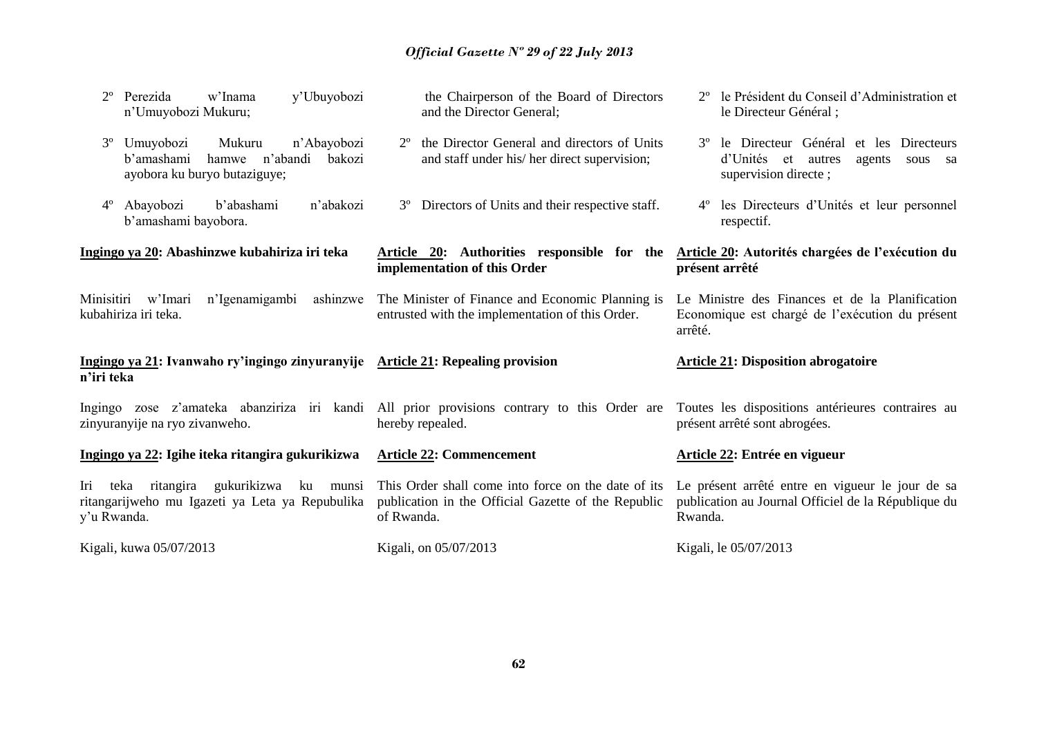2º Perezida w'Inama y'Ubuyobozi n'Umuyobozi Mukuru;

3º Umuyobozi Mukuru n'Abayobozi b'amashami hamwe n'abandi bakozi ayobora ku buryo butaziguye;

4º Abayobozi b'abashami n'abakozi b'amashami bayobora.

**Ingingo ya 20: Abashinzwe kubahiriza iri teka**

Minisitiri w'Imari n'Igenamigambi ashinzwe kubahiriza iri teka.

**Ingingo ya 21: Ivanwaho ry'ingingo zinyuranyije n'iri teka**

Ingingo zose z'amateka abanziriza iri kandi zinyuranyije na ryo zivanweho.

**Ingingo ya 22: Igihe iteka ritangira gukurikizwa**

Iri teka ritangira gukurikizwa ku munsi ritangarijweho mu Igazeti ya Leta ya Repubulika y'u Rwanda.

Kigali, kuwa 05/07/2013

the Chairperson of the Board of Directors and the Director General;

2º the Director General and directors of Units and staff under his/ her direct supervision;

3º Directors of Units and their respective staff.

**Article 20: Authorities responsible for the implementation of this Order**

The Minister of Finance and Economic Planning is entrusted with the implementation of this Order.

**Article 21: Repealing provision**

All prior provisions contrary to this Order are hereby repealed.

**Article 22: Commencement**

This Order shall come into force on the date of its publication in the Official Gazette of the Republic of Rwanda.

Kigali, on 05/07/2013

2º le Président du Conseil d'Administration et le Directeur Général ;

3º le Directeur Général et les Directeurs d'Unités et autres agents sous sa supervision directe ;

4º les Directeurs d'Unités et leur personnel respectif.

**Article 20: Autorités chargées de l'exécution du présent arrêté**

Le Ministre des Finances et de la Planification Economique est chargé de l'exécution du présent arrêté.

**Article 21: Disposition abrogatoire**

Toutes les dispositions antérieures contraires au présent arrêté sont abrogées.

**Article 22: Entrée en vigueur**

Le présent arrêté entre en vigueur le jour de sa publication au Journal Officiel de la République du Rwanda.

Kigali, le 05/07/2013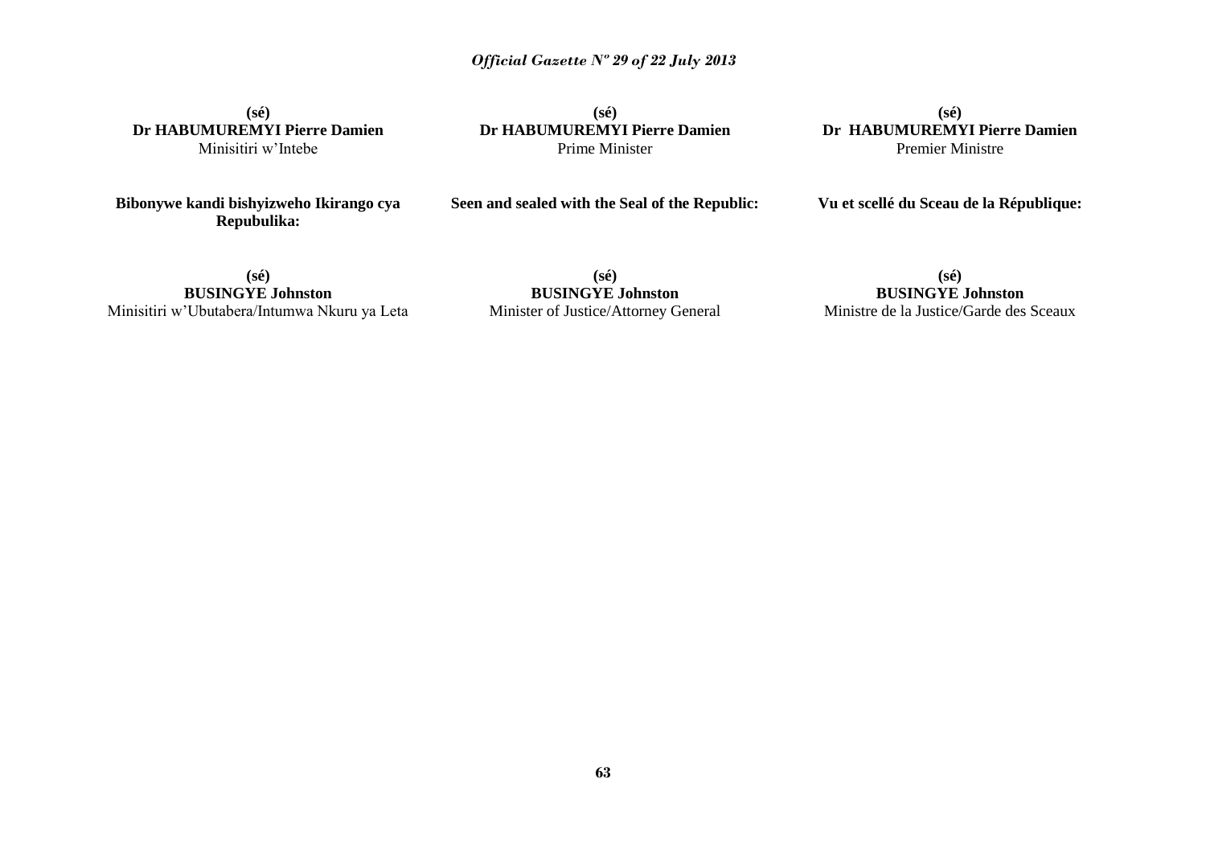**(sé)**
**Dr HABUMUREMYI Pierre Damien**
Minisitiri w'Intebe

**(sé)**
**Dr HABUMUREMYI Pierre Damien**
Prime Minister

**(sé)**
**Dr HABUMUREMYI Pierre Damien**
Premier Ministre

**Bibonywe kandi bishyizweho Ikirango cya Repubulika:**

**Seen and sealed with the Seal of the Republic:**

**Vu et scellé du Sceau de la République:**

**(sé)**
**BUSINGYE Johnston**
Minisitiri w'Ubutabera/Intumwa Nkuru ya Leta

**(sé)**
**BUSINGYE Johnston**
Minister of Justice/Attorney General

**(sé)**
**BUSINGYE Johnston**
Ministre de la Justice/Garde des Sceaux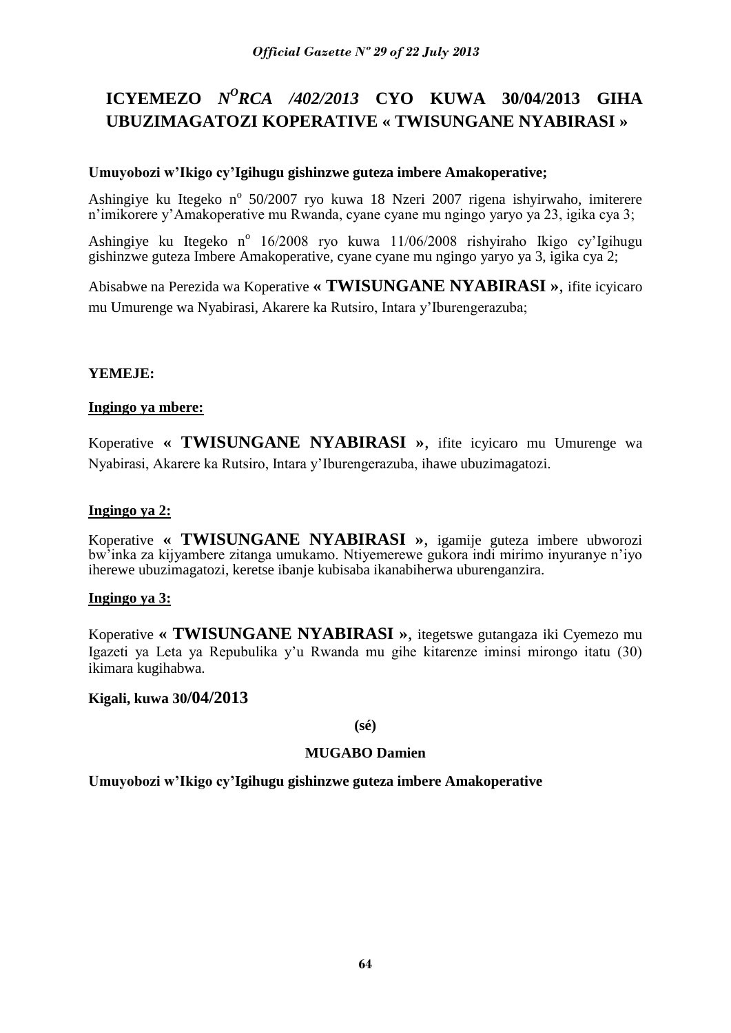# ICYEMEZO *N^O^RCA /402/2013* CYO KUWA 30/04/2013 GIHA UBUZIMAGATOZI KOPERATIVE « TWISUNGANE NYABIRASI »

**Umuyobozi w'Ikigo cy'Igihugu gishinzwe guteza imbere Amakoperative;**

Ashingiye ku Itegeko nº 50/2007 ryo kuwa 18 Nzeri 2007 rigena ishyirwaho, imiterere n'imikorere y'Amakoperative mu Rwanda, cyane cyane mu ngingo yaryo ya 23, igika cya 3;

Ashingiye ku Itegeko nº 16/2008 ryo kuwa 11/06/2008 rishyiraho Ikigo cy'Igihugu gishinzwe guteza Imbere Amakoperative, cyane cyane mu ngingo yaryo ya 3, igika cya 2;

Abisabwe na Perezida wa Koperative **« TWISUNGANE NYABIRASI »**, ifite icyicaro mu Umurenge wa Nyabirasi, Akarere ka Rutsiro, Intara y'Iburengerazuba;

**YEMEJE:**

**Ingingo ya mbere:**

Koperative **« TWISUNGANE NYABIRASI »**, ifite icyicaro mu Umurenge wa Nyabirasi, Akarere ka Rutsiro, Intara y'Iburengerazuba, ihawe ubuzimagatozi.

**Ingingo ya 2:**

Koperative **« TWISUNGANE NYABIRASI »**, igamije guteza imbere ubworozi bw'inka za kijyambere zitanga umukamo. Ntiyemerewe gukora indi mirimo inyuranye n'iyo iherewe ubuzimagatozi, keretse ibanje kubisaba ikanabiherwa uburenganzira.

**Ingingo ya 3:**

Koperative **« TWISUNGANE NYABIRASI »**, itegetswe gutangaza iki Cyemezo mu Igazeti ya Leta ya Repubulika y'u Rwanda mu gihe kitarenze iminsi mirongo itatu (30) ikimara kugihabwa.

**Kigali, kuwa 30/04/2013**

**(sé)**

**MUGABO Damien**

**Umuyobozi w'Ikigo cy'Igihugu gishinzwe guteza imbere Amakoperative**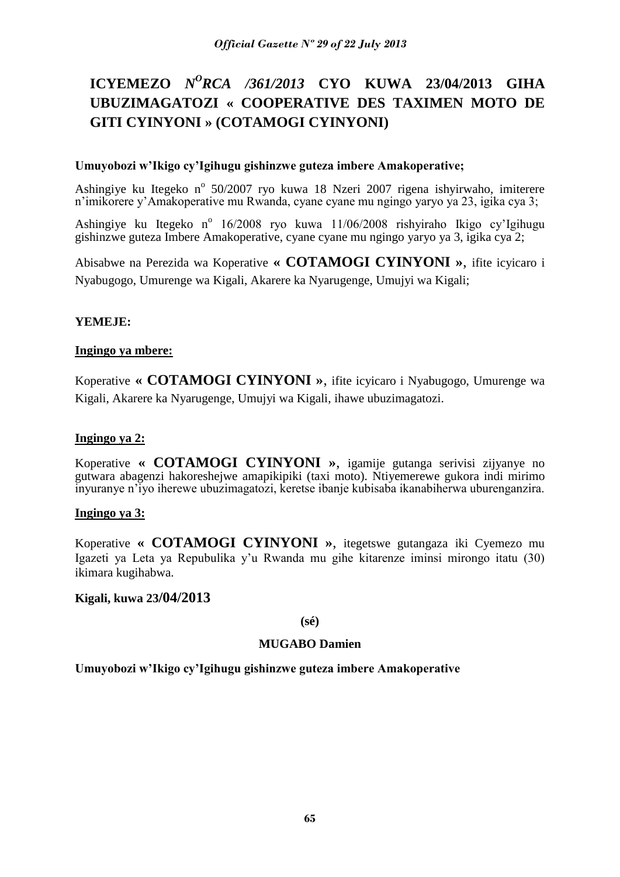# ICYEMEZO *N<sup>O</sup>RCA /361/2013* CYO KUWA 23/04/2013 GIHA UBUZIMAGATOZI « COOPERATIVE DES TAXIMEN MOTO DE GITI CYINYONI » (COTAMOGI CYINYONI)

**Umuyobozi w'Ikigo cy'Igihugu gishinzwe guteza imbere Amakoperative;**

Ashingiye ku Itegeko n$^{o}$ 50/2007 ryo kuwa 18 Nzeri 2007 rigena ishyirwaho, imiterere n'imikorere y'Amakoperative mu Rwanda, cyane cyane mu ngingo yaryo ya 23, igika cya 3;

Ashingiye ku Itegeko n$^{o}$ 16/2008 ryo kuwa 11/06/2008 rishyiraho Ikigo cy'Igihugu gishinzwe guteza Imbere Amakoperative, cyane cyane mu ngingo yaryo ya 3, igika cya 2;

Abisabwe na Perezida wa Koperative **« COTAMOGI CYINYONI »**, ifite icyicaro i Nyabugogo, Umurenge wa Kigali, Akarere ka Nyarugenge, Umujyi wa Kigali;

**YEMEJE:**

**<u>Ingingo ya mbere:</u>**

Koperative **« COTAMOGI CYINYONI »**, ifite icyicaro i Nyabugogo, Umurenge wa Kigali, Akarere ka Nyarugenge, Umujyi wa Kigali, ihawe ubuzimagatozi.

**<u>Ingingo ya 2:</u>**

Koperative **« COTAMOGI CYINYONI »**, igamije gutanga serivisi zijyanye no gutwara abagenzi hakoreshejwe amapikipiki (taxi moto). Ntiyemerewe gukora indi mirimo inyuranye n'iyo iherewe ubuzimagatozi, keretse ibanje kubisaba ikanabiherwa uburenganzira.

**<u>Ingingo ya 3:</u>**

Koperative **« COTAMOGI CYINYONI »**, itegetswe gutangaza iki Cyemezo mu Igazeti ya Leta ya Repubulika y'u Rwanda mu gihe kitarenze iminsi mirongo itatu (30) ikimara kugihabwa.

**Kigali, kuwa 23/04/2013**

**(sé)**

**MUGABO Damien**

**Umuyobozi w'Ikigo cy'Igihugu gishinzwe guteza imbere Amakoperative**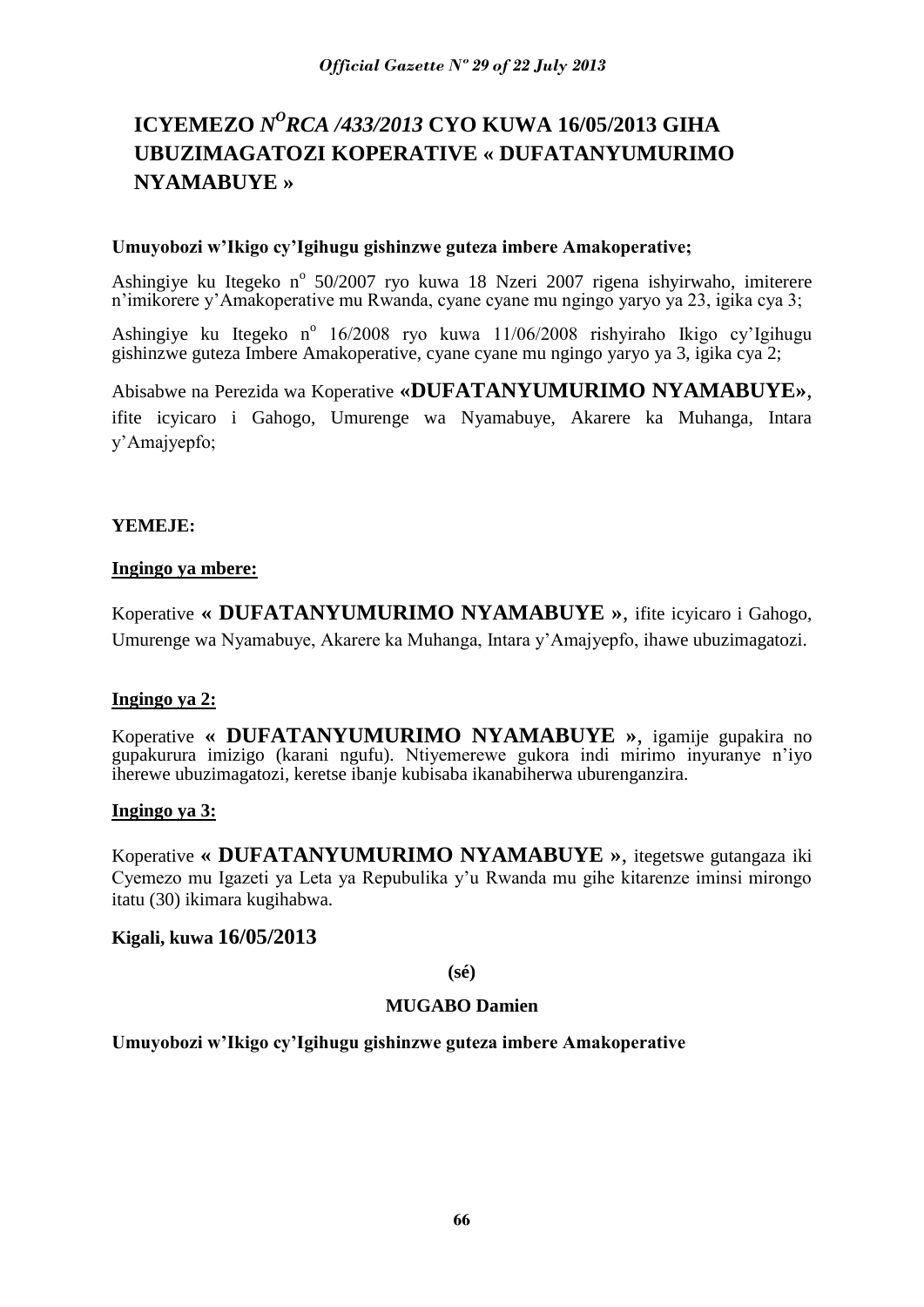# ICYEMEZO *N^O^RCA /433/2013* CYO KUWA 16/05/2013 GIHA UBUZIMAGATOZI KOPERATIVE « DUFATANYUMURIMO NYAMABUYE »

**Umuyobozi w'Ikigo cy'Igihugu gishinzwe guteza imbere Amakoperative;**

Ashingiye ku Itegeko n° 50/2007 ryo kuwa 18 Nzeri 2007 rigena ishyirwaho, imiterere n'imikorere y'Amakoperative mu Rwanda, cyane cyane mu ngingo yaryo ya 23, igika cya 3;

Ashingiye ku Itegeko n° 16/2008 ryo kuwa 11/06/2008 rishyiraho Ikigo cy'Igihugu gishinzwe guteza Imbere Amakoperative, cyane cyane mu ngingo yaryo ya 3, igika cya 2;

Abisabwe na Perezida wa Koperative **«DUFATANYUMURIMO NYAMABUYE»**, ifite icyicaro i Gahogo, Umurenge wa Nyamabuye, Akarere ka Muhanga, Intara y'Amajyepfo;

**YEMEJE:**

**Ingingo ya mbere:**

Koperative **« DUFATANYUMURIMO NYAMABUYE »**, ifite icyicaro i Gahogo, Umurenge wa Nyamabuye, Akarere ka Muhanga, Intara y'Amajyepfo, ihawe ubuzimagatozi.

**Ingingo ya 2:**

Koperative **« DUFATANYUMURIMO NYAMABUYE »**, igamije gupakira no gupakurura imizigo (karani ngufu). Ntiyemerewe gukora indi mirimo inyuranye n'iyo iherewe ubuzimagatozi, keretse ibanje kubisaba ikanabiherwa uburenganzira.

**Ingingo ya 3:**

Koperative **« DUFATANYUMURIMO NYAMABUYE »**, itegetswe gutangaza iki Cyemezo mu Igazeti ya Leta ya Repubulika y'u Rwanda mu gihe kitarenze iminsi mirongo itatu (30) ikimara kugihabwa.

**Kigali, kuwa 16/05/2013**

**(sé)**

**MUGABO Damien**

**Umuyobozi w'Ikigo cy'Igihugu gishinzwe guteza imbere Amakoperative**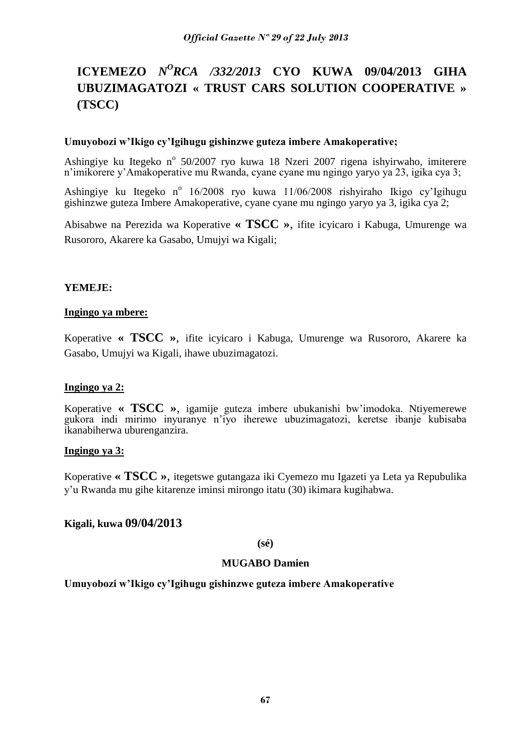# ICYEMEZO *N^O RCA /332/2013* CYO KUWA 09/04/2013 GIHA UBUZIMAGATOZI « TRUST CARS SOLUTION COOPERATIVE » (TSCC)

**Umuyobozi w'Ikigo cy'Igihugu gishinzwe guteza imbere Amakoperative;**

Ashingiye ku Itegeko n° 50/2007 ryo kuwa 18 Nzeri 2007 rigena ishyirwaho, imiterere n'imikorere y'Amakoperative mu Rwanda, cyane cyane mu ngingo yaryo ya 23, igika cya 3;

Ashingiye ku Itegeko n° 16/2008 ryo kuwa 11/06/2008 rishyiraho Ikigo cy'Igihugu gishinzwe guteza Imbere Amakoperative, cyane cyane mu ngingo yaryo ya 3, igika cya 2;

Abisabwe na Perezida wa Koperative **« TSCC »**, ifite icyicaro i Kabuga, Umurenge wa Rusororo, Akarere ka Gasabo, Umujyi wa Kigali;

**YEMEJE:**

**Ingingo ya mbere:**

Koperative **« TSCC »**, ifite icyicaro i Kabuga, Umurenge wa Rusororo, Akarere ka Gasabo, Umujyi wa Kigali, ihawe ubuzimagatozi.

**Ingingo ya 2:**

Koperative **« TSCC »**, igamije guteza imbere ubukanishi bw'imodoka. Ntiyemerewe gukora indi mirimo inyuranye n'iyo iherewe ubuzimagatozi, keretse ibanje kubisaba ikanabiherwa uburenganzira.

**Ingingo ya 3:**

Koperative **« TSCC »**, itegetswe gutangaza iki Cyemezo mu Igazeti ya Leta ya Repubulika y'u Rwanda mu gihe kitarenze iminsi mirongo itatu (30) ikimara kugihabwa.

**Kigali, kuwa 09/04/2013**

**(sé)**

**MUGABO Damien**

**Umuyobozi w'Ikigo cy'Igihugu gishinzwe guteza imbere Amakoperative**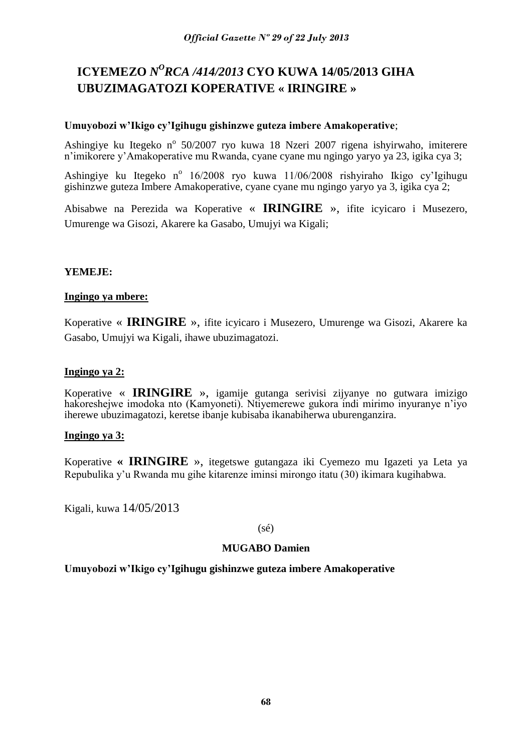# ICYEMEZO *N^O RCA /414/2013* CYO KUWA 14/05/2013 GIHA UBUZIMAGATOZI KOPERATIVE « IRINGIRE »

**Umuyobozi w'Ikigo cy'Igihugu gishinzwe guteza imbere Amakoperative**;

Ashingiye ku Itegeko n° 50/2007 ryo kuwa 18 Nzeri 2007 rigena ishyirwaho, imiterere n'imikorere y'Amakoperative mu Rwanda, cyane cyane mu ngingo yaryo ya 23, igika cya 3;

Ashingiye ku Itegeko n° 16/2008 ryo kuwa 11/06/2008 rishyiraho Ikigo cy'Igihugu gishinzwe guteza Imbere Amakoperative, cyane cyane mu ngingo yaryo ya 3, igika cya 2;

Abisabwe na Perezida wa Koperative « **IRINGIRE** », ifite icyicaro i Musezero, Umurenge wa Gisozi, Akarere ka Gasabo, Umujyi wa Kigali;

**YEMEJE:**

**Ingingo ya mbere:**

Koperative « **IRINGIRE** », ifite icyicaro i Musezero, Umurenge wa Gisozi, Akarere ka Gasabo, Umujyi wa Kigali, ihawe ubuzimagatozi.

**Ingingo ya 2:**

Koperative « **IRINGIRE** », igamije gutanga serivisi zijyanye no gutwara imizigo hakoreshejwe imodoka nto (Kamyoneti). Ntiyemerewe gukora indi mirimo inyuranye n'iyo iherewe ubuzimagatozi, keretse ibanje kubisaba ikanabiherwa uburenganzira.

**Ingingo ya 3:**

Koperative **« IRINGIRE** », itegetswe gutangaza iki Cyemezo mu Igazeti ya Leta ya Repubulika y'u Rwanda mu gihe kitarenze iminsi mirongo itatu (30) ikimara kugihabwa.

Kigali, kuwa 14/05/2013

(sé)

**MUGABO Damien**

**Umuyobozi w'Ikigo cy'Igihugu gishinzwe guteza imbere Amakoperative**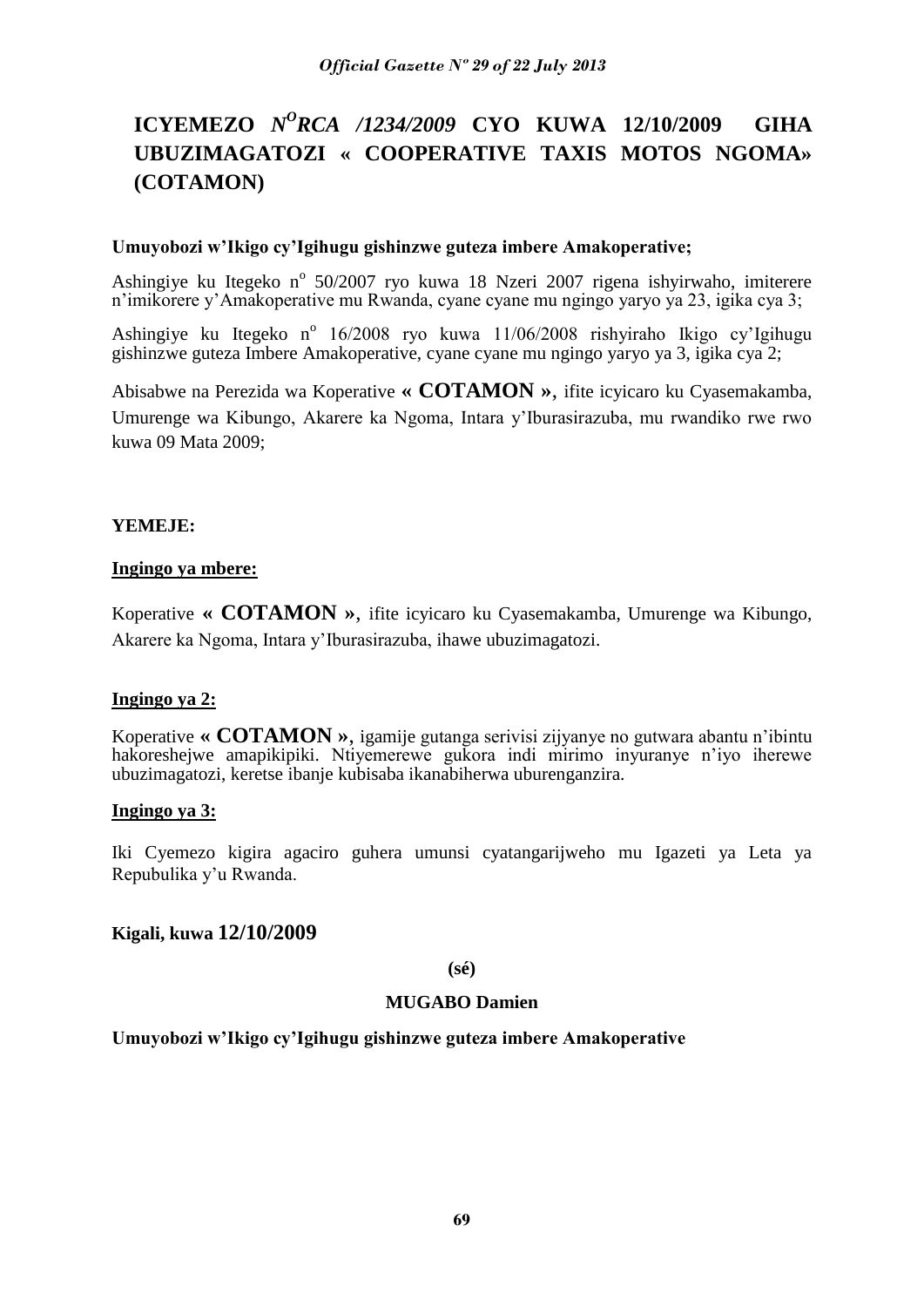# ICYEMEZO *N^O RCA /1234/2009* CYO KUWA 12/10/2009 GIHA UBUZIMAGATOZI « COOPERATIVE TAXIS MOTOS NGOMA» (COTAMON)

**Umuyobozi w'Ikigo cy'Igihugu gishinzwe guteza imbere Amakoperative;**

Ashingiye ku Itegeko n° 50/2007 ryo kuwa 18 Nzeri 2007 rigena ishyirwaho, imiterere n'imikorere y'Amakoperative mu Rwanda, cyane cyane mu ngingo yaryo ya 23, igika cya 3;

Ashingiye ku Itegeko n° 16/2008 ryo kuwa 11/06/2008 rishyiraho Ikigo cy'Igihugu gishinzwe guteza Imbere Amakoperative, cyane cyane mu ngingo yaryo ya 3, igika cya 2;

Abisabwe na Perezida wa Koperative **« COTAMON »**, ifite icyicaro ku Cyasemakamba, Umurenge wa Kibungo, Akarere ka Ngoma, Intara y'Iburasirazuba, mu rwandiko rwe rwo kuwa 09 Mata 2009;

**YEMEJE:**

**Ingingo ya mbere:**

Koperative **« COTAMON »**, ifite icyicaro ku Cyasemakamba, Umurenge wa Kibungo, Akarere ka Ngoma, Intara y'Iburasirazuba, ihawe ubuzimagatozi.

**Ingingo ya 2:**

Koperative **« COTAMON »**, igamije gutanga serivisi zijyanye no gutwara abantu n'ibintu hakoreshejwe amapikipiki. Ntiyemerewe gukora indi mirimo inyuranye n'iyo iherewe ubuzimagatozi, keretse ibanje kubisaba ikanabiherwa uburenganzira.

**Ingingo ya 3:**

Iki Cyemezo kigira agaciro guhera umunsi cyatangarijweho mu Igazeti ya Leta ya Repubulika y'u Rwanda.

**Kigali, kuwa 12/10/2009**

**(sé)**

**MUGABO Damien**

**Umuyobozi w'Ikigo cy'Igihugu gishinzwe guteza imbere Amakoperative**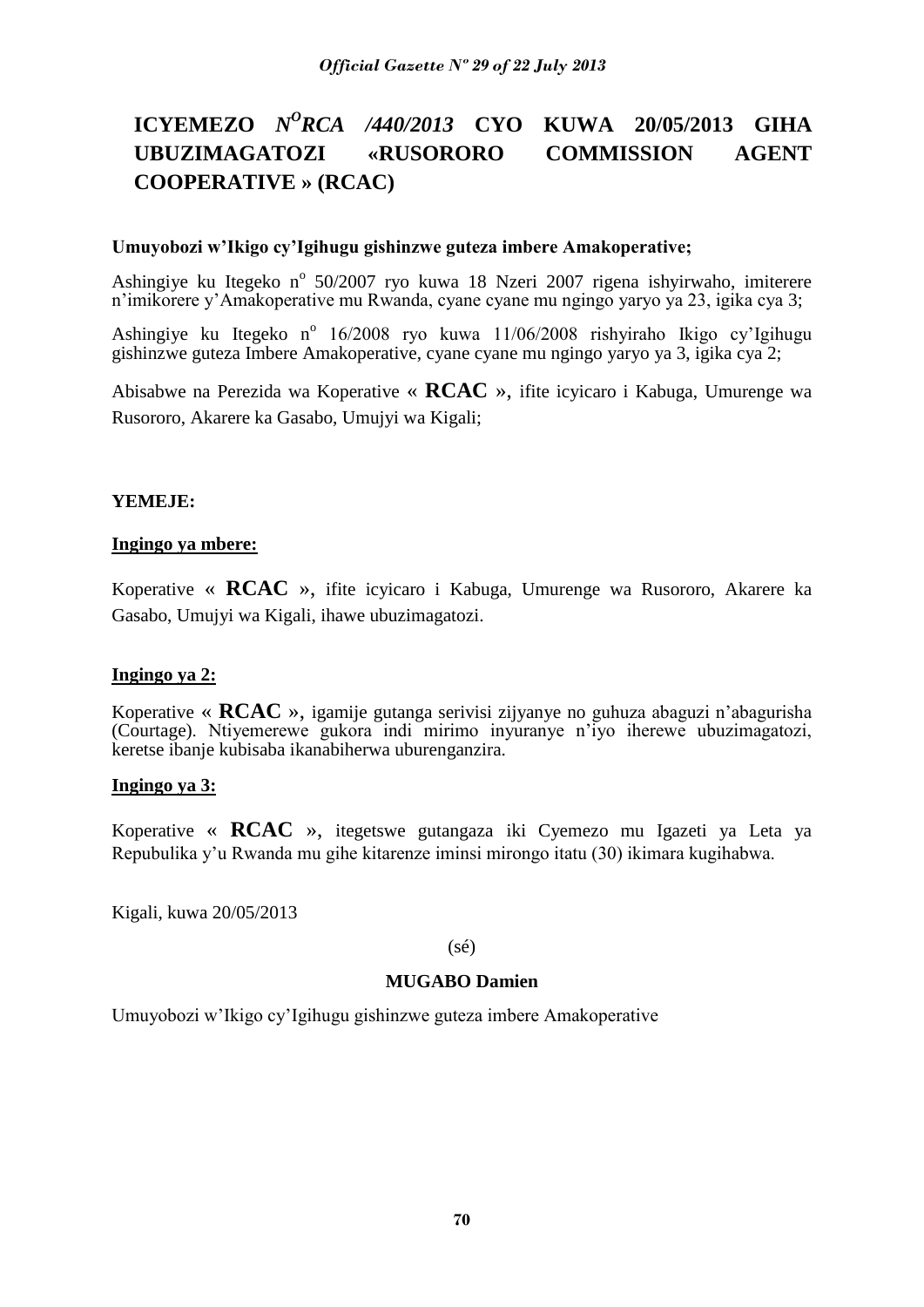# ICYEMEZO *N<sup>O</sup>RCA /440/2013* CYO KUWA 20/05/2013 GIHA UBUZIMAGATOZI «RUSORORO COMMISSION AGENT COOPERATIVE » (RCAC)

**Umuyobozi w'Ikigo cy'Igihugu gishinzwe guteza imbere Amakoperative;**

Ashingiye ku Itegeko n° 50/2007 ryo kuwa 18 Nzeri 2007 rigena ishyirwaho, imiterere n'imikorere y'Amakoperative mu Rwanda, cyane cyane mu ngingo yaryo ya 23, igika cya 3;

Ashingiye ku Itegeko n° 16/2008 ryo kuwa 11/06/2008 rishyiraho Ikigo cy'Igihugu gishinzwe guteza Imbere Amakoperative, cyane cyane mu ngingo yaryo ya 3, igika cya 2;

Abisabwe na Perezida wa Koperative « **RCAC** », ifite icyicaro i Kabuga, Umurenge wa Rusororo, Akarere ka Gasabo, Umujyi wa Kigali;

**YEMEJE:**

**Ingingo ya mbere:**

Koperative « **RCAC** », ifite icyicaro i Kabuga, Umurenge wa Rusororo, Akarere ka Gasabo, Umujyi wa Kigali, ihawe ubuzimagatozi.

**Ingingo ya 2:**

Koperative « **RCAC** », igamije gutanga serivisi zijyanye no guhuza abaguzi n'abagurisha (Courtage). Ntiyemerewe gukora indi mirimo inyuranye n'iyo iherewe ubuzimagatozi, keretse ibanje kubisaba ikanabiherwa uburenganzira.

**Ingingo ya 3:**

Koperative « **RCAC** », itegetswe gutangaza iki Cyemezo mu Igazeti ya Leta ya Repubulika y'u Rwanda mu gihe kitarenze iminsi mirongo itatu (30) ikimara kugihabwa.

Kigali, kuwa 20/05/2013

(sé)

**MUGABO Damien**

Umuyobozi w'Ikigo cy'Igihugu gishinzwe guteza imbere Amakoperative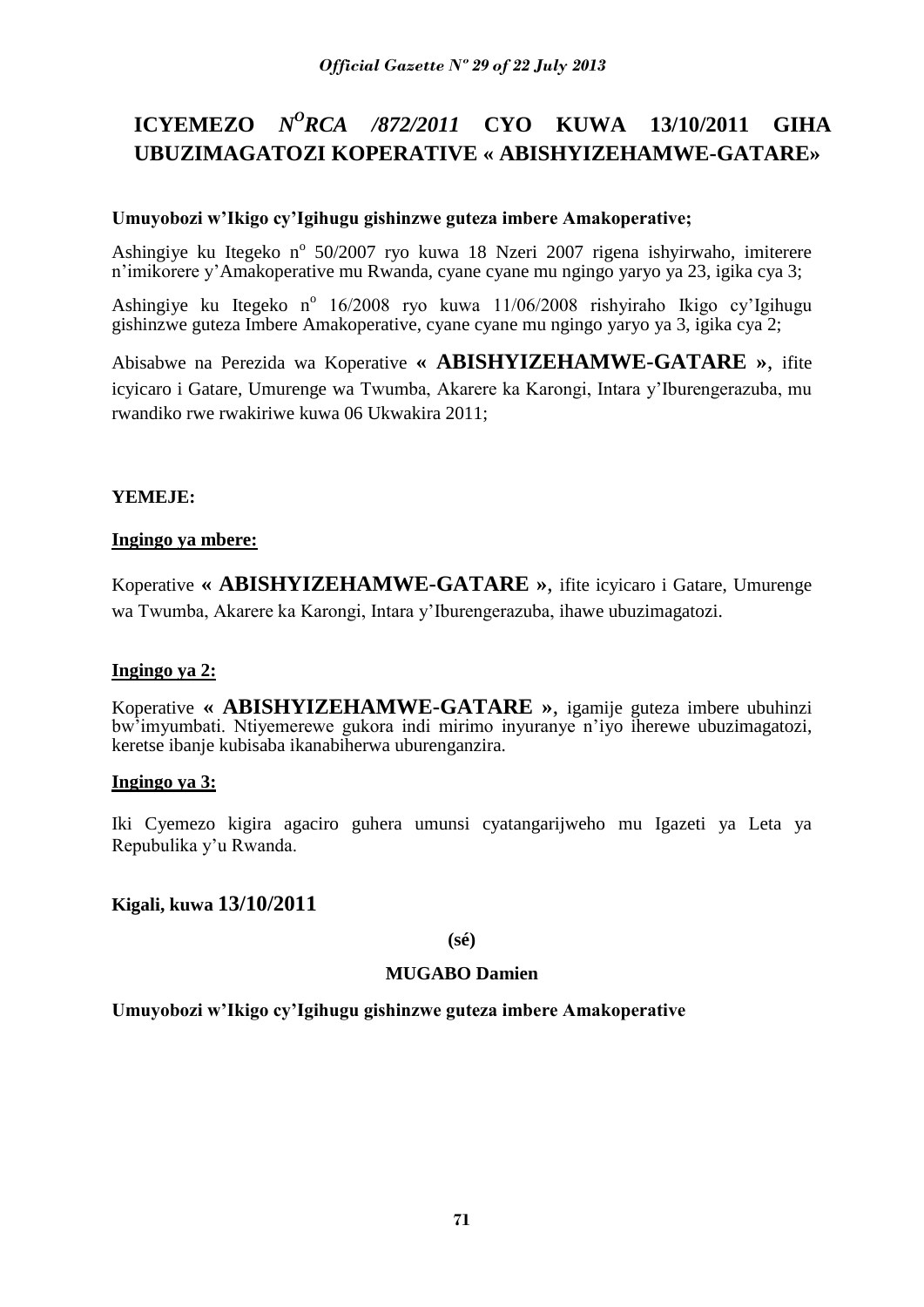# ICYEMEZO *N^O RCA /872/2011* CYO KUWA 13/10/2011 GIHA UBUZIMAGATOZI KOPERATIVE « ABISHYIZEHAMWE-GATARE»

**Umuyobozi w'Ikigo cy'Igihugu gishinzwe guteza imbere Amakoperative;**

Ashingiye ku Itegeko n° 50/2007 ryo kuwa 18 Nzeri 2007 rigena ishyirwaho, imiterere n'imikorere y'Amakoperative mu Rwanda, cyane cyane mu ngingo yaryo ya 23, igika cya 3;

Ashingiye ku Itegeko n° 16/2008 ryo kuwa 11/06/2008 rishyiraho Ikigo cy'Igihugu gishinzwe guteza Imbere Amakoperative, cyane cyane mu ngingo yaryo ya 3, igika cya 2;

Abisabwe na Perezida wa Koperative **« ABISHYIZEHAMWE-GATARE »**, ifite icyicaro i Gatare, Umurenge wa Twumba, Akarere ka Karongi, Intara y'Iburengerazuba, mu rwandiko rwe rwakiriwe kuwa 06 Ukwakira 2011;

**YEMEJE:**

**Ingingo ya mbere:**

Koperative **« ABISHYIZEHAMWE-GATARE »**, ifite icyicaro i Gatare, Umurenge wa Twumba, Akarere ka Karongi, Intara y'Iburengerazuba, ihawe ubuzimagatozi.

**Ingingo ya 2:**

Koperative **« ABISHYIZEHAMWE-GATARE »**, igamije guteza imbere ubuhinzi bw'imyumbati. Ntiyemerewe gukora indi mirimo inyuranye n'iyo iherewe ubuzimagatozi, keretse ibanje kubisaba ikanabiherwa uburenganzira.

**Ingingo ya 3:**

Iki Cyemezo kigira agaciro guhera umunsi cyatangarijweho mu Igazeti ya Leta ya Repubulika y'u Rwanda.

**Kigali, kuwa 13/10/2011**

**(sé)**

**MUGABO Damien**

**Umuyobozi w'Ikigo cy'Igihugu gishinzwe guteza imbere Amakoperative**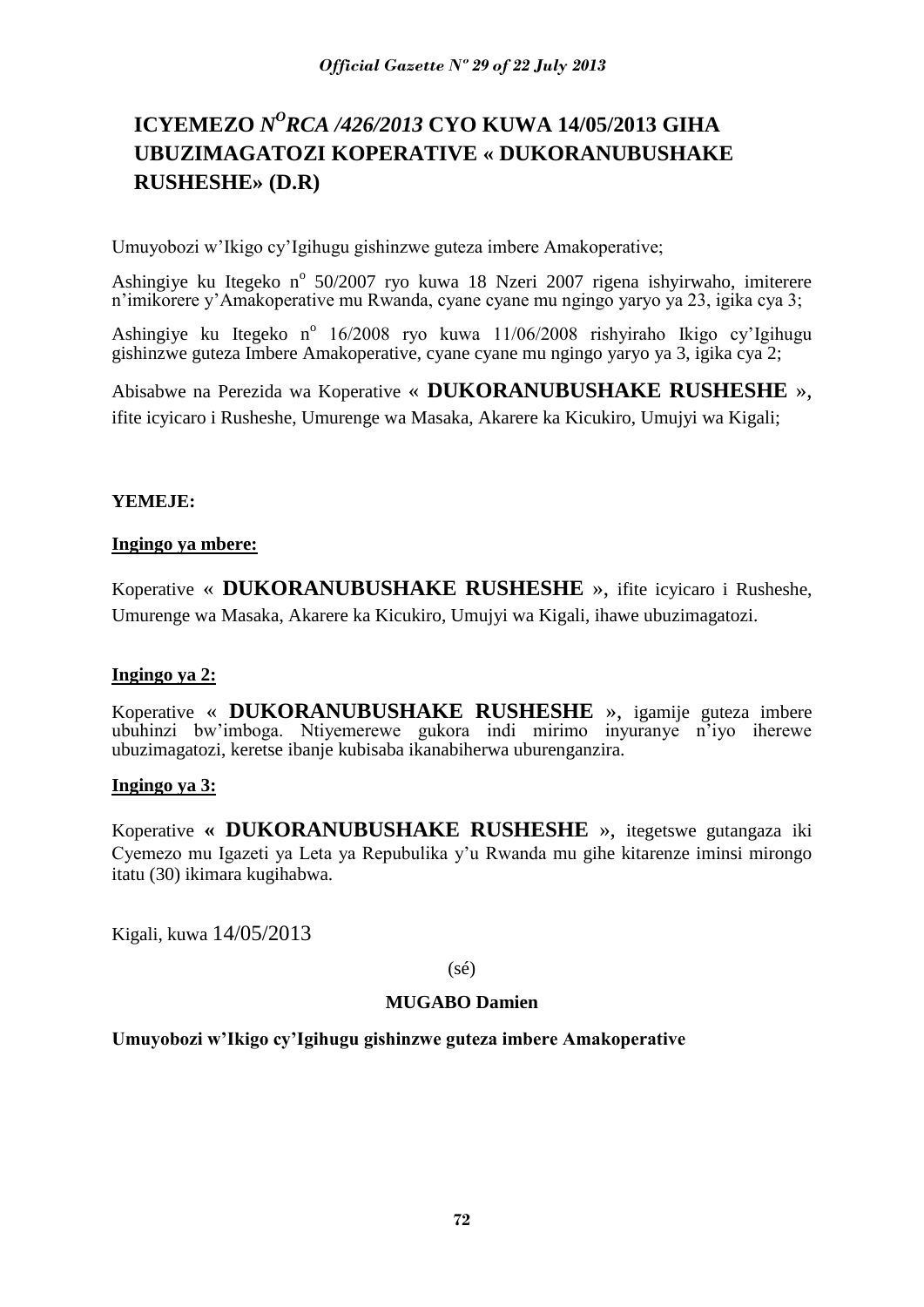# ICYEMEZO N°RCA /426/2013 CYO KUWA 14/05/2013 GIHA UBUZIMAGATOZI KOPERATIVE « DUKORANUBUSHAKE RUSHESHE» (D.R)

Umuyobozi w'Ikigo cy'Igihugu gishinzwe guteza imbere Amakoperative;

Ashingiye ku Itegeko n° 50/2007 ryo kuwa 18 Nzeri 2007 rigena ishyirwaho, imiterere n'imikorere y'Amakoperative mu Rwanda, cyane cyane mu ngingo yaryo ya 23, igika cya 3;

Ashingiye ku Itegeko n° 16/2008 ryo kuwa 11/06/2008 rishyiraho Ikigo cy'Igihugu gishinzwe guteza Imbere Amakoperative, cyane cyane mu ngingo yaryo ya 3, igika cya 2;

Abisabwe na Perezida wa Koperative « **DUKORANUBUSHAKE RUSHESHE** », ifite icyicaro i Rusheshe, Umurenge wa Masaka, Akarere ka Kicukiro, Umujyi wa Kigali;

**YEMEJE:**

**Ingingo ya mbere:**

Koperative « **DUKORANUBUSHAKE RUSHESHE** », ifite icyicaro i Rusheshe, Umurenge wa Masaka, Akarere ka Kicukiro, Umujyi wa Kigali, ihawe ubuzimagatozi.

**Ingingo ya 2:**

Koperative « **DUKORANUBUSHAKE RUSHESHE** », igamije guteza imbere ubuhinzi bw'imboga. Ntiyemerewe gukora indi mirimo inyuranye n'iyo iherewe ubuzimagatozi, keretse ibanje kubisaba ikanabiherwa uburenganzira.

**Ingingo ya 3:**

Koperative **« DUKORANUBUSHAKE RUSHESHE** », itegetswe gutangaza iki Cyemezo mu Igazeti ya Leta ya Repubulika y'u Rwanda mu gihe kitarenze iminsi mirongo itatu (30) ikimara kugihabwa.

Kigali, kuwa 14/05/2013

(sé)

**MUGABO Damien**

**Umuyobozi w'Ikigo cy'Igihugu gishinzwe guteza imbere Amakoperative**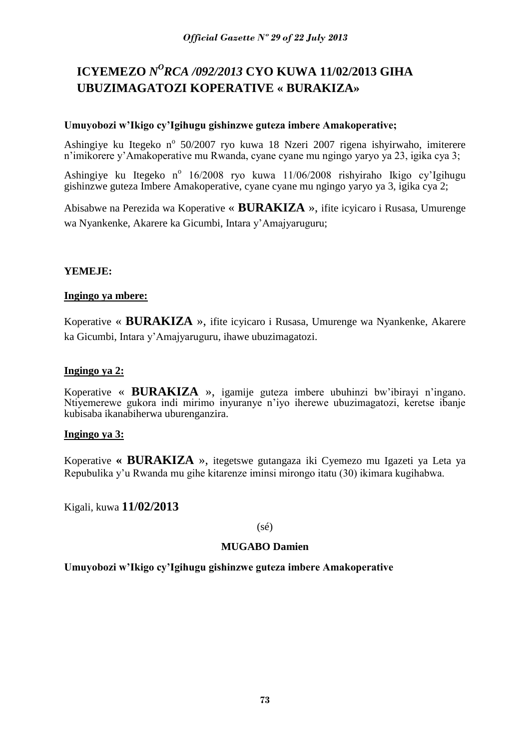# ICYEMEZO *N<sup>O</sup>RCA /092/2013* CYO KUWA 11/02/2013 GIHA UBUZIMAGATOZI KOPERATIVE « BURAKIZA»

**Umuyobozi w'Ikigo cy'Igihugu gishinzwe guteza imbere Amakoperative;**

Ashingiye ku Itegeko n° 50/2007 ryo kuwa 18 Nzeri 2007 rigena ishyirwaho, imiterere n'imikorere y'Amakoperative mu Rwanda, cyane cyane mu ngingo yaryo ya 23, igika cya 3;

Ashingiye ku Itegeko n° 16/2008 ryo kuwa 11/06/2008 rishyiraho Ikigo cy'Igihugu gishinzwe guteza Imbere Amakoperative, cyane cyane mu ngingo yaryo ya 3, igika cya 2;

Abisabwe na Perezida wa Koperative « **BURAKIZA** », ifite icyicaro i Rusasa, Umurenge wa Nyankenke, Akarere ka Gicumbi, Intara y'Amajyaruguru;

**YEMEJE:**

**Ingingo ya mbere:**

Koperative « **BURAKIZA** », ifite icyicaro i Rusasa, Umurenge wa Nyankenke, Akarere ka Gicumbi, Intara y'Amajyaruguru, ihawe ubuzimagatozi.

**Ingingo ya 2:**

Koperative « **BURAKIZA** », igamije guteza imbere ubuhinzi bw'ibirayi n'ingano. Ntiyemerewe gukora indi mirimo inyuranye n'iyo iherewe ubuzimagatozi, keretse ibanje kubisaba ikanabiherwa uburenganzira.

**Ingingo ya 3:**

Koperative **« BURAKIZA** », itegetswe gutangaza iki Cyemezo mu Igazeti ya Leta ya Repubulika y'u Rwanda mu gihe kitarenze iminsi mirongo itatu (30) ikimara kugihabwa.

Kigali, kuwa **11/02/2013**

(sé)

**MUGABO Damien**

**Umuyobozi w'Ikigo cy'Igihugu gishinzwe guteza imbere Amakoperative**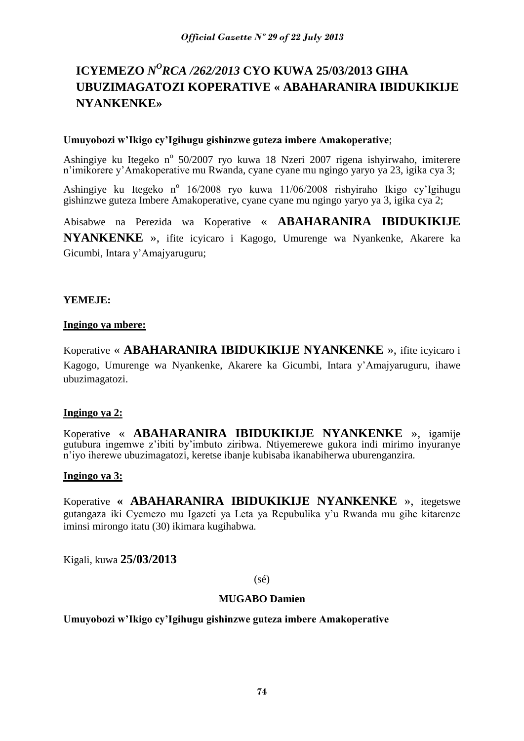# ICYEMEZO *N$^{O}$RCA /262/2013* CYO KUWA 25/03/2013 GIHA UBUZIMAGATOZI KOPERATIVE « ABAHARANIRA IBIDUKIKIJE NYANKENKE»

**Umuyobozi w'Ikigo cy'Igihugu gishinzwe guteza imbere Amakoperative**;

Ashingiye ku Itegeko n$^{o}$ 50/2007 ryo kuwa 18 Nzeri 2007 rigena ishyirwaho, imiterere n'imikorere y'Amakoperative mu Rwanda, cyane cyane mu ngingo yaryo ya 23, igika cya 3;

Ashingiye ku Itegeko n$^{o}$ 16/2008 ryo kuwa 11/06/2008 rishyiraho Ikigo cy'Igihugu gishinzwe guteza Imbere Amakoperative, cyane cyane mu ngingo yaryo ya 3, igika cya 2;

Abisabwe na Perezida wa Koperative « **ABAHARANIRA IBIDUKIKIJE NYANKENKE** », ifite icyicaro i Kagogo, Umurenge wa Nyankenke, Akarere ka Gicumbi, Intara y'Amajyaruguru;

**YEMEJE:**

**Ingingo ya mbere:**

Koperative « **ABAHARANIRA IBIDUKIKIJE NYANKENKE** », ifite icyicaro i Kagogo, Umurenge wa Nyankenke, Akarere ka Gicumbi, Intara y'Amajyaruguru, ihawe ubuzimagatozi.

**Ingingo ya 2:**

Koperative « **ABAHARANIRA IBIDUKIKIJE NYANKENKE** », igamije gutubura ingemwe z'ibiti by'imbuto ziribwa. Ntiyemerewe gukora indi mirimo inyuranye n'iyo iherewe ubuzimagatozi, keretse ibanje kubisaba ikanabiherwa uburenganzira.

**Ingingo ya 3:**

Koperative **« ABAHARANIRA IBIDUKIKIJE NYANKENKE** », itegetswe gutangaza iki Cyemezo mu Igazeti ya Leta ya Repubulika y'u Rwanda mu gihe kitarenze iminsi mirongo itatu (30) ikimara kugihabwa.

Kigali, kuwa **25/03/2013**

(sé)

**MUGABO Damien**

**Umuyobozi w'Ikigo cy'Igihugu gishinzwe guteza imbere Amakoperative**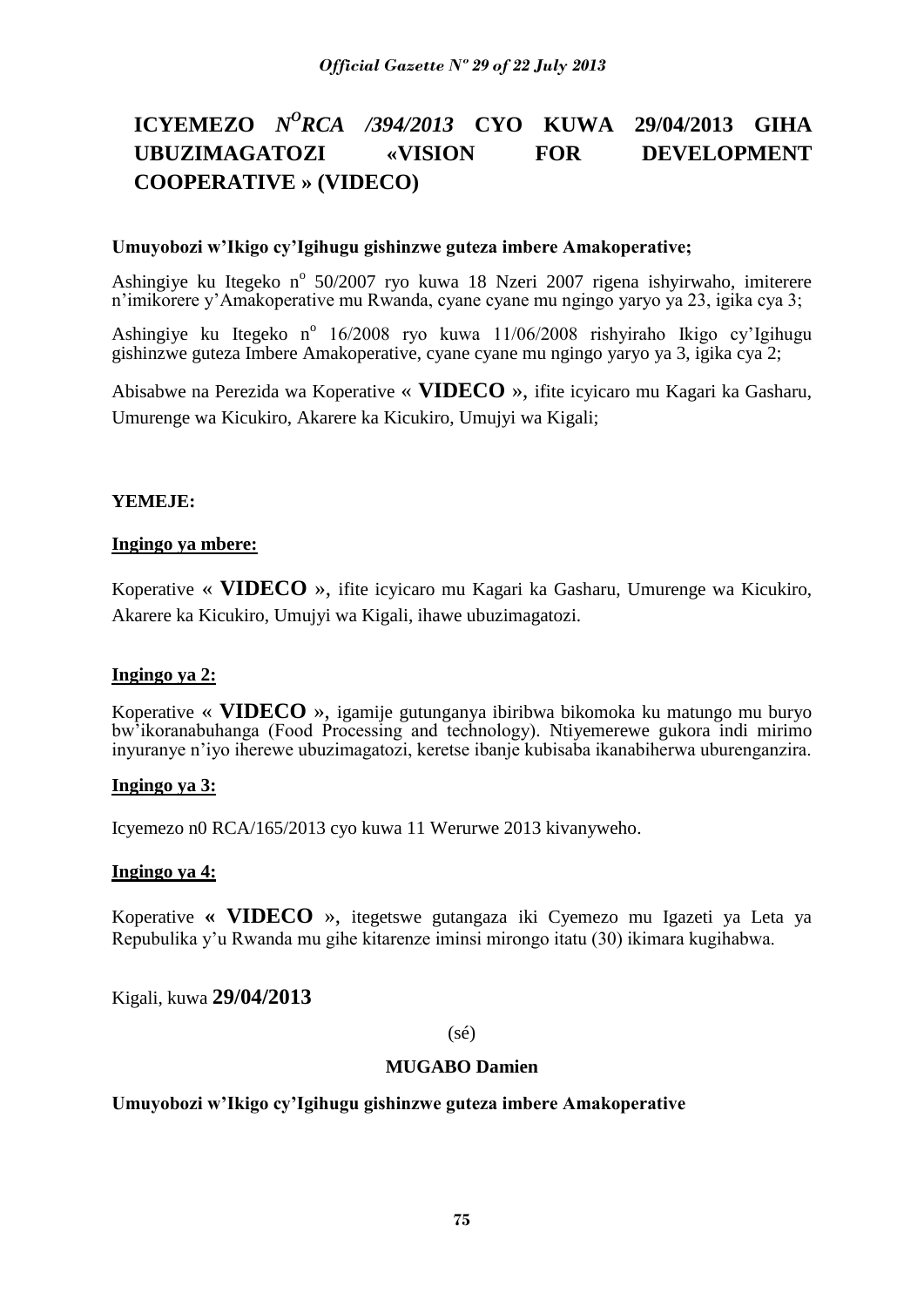# ICYEMEZO *N<sup>O</sup>RCA /394/2013* CYO KUWA 29/04/2013 GIHA UBUZIMAGATOZI «VISION FOR DEVELOPMENT COOPERATIVE » (VIDECO)

**Umuyobozi w'Ikigo cy'Igihugu gishinzwe guteza imbere Amakoperative;**

Ashingiye ku Itegeko n° 50/2007 ryo kuwa 18 Nzeri 2007 rigena ishyirwaho, imiterere n'imikorere y'Amakoperative mu Rwanda, cyane cyane mu ngingo yaryo ya 23, igika cya 3;

Ashingiye ku Itegeko n° 16/2008 ryo kuwa 11/06/2008 rishyiraho Ikigo cy'Igihugu gishinzwe guteza Imbere Amakoperative, cyane cyane mu ngingo yaryo ya 3, igika cya 2;

Abisabwe na Perezida wa Koperative « **VIDECO** », ifite icyicaro mu Kagari ka Gasharu, Umurenge wa Kicukiro, Akarere ka Kicukiro, Umujyi wa Kigali;

**YEMEJE:**

**Ingingo ya mbere:**

Koperative « **VIDECO** », ifite icyicaro mu Kagari ka Gasharu, Umurenge wa Kicukiro, Akarere ka Kicukiro, Umujyi wa Kigali, ihawe ubuzimagatozi.

**Ingingo ya 2:**

Koperative « **VIDECO** », igamije gutunganya ibiribwa bikomoka ku matungo mu buryo bw'ikoranabuhanga (Food Processing and technology). Ntiyemerewe gukora indi mirimo inyuranye n'iyo iherewe ubuzimagatozi, keretse ibanje kubisaba ikanabiherwa uburenganzira.

**Ingingo ya 3:**

Icyemezo n0 RCA/165/2013 cyo kuwa 11 Werurwe 2013 kivanyweho.

**Ingingo ya 4:**

Koperative **« VIDECO »**, itegetswe gutangaza iki Cyemezo mu Igazeti ya Leta ya Repubulika y'u Rwanda mu gihe kitarenze iminsi mirongo itatu (30) ikimara kugihabwa.

Kigali, kuwa **29/04/2013**

(sé)

**MUGABO Damien**

**Umuyobozi w'Ikigo cy'Igihugu gishinzwe guteza imbere Amakoperative**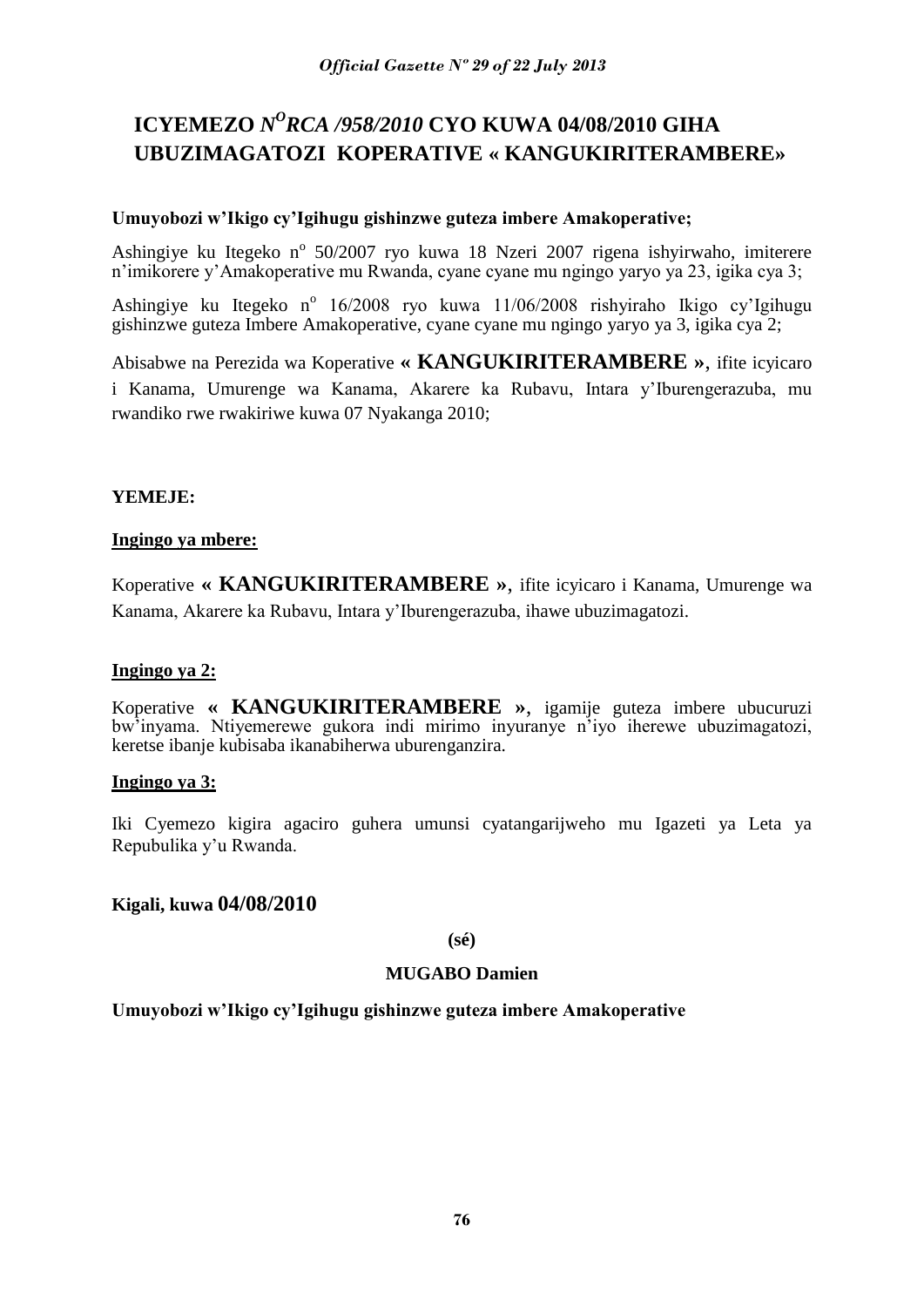# ICYEMEZO *N^O^RCA /958/2010* CYO KUWA 04/08/2010 GIHA UBUZIMAGATOZI KOPERATIVE « KANGUKIRITERAMBERE»

**Umuyobozi w'Ikigo cy'Igihugu gishinzwe guteza imbere Amakoperative;**

Ashingiye ku Itegeko n° 50/2007 ryo kuwa 18 Nzeri 2007 rigena ishyirwaho, imiterere n'imikorere y'Amakoperative mu Rwanda, cyane cyane mu ngingo yaryo ya 23, igika cya 3;

Ashingiye ku Itegeko n° 16/2008 ryo kuwa 11/06/2008 rishyiraho Ikigo cy'Igihugu gishinzwe guteza Imbere Amakoperative, cyane cyane mu ngingo yaryo ya 3, igika cya 2;

Abisabwe na Perezida wa Koperative **« KANGUKIRITERAMBERE »**, ifite icyicaro i Kanama, Umurenge wa Kanama, Akarere ka Rubavu, Intara y'Iburengerazuba, mu rwandiko rwe rwakiriwe kuwa 07 Nyakanga 2010;

**YEMEJE:**

**Ingingo ya mbere:**

Koperative **« KANGUKIRITERAMBERE »**, ifite icyicaro i Kanama, Umurenge wa Kanama, Akarere ka Rubavu, Intara y'Iburengerazuba, ihawe ubuzimagatozi.

**Ingingo ya 2:**

Koperative **« KANGUKIRITERAMBERE »**, igamije guteza imbere ubucuruzi bw'inyama. Ntiyemerewe gukora indi mirimo inyuranye n'iyo iherewe ubuzimagatozi, keretse ibanje kubisaba ikanabiherwa uburenganzira.

**Ingingo ya 3:**

Iki Cyemezo kigira agaciro guhera umunsi cyatangarijweho mu Igazeti ya Leta ya Repubulika y'u Rwanda.

**Kigali, kuwa 04/08/2010**

**(sé)**

**MUGABO Damien**

**Umuyobozi w'Ikigo cy'Igihugu gishinzwe guteza imbere Amakoperative**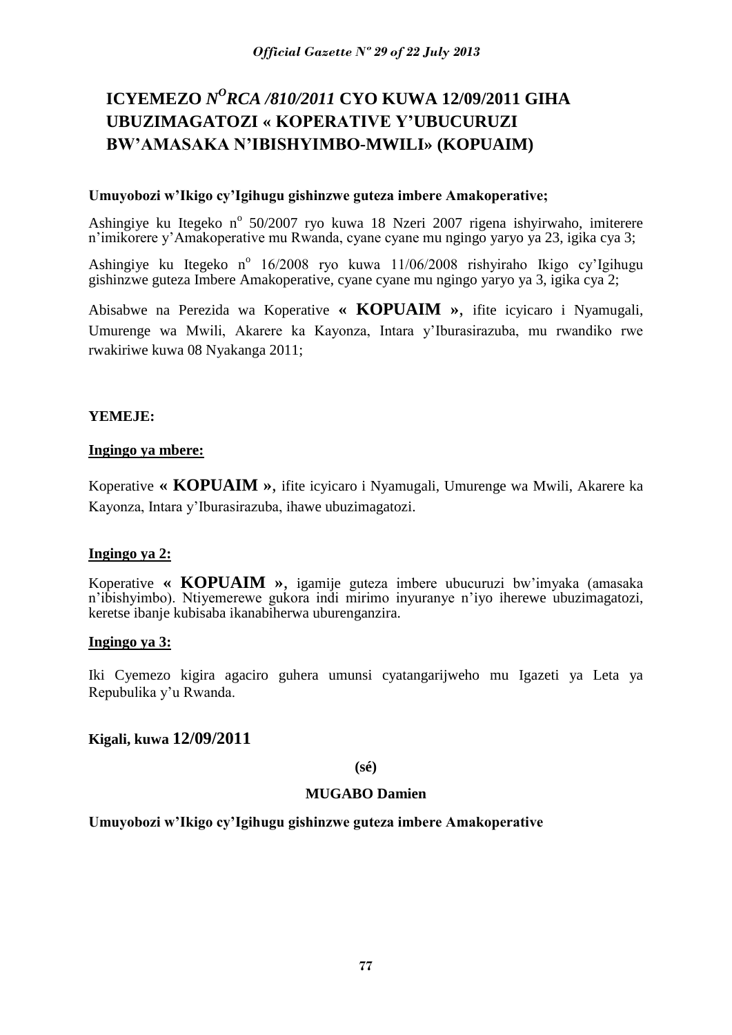# ICYEMEZO *N^O RCA /810/2011* CYO KUWA 12/09/2011 GIHA UBUZIMAGATOZI « KOPERATIVE Y'UBUCURUZI BW'AMASAKA N'IBISHYIMBO-MWILI» (KOPUAIM)

**Umuyobozi w'Ikigo cy'Igihugu gishinzwe guteza imbere Amakoperative;**

Ashingiye ku Itegeko n° 50/2007 ryo kuwa 18 Nzeri 2007 rigena ishyirwaho, imiterere n'imikorere y'Amakoperative mu Rwanda, cyane cyane mu ngingo yaryo ya 23, igika cya 3;

Ashingiye ku Itegeko n° 16/2008 ryo kuwa 11/06/2008 rishyiraho Ikigo cy'Igihugu gishinzwe guteza Imbere Amakoperative, cyane cyane mu ngingo yaryo ya 3, igika cya 2;

Abisabwe na Perezida wa Koperative **« KOPUAIM »**, ifite icyicaro i Nyamugali, Umurenge wa Mwili, Akarere ka Kayonza, Intara y'Iburasirazuba, mu rwandiko rwe rwakiriwe kuwa 08 Nyakanga 2011;

**YEMEJE:**

**Ingingo ya mbere:**

Koperative **« KOPUAIM »**, ifite icyicaro i Nyamugali, Umurenge wa Mwili, Akarere ka Kayonza, Intara y'Iburasirazuba, ihawe ubuzimagatozi.

**Ingingo ya 2:**

Koperative **« KOPUAIM »**, igamije guteza imbere ubucuruzi bw'imyaka (amasaka n'ibishyimbo). Ntiyemerewe gukora indi mirimo inyuranye n'iyo iherewe ubuzimagatozi, keretse ibanje kubisaba ikanabiherwa uburenganzira.

**Ingingo ya 3:**

Iki Cyemezo kigira agaciro guhera umunsi cyatangarijweho mu Igazeti ya Leta ya Repubulika y'u Rwanda.

**Kigali, kuwa 12/09/2011**

**(sé)**

**MUGABO Damien**

**Umuyobozi w'Ikigo cy'Igihugu gishinzwe guteza imbere Amakoperative**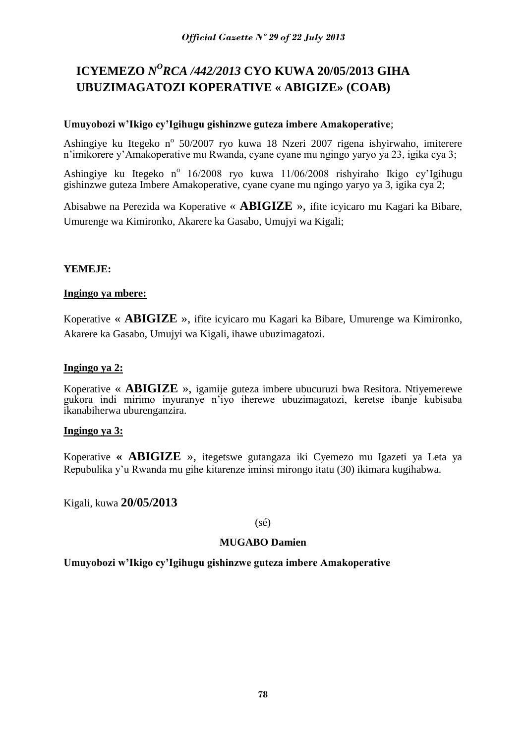# ICYEMEZO *N^O RCA /442/2013* CYO KUWA 20/05/2013 GIHA UBUZIMAGATOZI KOPERATIVE « ABIGIZE» (COAB)

**Umuyobozi w'Ikigo cy'Igihugu gishinzwe guteza imbere Amakoperative**;

Ashingiye ku Itegeko n° 50/2007 ryo kuwa 18 Nzeri 2007 rigena ishyirwaho, imiterere n'imikorere y'Amakoperative mu Rwanda, cyane cyane mu ngingo yaryo ya 23, igika cya 3;

Ashingiye ku Itegeko n° 16/2008 ryo kuwa 11/06/2008 rishyiraho Ikigo cy'Igihugu gishinzwe guteza Imbere Amakoperative, cyane cyane mu ngingo yaryo ya 3, igika cya 2;

Abisabwe na Perezida wa Koperative « **ABIGIZE** », ifite icyicaro mu Kagari ka Bibare, Umurenge wa Kimironko, Akarere ka Gasabo, Umujyi wa Kigali;

**YEMEJE:**

**Ingingo ya mbere:**

Koperative « **ABIGIZE** », ifite icyicaro mu Kagari ka Bibare, Umurenge wa Kimironko, Akarere ka Gasabo, Umujyi wa Kigali, ihawe ubuzimagatozi.

**Ingingo ya 2:**

Koperative « **ABIGIZE** », igamije guteza imbere ubucuruzi bwa Resitora. Ntiyemerewe gukora indi mirimo inyuranye n'iyo iherewe ubuzimagatozi, keretse ibanje kubisaba ikanabiherwa uburenganzira.

**Ingingo ya 3:**

Koperative **« ABIGIZE »**, itegetswe gutangaza iki Cyemezo mu Igazeti ya Leta ya Repubulika y'u Rwanda mu gihe kitarenze iminsi mirongo itatu (30) ikimara kugihabwa.

Kigali, kuwa **20/05/2013**

(sé)

**MUGABO Damien**

**Umuyobozi w'Ikigo cy'Igihugu gishinzwe guteza imbere Amakoperative**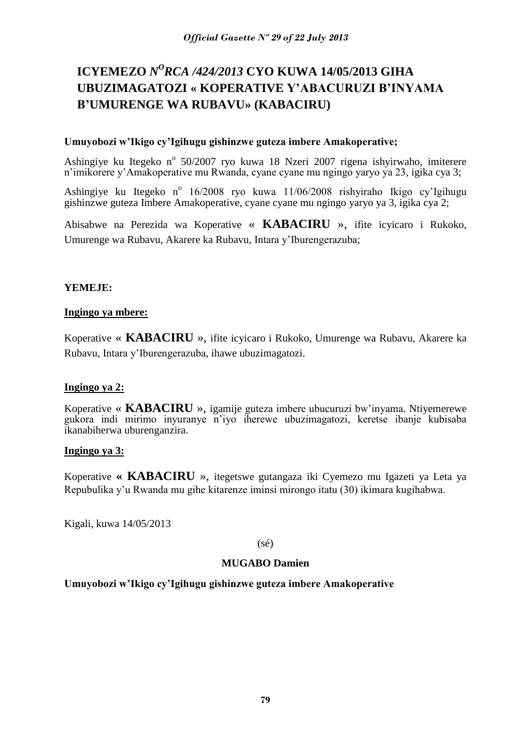# ICYEMEZO *N^O^RCA /424/2013* CYO KUWA 14/05/2013 GIHA UBUZIMAGATOZI « KOPERATIVE Y'ABACURUZI B'INYAMA B'UMURENGE WA RUBAVU» (KABACIRU)

**Umuyobozi w'Ikigo cy'Igihugu gishinzwe guteza imbere Amakoperative;**

Ashingiye ku Itegeko n° 50/2007 ryo kuwa 18 Nzeri 2007 rigena ishyirwaho, imiterere n'imikorere y'Amakoperative mu Rwanda, cyane cyane mu ngingo yaryo ya 23, igika cya 3;

Ashingiye ku Itegeko n° 16/2008 ryo kuwa 11/06/2008 rishyiraho Ikigo cy'Igihugu gishinzwe guteza Imbere Amakoperative, cyane cyane mu ngingo yaryo ya 3, igika cya 2;

Abisabwe na Perezida wa Koperative « **KABACIRU** », ifite icyicaro i Rukoko, Umurenge wa Rubavu, Akarere ka Rubavu, Intara y'Iburengerazuba;

**YEMEJE:**

**Ingingo ya mbere:**

Koperative « **KABACIRU** », ifite icyicaro i Rukoko, Umurenge wa Rubavu, Akarere ka Rubavu, Intara y'Iburengerazuba, ihawe ubuzimagatozi.

**Ingingo ya 2:**

Koperative « **KABACIRU** », igamije guteza imbere ubucuruzi bw'inyama. Ntiyemerewe gukora indi mirimo inyuranye n'iyo iherewe ubuzimagatozi, keretse ibanje kubisaba ikanabiherwa uburenganzira.

**Ingingo ya 3:**

Koperative **« KABACIRU** », itegetswe gutangaza iki Cyemezo mu Igazeti ya Leta ya Repubulika y'u Rwanda mu gihe kitarenze iminsi mirongo itatu (30) ikimara kugihabwa.

Kigali, kuwa 14/05/2013

(sé)

**MUGABO Damien**

**Umuyobozi w'Ikigo cy'Igihugu gishinzwe guteza imbere Amakoperative**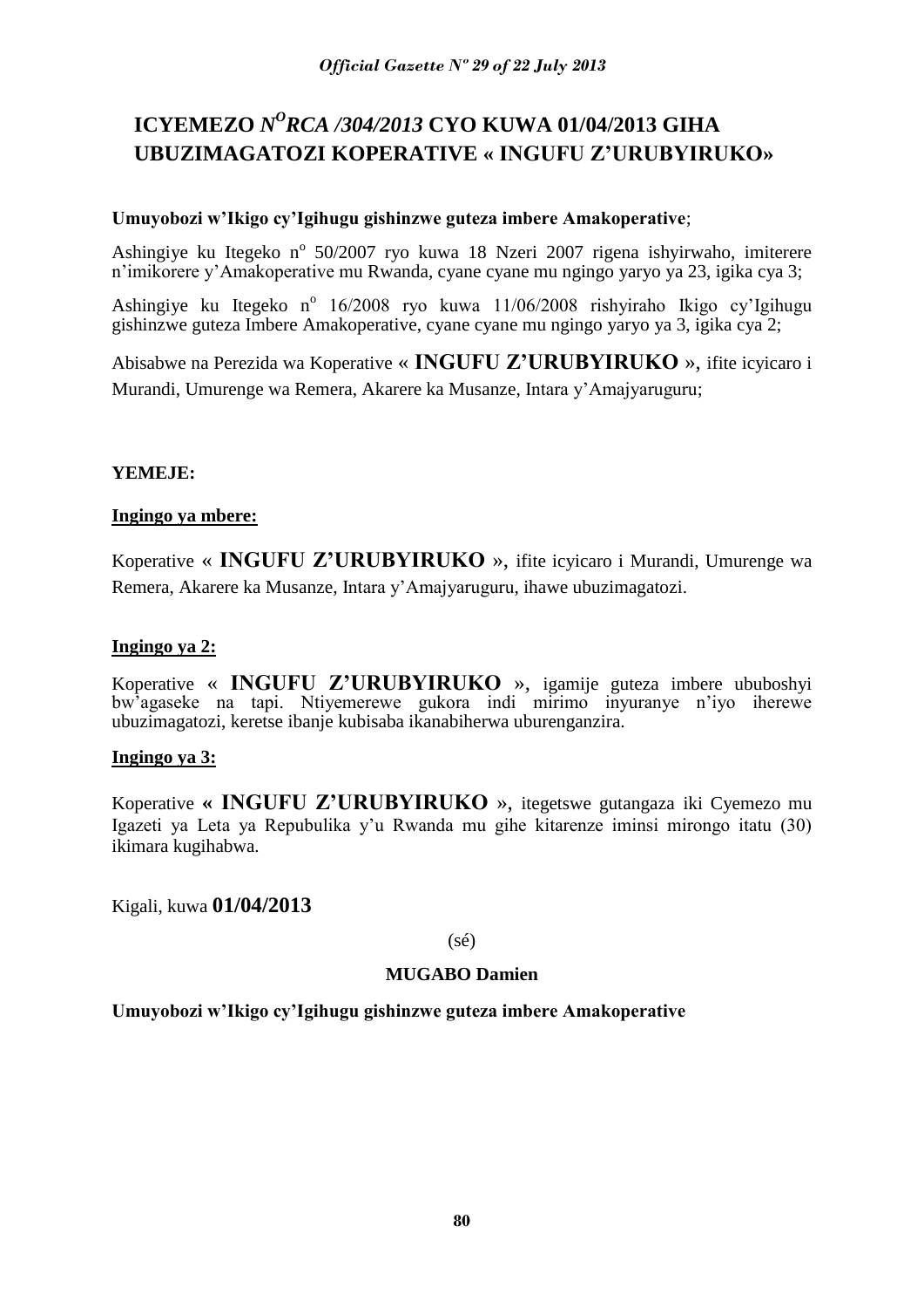# ICYEMEZO *N^O RCA /304/2013* CYO KUWA 01/04/2013 GIHA UBUZIMAGATOZI KOPERATIVE « INGUFU Z'URUBYIRUKO»

**Umuyobozi w'Ikigo cy'Igihugu gishinzwe guteza imbere Amakoperative**;

Ashingiye ku Itegeko n° 50/2007 ryo kuwa 18 Nzeri 2007 rigena ishyirwaho, imiterere n'imikorere y'Amakoperative mu Rwanda, cyane cyane mu ngingo yaryo ya 23, igika cya 3;

Ashingiye ku Itegeko n° 16/2008 ryo kuwa 11/06/2008 rishyiraho Ikigo cy'Igihugu gishinzwe guteza Imbere Amakoperative, cyane cyane mu ngingo yaryo ya 3, igika cya 2;

Abisabwe na Perezida wa Koperative « **INGUFU Z'URUBYIRUKO** », ifite icyicaro i Murandi, Umurenge wa Remera, Akarere ka Musanze, Intara y'Amajyaruguru;

**YEMEJE:**

**Ingingo ya mbere:**

Koperative « **INGUFU Z'URUBYIRUKO** », ifite icyicaro i Murandi, Umurenge wa Remera, Akarere ka Musanze, Intara y'Amajyaruguru, ihawe ubuzimagatozi.

**Ingingo ya 2:**

Koperative « **INGUFU Z'URUBYIRUKO** », igamije guteza imbere ububoshyi bw'agaseke na tapi. Ntiyemerewe gukora indi mirimo inyuranye n'iyo iherewe ubuzimagatozi, keretse ibanje kubisaba ikanabiherwa uburenganzira.

**Ingingo ya 3:**

Koperative **« INGUFU Z'URUBYIRUKO »**, itegetswe gutangaza iki Cyemezo mu Igazeti ya Leta ya Repubulika y'u Rwanda mu gihe kitarenze iminsi mirongo itatu (30) ikimara kugihabwa.

Kigali, kuwa **01/04/2013**

(sé)

**MUGABO Damien**

**Umuyobozi w'Ikigo cy'Igihugu gishinzwe guteza imbere Amakoperative**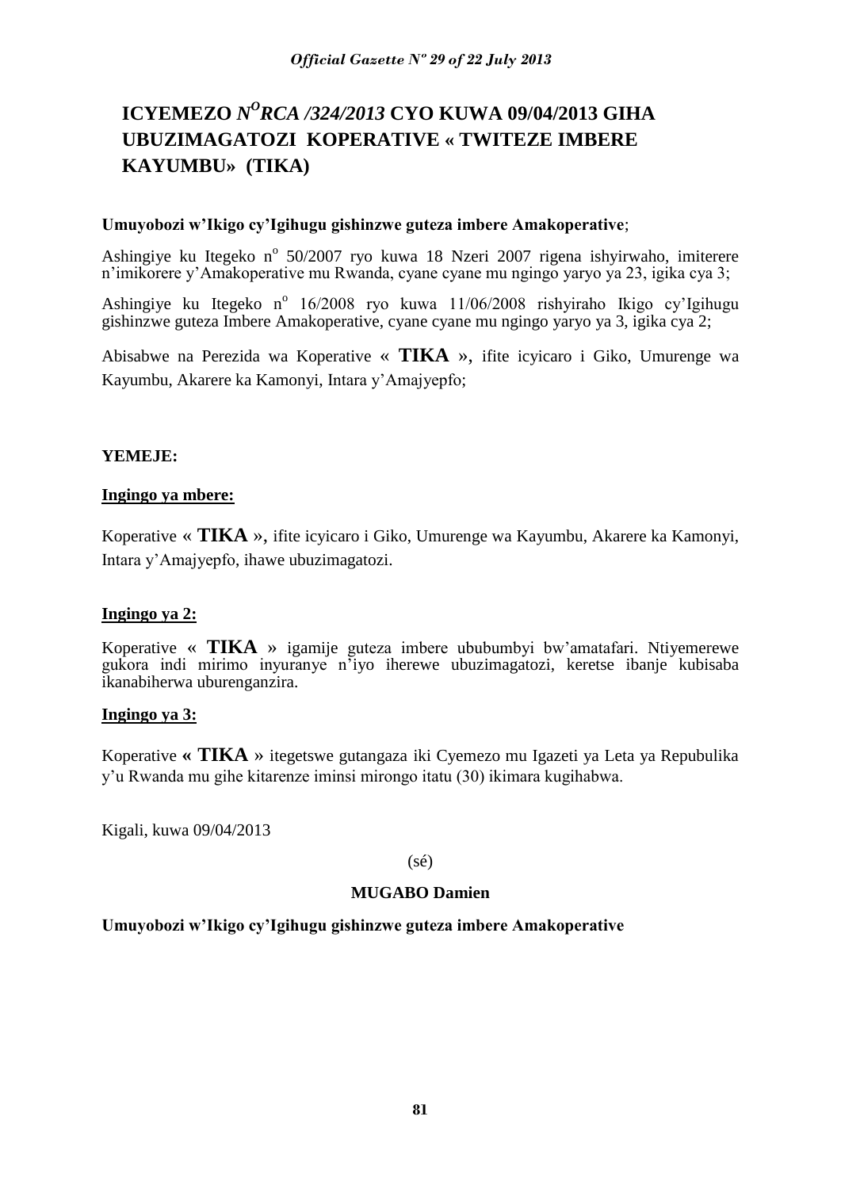# ICYEMEZO *N^O RCA /324/2013* CYO KUWA 09/04/2013 GIHA UBUZIMAGATOZI KOPERATIVE « TWITEZE IMBERE KAYUMBU» (TIKA)

**Umuyobozi w'Ikigo cy'Igihugu gishinzwe guteza imbere Amakoperative**;

Ashingiye ku Itegeko n° 50/2007 ryo kuwa 18 Nzeri 2007 rigena ishyirwaho, imiterere n'imikorere y'Amakoperative mu Rwanda, cyane cyane mu ngingo yaryo ya 23, igika cya 3;

Ashingiye ku Itegeko n° 16/2008 ryo kuwa 11/06/2008 rishyiraho Ikigo cy'Igihugu gishinzwe guteza Imbere Amakoperative, cyane cyane mu ngingo yaryo ya 3, igika cya 2;

Abisabwe na Perezida wa Koperative « **TIKA** », ifite icyicaro i Giko, Umurenge wa Kayumbu, Akarere ka Kamonyi, Intara y'Amajyepfo;

**YEMEJE:**

**Ingingo ya mbere:**

Koperative « **TIKA** », ifite icyicaro i Giko, Umurenge wa Kayumbu, Akarere ka Kamonyi, Intara y'Amajyepfo, ihawe ubuzimagatozi.

**Ingingo ya 2:**

Koperative « **TIKA** » igamije guteza imbere ububumbyi bw'amatafari. Ntiyemerewe gukora indi mirimo inyuranye n'iyo iherewe ubuzimagatozi, keretse ibanje kubisaba ikanabiherwa uburenganzira.

**Ingingo ya 3:**

Koperative **« TIKA** » itegetswe gutangaza iki Cyemezo mu Igazeti ya Leta ya Repubulika y'u Rwanda mu gihe kitarenze iminsi mirongo itatu (30) ikimara kugihabwa.

Kigali, kuwa 09/04/2013

(sé)

**MUGABO Damien**

**Umuyobozi w'Ikigo cy'Igihugu gishinzwe guteza imbere Amakoperative**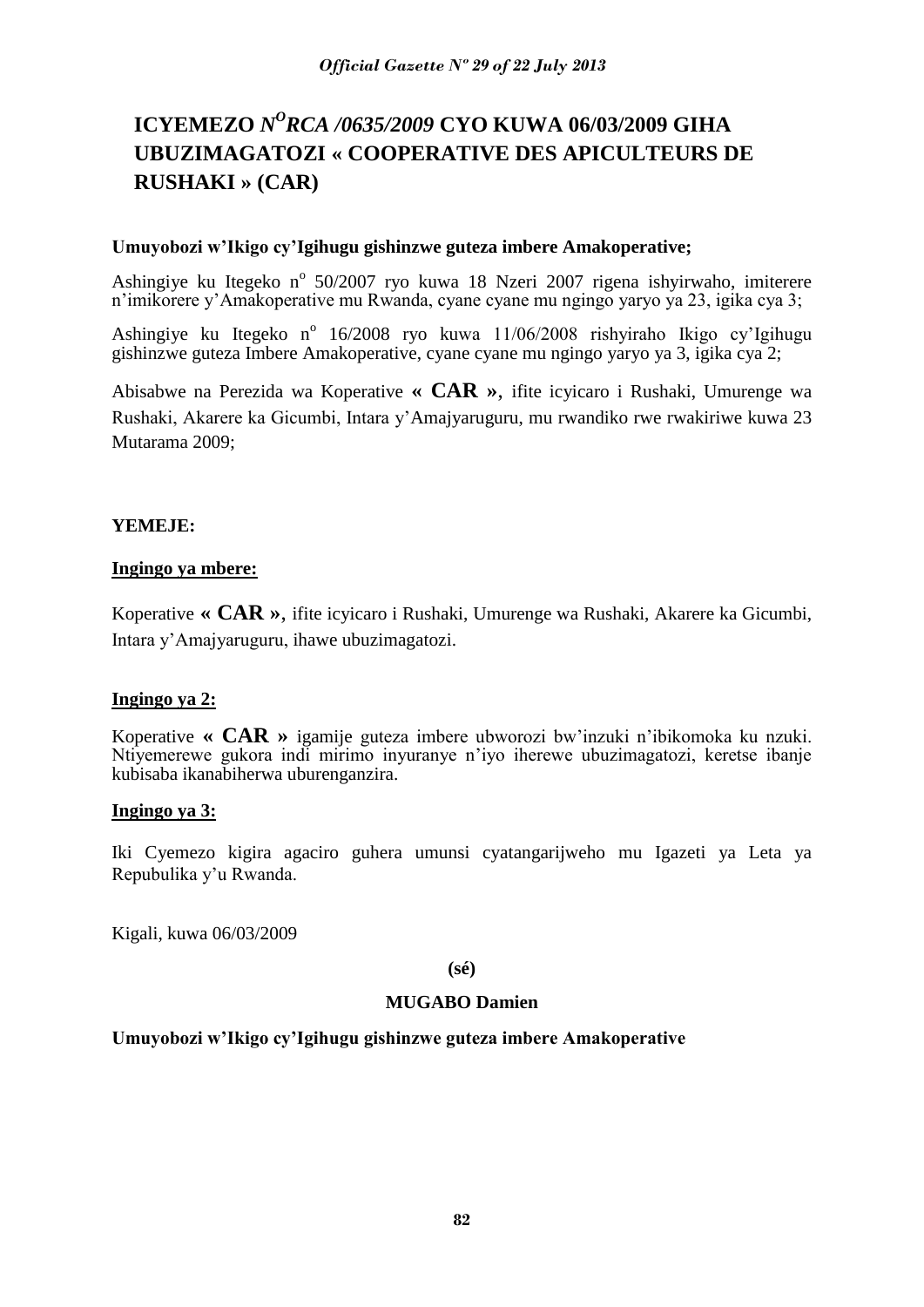# ICYEMEZO *N^O RCA /0635/2009* CYO KUWA 06/03/2009 GIHA UBUZIMAGATOZI « COOPERATIVE DES APICULTEURS DE RUSHAKI » (CAR)

**Umuyobozi w'Ikigo cy'Igihugu gishinzwe guteza imbere Amakoperative;**

Ashingiye ku Itegeko n° 50/2007 ryo kuwa 18 Nzeri 2007 rigena ishyirwaho, imiterere n'imikorere y'Amakoperative mu Rwanda, cyane cyane mu ngingo yaryo ya 23, igika cya 3;

Ashingiye ku Itegeko n° 16/2008 ryo kuwa 11/06/2008 rishyiraho Ikigo cy'Igihugu gishinzwe guteza Imbere Amakoperative, cyane cyane mu ngingo yaryo ya 3, igika cya 2;

Abisabwe na Perezida wa Koperative **« CAR »**, ifite icyicaro i Rushaki, Umurenge wa Rushaki, Akarere ka Gicumbi, Intara y'Amajyaruguru, mu rwandiko rwe rwakiriwe kuwa 23 Mutarama 2009;

**YEMEJE:**

**Ingingo ya mbere:**

Koperative **« CAR »**, ifite icyicaro i Rushaki, Umurenge wa Rushaki, Akarere ka Gicumbi, Intara y'Amajyaruguru, ihawe ubuzimagatozi.

**Ingingo ya 2:**

Koperative **« CAR »** igamije guteza imbere ubworozi bw'inzuki n'ibikomoka ku nzuki. Ntiyemerewe gukora indi mirimo inyuranye n'iyo iherewe ubuzimagatozi, keretse ibanje kubisaba ikanabiherwa uburenganzira.

**Ingingo ya 3:**

Iki Cyemezo kigira agaciro guhera umunsi cyatangarijweho mu Igazeti ya Leta ya Repubulika y'u Rwanda.

Kigali, kuwa 06/03/2009

**(sé)**

**MUGABO Damien**

**Umuyobozi w'Ikigo cy'Igihugu gishinzwe guteza imbere Amakoperative**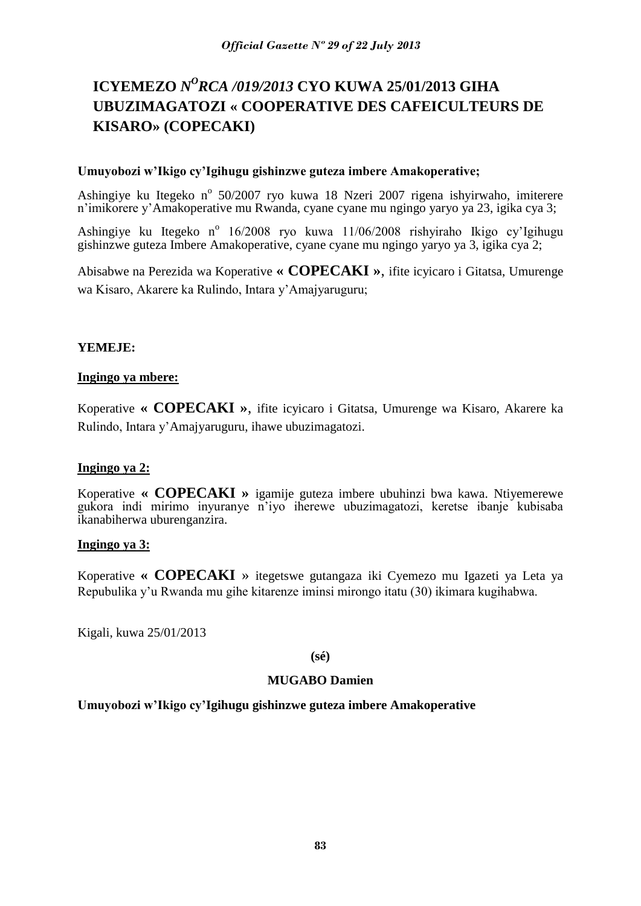# ICYEMEZO *N^O RCA /019/2013* CYO KUWA 25/01/2013 GIHA UBUZIMAGATOZI « COOPERATIVE DES CAFEICULTEURS DE KISARO» (COPECAKI)

**Umuyobozi w'Ikigo cy'Igihugu gishinzwe guteza imbere Amakoperative;**

Ashingiye ku Itegeko n° 50/2007 ryo kuwa 18 Nzeri 2007 rigena ishyirwaho, imiterere n'imikorere y'Amakoperative mu Rwanda, cyane cyane mu ngingo yaryo ya 23, igika cya 3;

Ashingiye ku Itegeko n° 16/2008 ryo kuwa 11/06/2008 rishyiraho Ikigo cy'Igihugu gishinzwe guteza Imbere Amakoperative, cyane cyane mu ngingo yaryo ya 3, igika cya 2;

Abisabwe na Perezida wa Koperative **« COPECAKI »**, ifite icyicaro i Gitatsa, Umurenge wa Kisaro, Akarere ka Rulindo, Intara y'Amajyaruguru;

**YEMEJE:**

**Ingingo ya mbere:**

Koperative **« COPECAKI »**, ifite icyicaro i Gitatsa, Umurenge wa Kisaro, Akarere ka Rulindo, Intara y'Amajyaruguru, ihawe ubuzimagatozi.

**Ingingo ya 2:**

Koperative **« COPECAKI »** igamije guteza imbere ubuhinzi bwa kawa. Ntiyemerewe gukora indi mirimo inyuranye n'iyo iherewe ubuzimagatozi, keretse ibanje kubisaba ikanabiherwa uburenganzira.

**Ingingo ya 3:**

Koperative **« COPECAKI** » itegetswe gutangaza iki Cyemezo mu Igazeti ya Leta ya Repubulika y'u Rwanda mu gihe kitarenze iminsi mirongo itatu (30) ikimara kugihabwa.

Kigali, kuwa 25/01/2013

**(sé)**

**MUGABO Damien**

**Umuyobozi w'Ikigo cy'Igihugu gishinzwe guteza imbere Amakoperative**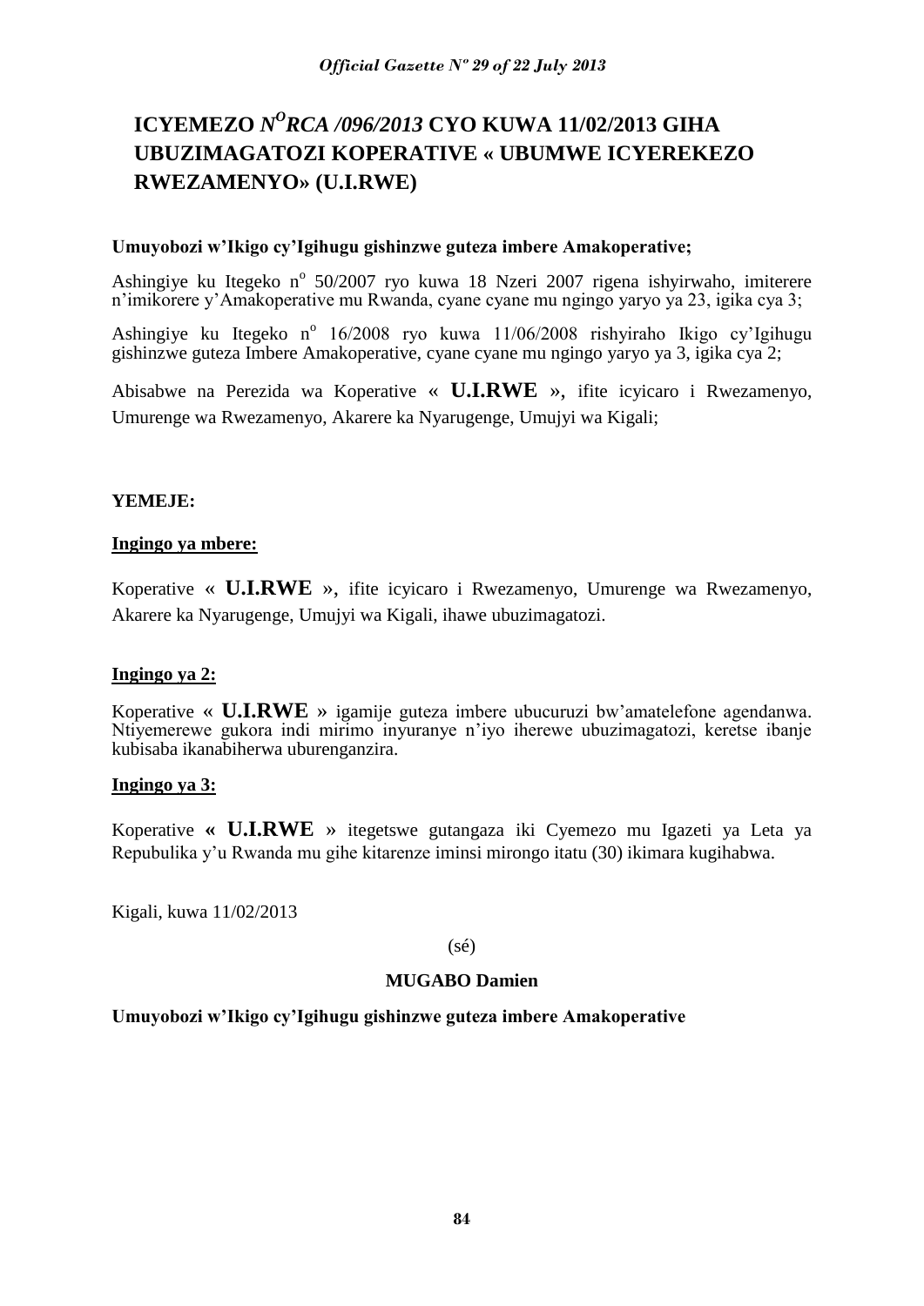# ICYEMEZO *N^O RCA /096/2013* CYO KUWA 11/02/2013 GIHA UBUZIMAGATOZI KOPERATIVE « UBUMWE ICYEREKEZO RWEZAMENYO» (U.I.RWE)

**Umuyobozi w'Ikigo cy'Igihugu gishinzwe guteza imbere Amakoperative;**

Ashingiye ku Itegeko n° 50/2007 ryo kuwa 18 Nzeri 2007 rigena ishyirwaho, imiterere n'imikorere y'Amakoperative mu Rwanda, cyane cyane mu ngingo yaryo ya 23, igika cya 3;

Ashingiye ku Itegeko n° 16/2008 ryo kuwa 11/06/2008 rishyiraho Ikigo cy'Igihugu gishinzwe guteza Imbere Amakoperative, cyane cyane mu ngingo yaryo ya 3, igika cya 2;

Abisabwe na Perezida wa Koperative « **U.I.RWE** », ifite icyicaro i Rwezamenyo, Umurenge wa Rwezamenyo, Akarere ka Nyarugenge, Umujyi wa Kigali;

**YEMEJE:**

**Ingingo ya mbere:**

Koperative « **U.I.RWE** », ifite icyicaro i Rwezamenyo, Umurenge wa Rwezamenyo, Akarere ka Nyarugenge, Umujyi wa Kigali, ihawe ubuzimagatozi.

**Ingingo ya 2:**

Koperative « **U.I.RWE** » igamije guteza imbere ubucuruzi bw'amatelefone agendanwa. Ntiyemerewe gukora indi mirimo inyuranye n'iyo iherewe ubuzimagatozi, keretse ibanje kubisaba ikanabiherwa uburenganzira.

**Ingingo ya 3:**

Koperative **« U.I.RWE »** itegetswe gutangaza iki Cyemezo mu Igazeti ya Leta ya Repubulika y'u Rwanda mu gihe kitarenze iminsi mirongo itatu (30) ikimara kugihabwa.

Kigali, kuwa 11/02/2013

(sé)

**MUGABO Damien**

**Umuyobozi w'Ikigo cy'Igihugu gishinzwe guteza imbere Amakoperative**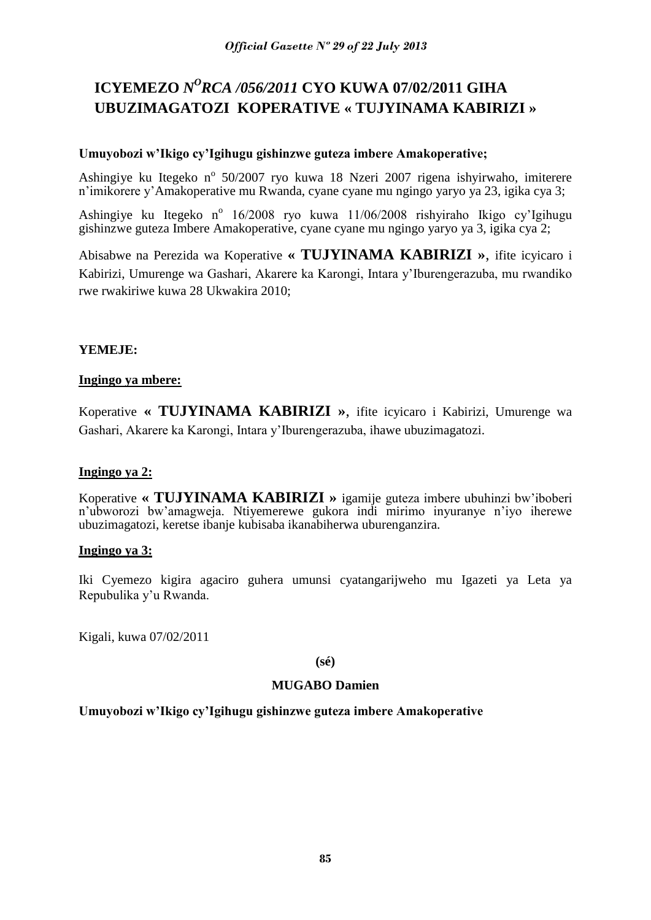# ICYEMEZO *N^O^RCA /056/2011* CYO KUWA 07/02/2011 GIHA UBUZIMAGATOZI KOPERATIVE « TUJYINAMA KABIRIZI »

**Umuyobozi w'Ikigo cy'Igihugu gishinzwe guteza imbere Amakoperative;**

Ashingiye ku Itegeko n° 50/2007 ryo kuwa 18 Nzeri 2007 rigena ishyirwaho, imiterere n'imikorere y'Amakoperative mu Rwanda, cyane cyane mu ngingo yaryo ya 23, igika cya 3;

Ashingiye ku Itegeko n° 16/2008 ryo kuwa 11/06/2008 rishyiraho Ikigo cy'Igihugu gishinzwe guteza Imbere Amakoperative, cyane cyane mu ngingo yaryo ya 3, igika cya 2;

Abisabwe na Perezida wa Koperative **« TUJYINAMA KABIRIZI »**, ifite icyicaro i Kabirizi, Umurenge wa Gashari, Akarere ka Karongi, Intara y'Iburengerazuba, mu rwandiko rwe rwakiriwe kuwa 28 Ukwakira 2010;

**YEMEJE:**

**Ingingo ya mbere:**

Koperative **« TUJYINAMA KABIRIZI »**, ifite icyicaro i Kabirizi, Umurenge wa Gashari, Akarere ka Karongi, Intara y'Iburengerazuba, ihawe ubuzimagatozi.

**Ingingo ya 2:**

Koperative **« TUJYINAMA KABIRIZI »** igamije guteza imbere ubuhinzi bw'iboberi n'ubworozi bw'amagweja. Ntiyemerewe gukora indi mirimo inyuranye n'iyo iherewe ubuzimagatozi, keretse ibanje kubisaba ikanabiherwa uburenganzira.

**Ingingo ya 3:**

Iki Cyemezo kigira agaciro guhera umunsi cyatangarijweho mu Igazeti ya Leta ya Repubulika y'u Rwanda.

Kigali, kuwa 07/02/2011

**(sé)**

**MUGABO Damien**

**Umuyobozi w'Ikigo cy'Igihugu gishinzwe guteza imbere Amakoperative**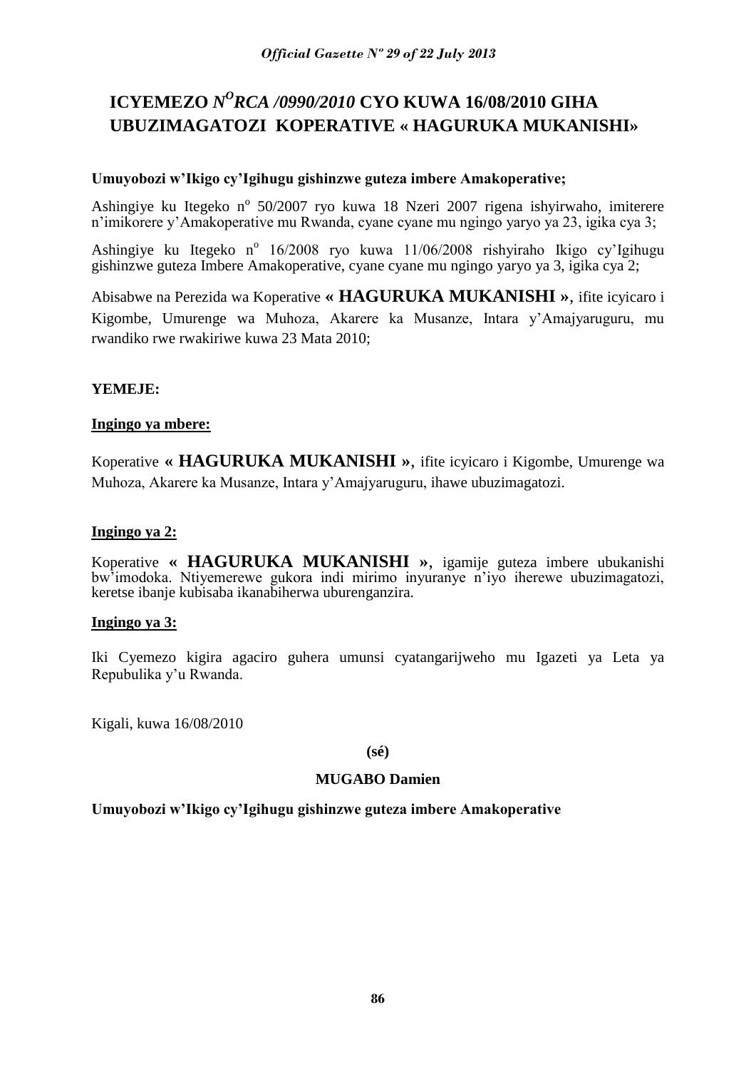# ICYEMEZO *N^O^RCA /0990/2010* CYO KUWA 16/08/2010 GIHA UBUZIMAGATOZI KOPERATIVE « HAGURUKA MUKANISHI»

**Umuyobozi w'Ikigo cy'Igihugu gishinzwe guteza imbere Amakoperative;**

Ashingiye ku Itegeko n° 50/2007 ryo kuwa 18 Nzeri 2007 rigena ishyirwaho, imiterere n'imikorere y'Amakoperative mu Rwanda, cyane cyane mu ngingo yaryo ya 23, igika cya 3;

Ashingiye ku Itegeko n° 16/2008 ryo kuwa 11/06/2008 rishyiraho Ikigo cy'Igihugu gishinzwe guteza Imbere Amakoperative, cyane cyane mu ngingo yaryo ya 3, igika cya 2;

Abisabwe na Perezida wa Koperative **« HAGURUKA MUKANISHI »**, ifite icyicaro i Kigombe, Umurenge wa Muhoza, Akarere ka Musanze, Intara y'Amajyaruguru, mu rwandiko rwe rwakiriwe kuwa 23 Mata 2010;

**YEMEJE:**

**Ingingo ya mbere:**

Koperative **« HAGURUKA MUKANISHI »**, ifite icyicaro i Kigombe, Umurenge wa Muhoza, Akarere ka Musanze, Intara y'Amajyaruguru, ihawe ubuzimagatozi.

**Ingingo ya 2:**

Koperative **« HAGURUKA MUKANISHI »**, igamije guteza imbere ubukanishi bw'imodoka. Ntiyemerewe gukora indi mirimo inyuranye n'iyo iherewe ubuzimagatozi, keretse ibanje kubisaba ikanabiherwa uburenganzira.

**Ingingo ya 3:**

Iki Cyemezo kigira agaciro guhera umunsi cyatangarijweho mu Igazeti ya Leta ya Repubulika y'u Rwanda.

Kigali, kuwa 16/08/2010

**(sé)**

**MUGABO Damien**

**Umuyobozi w'Ikigo cy'Igihugu gishinzwe guteza imbere Amakoperative**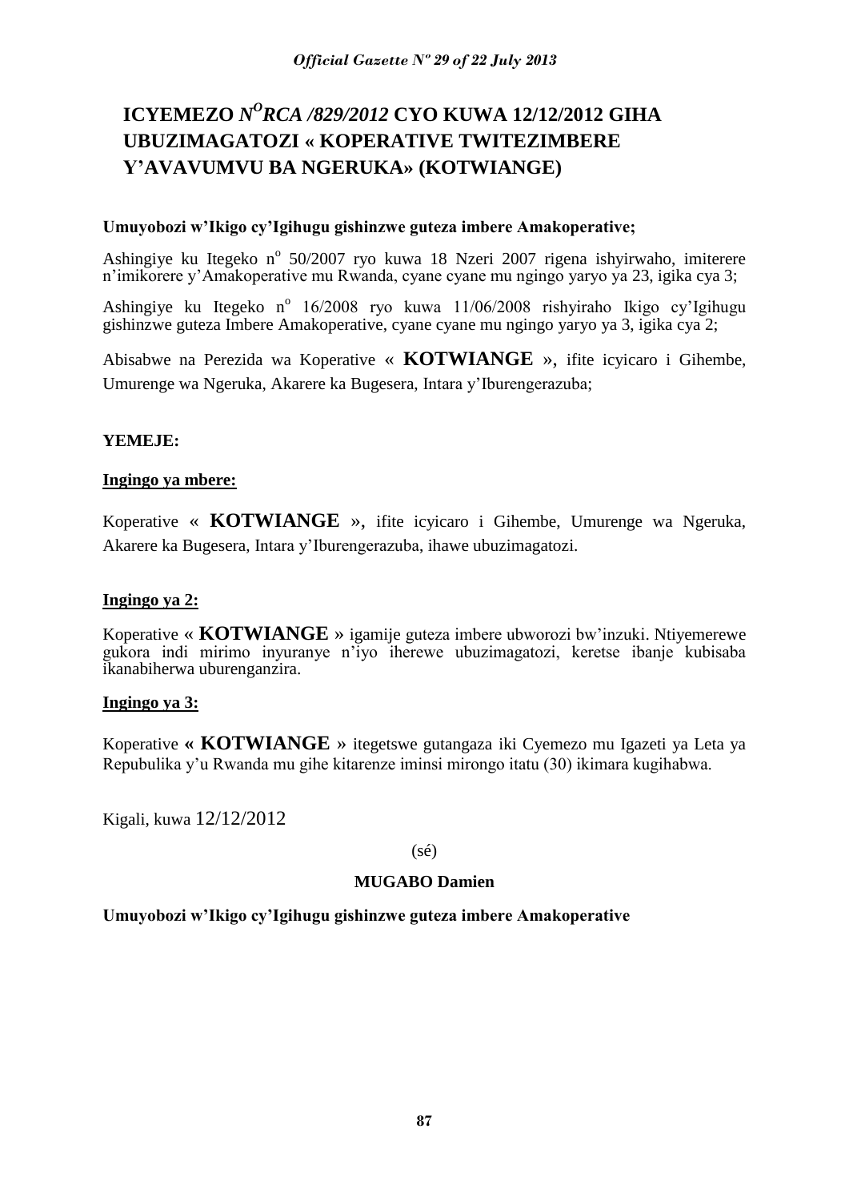# ICYEMEZO $N^{O}$*RCA /829/2012* CYO KUWA 12/12/2012 GIHA UBUZIMAGATOZI « KOPERATIVE TWITEZIMBERE Y'AVAVUMVU BA NGERUKA» (KOTWIANGE)

**Umuyobozi w'Ikigo cy'Igihugu gishinzwe guteza imbere Amakoperative;**

Ashingiye ku Itegeko n° 50/2007 ryo kuwa 18 Nzeri 2007 rigena ishyirwaho, imiterere n'imikorere y'Amakoperative mu Rwanda, cyane cyane mu ngingo yaryo ya 23, igika cya 3;

Ashingiye ku Itegeko n° 16/2008 ryo kuwa 11/06/2008 rishyiraho Ikigo cy'Igihugu gishinzwe guteza Imbere Amakoperative, cyane cyane mu ngingo yaryo ya 3, igika cya 2;

Abisabwe na Perezida wa Koperative « **KOTWIANGE** », ifite icyicaro i Gihembe, Umurenge wa Ngeruka, Akarere ka Bugesera, Intara y'Iburengerazuba;

**YEMEJE:**

**Ingingo ya mbere:**

Koperative « **KOTWIANGE** », ifite icyicaro i Gihembe, Umurenge wa Ngeruka, Akarere ka Bugesera, Intara y'Iburengerazuba, ihawe ubuzimagatozi.

**Ingingo ya 2:**

Koperative « **KOTWIANGE** » igamije guteza imbere ubworozi bw'inzuki. Ntiyemerewe gukora indi mirimo inyuranye n'iyo iherewe ubuzimagatozi, keretse ibanje kubisaba ikanabiherwa uburenganzira.

**Ingingo ya 3:**

Koperative **« KOTWIANGE »** itegetswe gutangaza iki Cyemezo mu Igazeti ya Leta ya Repubulika y'u Rwanda mu gihe kitarenze iminsi mirongo itatu (30) ikimara kugihabwa.

Kigali, kuwa 12/12/2012

(sé)

**MUGABO Damien**

**Umuyobozi w'Ikigo cy'Igihugu gishinzwe guteza imbere Amakoperative**